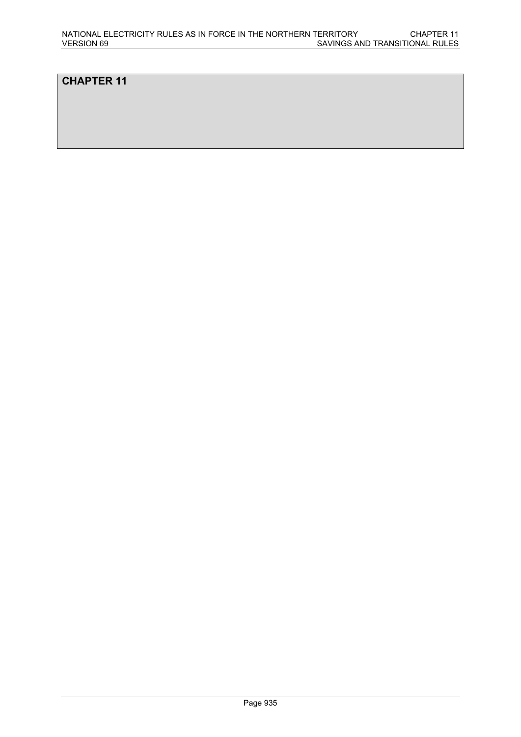# CHAPTER 11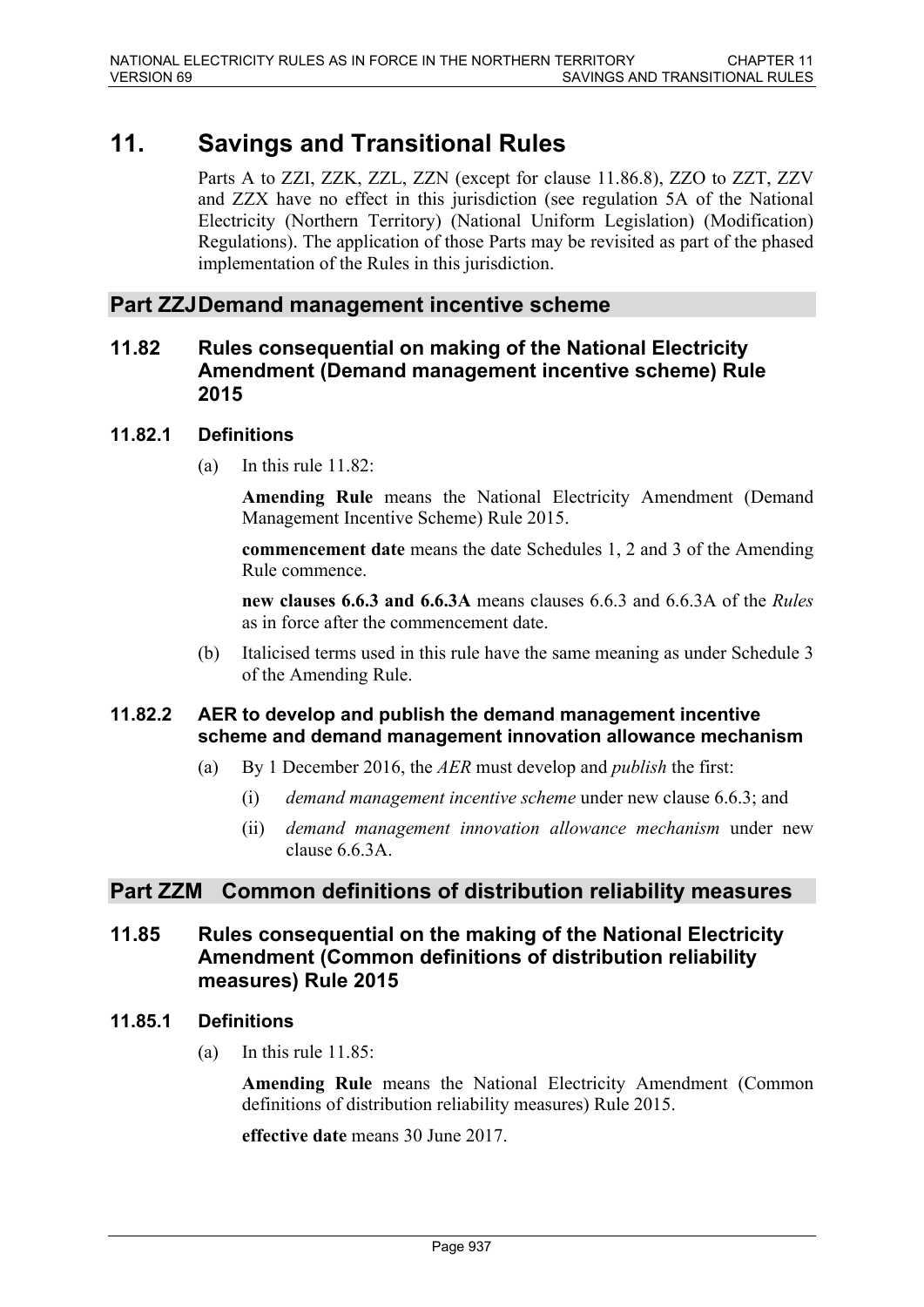# 11. Savings and Transitional Rules

Parts A to ZZI, ZZK, ZZL, ZZN (except for clause 11.86.8), ZZO to ZZT, ZZV and ZZX have no effect in this jurisdiction (see regulation 5A of the National Electricity (Northern Territory) (National Uniform Legislation) (Modification) Regulations). The application of those Parts may be revisited as part of the phased implementation of the Rules in this jurisdiction.

## Part ZZJ Demand management incentive scheme

### 11.82 Rules consequential on making of the National Electricity Amendment (Demand management incentive scheme) Rule 2015

#### 11.82.1 Definitions

(a) In this rule 11.82:

**Amending Rule** means the National Electricity Amendment (Demand Management Incentive Scheme) Rule 2015.

**commencement date** means the date Schedules 1, 2 and 3 of the Amending Rule commence.

**new clauses 6.6.3 and 6.6.3A** means clauses 6.6.3 and 6.6.3A of the *Rules* as in force after the commencement date.

(b) Italicised terms used in this rule have the same meaning as under Schedule 3 of the Amending Rule.

#### 11.82.2 AER to develop and publish the demand management incentive scheme and demand management innovation allowance mechanism

(a) By 1 December 2016, the *AER* must develop and *publish* the first:

(i) *demand management incentive scheme* under new clause 6.6.3; and

(ii) *demand management innovation allowance mechanism* under new clause 6.6.3A.

## Part ZZM Common definitions of distribution reliability measures

### 11.85 Rules consequential on the making of the National Electricity Amendment (Common definitions of distribution reliability measures) Rule 2015

#### 11.85.1 Definitions

(a) In this rule 11.85:

**Amending Rule** means the National Electricity Amendment (Common definitions of distribution reliability measures) Rule 2015.

**effective date** means 30 June 2017.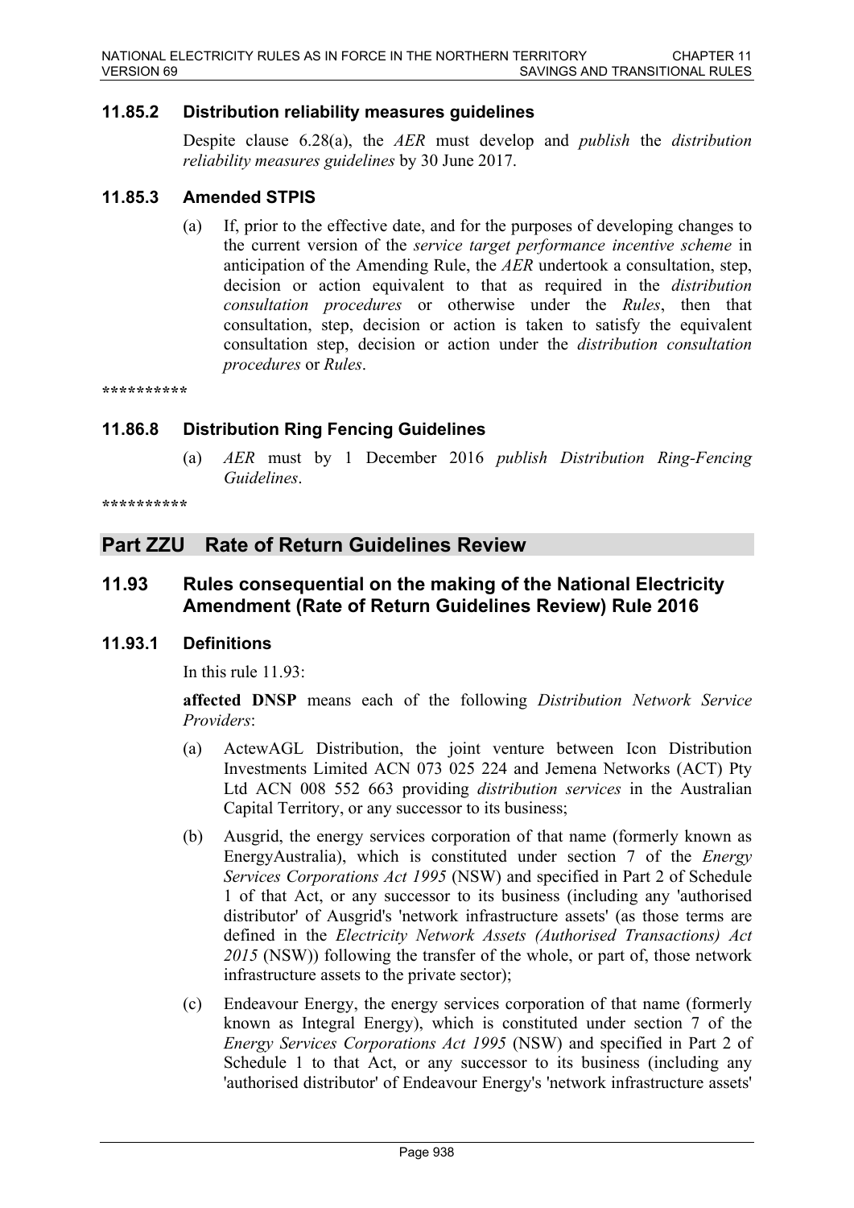### 11.85.2 Distribution reliability measures guidelines

Despite clause 6.28(a), the *AER* must develop and *publish* the *distribution reliability measures guidelines* by 30 June 2017.

### 11.85.3 Amended STPIS

(a) If, prior to the effective date, and for the purposes of developing changes to the current version of the *service target performance incentive scheme* in anticipation of the Amending Rule, the *AER* undertook a consultation, step, decision or action equivalent to that as required in the *distribution consultation procedures* or otherwise under the *Rules*, then that consultation, step, decision or action is taken to satisfy the equivalent consultation step, decision or action under the *distribution consultation procedures* or *Rules*.

**********

### 11.86.8 Distribution Ring Fencing Guidelines

(a) *AER* must by 1 December 2016 *publish Distribution Ring-Fencing Guidelines*.

**********

## Part ZZU Rate of Return Guidelines Review

## 11.93 Rules consequential on the making of the National Electricity Amendment (Rate of Return Guidelines Review) Rule 2016

### 11.93.1 Definitions

In this rule 11.93:

**affected DNSP** means each of the following *Distribution Network Service Providers*:

(a) ActewAGL Distribution, the joint venture between Icon Distribution Investments Limited ACN 073 025 224 and Jemena Networks (ACT) Pty Ltd ACN 008 552 663 providing *distribution services* in the Australian Capital Territory, or any successor to its business;

(b) Ausgrid, the energy services corporation of that name (formerly known as EnergyAustralia), which is constituted under section 7 of the *Energy Services Corporations Act 1995* (NSW) and specified in Part 2 of Schedule 1 of that Act, or any successor to its business (including any 'authorised distributor' of Ausgrid's 'network infrastructure assets' (as those terms are defined in the *Electricity Network Assets (Authorised Transactions) Act 2015* (NSW)) following the transfer of the whole, or part of, those network infrastructure assets to the private sector);

(c) Endeavour Energy, the energy services corporation of that name (formerly known as Integral Energy), which is constituted under section 7 of the *Energy Services Corporations Act 1995* (NSW) and specified in Part 2 of Schedule 1 to that Act, or any successor to its business (including any 'authorised distributor' of Endeavour Energy's 'network infrastructure assets'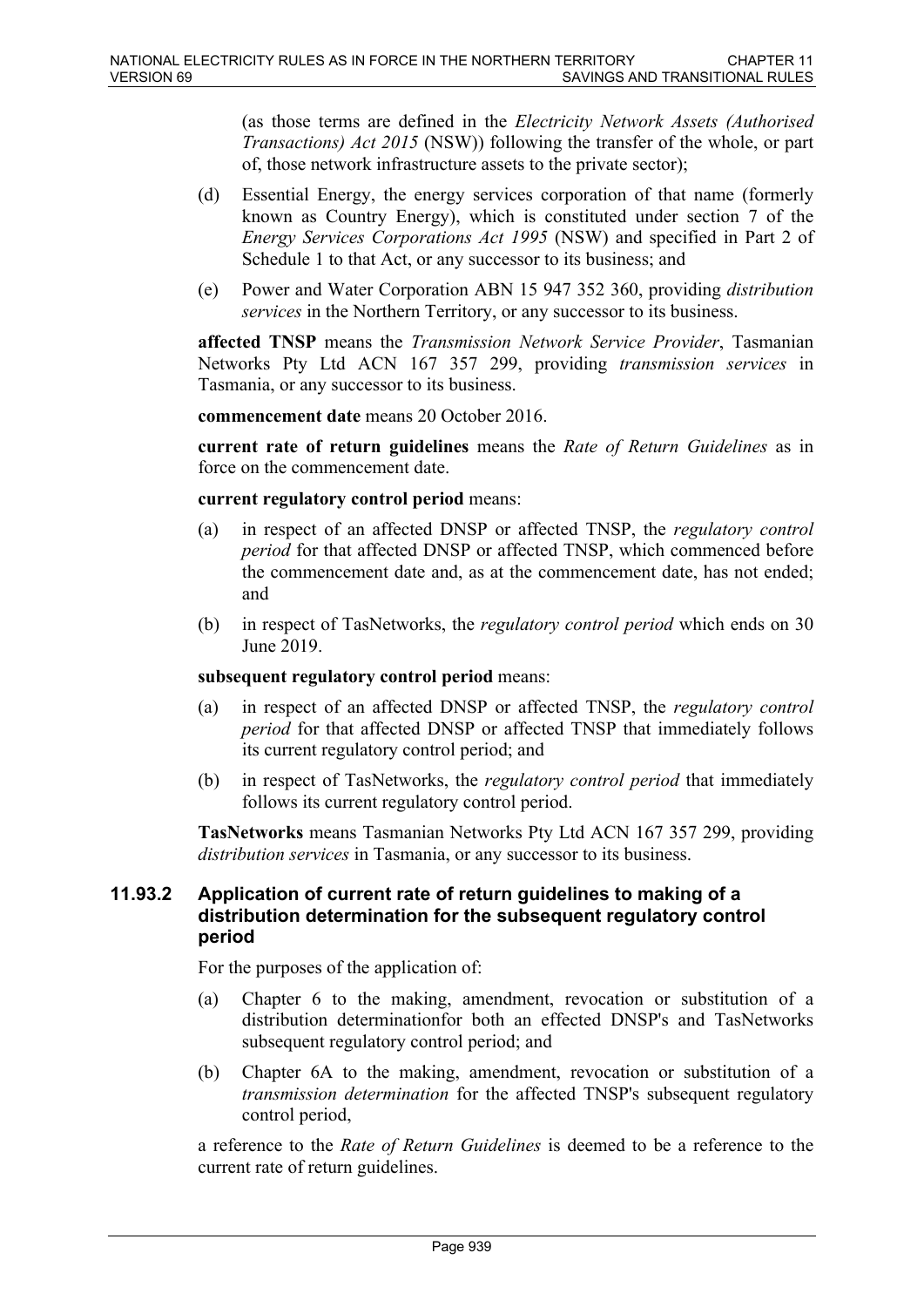(as those terms are defined in the *Electricity Network Assets (Authorised Transactions) Act 2015* (NSW)) following the transfer of the whole, or part of, those network infrastructure assets to the private sector);

(d) Essential Energy, the energy services corporation of that name (formerly known as Country Energy), which is constituted under section 7 of the *Energy Services Corporations Act 1995* (NSW) and specified in Part 2 of Schedule 1 to that Act, or any successor to its business; and

(e) Power and Water Corporation ABN 15 947 352 360, providing *distribution services* in the Northern Territory, or any successor to its business.

**affected TNSP** means the *Transmission Network Service Provider*, Tasmanian Networks Pty Ltd ACN 167 357 299, providing *transmission services* in Tasmania, or any successor to its business.

**commencement date** means 20 October 2016.

**current rate of return guidelines** means the *Rate of Return Guidelines* as in force on the commencement date.

**current regulatory control period** means:

(a) in respect of an affected DNSP or affected TNSP, the *regulatory control period* for that affected DNSP or affected TNSP, which commenced before the commencement date and, as at the commencement date, has not ended; and

(b) in respect of TasNetworks, the *regulatory control period* which ends on 30 June 2019.

**subsequent regulatory control period** means:

(a) in respect of an affected DNSP or affected TNSP, the *regulatory control period* for that affected DNSP or affected TNSP that immediately follows its current regulatory control period; and

(b) in respect of TasNetworks, the *regulatory control period* that immediately follows its current regulatory control period.

**TasNetworks** means Tasmanian Networks Pty Ltd ACN 167 357 299, providing *distribution services* in Tasmania, or any successor to its business.

### 11.93.2 Application of current rate of return guidelines to making of a distribution determination for the subsequent regulatory control period

For the purposes of the application of:

(a) Chapter 6 to the making, amendment, revocation or substitution of a distribution determinationfor both an effected DNSP's and TasNetworks subsequent regulatory control period; and

(b) Chapter 6A to the making, amendment, revocation or substitution of a *transmission determination* for the affected TNSP's subsequent regulatory control period,

a reference to the *Rate of Return Guidelines* is deemed to be a reference to the current rate of return guidelines.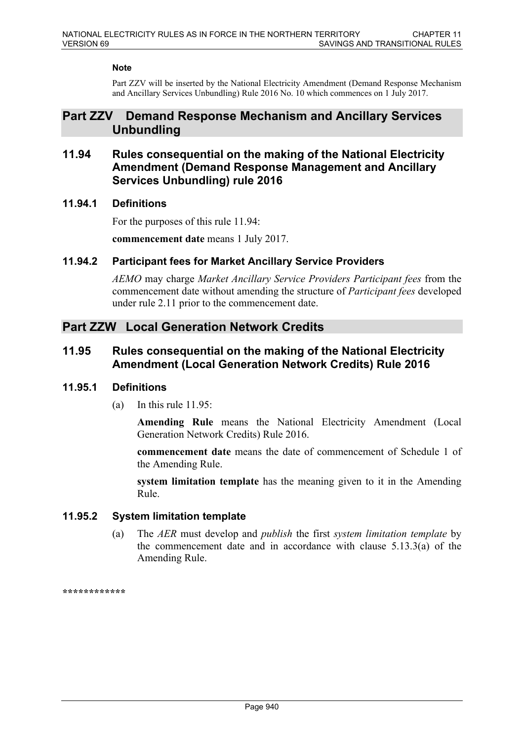**Note**

Part ZZV will be inserted by the National Electricity Amendment (Demand Response Mechanism and Ancillary Services Unbundling) Rule 2016 No. 10 which commences on 1 July 2017.

# Part ZZV Demand Response Mechanism and Ancillary Services Unbundling

## 11.94 Rules consequential on the making of the National Electricity Amendment (Demand Response Management and Ancillary Services Unbundling) rule 2016

### 11.94.1 Definitions

For the purposes of this rule 11.94:

**commencement date** means 1 July 2017.

### 11.94.2 Participant fees for Market Ancillary Service Providers

*AEMO* may charge *Market Ancillary Service Providers Participant fees* from the commencement date without amending the structure of *Participant fees* developed under rule 2.11 prior to the commencement date.

# Part ZZW Local Generation Network Credits

## 11.95 Rules consequential on the making of the National Electricity Amendment (Local Generation Network Credits) Rule 2016

### 11.95.1 Definitions

(a) In this rule 11.95:

**Amending Rule** means the National Electricity Amendment (Local Generation Network Credits) Rule 2016.

**commencement date** means the date of commencement of Schedule 1 of the Amending Rule.

**system limitation template** has the meaning given to it in the Amending Rule.

### 11.95.2 System limitation template

(a) The *AER* must develop and *publish* the first *system limitation template* by the commencement date and in accordance with clause 5.13.3(a) of the Amending Rule.

************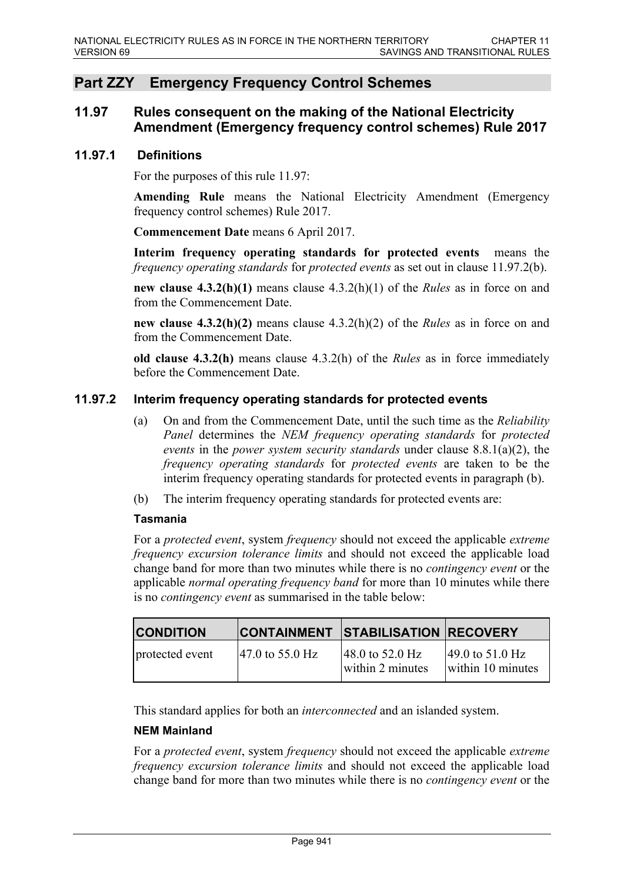## Part ZZY Emergency Frequency Control Schemes

### 11.97 Rules consequent on the making of the National Electricity Amendment (Emergency frequency control schemes) Rule 2017

#### 11.97.1 Definitions

For the purposes of this rule 11.97:

**Amending Rule** means the National Electricity Amendment (Emergency frequency control schemes) Rule 2017.

**Commencement Date** means 6 April 2017.

**Interim frequency operating standards for protected events** means the *frequency operating standards* for *protected events* as set out in clause 11.97.2(b).

**new clause 4.3.2(h)(1)** means clause 4.3.2(h)(1) of the *Rules* as in force on and from the Commencement Date.

**new clause 4.3.2(h)(2)** means clause 4.3.2(h)(2) of the *Rules* as in force on and from the Commencement Date.

**old clause 4.3.2(h)** means clause 4.3.2(h) of the *Rules* as in force immediately before the Commencement Date.

#### 11.97.2 Interim frequency operating standards for protected events

(a) On and from the Commencement Date, until the such time as the *Reliability Panel* determines the *NEM frequency operating standards* for *protected events* in the *power system security standards* under clause 8.8.1(a)(2), the *frequency operating standards* for *protected events* are taken to be the interim frequency operating standards for protected events in paragraph (b).

(b) The interim frequency operating standards for protected events are:

**Tasmania**

For a *protected event*, system *frequency* should not exceed the applicable *extreme frequency excursion tolerance limits* and should not exceed the applicable load change band for more than two minutes while there is no *contingency event* or the applicable *normal operating frequency band* for more than 10 minutes while there is no *contingency event* as summarised in the table below:

| CONDITION | CONTAINMENT | STABILISATION | RECOVERY |
|---|---|---|---|
| protected event | 47.0 to 55.0 Hz | 48.0 to 52.0 Hz within 2 minutes | 49.0 to 51.0 Hz within 10 minutes |

This standard applies for both an *interconnected* and an islanded system.

**NEM Mainland**

For a *protected event*, system *frequency* should not exceed the applicable *extreme frequency excursion tolerance limits* and should not exceed the applicable load change band for more than two minutes while there is no *contingency event* or the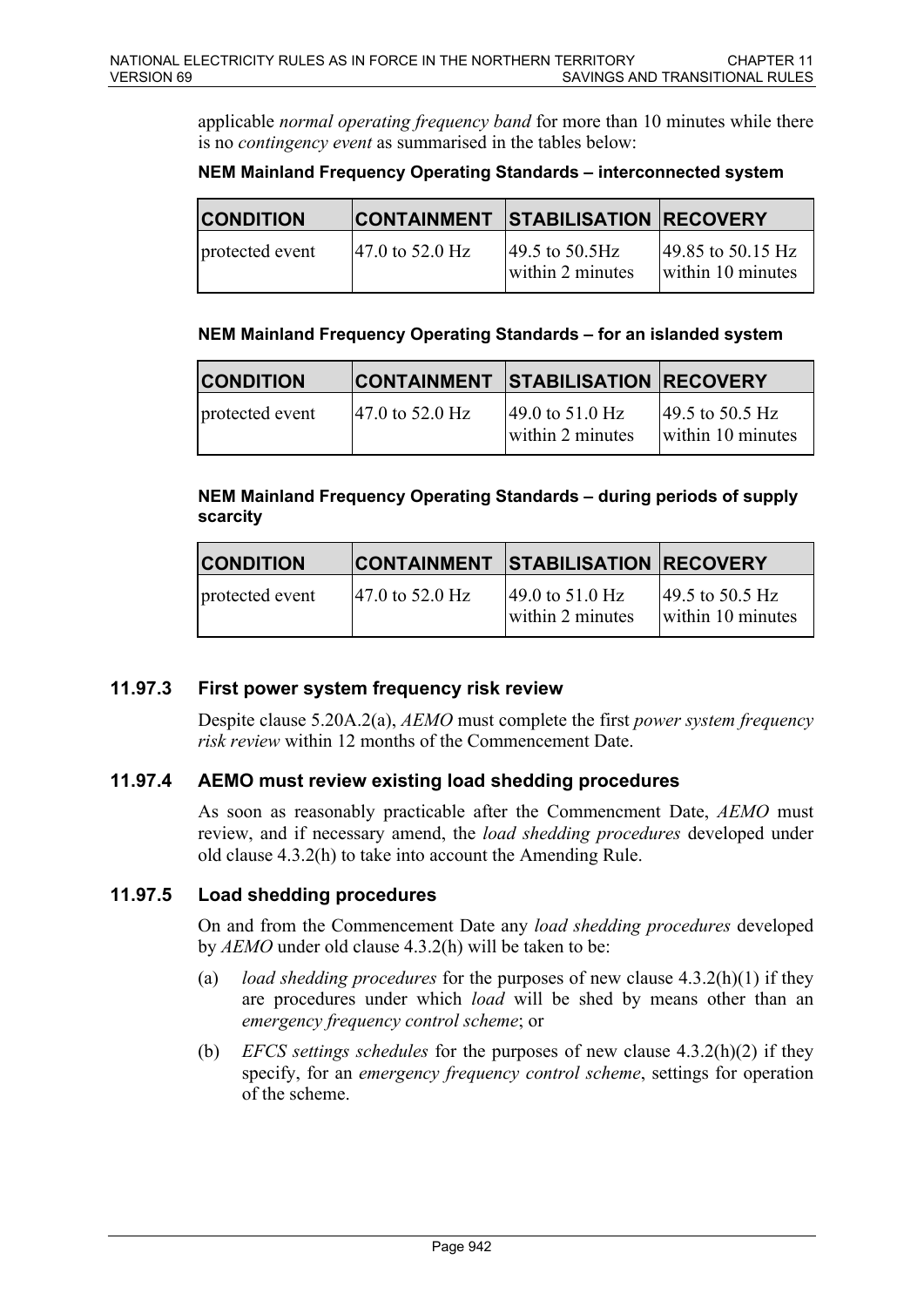applicable *normal operating frequency band* for more than 10 minutes while there is no *contingency event* as summarised in the tables below:

**NEM Mainland Frequency Operating Standards – interconnected system**

| CONDITION | CONTAINMENT | STABILISATION | RECOVERY |
|---|---|---|---|
| protected event | 47.0 to 52.0 Hz | 49.5 to 50.5Hz within 2 minutes | 49.85 to 50.15 Hz within 10 minutes |

**NEM Mainland Frequency Operating Standards – for an islanded system**

| CONDITION | CONTAINMENT | STABILISATION | RECOVERY |
|---|---|---|---|
| protected event | 47.0 to 52.0 Hz | 49.0 to 51.0 Hz within 2 minutes | 49.5 to 50.5 Hz within 10 minutes |

**NEM Mainland Frequency Operating Standards – during periods of supply scarcity**

| CONDITION | CONTAINMENT | STABILISATION | RECOVERY |
|---|---|---|---|
| protected event | 47.0 to 52.0 Hz | 49.0 to 51.0 Hz within 2 minutes | 49.5 to 50.5 Hz within 10 minutes |

### 11.97.3 First power system frequency risk review

Despite clause 5.20A.2(a), *AEMO* must complete the first *power system frequency risk review* within 12 months of the Commencement Date.

### 11.97.4 AEMO must review existing load shedding procedures

As soon as reasonably practicable after the Commencment Date, *AEMO* must review, and if necessary amend, the *load shedding procedures* developed under old clause 4.3.2(h) to take into account the Amending Rule.

### 11.97.5 Load shedding procedures

On and from the Commencement Date any *load shedding procedures* developed by *AEMO* under old clause 4.3.2(h) will be taken to be:

(a) *load shedding procedures* for the purposes of new clause 4.3.2(h)(1) if they are procedures under which *load* will be shed by means other than an *emergency frequency control scheme*; or

(b) *EFCS settings schedules* for the purposes of new clause 4.3.2(h)(2) if they specify, for an *emergency frequency control scheme*, settings for operation of the scheme.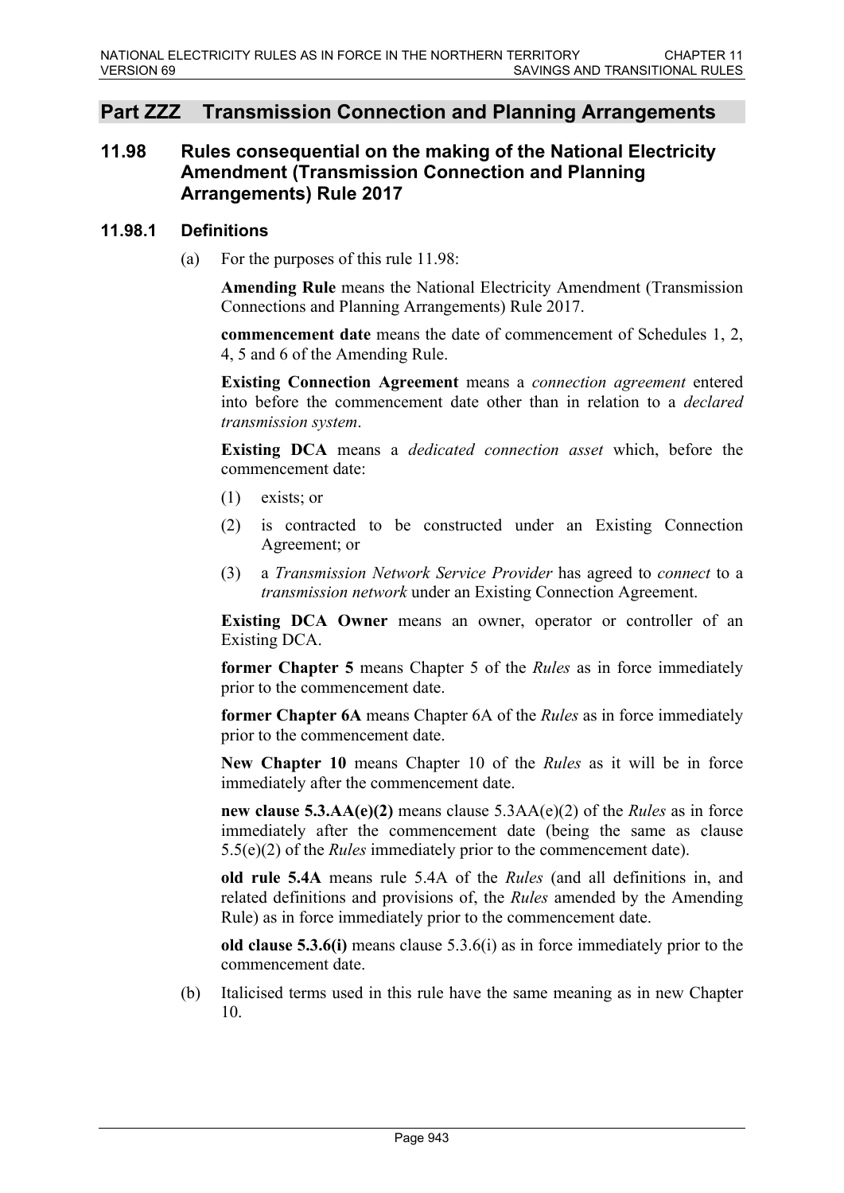## Part ZZZ Transmission Connection and Planning Arrangements

### 11.98 Rules consequential on the making of the National Electricity Amendment (Transmission Connection and Planning Arrangements) Rule 2017

#### 11.98.1 Definitions

(a) For the purposes of this rule 11.98:

**Amending Rule** means the National Electricity Amendment (Transmission Connections and Planning Arrangements) Rule 2017.

**commencement date** means the date of commencement of Schedules 1, 2, 4, 5 and 6 of the Amending Rule.

**Existing Connection Agreement** means a *connection agreement* entered into before the commencement date other than in relation to a *declared transmission system*.

**Existing DCA** means a *dedicated connection asset* which, before the commencement date:

(1) exists; or

(2) is contracted to be constructed under an Existing Connection Agreement; or

(3) a *Transmission Network Service Provider* has agreed to *connect* to a *transmission network* under an Existing Connection Agreement.

**Existing DCA Owner** means an owner, operator or controller of an Existing DCA.

**former Chapter 5** means Chapter 5 of the *Rules* as in force immediately prior to the commencement date.

**former Chapter 6A** means Chapter 6A of the *Rules* as in force immediately prior to the commencement date.

**New Chapter 10** means Chapter 10 of the *Rules* as it will be in force immediately after the commencement date.

**new clause 5.3.AA(e)(2)** means clause 5.3AA(e)(2) of the *Rules* as in force immediately after the commencement date (being the same as clause 5.5(e)(2) of the *Rules* immediately prior to the commencement date).

**old rule 5.4A** means rule 5.4A of the *Rules* (and all definitions in, and related definitions and provisions of, the *Rules* amended by the Amending Rule) as in force immediately prior to the commencement date.

**old clause 5.3.6(i)** means clause 5.3.6(i) as in force immediately prior to the commencement date.

(b) Italicised terms used in this rule have the same meaning as in new Chapter 10.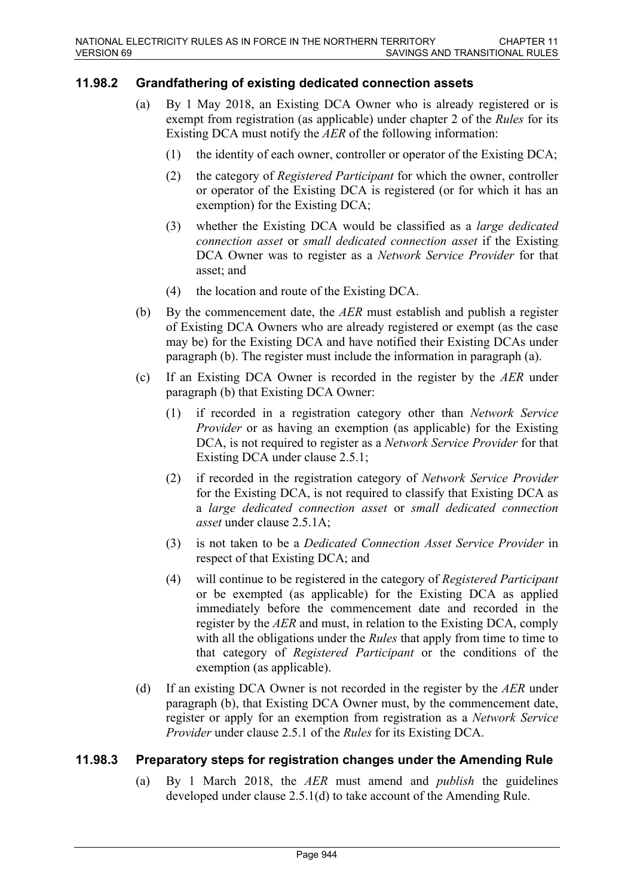### 11.98.2 Grandfathering of existing dedicated connection assets

(a) By 1 May 2018, an Existing DCA Owner who is already registered or is exempt from registration (as applicable) under chapter 2 of the *Rules* for its Existing DCA must notify the *AER* of the following information:

(1) the identity of each owner, controller or operator of the Existing DCA;

(2) the category of *Registered Participant* for which the owner, controller or operator of the Existing DCA is registered (or for which it has an exemption) for the Existing DCA;

(3) whether the Existing DCA would be classified as a *large dedicated connection asset* or *small dedicated connection asset* if the Existing DCA Owner was to register as a *Network Service Provider* for that asset; and

(4) the location and route of the Existing DCA.

(b) By the commencement date, the *AER* must establish and publish a register of Existing DCA Owners who are already registered or exempt (as the case may be) for the Existing DCA and have notified their Existing DCAs under paragraph (b). The register must include the information in paragraph (a).

(c) If an Existing DCA Owner is recorded in the register by the *AER* under paragraph (b) that Existing DCA Owner:

(1) if recorded in a registration category other than *Network Service Provider* or as having an exemption (as applicable) for the Existing DCA, is not required to register as a *Network Service Provider* for that Existing DCA under clause 2.5.1;

(2) if recorded in the registration category of *Network Service Provider* for the Existing DCA, is not required to classify that Existing DCA as a *large dedicated connection asset* or *small dedicated connection asset* under clause 2.5.1A;

(3) is not taken to be a *Dedicated Connection Asset Service Provider* in respect of that Existing DCA; and

(4) will continue to be registered in the category of *Registered Participant* or be exempted (as applicable) for the Existing DCA as applied immediately before the commencement date and recorded in the register by the *AER* and must, in relation to the Existing DCA, comply with all the obligations under the *Rules* that apply from time to time to that category of *Registered Participant* or the conditions of the exemption (as applicable).

(d) If an existing DCA Owner is not recorded in the register by the *AER* under paragraph (b), that Existing DCA Owner must, by the commencement date, register or apply for an exemption from registration as a *Network Service Provider* under clause 2.5.1 of the *Rules* for its Existing DCA.

### 11.98.3 Preparatory steps for registration changes under the Amending Rule

(a) By 1 March 2018, the *AER* must amend and *publish* the guidelines developed under clause 2.5.1(d) to take account of the Amending Rule.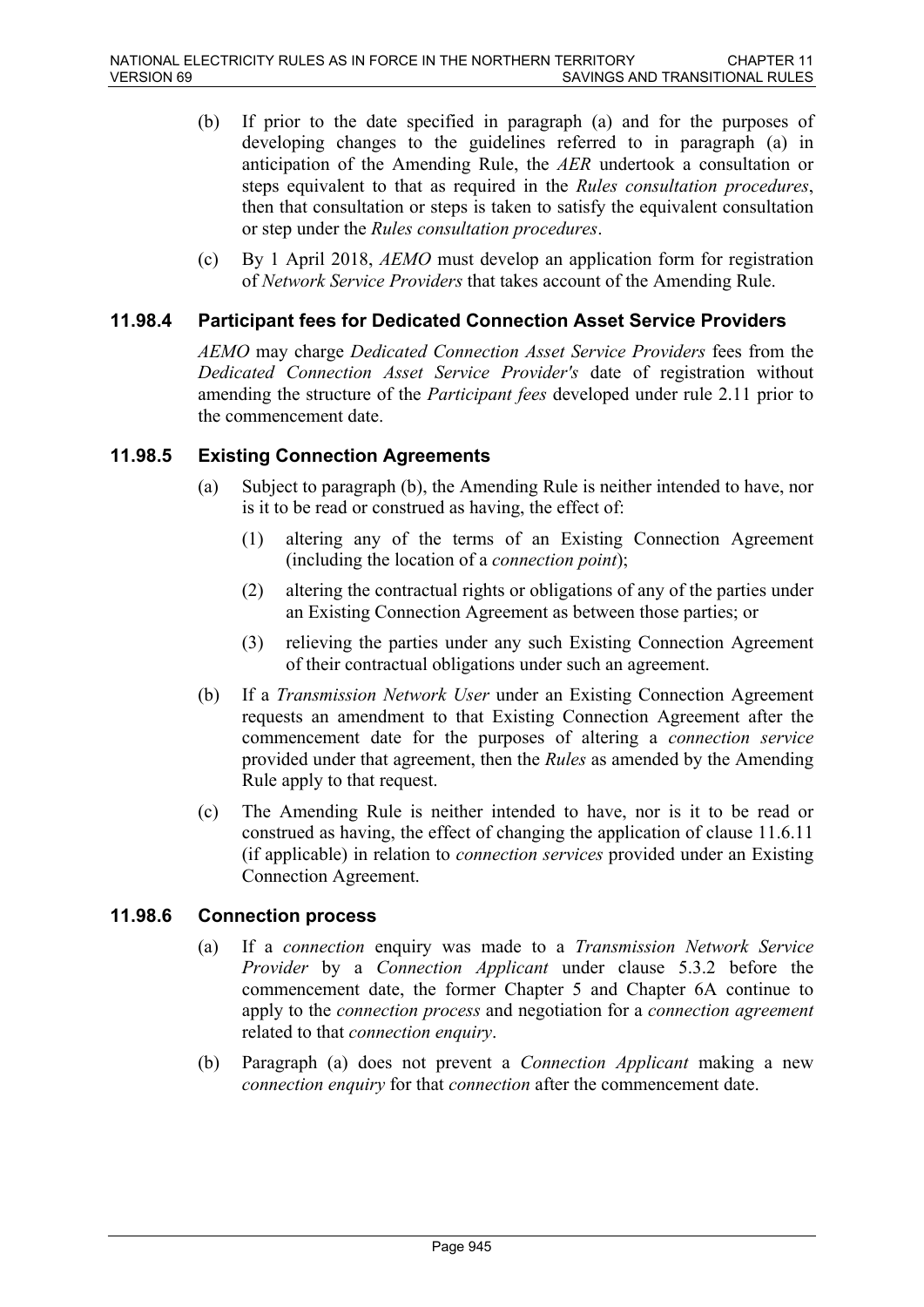(b) If prior to the date specified in paragraph (a) and for the purposes of developing changes to the guidelines referred to in paragraph (a) in anticipation of the Amending Rule, the *AER* undertook a consultation or steps equivalent to that as required in the *Rules consultation procedures*, then that consultation or steps is taken to satisfy the equivalent consultation or step under the *Rules consultation procedures*.

(c) By 1 April 2018, *AEMO* must develop an application form for registration of *Network Service Providers* that takes account of the Amending Rule.

### 11.98.4 Participant fees for Dedicated Connection Asset Service Providers

*AEMO* may charge *Dedicated Connection Asset Service Providers* fees from the *Dedicated Connection Asset Service Provider's* date of registration without amending the structure of the *Participant fees* developed under rule 2.11 prior to the commencement date.

### 11.98.5 Existing Connection Agreements

(a) Subject to paragraph (b), the Amending Rule is neither intended to have, nor is it to be read or construed as having, the effect of:

(1) altering any of the terms of an Existing Connection Agreement (including the location of a *connection point*);

(2) altering the contractual rights or obligations of any of the parties under an Existing Connection Agreement as between those parties; or

(3) relieving the parties under any such Existing Connection Agreement of their contractual obligations under such an agreement.

(b) If a *Transmission Network User* under an Existing Connection Agreement requests an amendment to that Existing Connection Agreement after the commencement date for the purposes of altering a *connection service* provided under that agreement, then the *Rules* as amended by the Amending Rule apply to that request.

(c) The Amending Rule is neither intended to have, nor is it to be read or construed as having, the effect of changing the application of clause 11.6.11 (if applicable) in relation to *connection services* provided under an Existing Connection Agreement.

### 11.98.6 Connection process

(a) If a *connection* enquiry was made to a *Transmission Network Service Provider* by a *Connection Applicant* under clause 5.3.2 before the commencement date, the former Chapter 5 and Chapter 6A continue to apply to the *connection process* and negotiation for a *connection agreement* related to that *connection enquiry*.

(b) Paragraph (a) does not prevent a *Connection Applicant* making a new *connection enquiry* for that *connection* after the commencement date.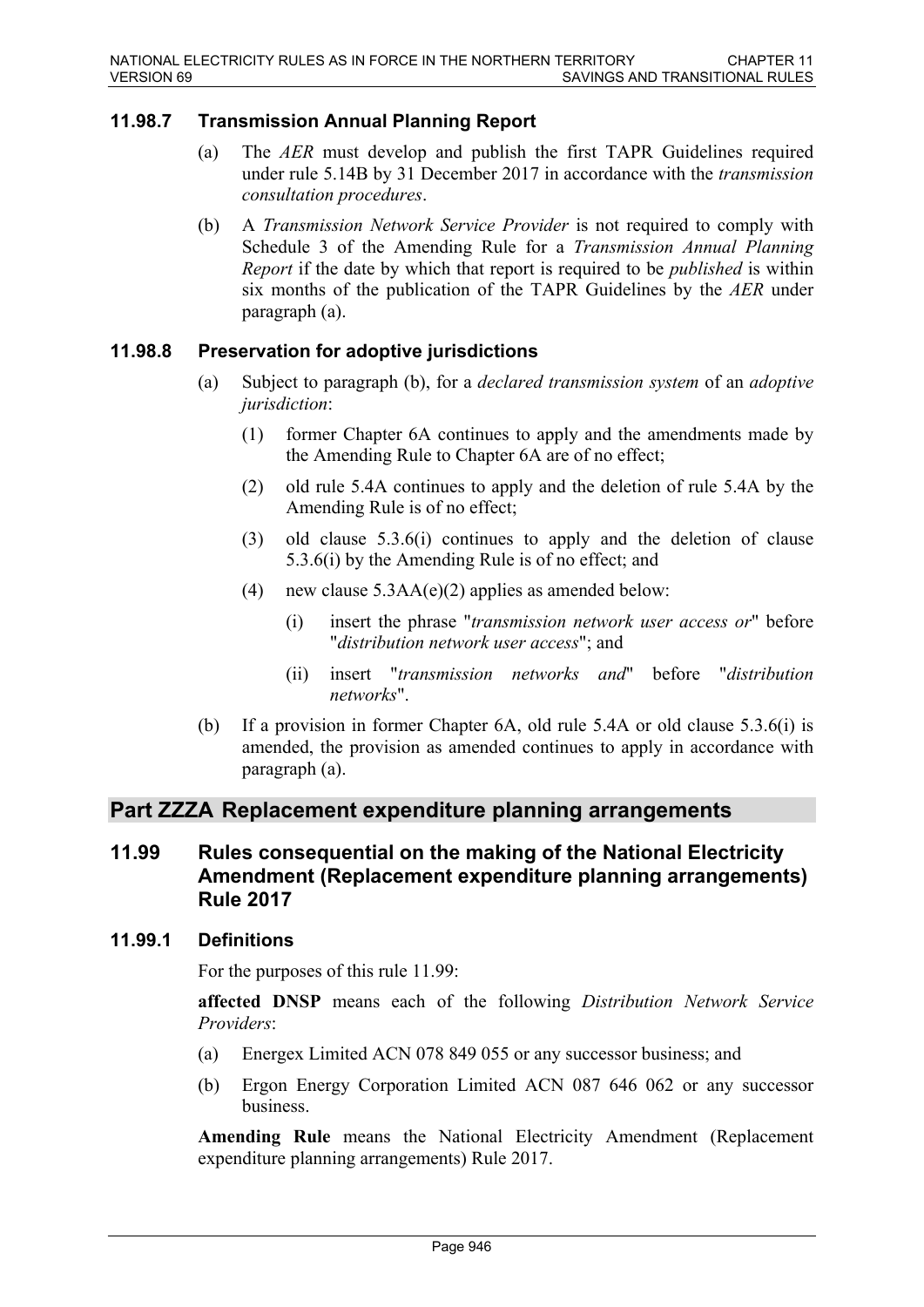### 11.98.7 Transmission Annual Planning Report

(a) The *AER* must develop and publish the first TAPR Guidelines required under rule 5.14B by 31 December 2017 in accordance with the *transmission consultation procedures*.

(b) A *Transmission Network Service Provider* is not required to comply with Schedule 3 of the Amending Rule for a *Transmission Annual Planning Report* if the date by which that report is required to be *published* is within six months of the publication of the TAPR Guidelines by the *AER* under paragraph (a).

### 11.98.8 Preservation for adoptive jurisdictions

(a) Subject to paragraph (b), for a *declared transmission system* of an *adoptive jurisdiction*:

(1) former Chapter 6A continues to apply and the amendments made by the Amending Rule to Chapter 6A are of no effect;

(2) old rule 5.4A continues to apply and the deletion of rule 5.4A by the Amending Rule is of no effect;

(3) old clause 5.3.6(i) continues to apply and the deletion of clause 5.3.6(i) by the Amending Rule is of no effect; and

(4) new clause 5.3AA(e)(2) applies as amended below:

(i) insert the phrase "*transmission network user access or*" before "*distribution network user access*"; and

(ii) insert "*transmission networks and*" before "*distribution networks*".

(b) If a provision in former Chapter 6A, old rule 5.4A or old clause 5.3.6(i) is amended, the provision as amended continues to apply in accordance with paragraph (a).

## Part ZZZA Replacement expenditure planning arrangements

## 11.99 Rules consequential on the making of the National Electricity Amendment (Replacement expenditure planning arrangements) Rule 2017

### 11.99.1 Definitions

For the purposes of this rule 11.99:

**affected DNSP** means each of the following *Distribution Network Service Providers*:

(a) Energex Limited ACN 078 849 055 or any successor business; and

(b) Ergon Energy Corporation Limited ACN 087 646 062 or any successor business.

**Amending Rule** means the National Electricity Amendment (Replacement expenditure planning arrangements) Rule 2017.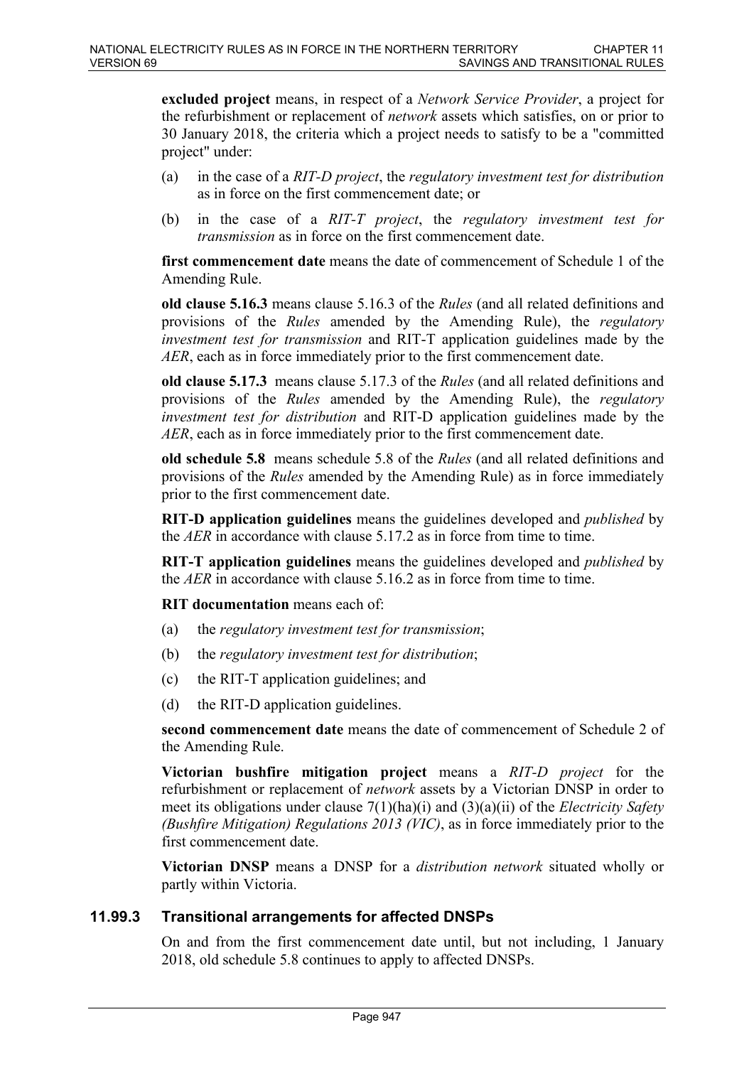**excluded project** means, in respect of a *Network Service Provider*, a project for the refurbishment or replacement of *network* assets which satisfies, on or prior to 30 January 2018, the criteria which a project needs to satisfy to be a "committed project" under:

(a) in the case of a *RIT-D project*, the *regulatory investment test for distribution* as in force on the first commencement date; or

(b) in the case of a *RIT-T project*, the *regulatory investment test for transmission* as in force on the first commencement date.

**first commencement date** means the date of commencement of Schedule 1 of the Amending Rule.

**old clause 5.16.3** means clause 5.16.3 of the *Rules* (and all related definitions and provisions of the *Rules* amended by the Amending Rule), the *regulatory investment test for transmission* and RIT-T application guidelines made by the *AER*, each as in force immediately prior to the first commencement date.

**old clause 5.17.3** means clause 5.17.3 of the *Rules* (and all related definitions and provisions of the *Rules* amended by the Amending Rule), the *regulatory investment test for distribution* and RIT-D application guidelines made by the *AER*, each as in force immediately prior to the first commencement date.

**old schedule 5.8** means schedule 5.8 of the *Rules* (and all related definitions and provisions of the *Rules* amended by the Amending Rule) as in force immediately prior to the first commencement date.

**RIT-D application guidelines** means the guidelines developed and *published* by the *AER* in accordance with clause 5.17.2 as in force from time to time.

**RIT-T application guidelines** means the guidelines developed and *published* by the *AER* in accordance with clause 5.16.2 as in force from time to time.

**RIT documentation** means each of:

(a) the *regulatory investment test for transmission*;

(b) the *regulatory investment test for distribution*;

(c) the RIT-T application guidelines; and

(d) the RIT-D application guidelines.

**second commencement date** means the date of commencement of Schedule 2 of the Amending Rule.

**Victorian bushfire mitigation project** means a *RIT-D project* for the refurbishment or replacement of *network* assets by a Victorian DNSP in order to meet its obligations under clause 7(1)(ha)(i) and (3)(a)(ii) of the *Electricity Safety (Bushfire Mitigation) Regulations 2013 (VIC)*, as in force immediately prior to the first commencement date.

**Victorian DNSP** means a DNSP for a *distribution network* situated wholly or partly within Victoria.

### 11.99.3 Transitional arrangements for affected DNSPs

On and from the first commencement date until, but not including, 1 January 2018, old schedule 5.8 continues to apply to affected DNSPs.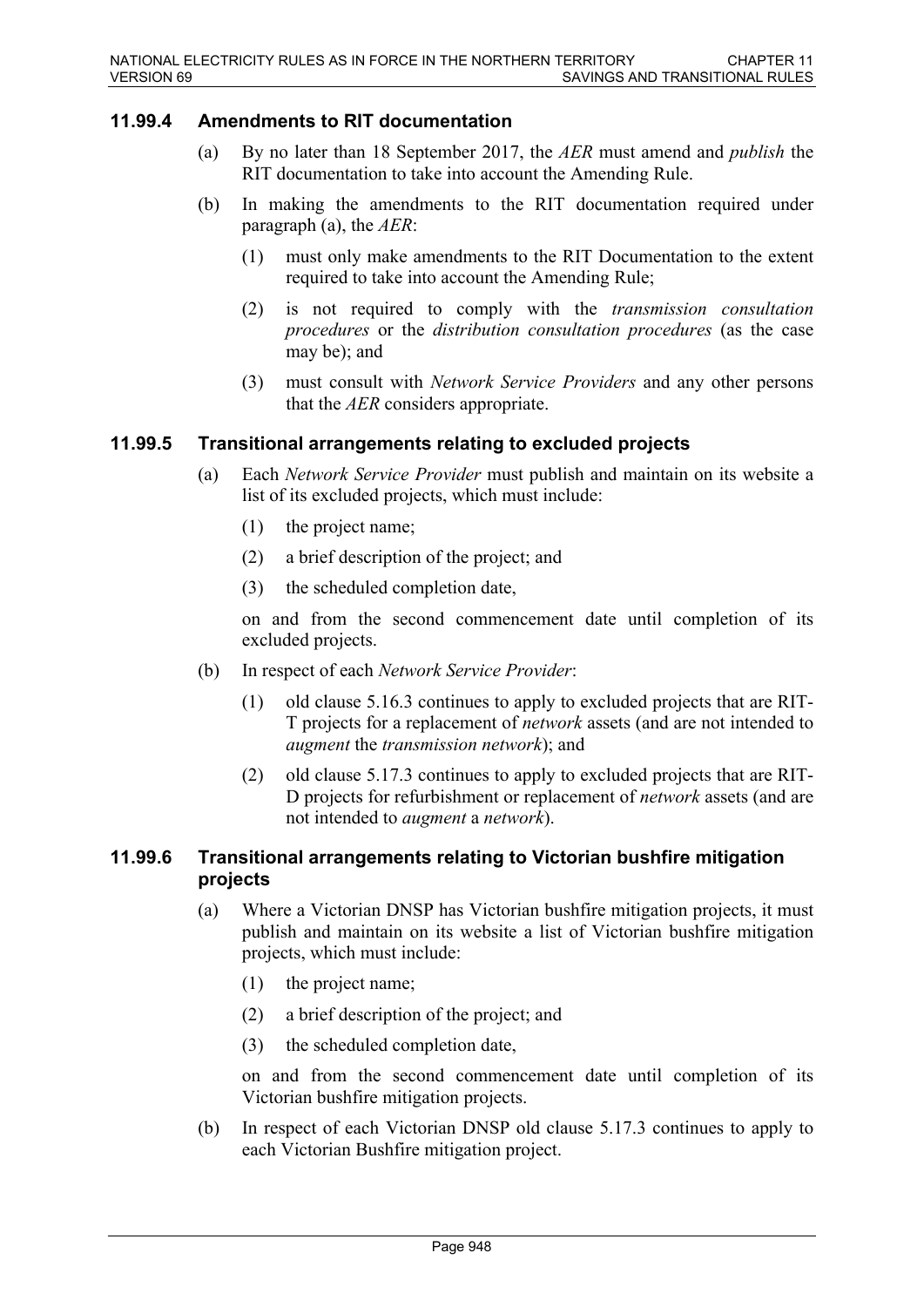### 11.99.4 Amendments to RIT documentation

(a) By no later than 18 September 2017, the *AER* must amend and *publish* the RIT documentation to take into account the Amending Rule.

(b) In making the amendments to the RIT documentation required under paragraph (a), the *AER*:

(1) must only make amendments to the RIT Documentation to the extent required to take into account the Amending Rule;

(2) is not required to comply with the *transmission consultation procedures* or the *distribution consultation procedures* (as the case may be); and

(3) must consult with *Network Service Providers* and any other persons that the *AER* considers appropriate.

### 11.99.5 Transitional arrangements relating to excluded projects

(a) Each *Network Service Provider* must publish and maintain on its website a list of its excluded projects, which must include:

(1) the project name;

(2) a brief description of the project; and

(3) the scheduled completion date,

on and from the second commencement date until completion of its excluded projects.

(b) In respect of each *Network Service Provider*:

(1) old clause 5.16.3 continues to apply to excluded projects that are RIT-T projects for a replacement of *network* assets (and are not intended to *augment* the *transmission network*); and

(2) old clause 5.17.3 continues to apply to excluded projects that are RIT-D projects for refurbishment or replacement of *network* assets (and are not intended to *augment* a *network*).

### 11.99.6 Transitional arrangements relating to Victorian bushfire mitigation projects

(a) Where a Victorian DNSP has Victorian bushfire mitigation projects, it must publish and maintain on its website a list of Victorian bushfire mitigation projects, which must include:

(1) the project name;

(2) a brief description of the project; and

(3) the scheduled completion date,

on and from the second commencement date until completion of its Victorian bushfire mitigation projects.

(b) In respect of each Victorian DNSP old clause 5.17.3 continues to apply to each Victorian Bushfire mitigation project.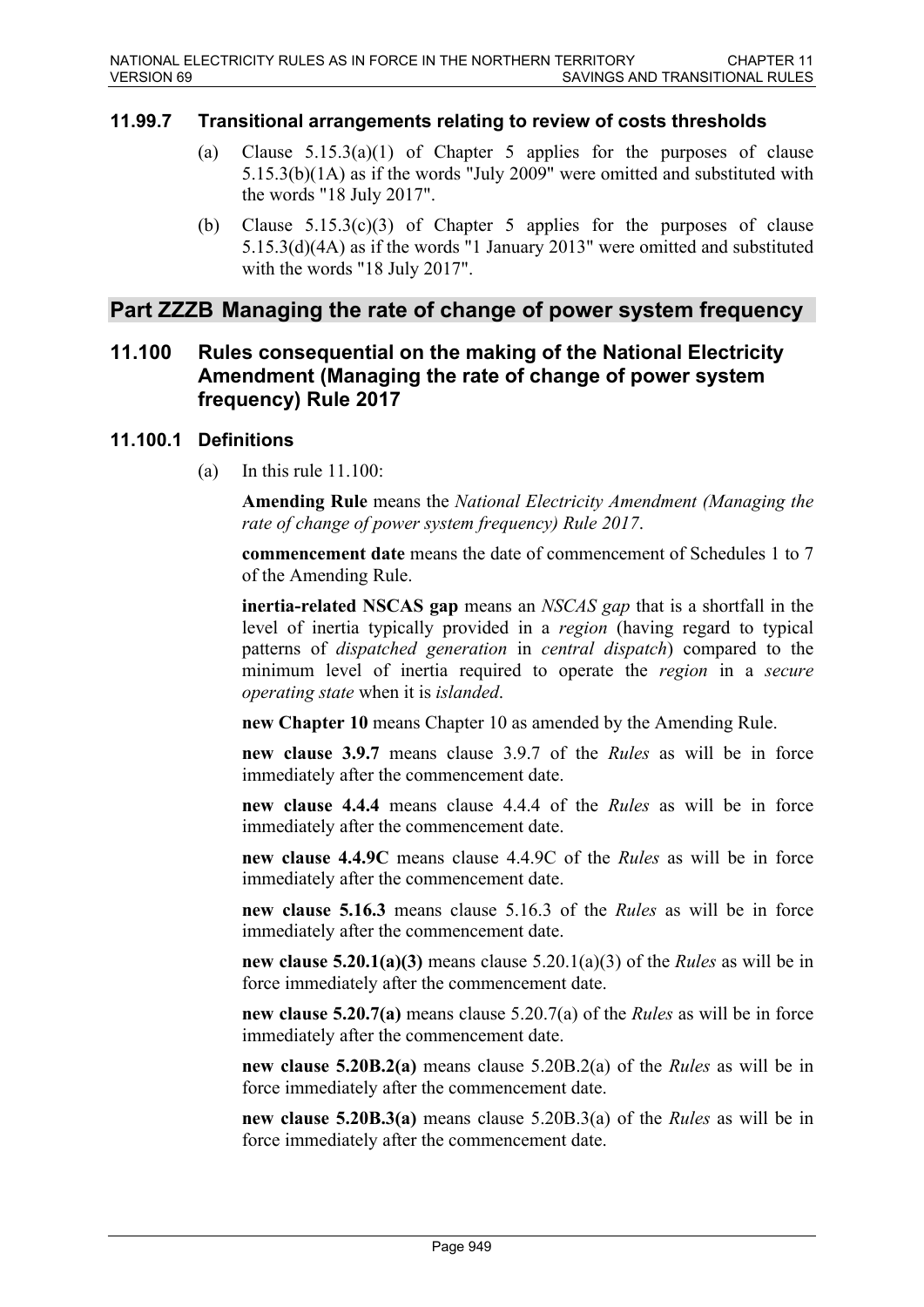### 11.99.7 Transitional arrangements relating to review of costs thresholds

(a) Clause 5.15.3(a)(1) of Chapter 5 applies for the purposes of clause 5.15.3(b)(1A) as if the words "July 2009" were omitted and substituted with the words "18 July 2017".

(b) Clause 5.15.3(c)(3) of Chapter 5 applies for the purposes of clause 5.15.3(d)(4A) as if the words "1 January 2013" were omitted and substituted with the words "18 July 2017".

## Part ZZZB Managing the rate of change of power system frequency

## 11.100 Rules consequential on the making of the National Electricity Amendment (Managing the rate of change of power system frequency) Rule 2017

### 11.100.1 Definitions

(a) In this rule 11.100:

**Amending Rule** means the *National Electricity Amendment (Managing the rate of change of power system frequency) Rule 2017*.

**commencement date** means the date of commencement of Schedules 1 to 7 of the Amending Rule.

**inertia-related NSCAS gap** means an *NSCAS gap* that is a shortfall in the level of inertia typically provided in a *region* (having regard to typical patterns of *dispatched generation* in *central dispatch*) compared to the minimum level of inertia required to operate the *region* in a *secure operating state* when it is *islanded*.

**new Chapter 10** means Chapter 10 as amended by the Amending Rule.

**new clause 3.9.7** means clause 3.9.7 of the *Rules* as will be in force immediately after the commencement date.

**new clause 4.4.4** means clause 4.4.4 of the *Rules* as will be in force immediately after the commencement date.

**new clause 4.4.9C** means clause 4.4.9C of the *Rules* as will be in force immediately after the commencement date.

**new clause 5.16.3** means clause 5.16.3 of the *Rules* as will be in force immediately after the commencement date.

**new clause 5.20.1(a)(3)** means clause 5.20.1(a)(3) of the *Rules* as will be in force immediately after the commencement date.

**new clause 5.20.7(a)** means clause 5.20.7(a) of the *Rules* as will be in force immediately after the commencement date.

**new clause 5.20B.2(a)** means clause 5.20B.2(a) of the *Rules* as will be in force immediately after the commencement date.

**new clause 5.20B.3(a)** means clause 5.20B.3(a) of the *Rules* as will be in force immediately after the commencement date.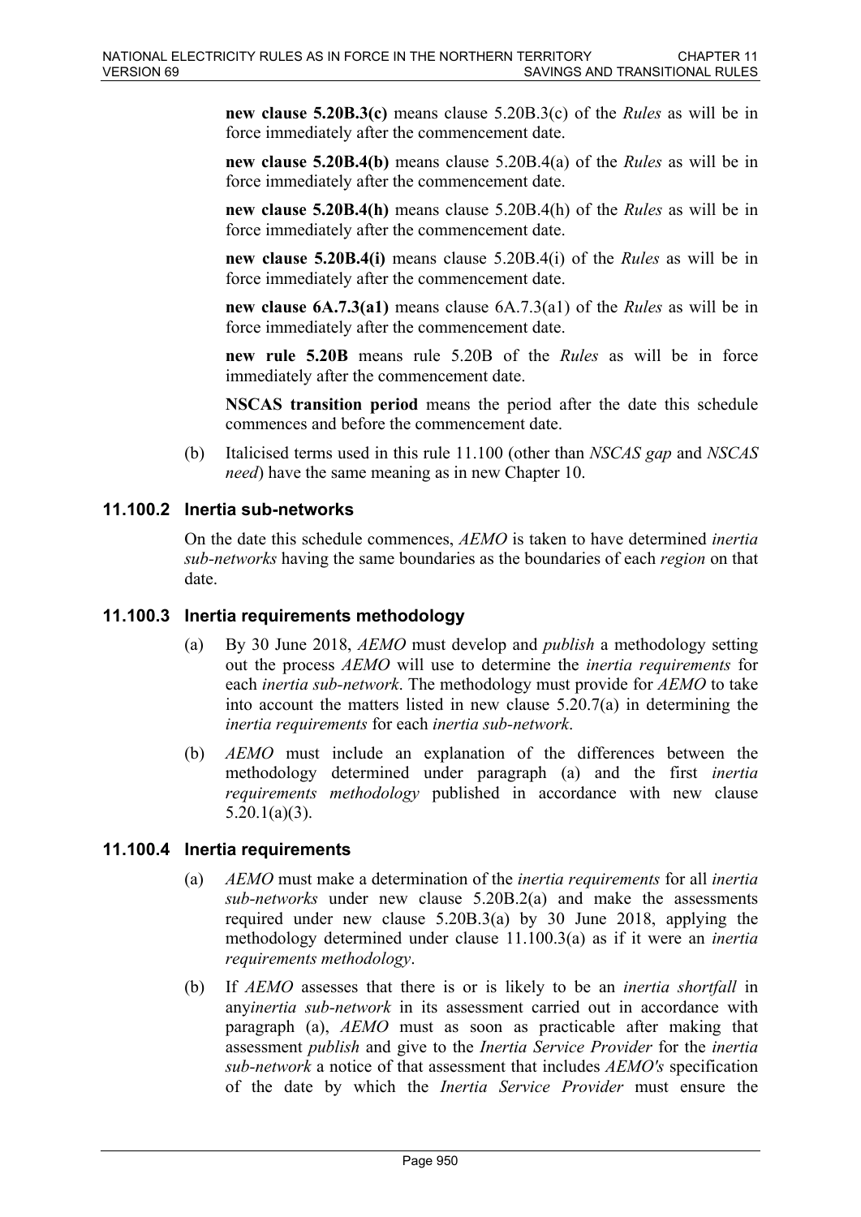**new clause 5.20B.3(c)** means clause 5.20B.3(c) of the *Rules* as will be in force immediately after the commencement date.

**new clause 5.20B.4(b)** means clause 5.20B.4(a) of the *Rules* as will be in force immediately after the commencement date.

**new clause 5.20B.4(h)** means clause 5.20B.4(h) of the *Rules* as will be in force immediately after the commencement date.

**new clause 5.20B.4(i)** means clause 5.20B.4(i) of the *Rules* as will be in force immediately after the commencement date.

**new clause 6A.7.3(a1)** means clause 6A.7.3(a1) of the *Rules* as will be in force immediately after the commencement date.

**new rule 5.20B** means rule 5.20B of the *Rules* as will be in force immediately after the commencement date.

**NSCAS transition period** means the period after the date this schedule commences and before the commencement date.

(b) Italicised terms used in this rule 11.100 (other than *NSCAS gap* and *NSCAS need*) have the same meaning as in new Chapter 10.

### 11.100.2 Inertia sub-networks

On the date this schedule commences, *AEMO* is taken to have determined *inertia sub-networks* having the same boundaries as the boundaries of each *region* on that date.

### 11.100.3 Inertia requirements methodology

(a) By 30 June 2018, *AEMO* must develop and *publish* a methodology setting out the process *AEMO* will use to determine the *inertia requirements* for each *inertia sub-network*. The methodology must provide for *AEMO* to take into account the matters listed in new clause 5.20.7(a) in determining the *inertia requirements* for each *inertia sub-network*.

(b) *AEMO* must include an explanation of the differences between the methodology determined under paragraph (a) and the first *inertia requirements methodology* published in accordance with new clause 5.20.1(a)(3).

### 11.100.4 Inertia requirements

(a) *AEMO* must make a determination of the *inertia requirements* for all *inertia sub-networks* under new clause 5.20B.2(a) and make the assessments required under new clause 5.20B.3(a) by 30 June 2018, applying the methodology determined under clause 11.100.3(a) as if it were an *inertia requirements methodology*.

(b) If *AEMO* assesses that there is or is likely to be an *inertia shortfall* in any*inertia sub-network* in its assessment carried out in accordance with paragraph (a), *AEMO* must as soon as practicable after making that assessment *publish* and give to the *Inertia Service Provider* for the *inertia sub-network* a notice of that assessment that includes *AEMO's* specification of the date by which the *Inertia Service Provider* must ensure the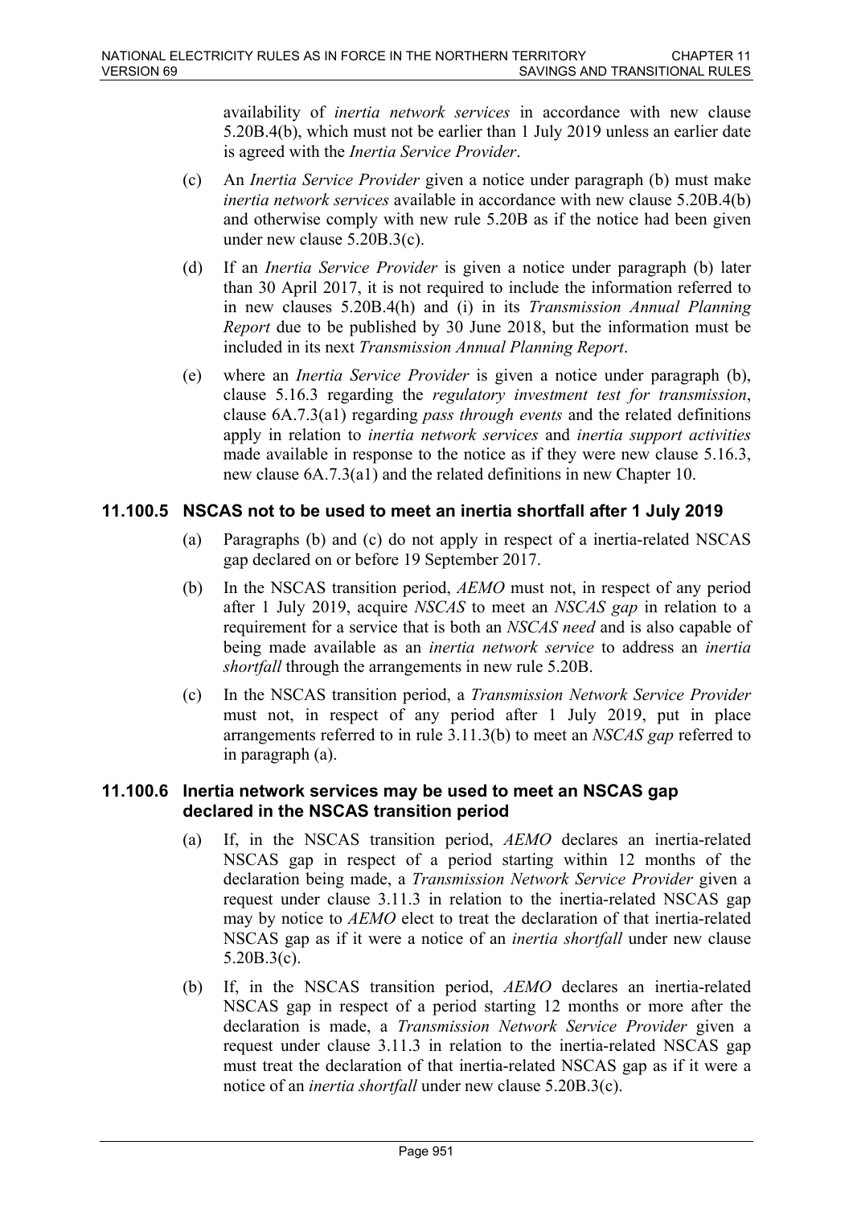availability of *inertia network services* in accordance with new clause 5.20B.4(b), which must not be earlier than 1 July 2019 unless an earlier date is agreed with the *Inertia Service Provider*.

(c) An *Inertia Service Provider* given a notice under paragraph (b) must make *inertia network services* available in accordance with new clause 5.20B.4(b) and otherwise comply with new rule 5.20B as if the notice had been given under new clause 5.20B.3(c).

(d) If an *Inertia Service Provider* is given a notice under paragraph (b) later than 30 April 2017, it is not required to include the information referred to in new clauses 5.20B.4(h) and (i) in its *Transmission Annual Planning Report* due to be published by 30 June 2018, but the information must be included in its next *Transmission Annual Planning Report*.

(e) where an *Inertia Service Provider* is given a notice under paragraph (b), clause 5.16.3 regarding the *regulatory investment test for transmission*, clause 6A.7.3(a1) regarding *pass through events* and the related definitions apply in relation to *inertia network services* and *inertia support activities* made available in response to the notice as if they were new clause 5.16.3, new clause 6A.7.3(a1) and the related definitions in new Chapter 10.

## 11.100.5 NSCAS not to be used to meet an inertia shortfall after 1 July 2019

(a) Paragraphs (b) and (c) do not apply in respect of a inertia-related NSCAS gap declared on or before 19 September 2017.

(b) In the NSCAS transition period, *AEMO* must not, in respect of any period after 1 July 2019, acquire *NSCAS* to meet an *NSCAS gap* in relation to a requirement for a service that is both an *NSCAS need* and is also capable of being made available as an *inertia network service* to address an *inertia shortfall* through the arrangements in new rule 5.20B.

(c) In the NSCAS transition period, a *Transmission Network Service Provider* must not, in respect of any period after 1 July 2019, put in place arrangements referred to in rule 3.11.3(b) to meet an *NSCAS gap* referred to in paragraph (a).

## 11.100.6 Inertia network services may be used to meet an NSCAS gap declared in the NSCAS transition period

(a) If, in the NSCAS transition period, *AEMO* declares an inertia-related NSCAS gap in respect of a period starting within 12 months of the declaration being made, a *Transmission Network Service Provider* given a request under clause 3.11.3 in relation to the inertia-related NSCAS gap may by notice to *AEMO* elect to treat the declaration of that inertia-related NSCAS gap as if it were a notice of an *inertia shortfall* under new clause 5.20B.3(c).

(b) If, in the NSCAS transition period, *AEMO* declares an inertia-related NSCAS gap in respect of a period starting 12 months or more after the declaration is made, a *Transmission Network Service Provider* given a request under clause 3.11.3 in relation to the inertia-related NSCAS gap must treat the declaration of that inertia-related NSCAS gap as if it were a notice of an *inertia shortfall* under new clause 5.20B.3(c).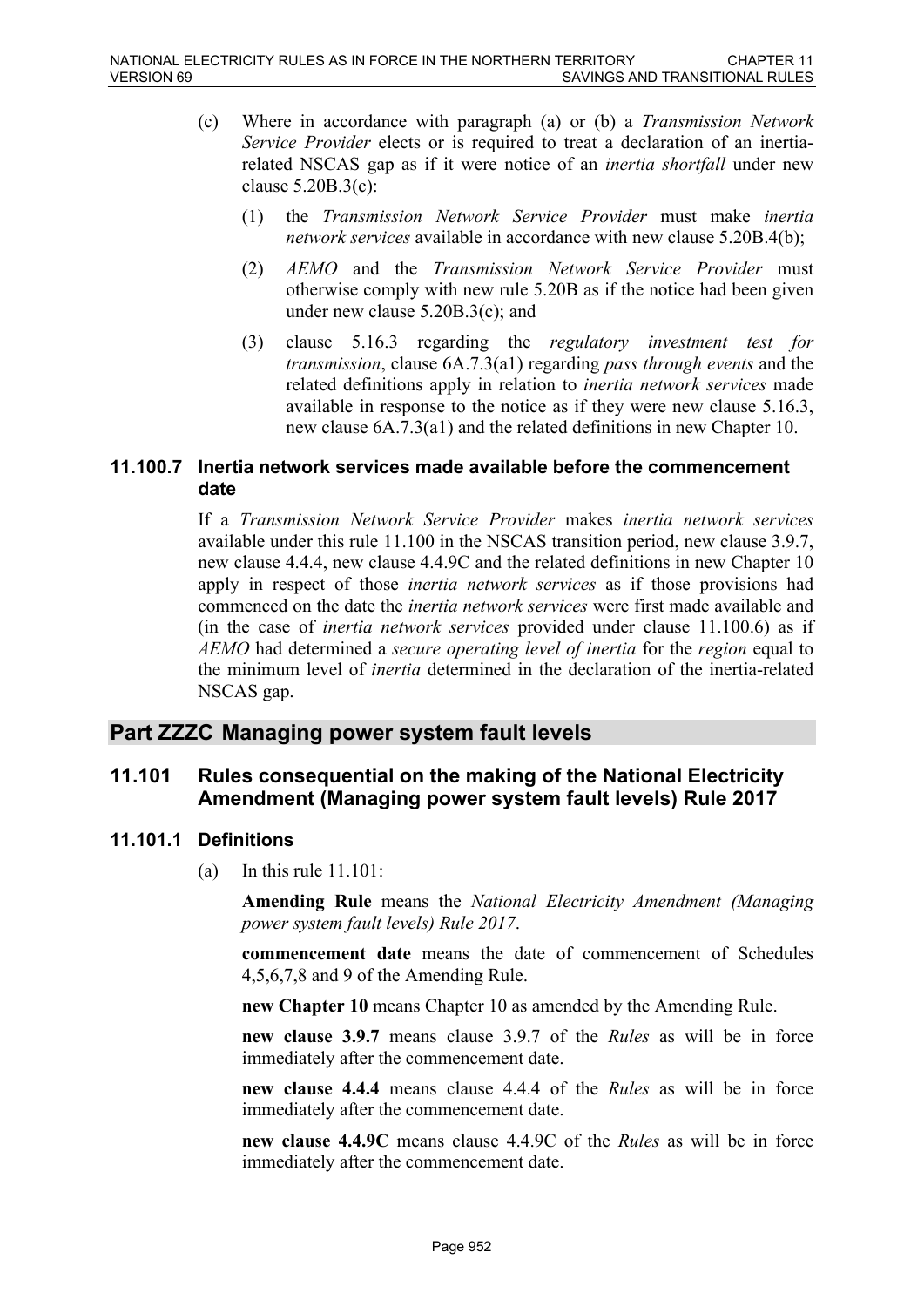(c) Where in accordance with paragraph (a) or (b) a *Transmission Network Service Provider* elects or is required to treat a declaration of an inertia-related NSCAS gap as if it were notice of an *inertia shortfall* under new clause 5.20B.3(c):

   (1) the *Transmission Network Service Provider* must make *inertia network services* available in accordance with new clause 5.20B.4(b);

   (2) *AEMO* and the *Transmission Network Service Provider* must otherwise comply with new rule 5.20B as if the notice had been given under new clause 5.20B.3(c); and

   (3) clause 5.16.3 regarding the *regulatory investment test for transmission*, clause 6A.7.3(a1) regarding *pass through events* and the related definitions apply in relation to *inertia network services* made available in response to the notice as if they were new clause 5.16.3, new clause 6A.7.3(a1) and the related definitions in new Chapter 10.

### 11.100.7 Inertia network services made available before the commencement date

If a *Transmission Network Service Provider* makes *inertia network services* available under this rule 11.100 in the NSCAS transition period, new clause 3.9.7, new clause 4.4.4, new clause 4.4.9C and the related definitions in new Chapter 10 apply in respect of those *inertia network services* as if those provisions had commenced on the date the *inertia network services* were first made available and (in the case of *inertia network services* provided under clause 11.100.6) as if *AEMO* had determined a *secure operating level of inertia* for the *region* equal to the minimum level of *inertia* determined in the declaration of the inertia-related NSCAS gap.

## Part ZZZC Managing power system fault levels

## 11.101 Rules consequential on the making of the National Electricity Amendment (Managing power system fault levels) Rule 2017

### 11.101.1 Definitions

(a) In this rule 11.101:

**Amending Rule** means the *National Electricity Amendment (Managing power system fault levels) Rule 2017*.

**commencement date** means the date of commencement of Schedules 4,5,6,7,8 and 9 of the Amending Rule.

**new Chapter 10** means Chapter 10 as amended by the Amending Rule.

**new clause 3.9.7** means clause 3.9.7 of the *Rules* as will be in force immediately after the commencement date.

**new clause 4.4.4** means clause 4.4.4 of the *Rules* as will be in force immediately after the commencement date.

**new clause 4.4.9C** means clause 4.4.9C of the *Rules* as will be in force immediately after the commencement date.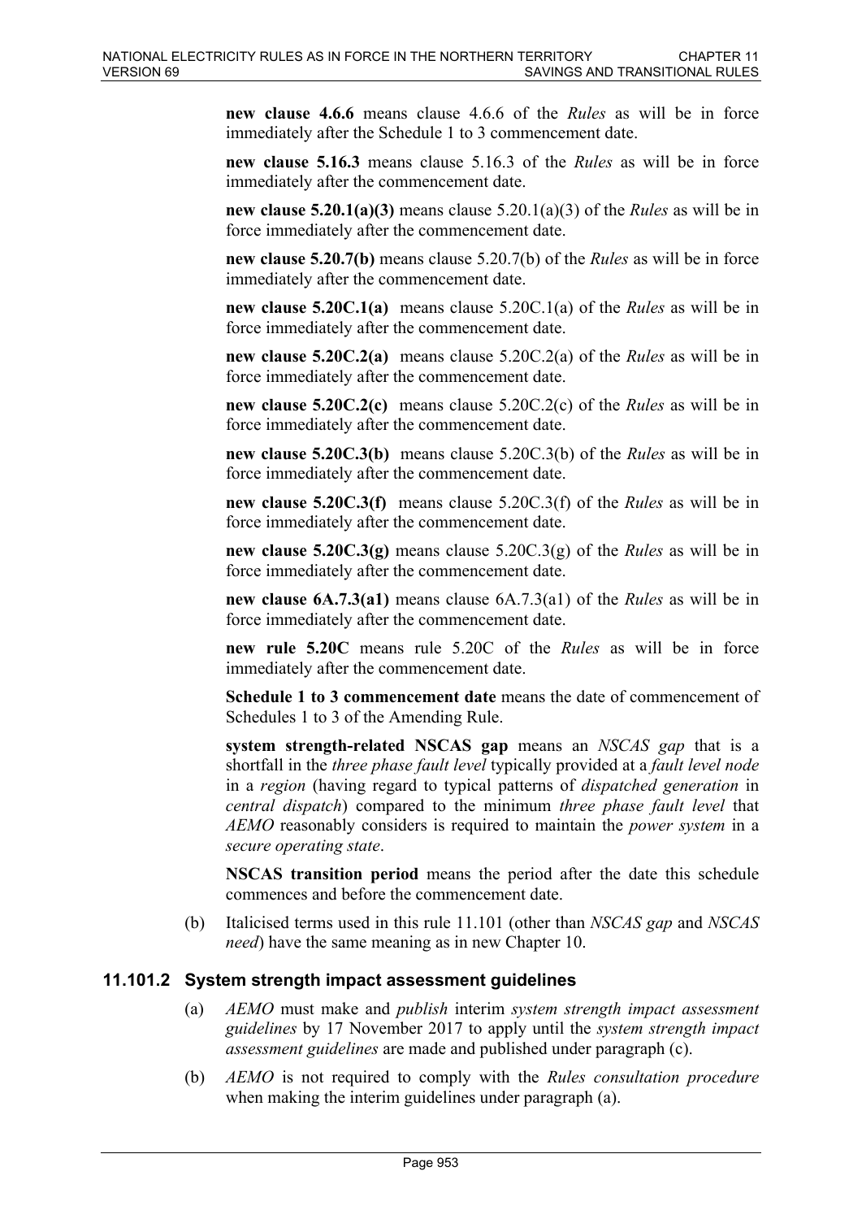**new clause 4.6.6** means clause 4.6.6 of the *Rules* as will be in force immediately after the Schedule 1 to 3 commencement date.

**new clause 5.16.3** means clause 5.16.3 of the *Rules* as will be in force immediately after the commencement date.

**new clause 5.20.1(a)(3)** means clause 5.20.1(a)(3) of the *Rules* as will be in force immediately after the commencement date.

**new clause 5.20.7(b)** means clause 5.20.7(b) of the *Rules* as will be in force immediately after the commencement date.

**new clause 5.20C.1(a)** means clause 5.20C.1(a) of the *Rules* as will be in force immediately after the commencement date.

**new clause 5.20C.2(a)** means clause 5.20C.2(a) of the *Rules* as will be in force immediately after the commencement date.

**new clause 5.20C.2(c)** means clause 5.20C.2(c) of the *Rules* as will be in force immediately after the commencement date.

**new clause 5.20C.3(b)** means clause 5.20C.3(b) of the *Rules* as will be in force immediately after the commencement date.

**new clause 5.20C.3(f)** means clause 5.20C.3(f) of the *Rules* as will be in force immediately after the commencement date.

**new clause 5.20C.3(g)** means clause 5.20C.3(g) of the *Rules* as will be in force immediately after the commencement date.

**new clause 6A.7.3(a1)** means clause 6A.7.3(a1) of the *Rules* as will be in force immediately after the commencement date.

**new rule 5.20C** means rule 5.20C of the *Rules* as will be in force immediately after the commencement date.

**Schedule 1 to 3 commencement date** means the date of commencement of Schedules 1 to 3 of the Amending Rule.

**system strength-related NSCAS gap** means an *NSCAS gap* that is a shortfall in the *three phase fault level* typically provided at a *fault level node* in a *region* (having regard to typical patterns of *dispatched generation* in *central dispatch*) compared to the minimum *three phase fault level* that *AEMO* reasonably considers is required to maintain the *power system* in a *secure operating state*.

**NSCAS transition period** means the period after the date this schedule commences and before the commencement date.

(b) Italicised terms used in this rule 11.101 (other than *NSCAS gap* and *NSCAS need*) have the same meaning as in new Chapter 10.

### 11.101.2 System strength impact assessment guidelines

(a) *AEMO* must make and *publish* interim *system strength impact assessment guidelines* by 17 November 2017 to apply until the *system strength impact assessment guidelines* are made and published under paragraph (c).

(b) *AEMO* is not required to comply with the *Rules consultation procedure* when making the interim guidelines under paragraph (a).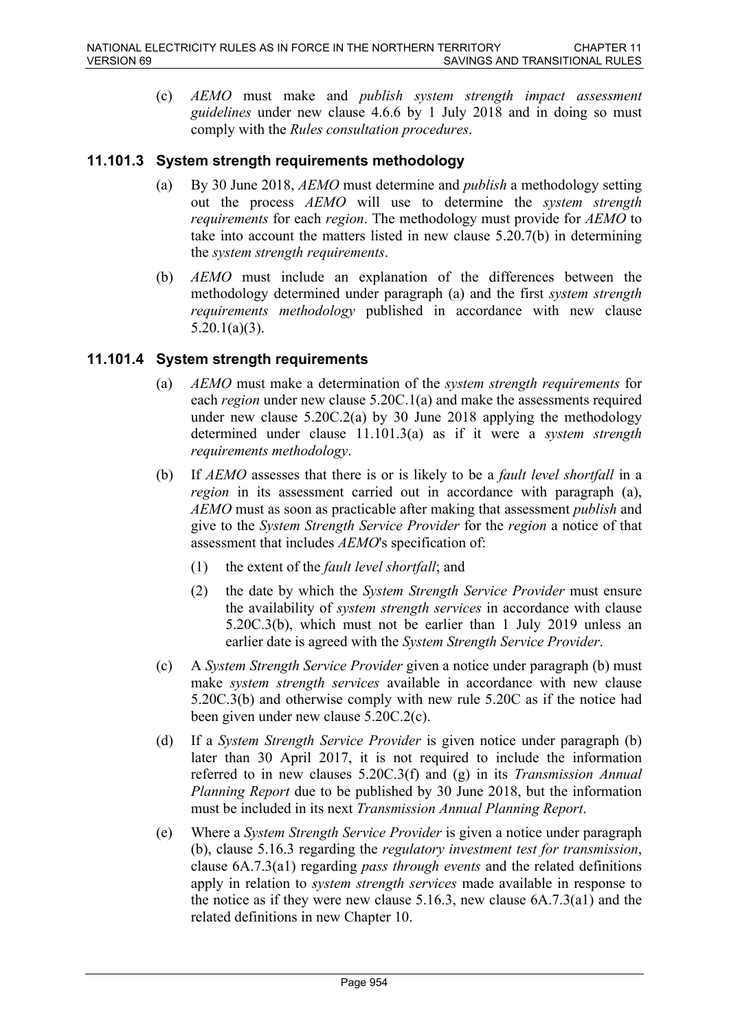(c) *AEMO* must make and *publish system strength impact assessment guidelines* under new clause 4.6.6 by 1 July 2018 and in doing so must comply with the *Rules consultation procedures*.

### 11.101.3 System strength requirements methodology

(a) By 30 June 2018, *AEMO* must determine and *publish* a methodology setting out the process *AEMO* will use to determine the *system strength requirements* for each *region*. The methodology must provide for *AEMO* to take into account the matters listed in new clause 5.20.7(b) in determining the *system strength requirements*.

(b) *AEMO* must include an explanation of the differences between the methodology determined under paragraph (a) and the first *system strength requirements methodology* published in accordance with new clause 5.20.1(a)(3).

### 11.101.4 System strength requirements

(a) *AEMO* must make a determination of the *system strength requirements* for each *region* under new clause 5.20C.1(a) and make the assessments required under new clause 5.20C.2(a) by 30 June 2018 applying the methodology determined under clause 11.101.3(a) as if it were a *system strength requirements methodology*.

(b) If *AEMO* assesses that there is or is likely to be a *fault level shortfall* in a *region* in its assessment carried out in accordance with paragraph (a), *AEMO* must as soon as practicable after making that assessment *publish* and give to the *System Strength Service Provider* for the *region* a notice of that assessment that includes *AEMO*'s specification of:

  (1) the extent of the *fault level shortfall*; and

  (2) the date by which the *System Strength Service Provider* must ensure the availability of *system strength services* in accordance with clause 5.20C.3(b), which must not be earlier than 1 July 2019 unless an earlier date is agreed with the *System Strength Service Provider*.

(c) A *System Strength Service Provider* given a notice under paragraph (b) must make *system strength services* available in accordance with new clause 5.20C.3(b) and otherwise comply with new rule 5.20C as if the notice had been given under new clause 5.20C.2(c).

(d) If a *System Strength Service Provider* is given notice under paragraph (b) later than 30 April 2017, it is not required to include the information referred to in new clauses 5.20C.3(f) and (g) in its *Transmission Annual Planning Report* due to be published by 30 June 2018, but the information must be included in its next *Transmission Annual Planning Report*.

(e) Where a *System Strength Service Provider* is given a notice under paragraph (b), clause 5.16.3 regarding the *regulatory investment test for transmission*, clause 6A.7.3(a1) regarding *pass through events* and the related definitions apply in relation to *system strength services* made available in response to the notice as if they were new clause 5.16.3, new clause 6A.7.3(a1) and the related definitions in new Chapter 10.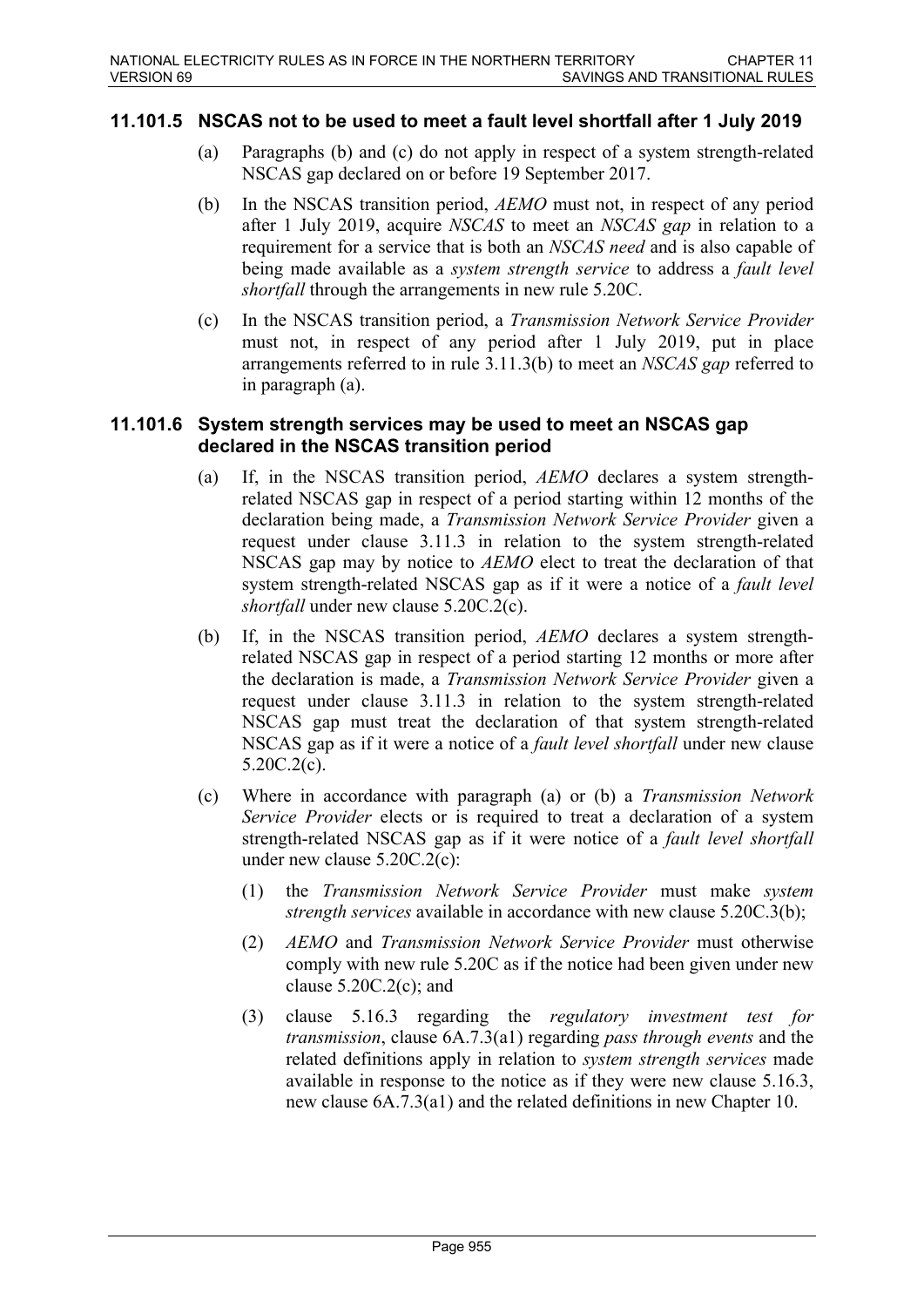### 11.101.5 NSCAS not to be used to meet a fault level shortfall after 1 July 2019

(a) Paragraphs (b) and (c) do not apply in respect of a system strength-related NSCAS gap declared on or before 19 September 2017.

(b) In the NSCAS transition period, *AEMO* must not, in respect of any period after 1 July 2019, acquire *NSCAS* to meet an *NSCAS gap* in relation to a requirement for a service that is both an *NSCAS need* and is also capable of being made available as a *system strength service* to address a *fault level shortfall* through the arrangements in new rule 5.20C.

(c) In the NSCAS transition period, a *Transmission Network Service Provider* must not, in respect of any period after 1 July 2019, put in place arrangements referred to in rule 3.11.3(b) to meet an *NSCAS gap* referred to in paragraph (a).

### 11.101.6 System strength services may be used to meet an NSCAS gap declared in the NSCAS transition period

(a) If, in the NSCAS transition period, *AEMO* declares a system strength-related NSCAS gap in respect of a period starting within 12 months of the declaration being made, a *Transmission Network Service Provider* given a request under clause 3.11.3 in relation to the system strength-related NSCAS gap may by notice to *AEMO* elect to treat the declaration of that system strength-related NSCAS gap as if it were a notice of a *fault level shortfall* under new clause 5.20C.2(c).

(b) If, in the NSCAS transition period, *AEMO* declares a system strength-related NSCAS gap in respect of a period starting 12 months or more after the declaration is made, a *Transmission Network Service Provider* given a request under clause 3.11.3 in relation to the system strength-related NSCAS gap must treat the declaration of that system strength-related NSCAS gap as if it were a notice of a *fault level shortfall* under new clause 5.20C.2(c).

(c) Where in accordance with paragraph (a) or (b) a *Transmission Network Service Provider* elects or is required to treat a declaration of a system strength-related NSCAS gap as if it were notice of a *fault level shortfall* under new clause 5.20C.2(c):

(1) the *Transmission Network Service Provider* must make *system strength services* available in accordance with new clause 5.20C.3(b);

(2) *AEMO* and *Transmission Network Service Provider* must otherwise comply with new rule 5.20C as if the notice had been given under new clause 5.20C.2(c); and

(3) clause 5.16.3 regarding the *regulatory investment test for transmission*, clause 6A.7.3(a1) regarding *pass through events* and the related definitions apply in relation to *system strength services* made available in response to the notice as if they were new clause 5.16.3, new clause 6A.7.3(a1) and the related definitions in new Chapter 10.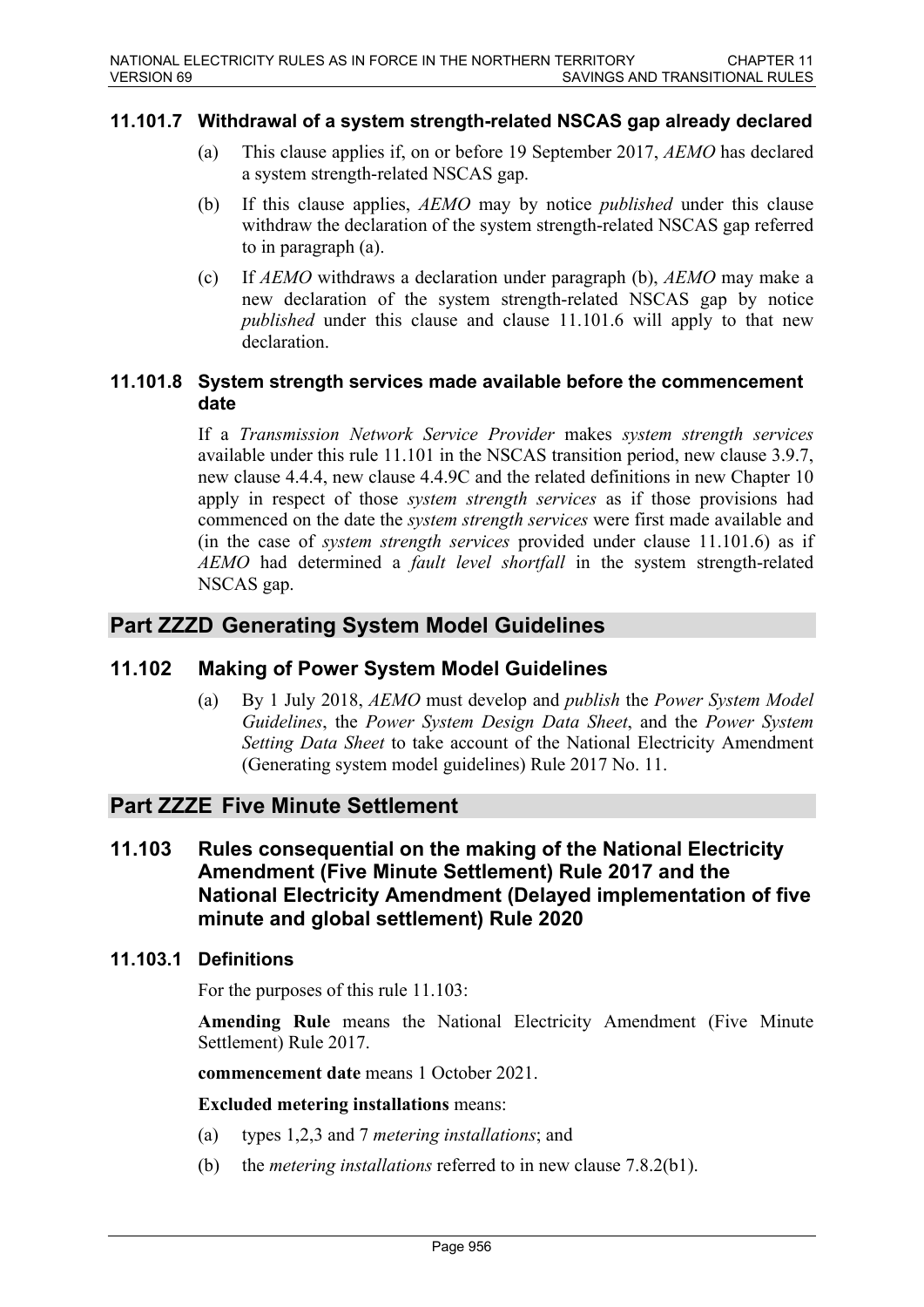### 11.101.7 Withdrawal of a system strength-related NSCAS gap already declared

(a) This clause applies if, on or before 19 September 2017, *AEMO* has declared a system strength-related NSCAS gap.

(b) If this clause applies, *AEMO* may by notice *published* under this clause withdraw the declaration of the system strength-related NSCAS gap referred to in paragraph (a).

(c) If *AEMO* withdraws a declaration under paragraph (b), *AEMO* may make a new declaration of the system strength-related NSCAS gap by notice *published* under this clause and clause 11.101.6 will apply to that new declaration.

### 11.101.8 System strength services made available before the commencement date

If a *Transmission Network Service Provider* makes *system strength services* available under this rule 11.101 in the NSCAS transition period, new clause 3.9.7, new clause 4.4.4, new clause 4.4.9C and the related definitions in new Chapter 10 apply in respect of those *system strength services* as if those provisions had commenced on the date the *system strength services* were first made available and (in the case of *system strength services* provided under clause 11.101.6) as if *AEMO* had determined a *fault level shortfall* in the system strength-related NSCAS gap.

## Part ZZZD Generating System Model Guidelines

### 11.102 Making of Power System Model Guidelines

(a) By 1 July 2018, *AEMO* must develop and *publish* the *Power System Model Guidelines*, the *Power System Design Data Sheet*, and the *Power System Setting Data Sheet* to take account of the National Electricity Amendment (Generating system model guidelines) Rule 2017 No. 11.

## Part ZZZE Five Minute Settlement

### 11.103 Rules consequential on the making of the National Electricity Amendment (Five Minute Settlement) Rule 2017 and the National Electricity Amendment (Delayed implementation of five minute and global settlement) Rule 2020

### 11.103.1 Definitions

For the purposes of this rule 11.103:

**Amending Rule** means the National Electricity Amendment (Five Minute Settlement) Rule 2017.

**commencement date** means 1 October 2021.

**Excluded metering installations** means:

(a) types 1,2,3 and 7 *metering installations*; and

(b) the *metering installations* referred to in new clause 7.8.2(b1).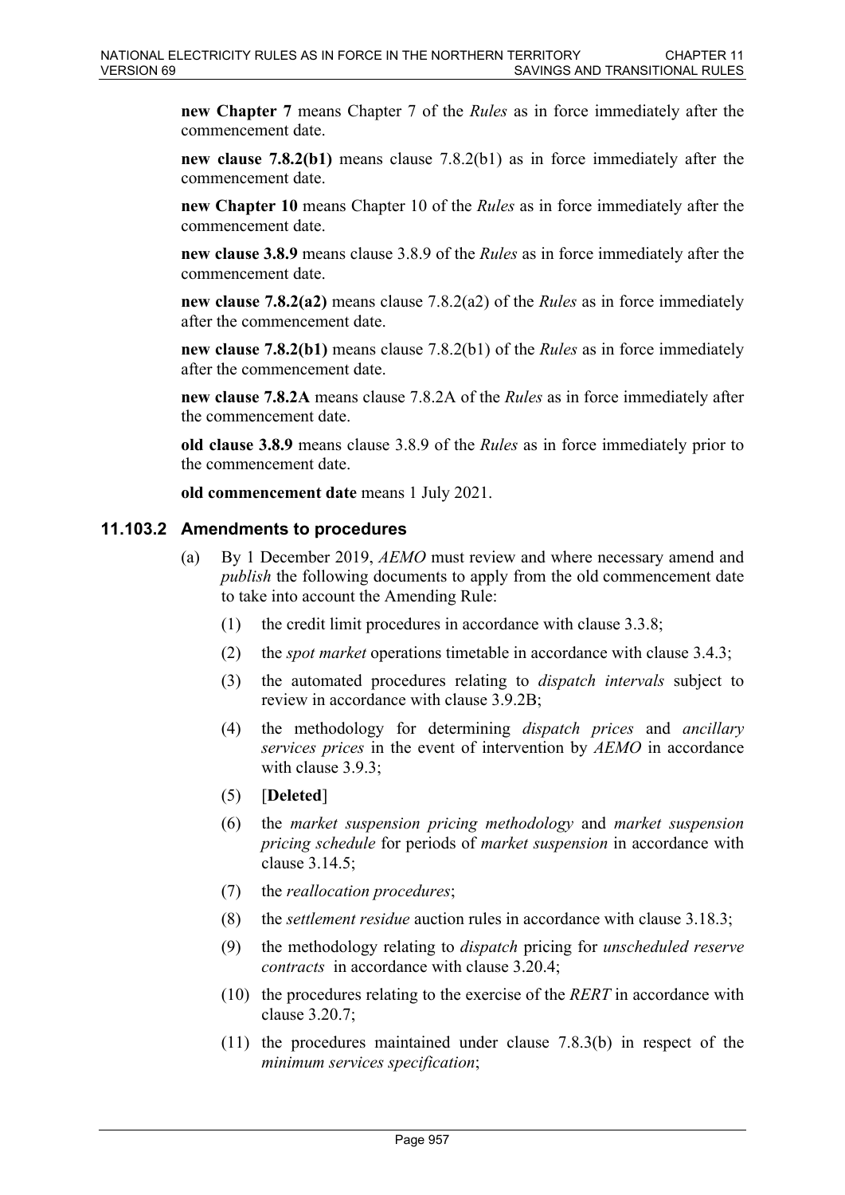**new Chapter 7** means Chapter 7 of the *Rules* as in force immediately after the commencement date.

**new clause 7.8.2(b1)** means clause 7.8.2(b1) as in force immediately after the commencement date.

**new Chapter 10** means Chapter 10 of the *Rules* as in force immediately after the commencement date.

**new clause 3.8.9** means clause 3.8.9 of the *Rules* as in force immediately after the commencement date.

**new clause 7.8.2(a2)** means clause 7.8.2(a2) of the *Rules* as in force immediately after the commencement date.

**new clause 7.8.2(b1)** means clause 7.8.2(b1) of the *Rules* as in force immediately after the commencement date.

**new clause 7.8.2A** means clause 7.8.2A of the *Rules* as in force immediately after the commencement date.

**old clause 3.8.9** means clause 3.8.9 of the *Rules* as in force immediately prior to the commencement date.

**old commencement date** means 1 July 2021.

## 11.103.2 Amendments to procedures

(a) By 1 December 2019, *AEMO* must review and where necessary amend and *publish* the following documents to apply from the old commencement date to take into account the Amending Rule:

  (1) the credit limit procedures in accordance with clause 3.3.8;

  (2) the *spot market* operations timetable in accordance with clause 3.4.3;

  (3) the automated procedures relating to *dispatch intervals* subject to review in accordance with clause 3.9.2B;

  (4) the methodology for determining *dispatch prices* and *ancillary services prices* in the event of intervention by *AEMO* in accordance with clause 3.9.3;

  (5) [**Deleted**]

  (6) the *market suspension pricing methodology* and *market suspension pricing schedule* for periods of *market suspension* in accordance with clause 3.14.5;

  (7) the *reallocation procedures*;

  (8) the *settlement residue* auction rules in accordance with clause 3.18.3;

  (9) the methodology relating to *dispatch* pricing for *unscheduled reserve contracts* in accordance with clause 3.20.4;

  (10) the procedures relating to the exercise of the *RERT* in accordance with clause 3.20.7;

  (11) the procedures maintained under clause 7.8.3(b) in respect of the *minimum services specification*;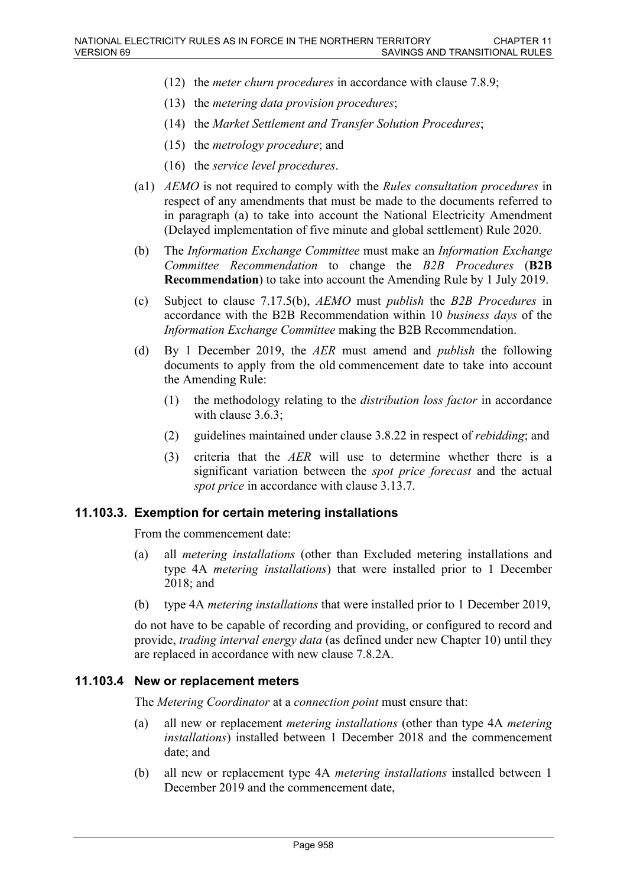(12) the *meter churn procedures* in accordance with clause 7.8.9;

(13) the *metering data provision procedures*;

(14) the *Market Settlement and Transfer Solution Procedures*;

(15) the *metrology procedure*; and

(16) the *service level procedures*.

(a1) *AEMO* is not required to comply with the *Rules consultation procedures* in respect of any amendments that must be made to the documents referred to in paragraph (a) to take into account the National Electricity Amendment (Delayed implementation of five minute and global settlement) Rule 2020.

(b) The *Information Exchange Committee* must make an *Information Exchange Committee Recommendation* to change the *B2B Procedures* (**B2B Recommendation**) to take into account the Amending Rule by 1 July 2019.

(c) Subject to clause 7.17.5(b), *AEMO* must *publish* the *B2B Procedures* in accordance with the B2B Recommendation within 10 *business days* of the *Information Exchange Committee* making the B2B Recommendation.

(d) By 1 December 2019, the *AER* must amend and *publish* the following documents to apply from the old commencement date to take into account the Amending Rule:

(1) the methodology relating to the *distribution loss factor* in accordance with clause 3.6.3;

(2) guidelines maintained under clause 3.8.22 in respect of *rebidding*; and

(3) criteria that the *AER* will use to determine whether there is a significant variation between the *spot price forecast* and the actual *spot price* in accordance with clause 3.13.7.

### 11.103.3. Exemption for certain metering installations

From the commencement date:

(a) all *metering installations* (other than Excluded metering installations and type 4A *metering installations*) that were installed prior to 1 December 2018; and

(b) type 4A *metering installations* that were installed prior to 1 December 2019,

do not have to be capable of recording and providing, or configured to record and provide, *trading interval energy data* (as defined under new Chapter 10) until they are replaced in accordance with new clause 7.8.2A.

### 11.103.4 New or replacement meters

The *Metering Coordinator* at a *connection point* must ensure that:

(a) all new or replacement *metering installations* (other than type 4A *metering installations*) installed between 1 December 2018 and the commencement date; and

(b) all new or replacement type 4A *metering installations* installed between 1 December 2019 and the commencement date,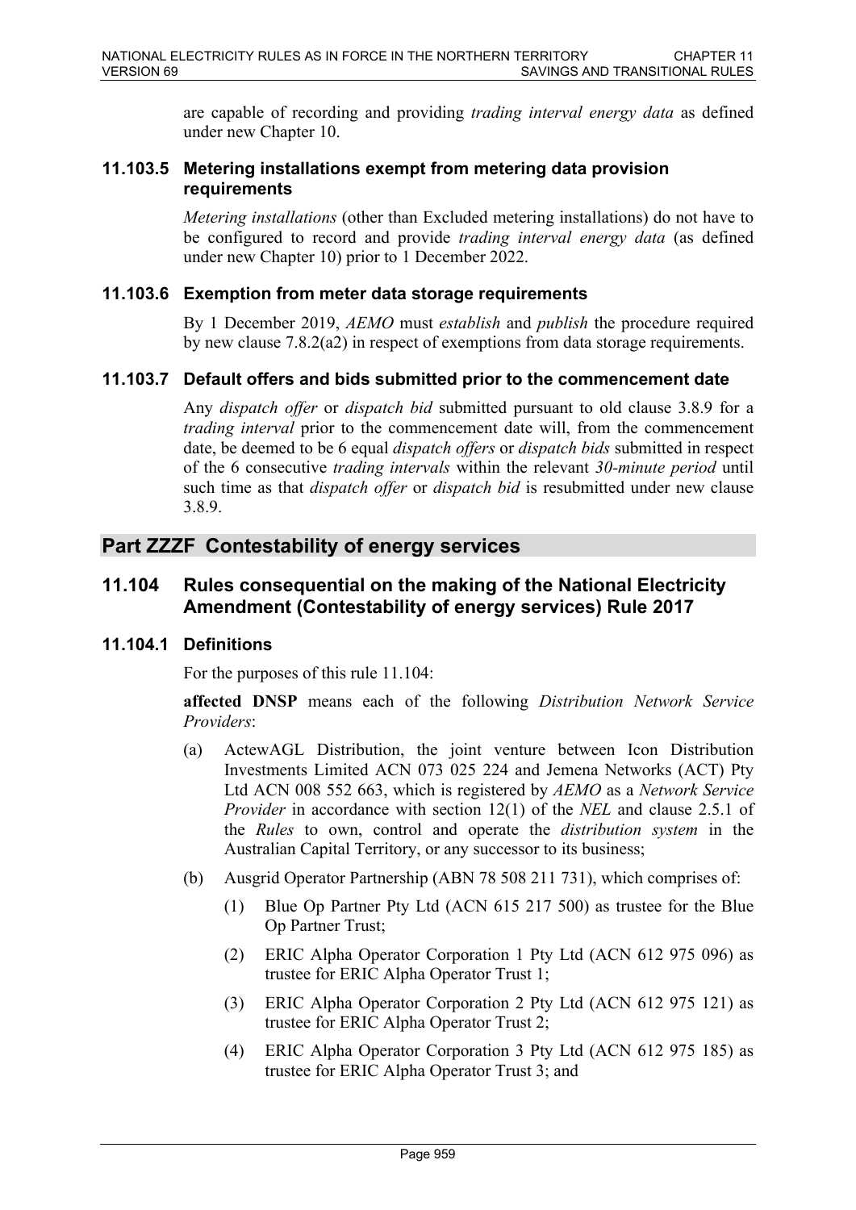are capable of recording and providing *trading interval energy data* as defined under new Chapter 10.

### 11.103.5 Metering installations exempt from metering data provision requirements

*Metering installations* (other than Excluded metering installations) do not have to be configured to record and provide *trading interval energy data* (as defined under new Chapter 10) prior to 1 December 2022.

### 11.103.6 Exemption from meter data storage requirements

By 1 December 2019, *AEMO* must *establish* and *publish* the procedure required by new clause 7.8.2(a2) in respect of exemptions from data storage requirements.

### 11.103.7 Default offers and bids submitted prior to the commencement date

Any *dispatch offer* or *dispatch bid* submitted pursuant to old clause 3.8.9 for a *trading interval* prior to the commencement date will, from the commencement date, be deemed to be 6 equal *dispatch offers* or *dispatch bids* submitted in respect of the 6 consecutive *trading intervals* within the relevant *30-minute period* until such time as that *dispatch offer* or *dispatch bid* is resubmitted under new clause 3.8.9.

# Part ZZZF Contestability of energy services

## 11.104 Rules consequential on the making of the National Electricity Amendment (Contestability of energy services) Rule 2017

### 11.104.1 Definitions

For the purposes of this rule 11.104:

**affected DNSP** means each of the following *Distribution Network Service Providers*:

(a) ActewAGL Distribution, the joint venture between Icon Distribution Investments Limited ACN 073 025 224 and Jemena Networks (ACT) Pty Ltd ACN 008 552 663, which is registered by *AEMO* as a *Network Service Provider* in accordance with section 12(1) of the *NEL* and clause 2.5.1 of the *Rules* to own, control and operate the *distribution system* in the Australian Capital Territory, or any successor to its business;

(b) Ausgrid Operator Partnership (ABN 78 508 211 731), which comprises of:

   (1) Blue Op Partner Pty Ltd (ACN 615 217 500) as trustee for the Blue Op Partner Trust;

   (2) ERIC Alpha Operator Corporation 1 Pty Ltd (ACN 612 975 096) as trustee for ERIC Alpha Operator Trust 1;

   (3) ERIC Alpha Operator Corporation 2 Pty Ltd (ACN 612 975 121) as trustee for ERIC Alpha Operator Trust 2;

   (4) ERIC Alpha Operator Corporation 3 Pty Ltd (ACN 612 975 185) as trustee for ERIC Alpha Operator Trust 3; and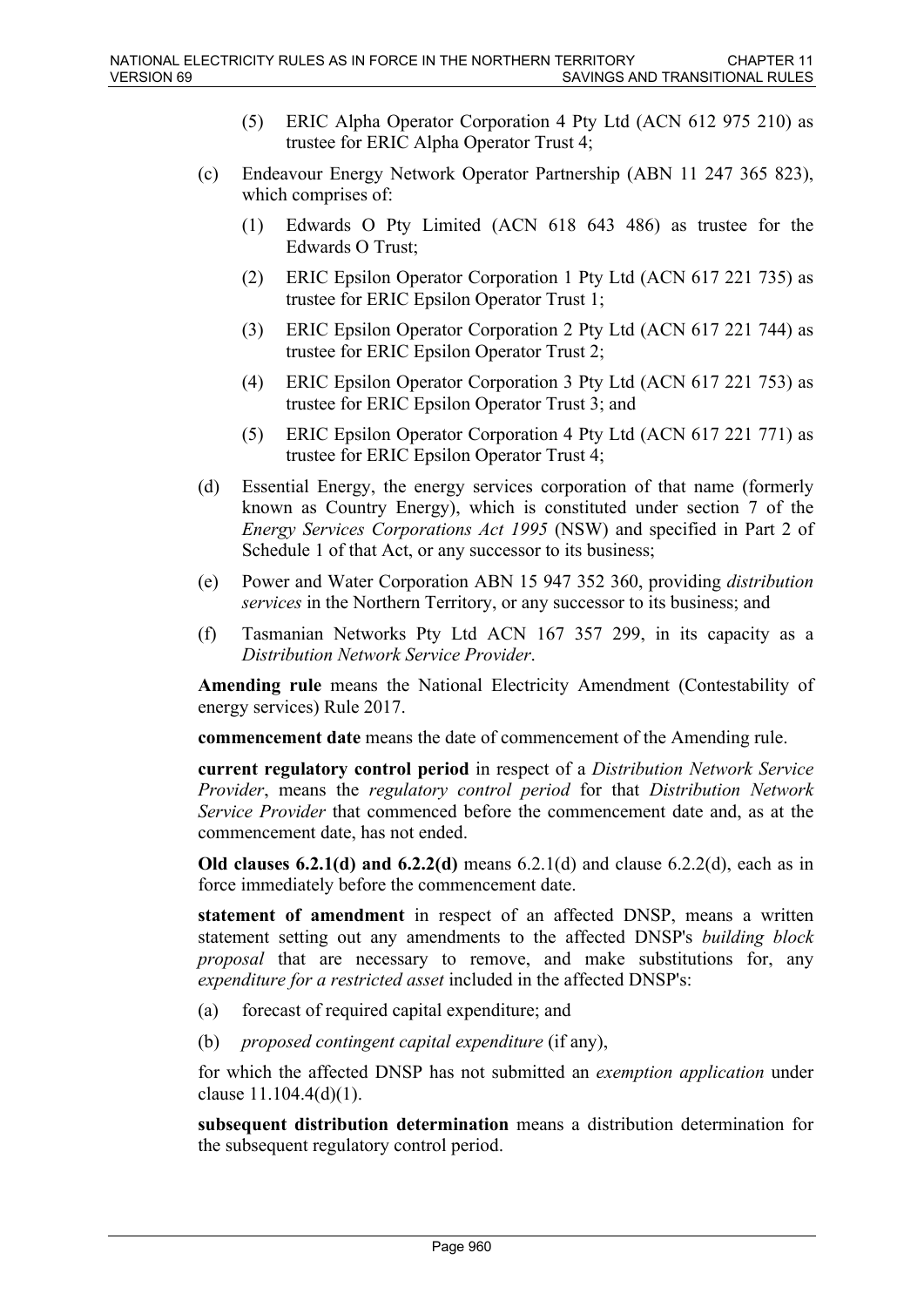(5) ERIC Alpha Operator Corporation 4 Pty Ltd (ACN 612 975 210) as trustee for ERIC Alpha Operator Trust 4;

(c) Endeavour Energy Network Operator Partnership (ABN 11 247 365 823), which comprises of:

    (1) Edwards O Pty Limited (ACN 618 643 486) as trustee for the Edwards O Trust;

    (2) ERIC Epsilon Operator Corporation 1 Pty Ltd (ACN 617 221 735) as trustee for ERIC Epsilon Operator Trust 1;

    (3) ERIC Epsilon Operator Corporation 2 Pty Ltd (ACN 617 221 744) as trustee for ERIC Epsilon Operator Trust 2;

    (4) ERIC Epsilon Operator Corporation 3 Pty Ltd (ACN 617 221 753) as trustee for ERIC Epsilon Operator Trust 3; and

    (5) ERIC Epsilon Operator Corporation 4 Pty Ltd (ACN 617 221 771) as trustee for ERIC Epsilon Operator Trust 4;

(d) Essential Energy, the energy services corporation of that name (formerly known as Country Energy), which is constituted under section 7 of the *Energy Services Corporations Act 1995* (NSW) and specified in Part 2 of Schedule 1 of that Act, or any successor to its business;

(e) Power and Water Corporation ABN 15 947 352 360, providing *distribution services* in the Northern Territory, or any successor to its business; and

(f) Tasmanian Networks Pty Ltd ACN 167 357 299, in its capacity as a *Distribution Network Service Provider*.

**Amending rule** means the National Electricity Amendment (Contestability of energy services) Rule 2017.

**commencement date** means the date of commencement of the Amending rule.

**current regulatory control period** in respect of a *Distribution Network Service Provider*, means the *regulatory control period* for that *Distribution Network Service Provider* that commenced before the commencement date and, as at the commencement date, has not ended.

**Old clauses 6.2.1(d) and 6.2.2(d)** means 6.2.1(d) and clause 6.2.2(d), each as in force immediately before the commencement date.

**statement of amendment** in respect of an affected DNSP, means a written statement setting out any amendments to the affected DNSP's *building block proposal* that are necessary to remove, and make substitutions for, any *expenditure for a restricted asset* included in the affected DNSP's:

(a) forecast of required capital expenditure; and

(b) *proposed contingent capital expenditure* (if any),

for which the affected DNSP has not submitted an *exemption application* under clause 11.104.4(d)(1).

**subsequent distribution determination** means a distribution determination for the subsequent regulatory control period.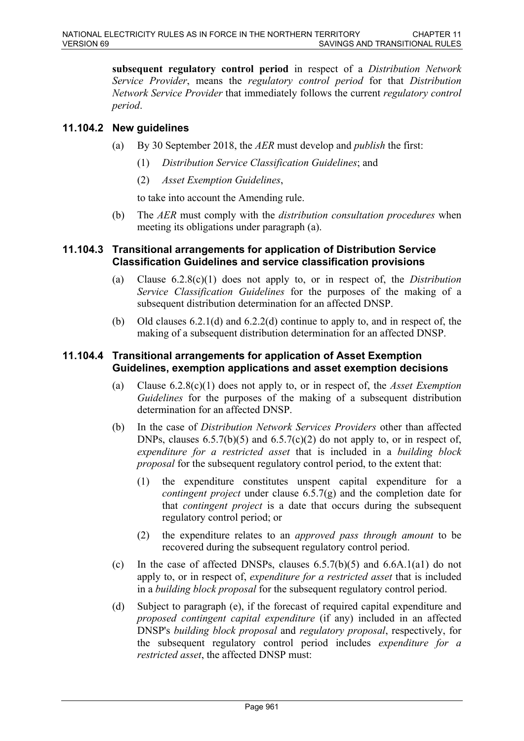**subsequent regulatory control period** in respect of a *Distribution Network Service Provider*, means the *regulatory control period* for that *Distribution Network Service Provider* that immediately follows the current *regulatory control period*.

### 11.104.2 New guidelines

(a) By 30 September 2018, the *AER* must develop and *publish* the first:

(1) *Distribution Service Classification Guidelines*; and

(2) *Asset Exemption Guidelines*,

to take into account the Amending rule.

(b) The *AER* must comply with the *distribution consultation procedures* when meeting its obligations under paragraph (a).

### 11.104.3 Transitional arrangements for application of Distribution Service Classification Guidelines and service classification provisions

(a) Clause 6.2.8(c)(1) does not apply to, or in respect of, the *Distribution Service Classification Guidelines* for the purposes of the making of a subsequent distribution determination for an affected DNSP.

(b) Old clauses 6.2.1(d) and 6.2.2(d) continue to apply to, and in respect of, the making of a subsequent distribution determination for an affected DNSP.

### 11.104.4 Transitional arrangements for application of Asset Exemption Guidelines, exemption applications and asset exemption decisions

(a) Clause 6.2.8(c)(1) does not apply to, or in respect of, the *Asset Exemption Guidelines* for the purposes of the making of a subsequent distribution determination for an affected DNSP.

(b) In the case of *Distribution Network Services Providers* other than affected DNPs, clauses 6.5.7(b)(5) and 6.5.7(c)(2) do not apply to, or in respect of, *expenditure for a restricted asset* that is included in a *building block proposal* for the subsequent regulatory control period, to the extent that:

(1) the expenditure constitutes unspent capital expenditure for a *contingent project* under clause 6.5.7(g) and the completion date for that *contingent project* is a date that occurs during the subsequent regulatory control period; or

(2) the expenditure relates to an *approved pass through amount* to be recovered during the subsequent regulatory control period.

(c) In the case of affected DNSPs, clauses 6.5.7(b)(5) and 6.6A.1(a1) do not apply to, or in respect of, *expenditure for a restricted asset* that is included in a *building block proposal* for the subsequent regulatory control period.

(d) Subject to paragraph (e), if the forecast of required capital expenditure and *proposed contingent capital expenditure* (if any) included in an affected DNSP's *building block proposal* and *regulatory proposal*, respectively, for the subsequent regulatory control period includes *expenditure for a restricted asset*, the affected DNSP must: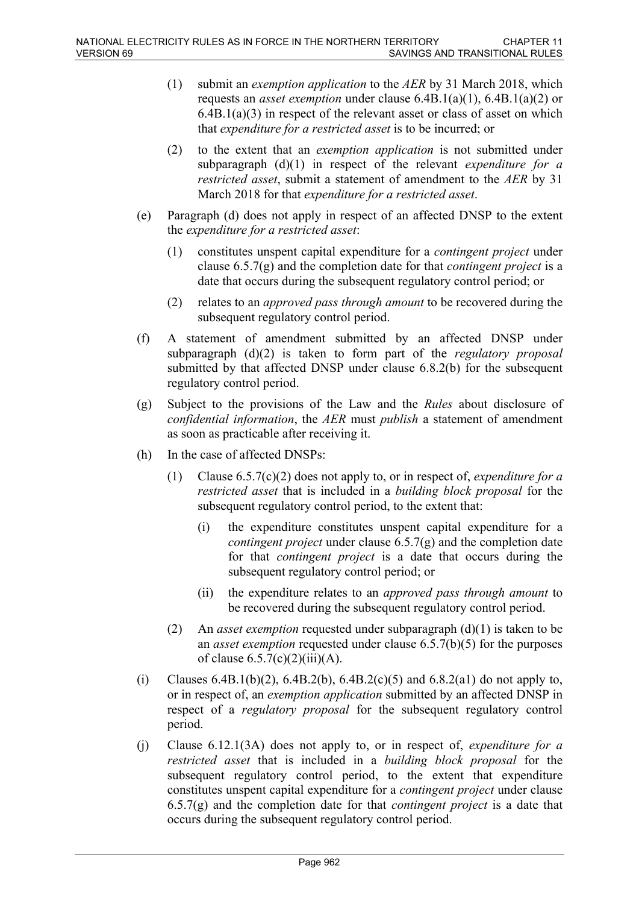(1) submit an *exemption application* to the *AER* by 31 March 2018, which requests an *asset exemption* under clause 6.4B.1(a)(1), 6.4B.1(a)(2) or 6.4B.1(a)(3) in respect of the relevant asset or class of asset on which that *expenditure for a restricted asset* is to be incurred; or

(2) to the extent that an *exemption application* is not submitted under subparagraph (d)(1) in respect of the relevant *expenditure for a restricted asset*, submit a statement of amendment to the *AER* by 31 March 2018 for that *expenditure for a restricted asset*.

(e) Paragraph (d) does not apply in respect of an affected DNSP to the extent the *expenditure for a restricted asset*:

(1) constitutes unspent capital expenditure for a *contingent project* under clause 6.5.7(g) and the completion date for that *contingent project* is a date that occurs during the subsequent regulatory control period; or

(2) relates to an *approved pass through amount* to be recovered during the subsequent regulatory control period.

(f) A statement of amendment submitted by an affected DNSP under subparagraph (d)(2) is taken to form part of the *regulatory proposal* submitted by that affected DNSP under clause 6.8.2(b) for the subsequent regulatory control period.

(g) Subject to the provisions of the Law and the *Rules* about disclosure of *confidential information*, the *AER* must *publish* a statement of amendment as soon as practicable after receiving it.

(h) In the case of affected DNSPs:

(1) Clause 6.5.7(c)(2) does not apply to, or in respect of, *expenditure for a restricted asset* that is included in a *building block proposal* for the subsequent regulatory control period, to the extent that:

(i) the expenditure constitutes unspent capital expenditure for a *contingent project* under clause 6.5.7(g) and the completion date for that *contingent project* is a date that occurs during the subsequent regulatory control period; or

(ii) the expenditure relates to an *approved pass through amount* to be recovered during the subsequent regulatory control period.

(2) An *asset exemption* requested under subparagraph (d)(1) is taken to be an *asset exemption* requested under clause 6.5.7(b)(5) for the purposes of clause 6.5.7(c)(2)(iii)(A).

(i) Clauses 6.4B.1(b)(2), 6.4B.2(b), 6.4B.2(c)(5) and 6.8.2(a1) do not apply to, or in respect of, an *exemption application* submitted by an affected DNSP in respect of a *regulatory proposal* for the subsequent regulatory control period.

(j) Clause 6.12.1(3A) does not apply to, or in respect of, *expenditure for a restricted asset* that is included in a *building block proposal* for the subsequent regulatory control period, to the extent that expenditure constitutes unspent capital expenditure for a *contingent project* under clause 6.5.7(g) and the completion date for that *contingent project* is a date that occurs during the subsequent regulatory control period.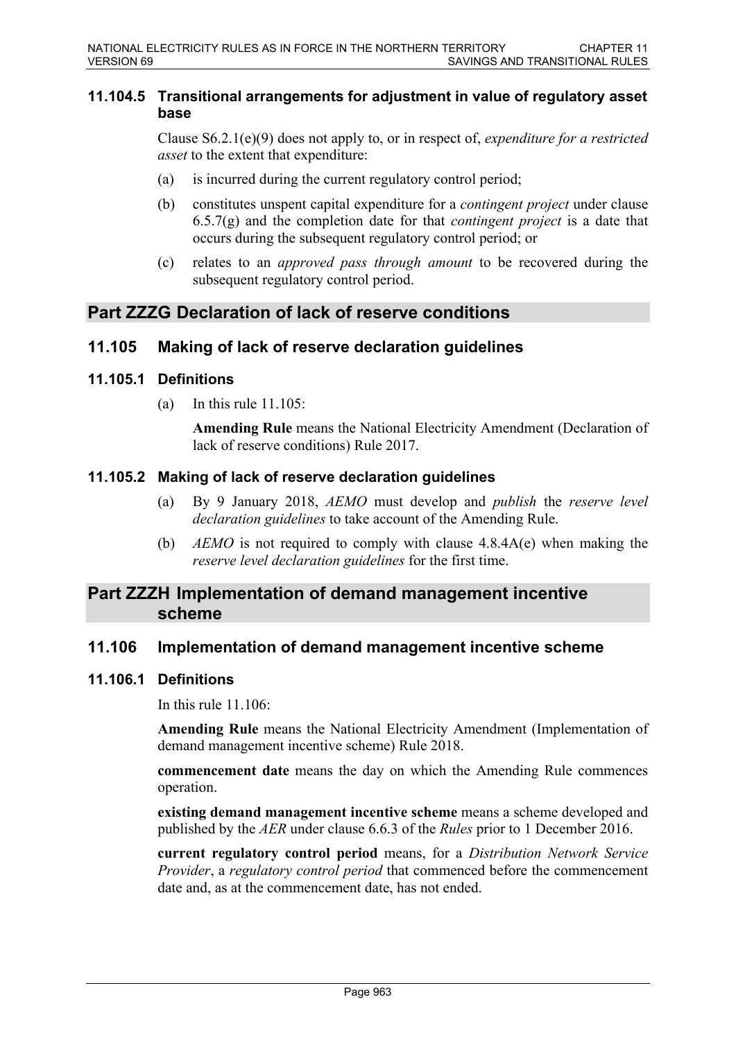### 11.104.5 Transitional arrangements for adjustment in value of regulatory asset base

Clause S6.2.1(e)(9) does not apply to, or in respect of, *expenditure for a restricted asset* to the extent that expenditure:

(a) is incurred during the current regulatory control period;

(b) constitutes unspent capital expenditure for a *contingent project* under clause 6.5.7(g) and the completion date for that *contingent project* is a date that occurs during the subsequent regulatory control period; or

(c) relates to an *approved pass through amount* to be recovered during the subsequent regulatory control period.

## Part ZZZG Declaration of lack of reserve conditions

## 11.105 Making of lack of reserve declaration guidelines

### 11.105.1 Definitions

(a) In this rule 11.105:

**Amending Rule** means the National Electricity Amendment (Declaration of lack of reserve conditions) Rule 2017.

### 11.105.2 Making of lack of reserve declaration guidelines

(a) By 9 January 2018, *AEMO* must develop and *publish* the *reserve level declaration guidelines* to take account of the Amending Rule.

(b) *AEMO* is not required to comply with clause 4.8.4A(e) when making the *reserve level declaration guidelines* for the first time.

## Part ZZZH Implementation of demand management incentive scheme

## 11.106 Implementation of demand management incentive scheme

### 11.106.1 Definitions

In this rule 11.106:

**Amending Rule** means the National Electricity Amendment (Implementation of demand management incentive scheme) Rule 2018.

**commencement date** means the day on which the Amending Rule commences operation.

**existing demand management incentive scheme** means a scheme developed and published by the *AER* under clause 6.6.3 of the *Rules* prior to 1 December 2016.

**current regulatory control period** means, for a *Distribution Network Service Provider*, a *regulatory control period* that commenced before the commencement date and, as at the commencement date, has not ended.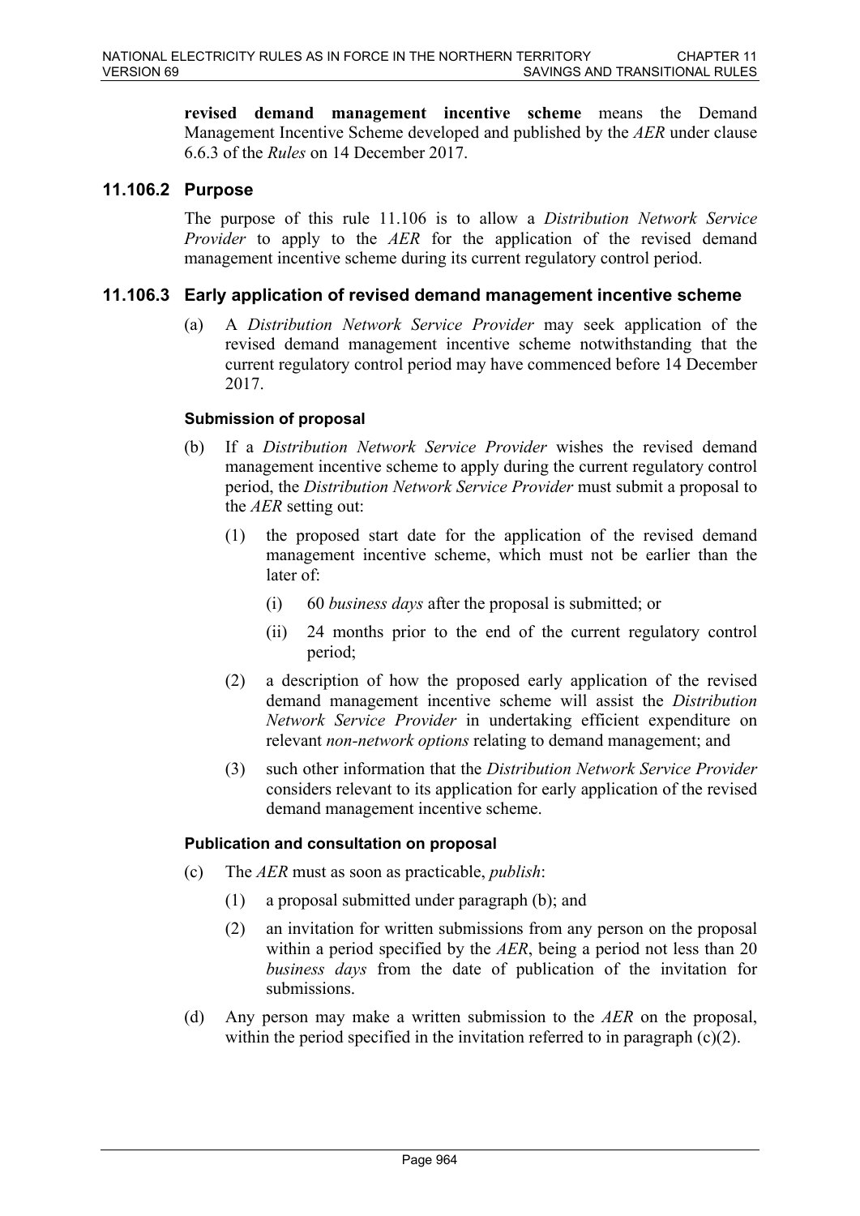**revised demand management incentive scheme** means the Demand Management Incentive Scheme developed and published by the *AER* under clause 6.6.3 of the *Rules* on 14 December 2017.

### 11.106.2 Purpose

The purpose of this rule 11.106 is to allow a *Distribution Network Service Provider* to apply to the *AER* for the application of the revised demand management incentive scheme during its current regulatory control period.

### 11.106.3 Early application of revised demand management incentive scheme

(a) A *Distribution Network Service Provider* may seek application of the revised demand management incentive scheme notwithstanding that the current regulatory control period may have commenced before 14 December 2017.

#### Submission of proposal

(b) If a *Distribution Network Service Provider* wishes the revised demand management incentive scheme to apply during the current regulatory control period, the *Distribution Network Service Provider* must submit a proposal to the *AER* setting out:

(1) the proposed start date for the application of the revised demand management incentive scheme, which must not be earlier than the later of:

(i) 60 *business days* after the proposal is submitted; or

(ii) 24 months prior to the end of the current regulatory control period;

(2) a description of how the proposed early application of the revised demand management incentive scheme will assist the *Distribution Network Service Provider* in undertaking efficient expenditure on relevant *non-network options* relating to demand management; and

(3) such other information that the *Distribution Network Service Provider* considers relevant to its application for early application of the revised demand management incentive scheme.

#### Publication and consultation on proposal

(c) The *AER* must as soon as practicable, *publish*:

(1) a proposal submitted under paragraph (b); and

(2) an invitation for written submissions from any person on the proposal within a period specified by the *AER*, being a period not less than 20 *business days* from the date of publication of the invitation for submissions.

(d) Any person may make a written submission to the *AER* on the proposal, within the period specified in the invitation referred to in paragraph (c)(2).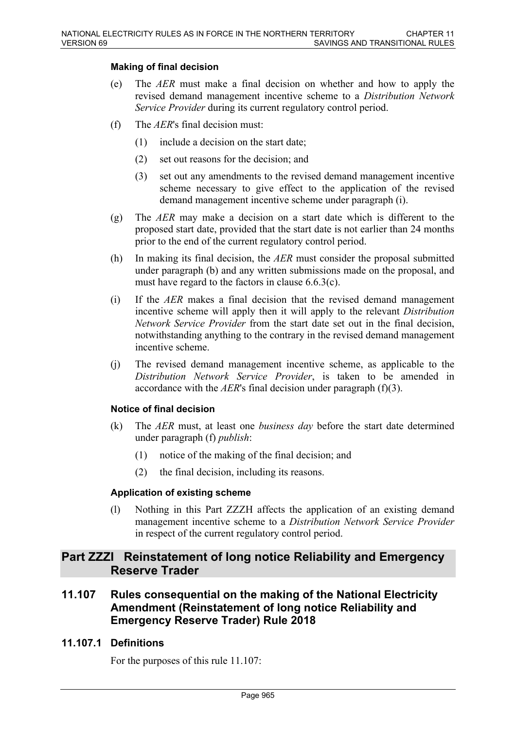#### Making of final decision

(e) The *AER* must make a final decision on whether and how to apply the revised demand management incentive scheme to a *Distribution Network Service Provider* during its current regulatory control period.

(f) The *AER*'s final decision must:

  (1) include a decision on the start date;

  (2) set out reasons for the decision; and

  (3) set out any amendments to the revised demand management incentive scheme necessary to give effect to the application of the revised demand management incentive scheme under paragraph (i).

(g) The *AER* may make a decision on a start date which is different to the proposed start date, provided that the start date is not earlier than 24 months prior to the end of the current regulatory control period.

(h) In making its final decision, the *AER* must consider the proposal submitted under paragraph (b) and any written submissions made on the proposal, and must have regard to the factors in clause 6.6.3(c).

(i) If the *AER* makes a final decision that the revised demand management incentive scheme will apply then it will apply to the relevant *Distribution Network Service Provider* from the start date set out in the final decision, notwithstanding anything to the contrary in the revised demand management incentive scheme.

(j) The revised demand management incentive scheme, as applicable to the *Distribution Network Service Provider*, is taken to be amended in accordance with the *AER*'s final decision under paragraph (f)(3).

#### Notice of final decision

(k) The *AER* must, at least one *business day* before the start date determined under paragraph (f) *publish*:

  (1) notice of the making of the final decision; and

  (2) the final decision, including its reasons.

#### Application of existing scheme

(l) Nothing in this Part ZZZH affects the application of an existing demand management incentive scheme to a *Distribution Network Service Provider* in respect of the current regulatory control period.

# Part ZZZI Reinstatement of long notice Reliability and Emergency Reserve Trader

## 11.107 Rules consequential on the making of the National Electricity Amendment (Reinstatement of long notice Reliability and Emergency Reserve Trader) Rule 2018

### 11.107.1 Definitions

For the purposes of this rule 11.107: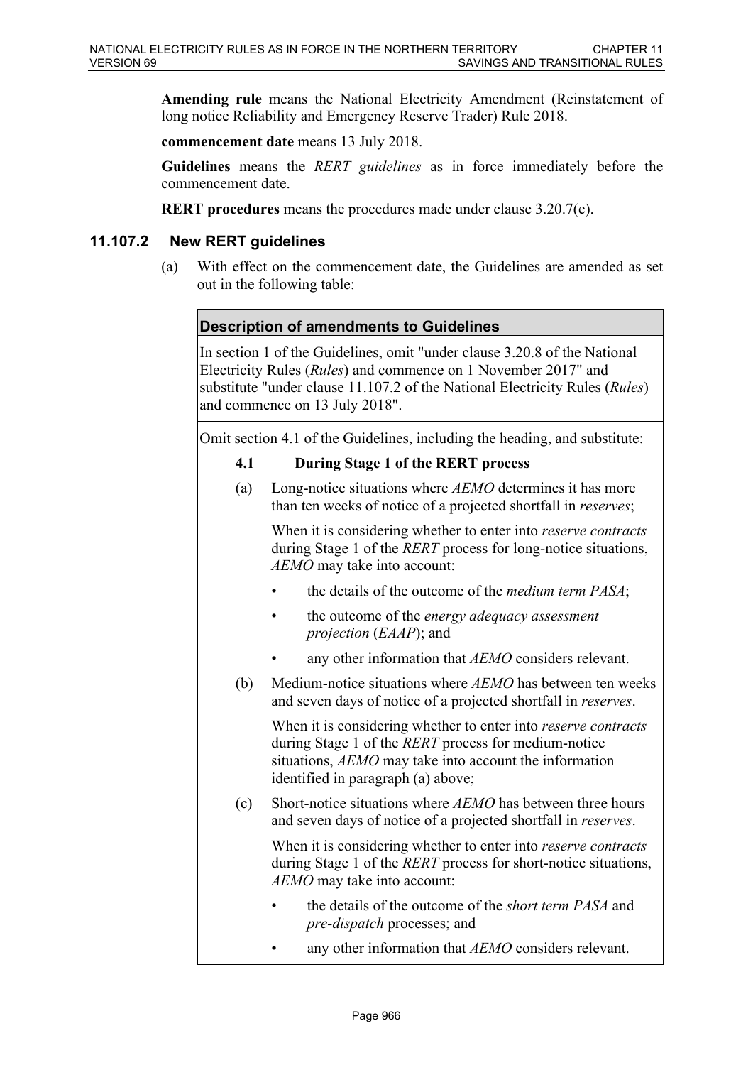**Amending rule** means the National Electricity Amendment (Reinstatement of long notice Reliability and Emergency Reserve Trader) Rule 2018.

**commencement date** means 13 July 2018.

**Guidelines** means the *RERT guidelines* as in force immediately before the commencement date.

**RERT procedures** means the procedures made under clause 3.20.7(e).

### 11.107.2 New RERT guidelines

(a) With effect on the commencement date, the Guidelines are amended as set out in the following table:

| **Description of amendments to Guidelines** |
|---|
| In section 1 of the Guidelines, omit "under clause 3.20.8 of the National Electricity Rules (*Rules*) and commence on 1 November 2017" and substitute "under clause 11.107.2 of the National Electricity Rules (*Rules*) and commence on 13 July 2018". |
| Omit section 4.1 of the Guidelines, including the heading, and substitute:<br><br>**4.1 During Stage 1 of the RERT process**<br><br>(a) Long-notice situations where *AEMO* determines it has more than ten weeks of notice of a projected shortfall in *reserves*;<br><br>When it is considering whether to enter into *reserve contracts* during Stage 1 of the *RERT* process for long-notice situations, *AEMO* may take into account:<br>• the details of the outcome of the *medium term PASA*;<br>• the outcome of the *energy adequacy assessment projection* (*EAAP*); and<br>• any other information that *AEMO* considers relevant.<br><br>(b) Medium-notice situations where *AEMO* has between ten weeks and seven days of notice of a projected shortfall in *reserves*.<br><br>When it is considering whether to enter into *reserve contracts* during Stage 1 of the *RERT* process for medium-notice situations, *AEMO* may take into account the information identified in paragraph (a) above;<br><br>(c) Short-notice situations where *AEMO* has between three hours and seven days of notice of a projected shortfall in *reserves*.<br><br>When it is considering whether to enter into *reserve contracts* during Stage 1 of the *RERT* process for short-notice situations, *AEMO* may take into account:<br>• the details of the outcome of the *short term PASA* and *pre-dispatch* processes; and<br>• any other information that *AEMO* considers relevant. |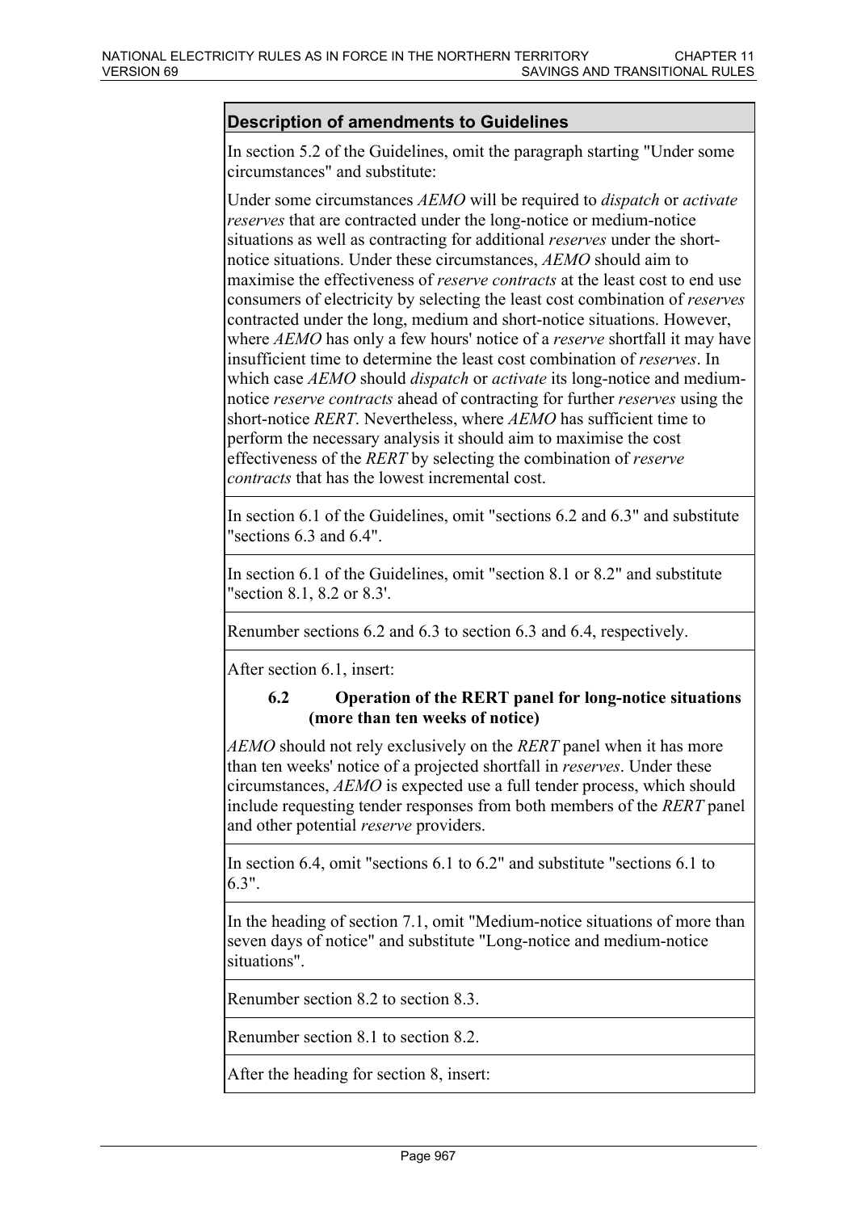| Description of amendments to Guidelines |
|---|
| In section 5.2 of the Guidelines, omit the paragraph starting "Under some circumstances" and substitute:<br><br>Under some circumstances *AEMO* will be required to *dispatch* or *activate reserves* that are contracted under the long-notice or medium-notice situations as well as contracting for additional *reserves* under the short-notice situations. Under these circumstances, *AEMO* should aim to maximise the effectiveness of *reserve contracts* at the least cost to end use consumers of electricity by selecting the least cost combination of *reserves* contracted under the long, medium and short-notice situations. However, where *AEMO* has only a few hours' notice of a *reserve* shortfall it may have insufficient time to determine the least cost combination of *reserves*. In which case *AEMO* should *dispatch* or *activate* its long-notice and medium-notice *reserve contracts* ahead of contracting for further *reserves* using the short-notice *RERT*. Nevertheless, where *AEMO* has sufficient time to perform the necessary analysis it should aim to maximise the cost effectiveness of the *RERT* by selecting the combination of *reserve contracts* that has the lowest incremental cost. |
| In section 6.1 of the Guidelines, omit "sections 6.2 and 6.3" and substitute "sections 6.3 and 6.4". |
| In section 6.1 of the Guidelines, omit "section 8.1 or 8.2" and substitute "section 8.1, 8.2 or 8.3'. |
| Renumber sections 6.2 and 6.3 to section 6.3 and 6.4, respectively. |
| After section 6.1, insert:<br><br>**6.2 Operation of the RERT panel for long-notice situations (more than ten weeks of notice)**<br><br>*AEMO* should not rely exclusively on the *RERT* panel when it has more than ten weeks' notice of a projected shortfall in *reserves*. Under these circumstances, *AEMO* is expected use a full tender process, which should include requesting tender responses from both members of the *RERT* panel and other potential *reserve* providers. |
| In section 6.4, omit "sections 6.1 to 6.2" and substitute "sections 6.1 to 6.3". |
| In the heading of section 7.1, omit "Medium-notice situations of more than seven days of notice" and substitute "Long-notice and medium-notice situations". |
| Renumber section 8.2 to section 8.3. |
| Renumber section 8.1 to section 8.2. |
| After the heading for section 8, insert: |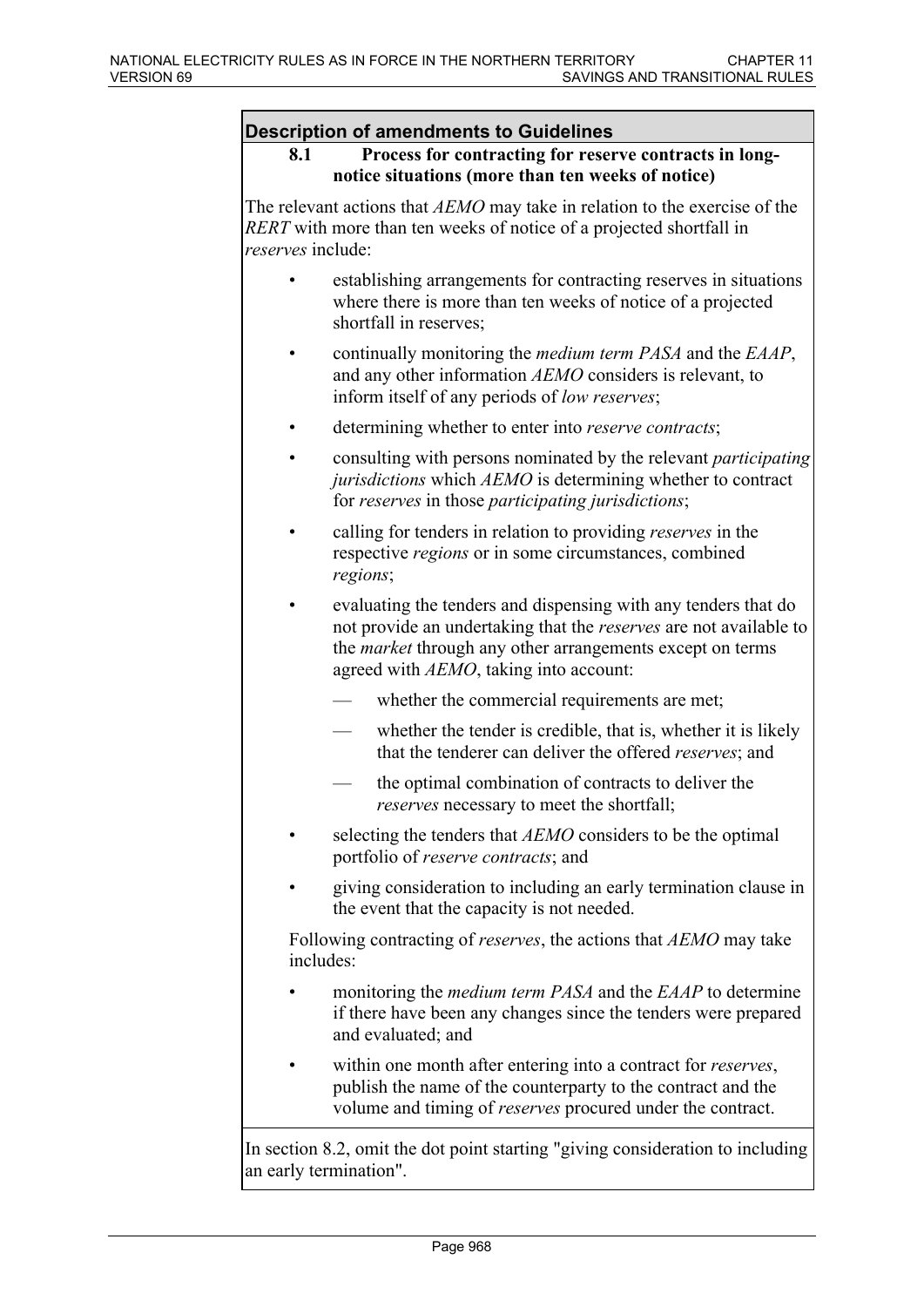**Description of amendments to Guidelines**

**8.1 Process for contracting for reserve contracts in long-notice situations (more than ten weeks of notice)**

The relevant actions that *AEMO* may take in relation to the exercise of the *RERT* with more than ten weeks of notice of a projected shortfall in *reserves* include:

- establishing arrangements for contracting reserves in situations where there is more than ten weeks of notice of a projected shortfall in reserves;
- continually monitoring the *medium term PASA* and the *EAAP*, and any other information *AEMO* considers is relevant, to inform itself of any periods of *low reserves*;
- determining whether to enter into *reserve contracts*;
- consulting with persons nominated by the relevant *participating jurisdictions* which *AEMO* is determining whether to contract for *reserves* in those *participating jurisdictions*;
- calling for tenders in relation to providing *reserves* in the respective *regions* or in some circumstances, combined *regions*;
- evaluating the tenders and dispensing with any tenders that do not provide an undertaking that the *reserves* are not available to the *market* through any other arrangements except on terms agreed with *AEMO*, taking into account:
  - whether the commercial requirements are met;
  - whether the tender is credible, that is, whether it is likely that the tenderer can deliver the offered *reserves*; and
  - the optimal combination of contracts to deliver the *reserves* necessary to meet the shortfall;
- selecting the tenders that *AEMO* considers to be the optimal portfolio of *reserve contracts*; and
- giving consideration to including an early termination clause in the event that the capacity is not needed.

Following contracting of *reserves*, the actions that *AEMO* may take includes:

- monitoring the *medium term PASA* and the *EAAP* to determine if there have been any changes since the tenders were prepared and evaluated; and
- within one month after entering into a contract for *reserves*, publish the name of the counterparty to the contract and the volume and timing of *reserves* procured under the contract.

In section 8.2, omit the dot point starting "giving consideration to including an early termination".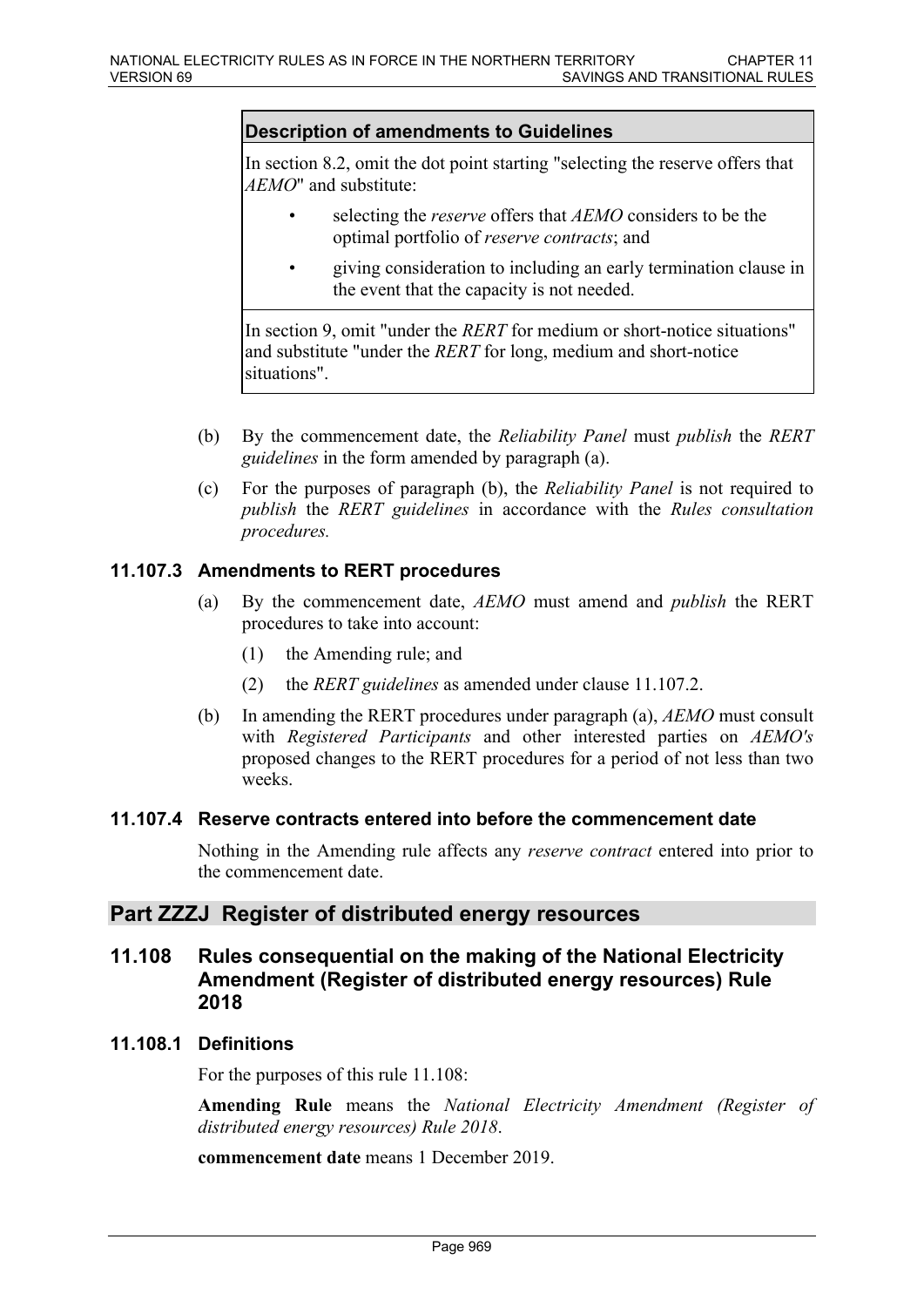| Description of amendments to Guidelines |
| --- |
| In section 8.2, omit the dot point starting "selecting the reserve offers that *AEMO*" and substitute:<br>• selecting the *reserve* offers that *AEMO* considers to be the optimal portfolio of *reserve contracts*; and<br>• giving consideration to including an early termination clause in the event that the capacity is not needed. |
| In section 9, omit "under the *RERT* for medium or short-notice situations" and substitute "under the *RERT* for long, medium and short-notice situations". |

(b) By the commencement date, the *Reliability Panel* must *publish* the *RERT guidelines* in the form amended by paragraph (a).

(c) For the purposes of paragraph (b), the *Reliability Panel* is not required to *publish* the *RERT guidelines* in accordance with the *Rules consultation procedures.*

### 11.107.3 Amendments to RERT procedures

(a) By the commencement date, *AEMO* must amend and *publish* the RERT procedures to take into account:

(1) the Amending rule; and

(2) the *RERT guidelines* as amended under clause 11.107.2.

(b) In amending the RERT procedures under paragraph (a), *AEMO* must consult with *Registered Participants* and other interested parties on *AEMO's* proposed changes to the RERT procedures for a period of not less than two weeks.

### 11.107.4 Reserve contracts entered into before the commencement date

Nothing in the Amending rule affects any *reserve contract* entered into prior to the commencement date.

## Part ZZZJ Register of distributed energy resources

### 11.108 Rules consequential on the making of the National Electricity Amendment (Register of distributed energy resources) Rule 2018

### 11.108.1 Definitions

For the purposes of this rule 11.108:

**Amending Rule** means the *National Electricity Amendment (Register of distributed energy resources) Rule 2018*.

**commencement date** means 1 December 2019.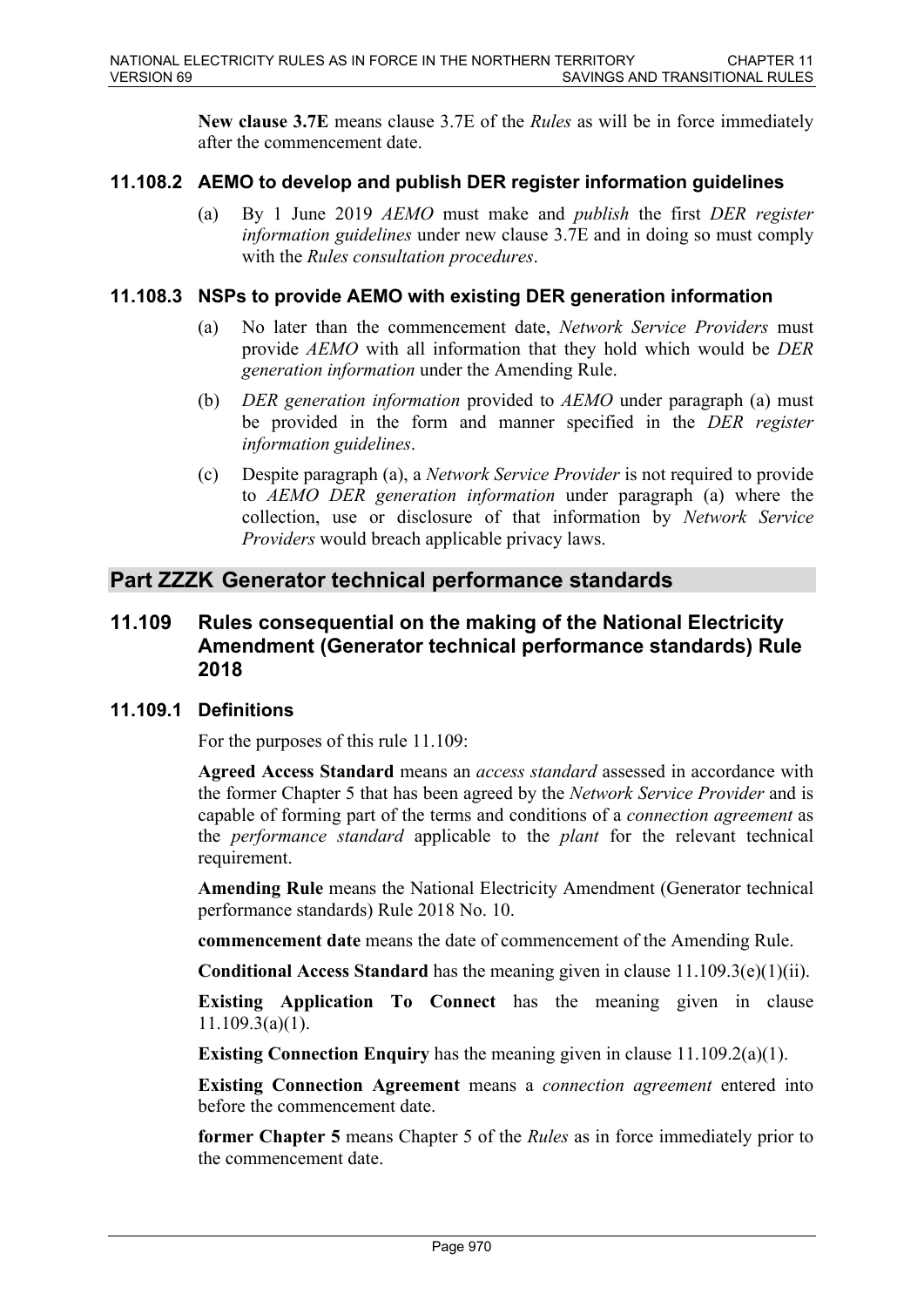**New clause 3.7E** means clause 3.7E of the *Rules* as will be in force immediately after the commencement date.

### 11.108.2 AEMO to develop and publish DER register information guidelines

(a) By 1 June 2019 *AEMO* must make and *publish* the first *DER register information guidelines* under new clause 3.7E and in doing so must comply with the *Rules consultation procedures*.

### 11.108.3 NSPs to provide AEMO with existing DER generation information

(a) No later than the commencement date, *Network Service Providers* must provide *AEMO* with all information that they hold which would be *DER generation information* under the Amending Rule.

(b) *DER generation information* provided to *AEMO* under paragraph (a) must be provided in the form and manner specified in the *DER register information guidelines*.

(c) Despite paragraph (a), a *Network Service Provider* is not required to provide to *AEMO DER generation information* under paragraph (a) where the collection, use or disclosure of that information by *Network Service Providers* would breach applicable privacy laws.

# Part ZZZK Generator technical performance standards

## 11.109 Rules consequential on the making of the National Electricity Amendment (Generator technical performance standards) Rule 2018

### 11.109.1 Definitions

For the purposes of this rule 11.109:

**Agreed Access Standard** means an *access standard* assessed in accordance with the former Chapter 5 that has been agreed by the *Network Service Provider* and is capable of forming part of the terms and conditions of a *connection agreement* as the *performance standard* applicable to the *plant* for the relevant technical requirement.

**Amending Rule** means the National Electricity Amendment (Generator technical performance standards) Rule 2018 No. 10.

**commencement date** means the date of commencement of the Amending Rule.

**Conditional Access Standard** has the meaning given in clause 11.109.3(e)(1)(ii).

**Existing Application To Connect** has the meaning given in clause 11.109.3(a)(1).

**Existing Connection Enquiry** has the meaning given in clause 11.109.2(a)(1).

**Existing Connection Agreement** means a *connection agreement* entered into before the commencement date.

**former Chapter 5** means Chapter 5 of the *Rules* as in force immediately prior to the commencement date.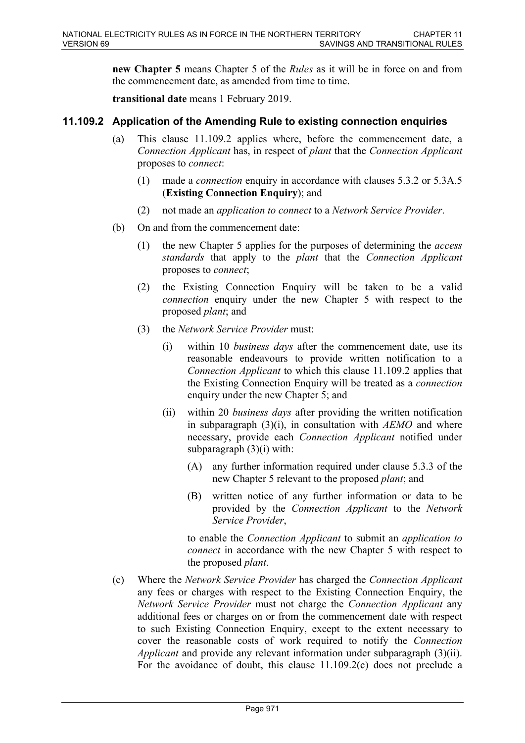**new Chapter 5** means Chapter 5 of the *Rules* as it will be in force on and from the commencement date, as amended from time to time.

**transitional date** means 1 February 2019.

### 11.109.2 Application of the Amending Rule to existing connection enquiries

(a) This clause 11.109.2 applies where, before the commencement date, a *Connection Applicant* has, in respect of *plant* that the *Connection Applicant* proposes to *connect*:

   (1) made a *connection* enquiry in accordance with clauses 5.3.2 or 5.3A.5 (**Existing Connection Enquiry**); and

   (2) not made an *application to connect* to a *Network Service Provider*.

(b) On and from the commencement date:

   (1) the new Chapter 5 applies for the purposes of determining the *access standards* that apply to the *plant* that the *Connection Applicant* proposes to *connect*;

   (2) the Existing Connection Enquiry will be taken to be a valid *connection* enquiry under the new Chapter 5 with respect to the proposed *plant*; and

   (3) the *Network Service Provider* must:

      (i) within 10 *business days* after the commencement date, use its reasonable endeavours to provide written notification to a *Connection Applicant* to which this clause 11.109.2 applies that the Existing Connection Enquiry will be treated as a *connection* enquiry under the new Chapter 5; and

      (ii) within 20 *business days* after providing the written notification in subparagraph (3)(i), in consultation with *AEMO* and where necessary, provide each *Connection Applicant* notified under subparagraph (3)(i) with:

         (A) any further information required under clause 5.3.3 of the new Chapter 5 relevant to the proposed *plant*; and

         (B) written notice of any further information or data to be provided by the *Connection Applicant* to the *Network Service Provider*,

      to enable the *Connection Applicant* to submit an *application to connect* in accordance with the new Chapter 5 with respect to the proposed *plant*.

(c) Where the *Network Service Provider* has charged the *Connection Applicant* any fees or charges with respect to the Existing Connection Enquiry, the *Network Service Provider* must not charge the *Connection Applicant* any additional fees or charges on or from the commencement date with respect to such Existing Connection Enquiry, except to the extent necessary to cover the reasonable costs of work required to notify the *Connection Applicant* and provide any relevant information under subparagraph (3)(ii). For the avoidance of doubt, this clause 11.109.2(c) does not preclude a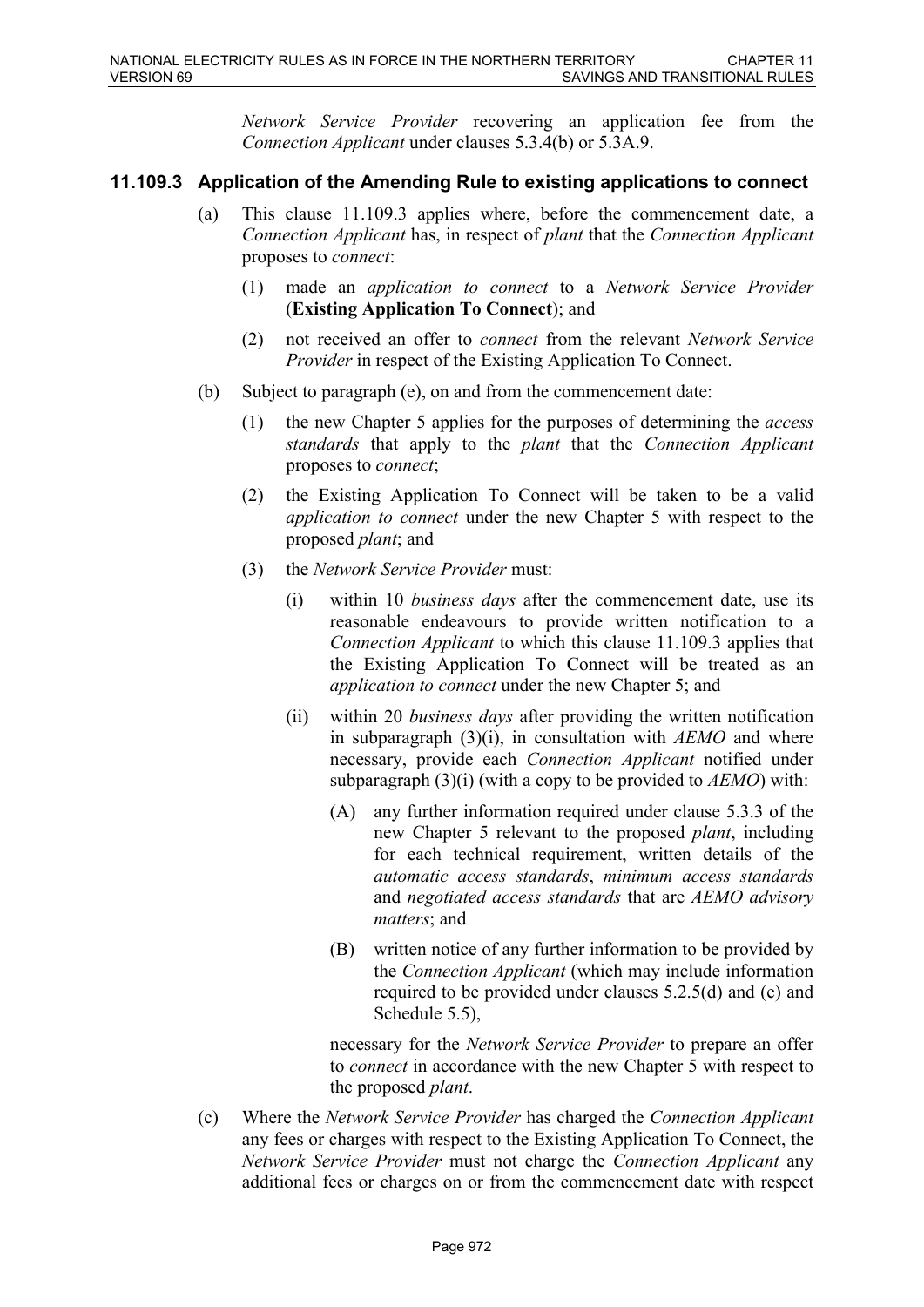*Network Service Provider* recovering an application fee from the *Connection Applicant* under clauses 5.3.4(b) or 5.3A.9.

### 11.109.3 Application of the Amending Rule to existing applications to connect

(a) This clause 11.109.3 applies where, before the commencement date, a *Connection Applicant* has, in respect of *plant* that the *Connection Applicant* proposes to *connect*:

(1) made an *application to connect* to a *Network Service Provider* (**Existing Application To Connect**); and

(2) not received an offer to *connect* from the relevant *Network Service Provider* in respect of the Existing Application To Connect.

(b) Subject to paragraph (e), on and from the commencement date:

(1) the new Chapter 5 applies for the purposes of determining the *access standards* that apply to the *plant* that the *Connection Applicant* proposes to *connect*;

(2) the Existing Application To Connect will be taken to be a valid *application to connect* under the new Chapter 5 with respect to the proposed *plant*; and

(3) the *Network Service Provider* must:

(i) within 10 *business days* after the commencement date, use its reasonable endeavours to provide written notification to a *Connection Applicant* to which this clause 11.109.3 applies that the Existing Application To Connect will be treated as an *application to connect* under the new Chapter 5; and

(ii) within 20 *business days* after providing the written notification in subparagraph (3)(i), in consultation with *AEMO* and where necessary, provide each *Connection Applicant* notified under subparagraph (3)(i) (with a copy to be provided to *AEMO*) with:

(A) any further information required under clause 5.3.3 of the new Chapter 5 relevant to the proposed *plant*, including for each technical requirement, written details of the *automatic access standards*, *minimum access standards* and *negotiated access standards* that are *AEMO advisory matters*; and

(B) written notice of any further information to be provided by the *Connection Applicant* (which may include information required to be provided under clauses 5.2.5(d) and (e) and Schedule 5.5),

necessary for the *Network Service Provider* to prepare an offer to *connect* in accordance with the new Chapter 5 with respect to the proposed *plant*.

(c) Where the *Network Service Provider* has charged the *Connection Applicant* any fees or charges with respect to the Existing Application To Connect, the *Network Service Provider* must not charge the *Connection Applicant* any additional fees or charges on or from the commencement date with respect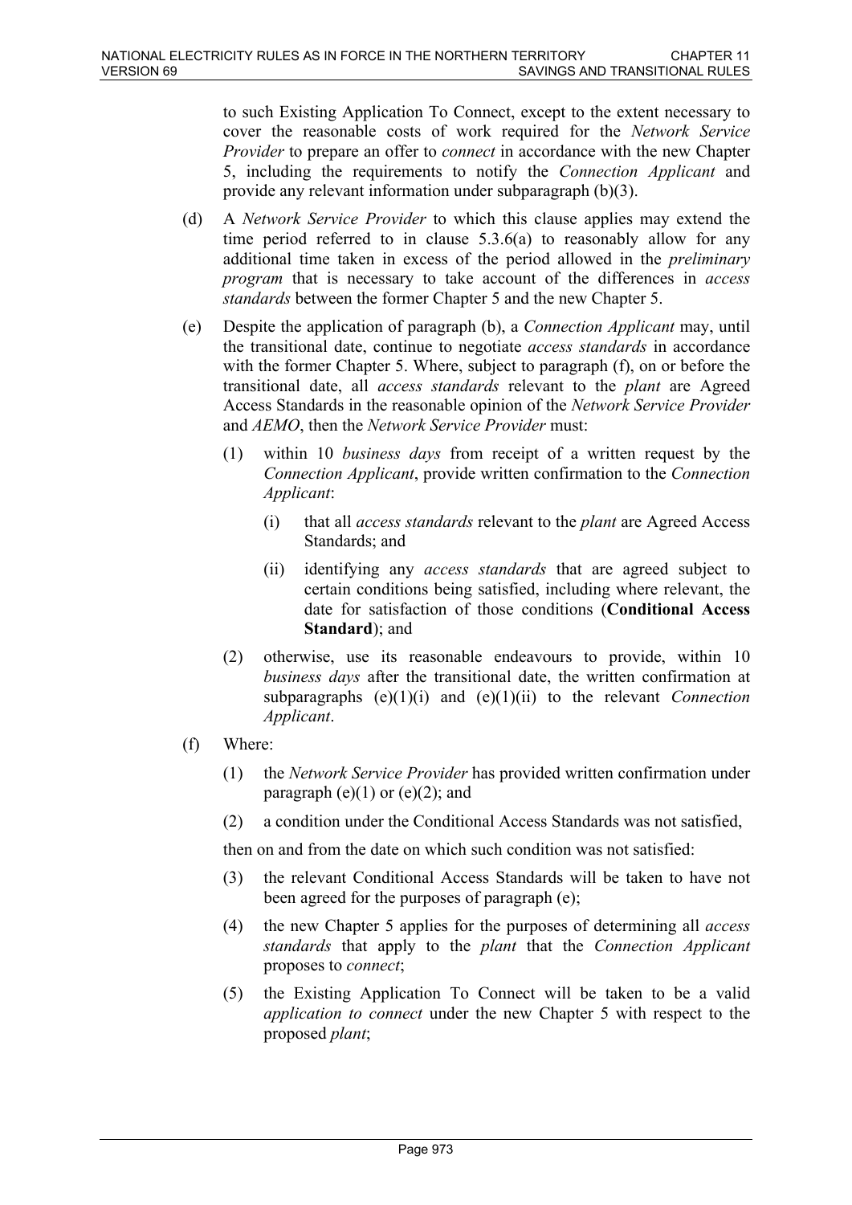to such Existing Application To Connect, except to the extent necessary to cover the reasonable costs of work required for the *Network Service Provider* to prepare an offer to *connect* in accordance with the new Chapter 5, including the requirements to notify the *Connection Applicant* and provide any relevant information under subparagraph (b)(3).

(d) A *Network Service Provider* to which this clause applies may extend the time period referred to in clause 5.3.6(a) to reasonably allow for any additional time taken in excess of the period allowed in the *preliminary program* that is necessary to take account of the differences in *access standards* between the former Chapter 5 and the new Chapter 5.

(e) Despite the application of paragraph (b), a *Connection Applicant* may, until the transitional date, continue to negotiate *access standards* in accordance with the former Chapter 5. Where, subject to paragraph (f), on or before the transitional date, all *access standards* relevant to the *plant* are Agreed Access Standards in the reasonable opinion of the *Network Service Provider* and *AEMO*, then the *Network Service Provider* must:

  (1) within 10 *business days* from receipt of a written request by the *Connection Applicant*, provide written confirmation to the *Connection Applicant*:

    (i) that all *access standards* relevant to the *plant* are Agreed Access Standards; and

    (ii) identifying any *access standards* that are agreed subject to certain conditions being satisfied, including where relevant, the date for satisfaction of those conditions (**Conditional Access Standard**); and

  (2) otherwise, use its reasonable endeavours to provide, within 10 *business days* after the transitional date, the written confirmation at subparagraphs (e)(1)(i) and (e)(1)(ii) to the relevant *Connection Applicant*.

(f) Where:

  (1) the *Network Service Provider* has provided written confirmation under paragraph (e)(1) or (e)(2); and

  (2) a condition under the Conditional Access Standards was not satisfied,

  then on and from the date on which such condition was not satisfied:

  (3) the relevant Conditional Access Standards will be taken to have not been agreed for the purposes of paragraph (e);

  (4) the new Chapter 5 applies for the purposes of determining all *access standards* that apply to the *plant* that the *Connection Applicant* proposes to *connect*;

  (5) the Existing Application To Connect will be taken to be a valid *application to connect* under the new Chapter 5 with respect to the proposed *plant*;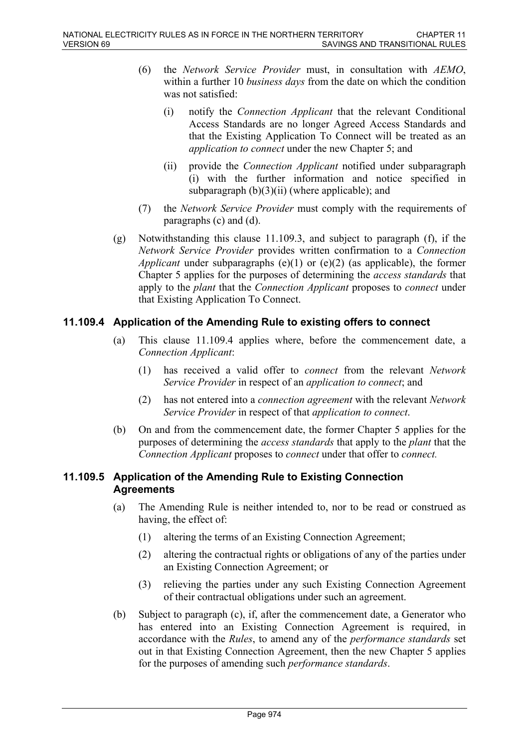(6) the *Network Service Provider* must, in consultation with *AEMO*, within a further 10 *business days* from the date on which the condition was not satisfied:

   (i) notify the *Connection Applicant* that the relevant Conditional Access Standards are no longer Agreed Access Standards and that the Existing Application To Connect will be treated as an *application to connect* under the new Chapter 5; and

   (ii) provide the *Connection Applicant* notified under subparagraph (i) with the further information and notice specified in subparagraph (b)(3)(ii) (where applicable); and

(7) the *Network Service Provider* must comply with the requirements of paragraphs (c) and (d).

(g) Notwithstanding this clause 11.109.3, and subject to paragraph (f), if the *Network Service Provider* provides written confirmation to a *Connection Applicant* under subparagraphs (e)(1) or (e)(2) (as applicable), the former Chapter 5 applies for the purposes of determining the *access standards* that apply to the *plant* that the *Connection Applicant* proposes to *connect* under that Existing Application To Connect.

### 11.109.4 Application of the Amending Rule to existing offers to connect

(a) This clause 11.109.4 applies where, before the commencement date, a *Connection Applicant*:

   (1) has received a valid offer to *connect* from the relevant *Network Service Provider* in respect of an *application to connect*; and

   (2) has not entered into a *connection agreement* with the relevant *Network Service Provider* in respect of that *application to connect*.

(b) On and from the commencement date, the former Chapter 5 applies for the purposes of determining the *access standards* that apply to the *plant* that the *Connection Applicant* proposes to *connect* under that offer to *connect.*

### 11.109.5 Application of the Amending Rule to Existing Connection Agreements

(a) The Amending Rule is neither intended to, nor to be read or construed as having, the effect of:

   (1) altering the terms of an Existing Connection Agreement;

   (2) altering the contractual rights or obligations of any of the parties under an Existing Connection Agreement; or

   (3) relieving the parties under any such Existing Connection Agreement of their contractual obligations under such an agreement.

(b) Subject to paragraph (c), if, after the commencement date, a Generator who has entered into an Existing Connection Agreement is required, in accordance with the *Rules*, to amend any of the *performance standards* set out in that Existing Connection Agreement, then the new Chapter 5 applies for the purposes of amending such *performance standards*.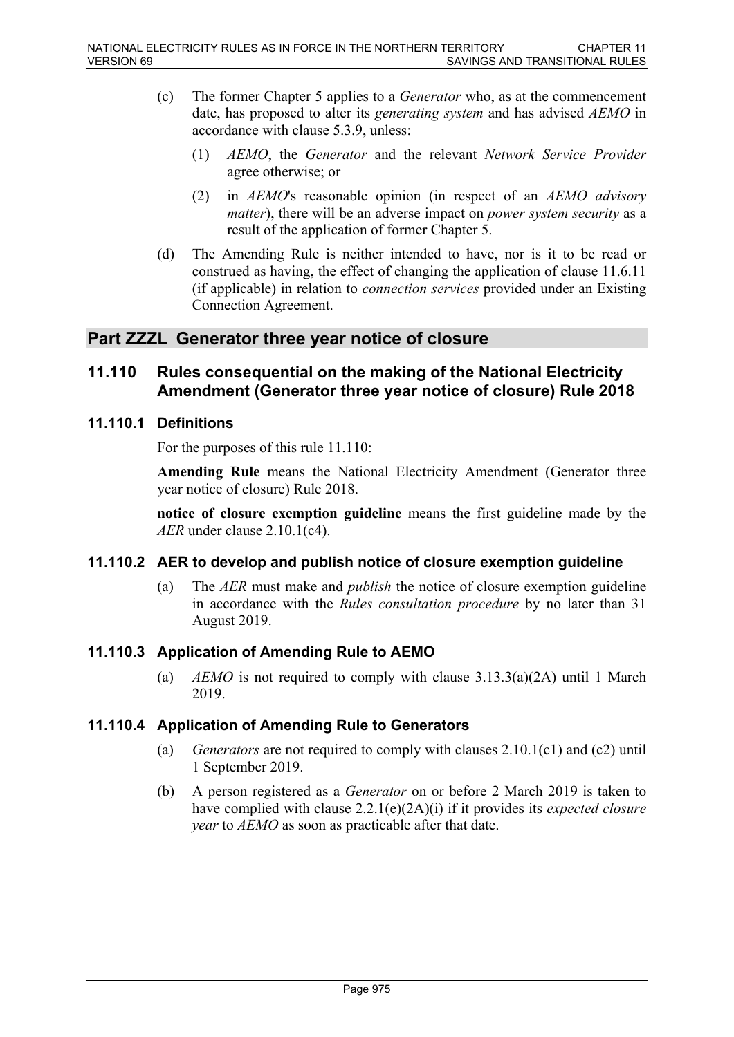(c) The former Chapter 5 applies to a *Generator* who, as at the commencement date, has proposed to alter its *generating system* and has advised *AEMO* in accordance with clause 5.3.9, unless:

(1) *AEMO*, the *Generator* and the relevant *Network Service Provider* agree otherwise; or

(2) in *AEMO*'s reasonable opinion (in respect of an *AEMO advisory matter*), there will be an adverse impact on *power system security* as a result of the application of former Chapter 5.

(d) The Amending Rule is neither intended to have, nor is it to be read or construed as having, the effect of changing the application of clause 11.6.11 (if applicable) in relation to *connection services* provided under an Existing Connection Agreement.

## Part ZZZL Generator three year notice of closure

### 11.110 Rules consequential on the making of the National Electricity Amendment (Generator three year notice of closure) Rule 2018

#### 11.110.1 Definitions

For the purposes of this rule 11.110:

**Amending Rule** means the National Electricity Amendment (Generator three year notice of closure) Rule 2018.

**notice of closure exemption guideline** means the first guideline made by the *AER* under clause 2.10.1(c4).

#### 11.110.2 AER to develop and publish notice of closure exemption guideline

(a) The *AER* must make and *publish* the notice of closure exemption guideline in accordance with the *Rules consultation procedure* by no later than 31 August 2019.

#### 11.110.3 Application of Amending Rule to AEMO

(a) *AEMO* is not required to comply with clause 3.13.3(a)(2A) until 1 March 2019.

#### 11.110.4 Application of Amending Rule to Generators

(a) *Generators* are not required to comply with clauses 2.10.1(c1) and (c2) until 1 September 2019.

(b) A person registered as a *Generator* on or before 2 March 2019 is taken to have complied with clause 2.2.1(e)(2A)(i) if it provides its *expected closure year* to *AEMO* as soon as practicable after that date.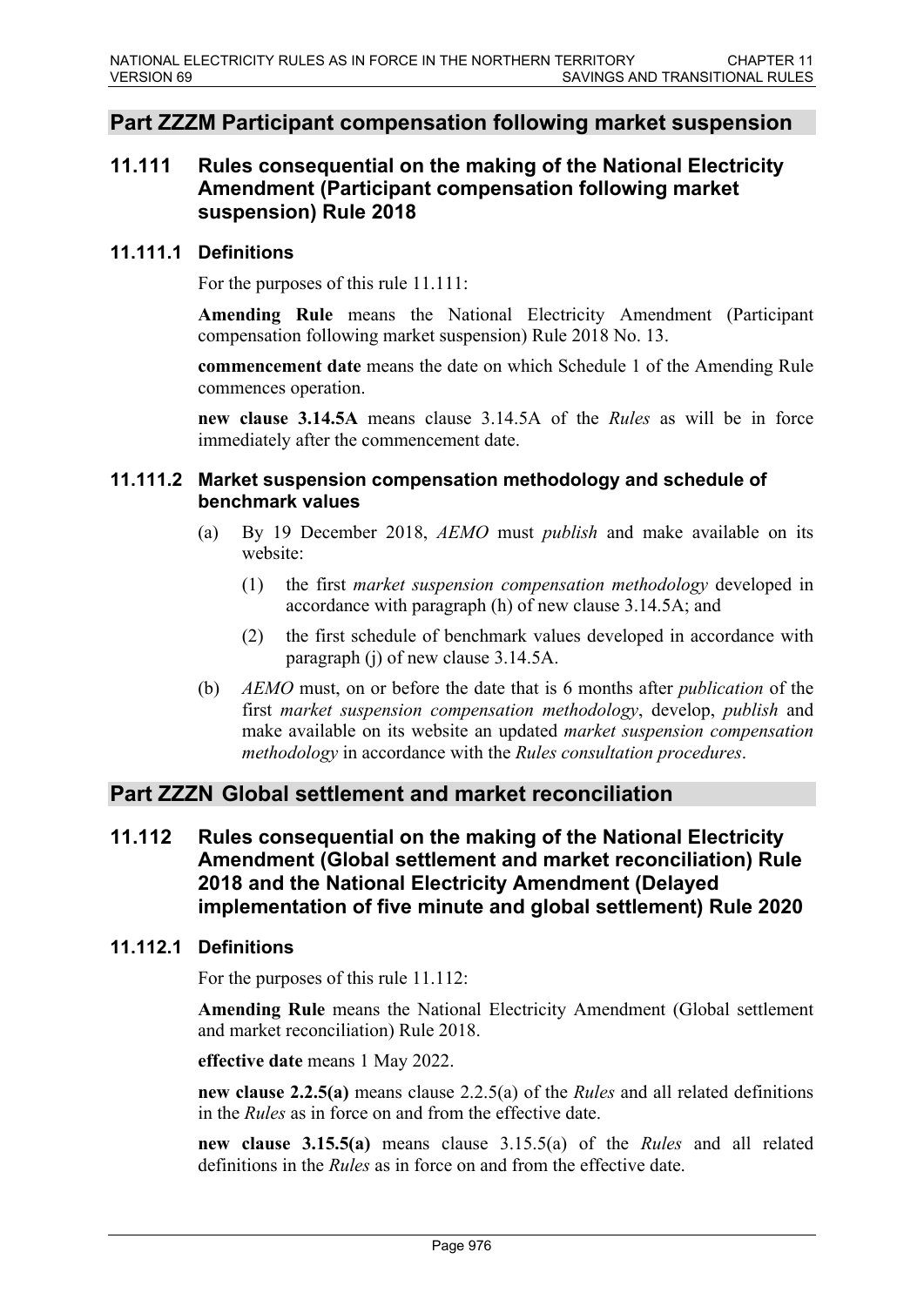## Part ZZZM Participant compensation following market suspension

### 11.111 Rules consequential on the making of the National Electricity Amendment (Participant compensation following market suspension) Rule 2018

#### 11.111.1 Definitions

For the purposes of this rule 11.111:

**Amending Rule** means the National Electricity Amendment (Participant compensation following market suspension) Rule 2018 No. 13.

**commencement date** means the date on which Schedule 1 of the Amending Rule commences operation.

**new clause 3.14.5A** means clause 3.14.5A of the *Rules* as will be in force immediately after the commencement date.

#### 11.111.2 Market suspension compensation methodology and schedule of benchmark values

(a) By 19 December 2018, *AEMO* must *publish* and make available on its website:

(1) the first *market suspension compensation methodology* developed in accordance with paragraph (h) of new clause 3.14.5A; and

(2) the first schedule of benchmark values developed in accordance with paragraph (j) of new clause 3.14.5A.

(b) *AEMO* must, on or before the date that is 6 months after *publication* of the first *market suspension compensation methodology*, develop, *publish* and make available on its website an updated *market suspension compensation methodology* in accordance with the *Rules consultation procedures*.

## Part ZZZN Global settlement and market reconciliation

### 11.112 Rules consequential on the making of the National Electricity Amendment (Global settlement and market reconciliation) Rule 2018 and the National Electricity Amendment (Delayed implementation of five minute and global settlement) Rule 2020

#### 11.112.1 Definitions

For the purposes of this rule 11.112:

**Amending Rule** means the National Electricity Amendment (Global settlement and market reconciliation) Rule 2018.

**effective date** means 1 May 2022.

**new clause 2.2.5(a)** means clause 2.2.5(a) of the *Rules* and all related definitions in the *Rules* as in force on and from the effective date.

**new clause 3.15.5(a)** means clause 3.15.5(a) of the *Rules* and all related definitions in the *Rules* as in force on and from the effective date.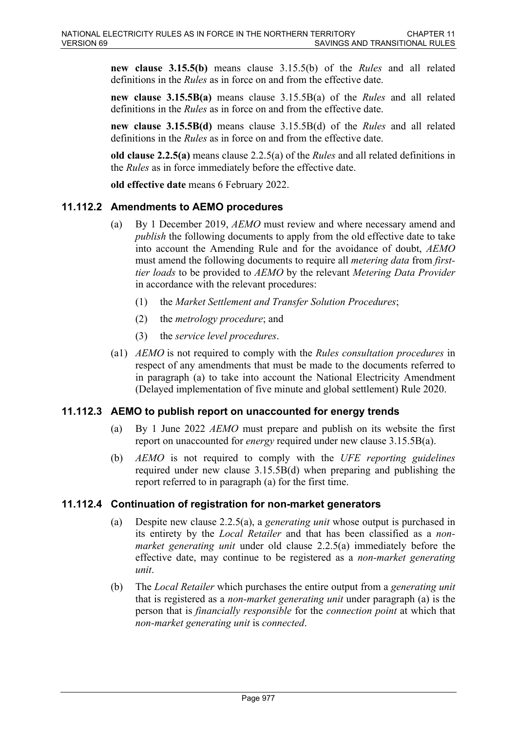**new clause 3.15.5(b)** means clause 3.15.5(b) of the *Rules* and all related definitions in the *Rules* as in force on and from the effective date.

**new clause 3.15.5B(a)** means clause 3.15.5B(a) of the *Rules* and all related definitions in the *Rules* as in force on and from the effective date.

**new clause 3.15.5B(d)** means clause 3.15.5B(d) of the *Rules* and all related definitions in the *Rules* as in force on and from the effective date.

**old clause 2.2.5(a)** means clause 2.2.5(a) of the *Rules* and all related definitions in the *Rules* as in force immediately before the effective date.

**old effective date** means 6 February 2022.

### 11.112.2 Amendments to AEMO procedures

(a) By 1 December 2019, *AEMO* must review and where necessary amend and *publish* the following documents to apply from the old effective date to take into account the Amending Rule and for the avoidance of doubt, *AEMO* must amend the following documents to require all *metering data* from *first-tier loads* to be provided to *AEMO* by the relevant *Metering Data Provider* in accordance with the relevant procedures:

   (1) the *Market Settlement and Transfer Solution Procedures*;

   (2) the *metrology procedure*; and

   (3) the *service level procedures*.

(a1) *AEMO* is not required to comply with the *Rules consultation procedures* in respect of any amendments that must be made to the documents referred to in paragraph (a) to take into account the National Electricity Amendment (Delayed implementation of five minute and global settlement) Rule 2020.

### 11.112.3 AEMO to publish report on unaccounted for energy trends

(a) By 1 June 2022 *AEMO* must prepare and publish on its website the first report on unaccounted for *energy* required under new clause 3.15.5B(a).

(b) *AEMO* is not required to comply with the *UFE reporting guidelines* required under new clause 3.15.5B(d) when preparing and publishing the report referred to in paragraph (a) for the first time.

### 11.112.4 Continuation of registration for non-market generators

(a) Despite new clause 2.2.5(a), a *generating unit* whose output is purchased in its entirety by the *Local Retailer* and that has been classified as a *non-market generating unit* under old clause 2.2.5(a) immediately before the effective date, may continue to be registered as a *non-market generating unit*.

(b) The *Local Retailer* which purchases the entire output from a *generating unit* that is registered as a *non-market generating unit* under paragraph (a) is the person that is *financially responsible* for the *connection point* at which that *non-market generating unit* is *connected*.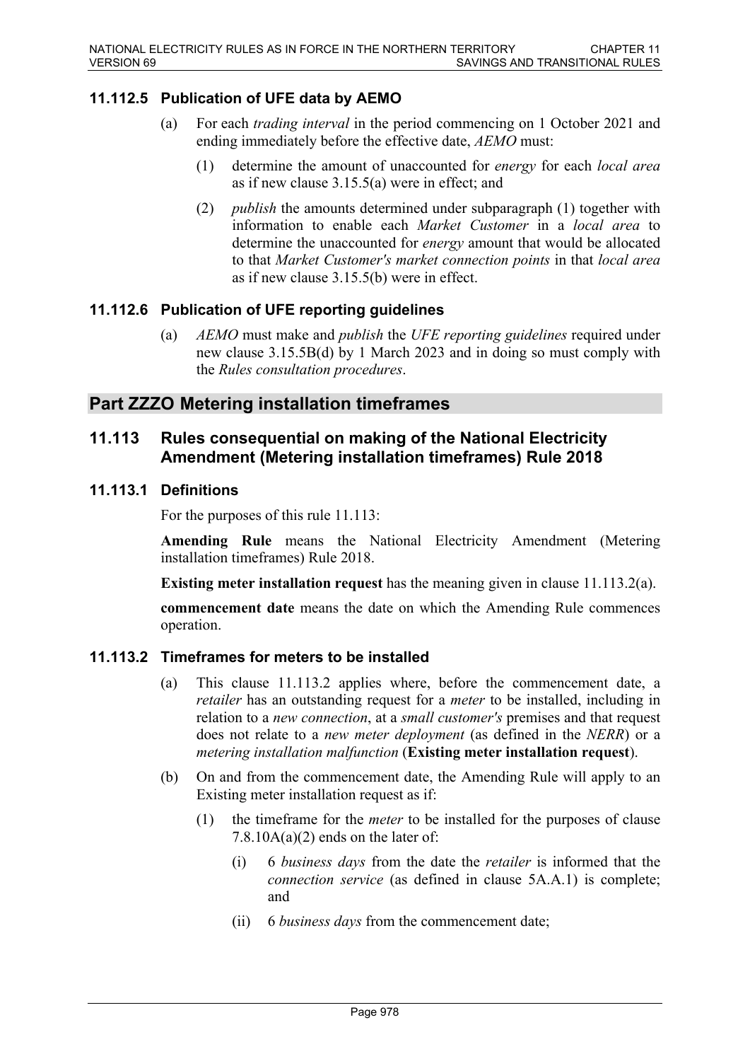### 11.112.5 Publication of UFE data by AEMO

(a) For each *trading interval* in the period commencing on 1 October 2021 and ending immediately before the effective date, *AEMO* must:

(1) determine the amount of unaccounted for *energy* for each *local area* as if new clause 3.15.5(a) were in effect; and

(2) *publish* the amounts determined under subparagraph (1) together with information to enable each *Market Customer* in a *local area* to determine the unaccounted for *energy* amount that would be allocated to that *Market Customer's market connection points* in that *local area* as if new clause 3.15.5(b) were in effect.

### 11.112.6 Publication of UFE reporting guidelines

(a) *AEMO* must make and *publish* the *UFE reporting guidelines* required under new clause 3.15.5B(d) by 1 March 2023 and in doing so must comply with the *Rules consultation procedures*.

## Part ZZZO Metering installation timeframes

## 11.113 Rules consequential on making of the National Electricity Amendment (Metering installation timeframes) Rule 2018

### 11.113.1 Definitions

For the purposes of this rule 11.113:

**Amending Rule** means the National Electricity Amendment (Metering installation timeframes) Rule 2018.

**Existing meter installation request** has the meaning given in clause 11.113.2(a).

**commencement date** means the date on which the Amending Rule commences operation.

### 11.113.2 Timeframes for meters to be installed

(a) This clause 11.113.2 applies where, before the commencement date, a *retailer* has an outstanding request for a *meter* to be installed, including in relation to a *new connection*, at a *small customer's* premises and that request does not relate to a *new meter deployment* (as defined in the *NERR*) or a *metering installation malfunction* (**Existing meter installation request**).

(b) On and from the commencement date, the Amending Rule will apply to an Existing meter installation request as if:

(1) the timeframe for the *meter* to be installed for the purposes of clause 7.8.10A(a)(2) ends on the later of:

(i) 6 *business days* from the date the *retailer* is informed that the *connection service* (as defined in clause 5A.A.1) is complete; and

(ii) 6 *business days* from the commencement date;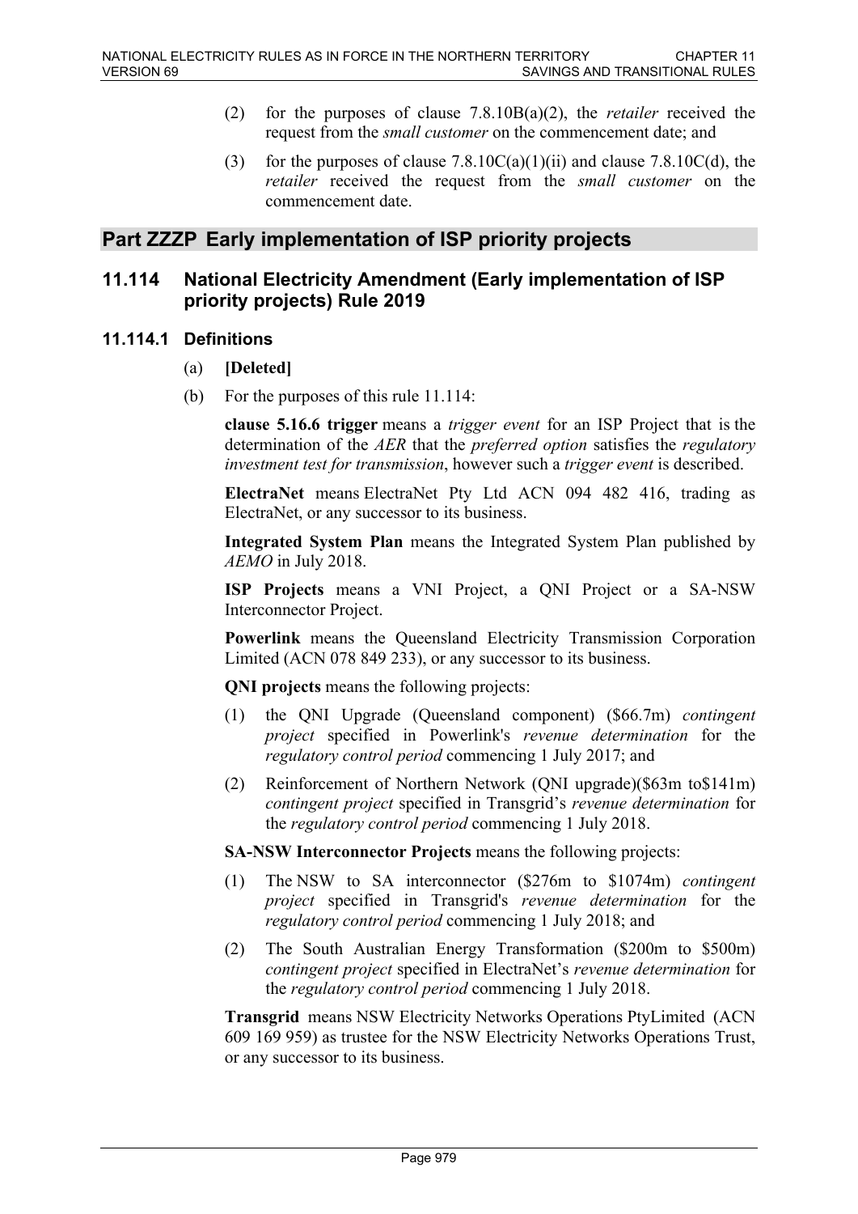(2) for the purposes of clause 7.8.10B(a)(2), the *retailer* received the request from the *small customer* on the commencement date; and

(3) for the purposes of clause 7.8.10C(a)(1)(ii) and clause 7.8.10C(d), the *retailer* received the request from the *small customer* on the commencement date.

## Part ZZZP Early implementation of ISP priority projects

### 11.114 National Electricity Amendment (Early implementation of ISP priority projects) Rule 2019

#### 11.114.1 Definitions

(a) **[Deleted]**

(b) For the purposes of this rule 11.114:

**clause 5.16.6 trigger** means a *trigger event* for an ISP Project that is the determination of the *AER* that the *preferred option* satisfies the *regulatory investment test for transmission*, however such a *trigger event* is described.

**ElectraNet** means ElectraNet Pty Ltd ACN 094 482 416, trading as ElectraNet, or any successor to its business.

**Integrated System Plan** means the Integrated System Plan published by *AEMO* in July 2018.

**ISP Projects** means a VNI Project, a QNI Project or a SA-NSW Interconnector Project.

**Powerlink** means the Queensland Electricity Transmission Corporation Limited (ACN 078 849 233), or any successor to its business.

**QNI projects** means the following projects:

(1) the QNI Upgrade (Queensland component) ($66.7m) *contingent project* specified in Powerlink's *revenue determination* for the *regulatory control period* commencing 1 July 2017; and

(2) Reinforcement of Northern Network (QNI upgrade)($63m to$141m) *contingent project* specified in Transgrid's *revenue determination* for the *regulatory control period* commencing 1 July 2018.

**SA-NSW Interconnector Projects** means the following projects:

(1) The NSW to SA interconnector ($276m to $1074m) *contingent project* specified in Transgrid's *revenue determination* for the *regulatory control period* commencing 1 July 2018; and

(2) The South Australian Energy Transformation ($200m to $500m) *contingent project* specified in ElectraNet's *revenue determination* for the *regulatory control period* commencing 1 July 2018.

**Transgrid** means NSW Electricity Networks Operations PtyLimited (ACN 609 169 959) as trustee for the NSW Electricity Networks Operations Trust, or any successor to its business.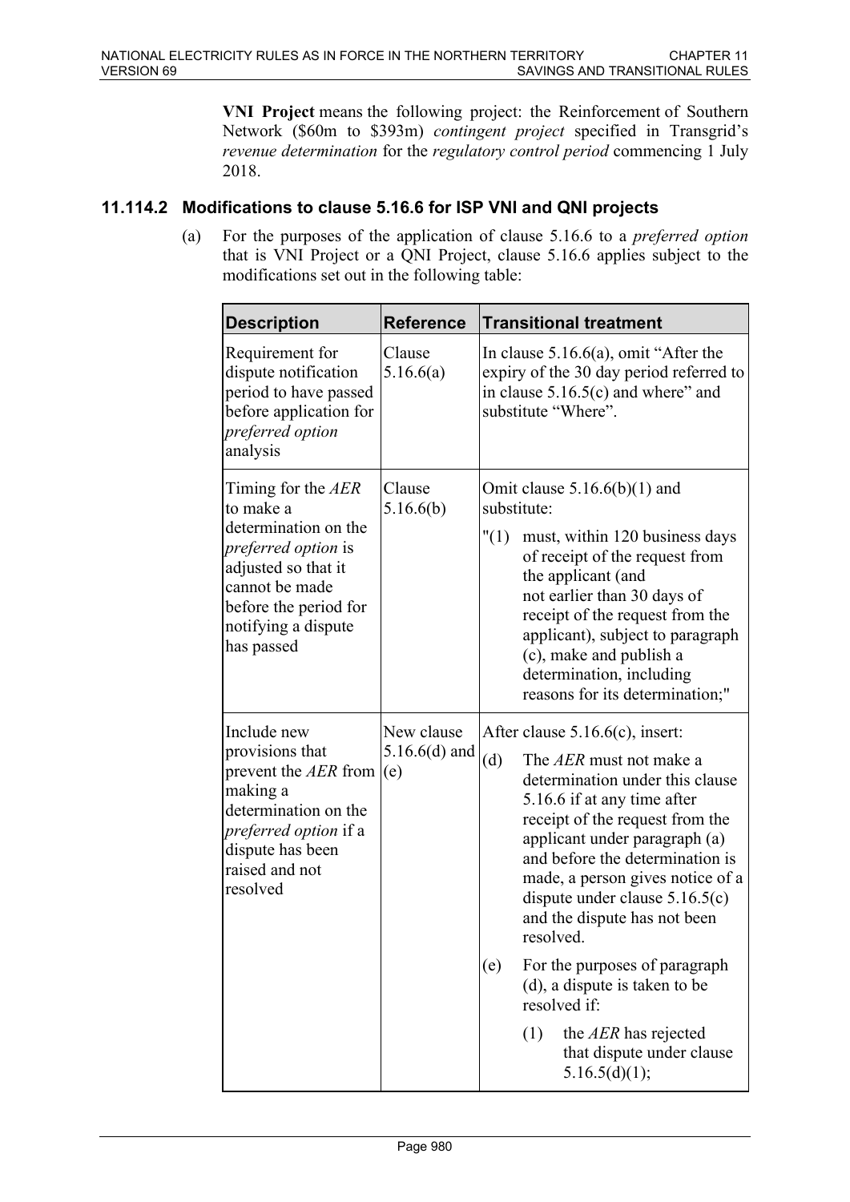**VNI Project** means the following project: the Reinforcement of Southern Network ($60m to $393m) *contingent project* specified in Transgrid's *revenue determination* for the *regulatory control period* commencing 1 July 2018.

### 11.114.2 Modifications to clause 5.16.6 for ISP VNI and QNI projects

(a) For the purposes of the application of clause 5.16.6 to a *preferred option* that is VNI Project or a QNI Project, clause 5.16.6 applies subject to the modifications set out in the following table:

| Description | Reference | Transitional treatment |
|---|---|---|
| Requirement for dispute notification period to have passed before application for *preferred option* analysis | Clause 5.16.6(a) | In clause 5.16.6(a), omit "After the expiry of the 30 day period referred to in clause 5.16.5(c) and where" and substitute "Where". |
| Timing for the *AER* to make a determination on the *preferred option* is adjusted so that it cannot be made before the period for notifying a dispute has passed | Clause 5.16.6(b) | Omit clause 5.16.6(b)(1) and substitute: "(1) must, within 120 business days of receipt of the request from the applicant (and not earlier than 30 days of receipt of the request from the applicant), subject to paragraph (c), make and publish a determination, including reasons for its determination;" |
| Include new provisions that prevent the *AER* from making a determination on the *preferred option* if a dispute has been raised and not resolved | New clause 5.16.6(d) and (e) | After clause 5.16.6(c), insert: (d) The *AER* must not make a determination under this clause 5.16.6 if at any time after receipt of the request from the applicant under paragraph (a) and before the determination is made, a person gives notice of a dispute under clause 5.16.5(c) and the dispute has not been resolved. (e) For the purposes of paragraph (d), a dispute is taken to be resolved if: (1) the *AER* has rejected that dispute under clause 5.16.5(d)(1); |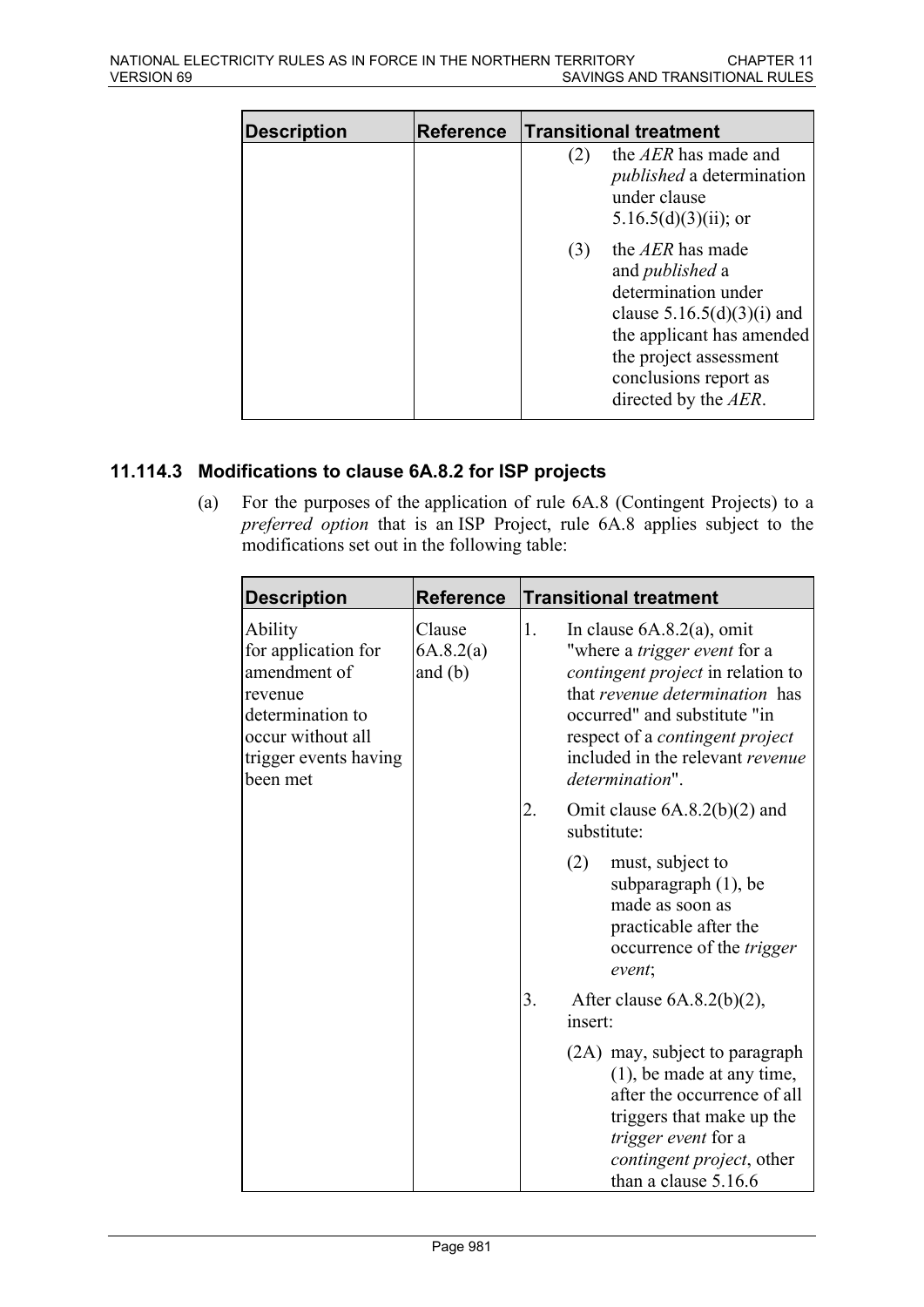| Description | Reference | Transitional treatment |
|---|---|---|
| | | (2) the *AER* has made and *published* a determination under clause 5.16.5(d)(3)(ii); or<br><br>(3) the *AER* has made and *published* a determination under clause 5.16.5(d)(3)(i) and the applicant has amended the project assessment conclusions report as directed by the *AER*. |

### 11.114.3 Modifications to clause 6A.8.2 for ISP projects

(a) For the purposes of the application of rule 6A.8 (Contingent Projects) to a *preferred option* that is an ISP Project, rule 6A.8 applies subject to the modifications set out in the following table:

| Description | Reference | Transitional treatment |
|---|---|---|
| Ability for application for amendment of revenue determination to occur without all trigger events having been met | Clause 6A.8.2(a) and (b) | 1. In clause 6A.8.2(a), omit "where a *trigger event* for a *contingent project* in relation to that *revenue determination* has occurred" and substitute "in respect of a *contingent project* included in the relevant *revenue determination*".<br><br>2. Omit clause 6A.8.2(b)(2) and substitute:<br><br>(2) must, subject to subparagraph (1), be made as soon as practicable after the occurrence of the *trigger event*;<br><br>3. After clause 6A.8.2(b)(2), insert:<br><br>(2A) may, subject to paragraph (1), be made at any time, after the occurrence of all triggers that make up the *trigger event* for a *contingent project*, other than a clause 5.16.6 |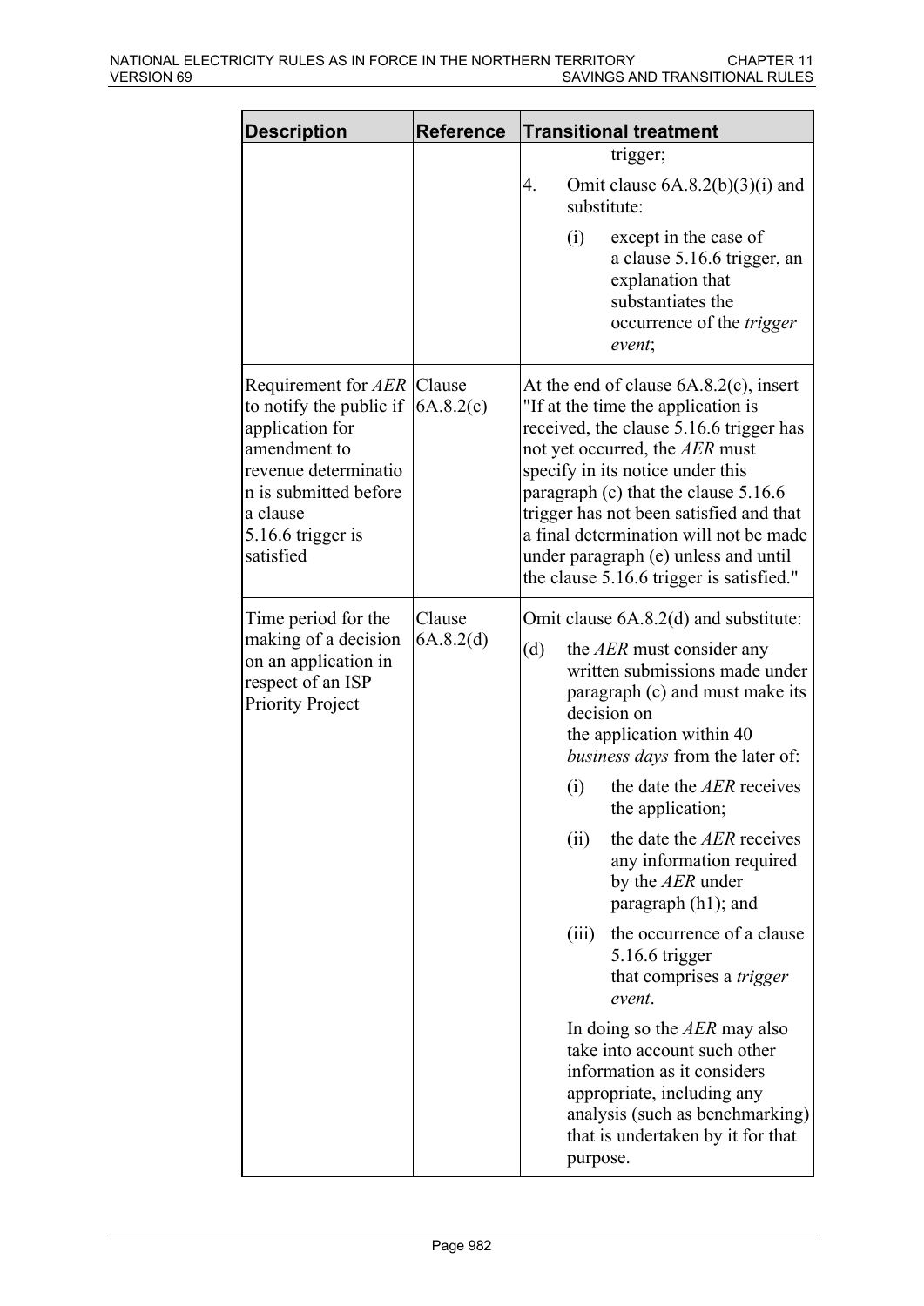| Description | Reference | Transitional treatment |
|---|---|---|
| | | trigger;<br><br>4. Omit clause 6A.8.2(b)(3)(i) and substitute:<br><br>(i) except in the case of a clause 5.16.6 trigger, an explanation that substantiates the occurrence of the *trigger event*; |
| Requirement for *AER* to notify the public if application for amendment to revenue determination is submitted before a clause 5.16.6 trigger is satisfied | Clause 6A.8.2(c) | At the end of clause 6A.8.2(c), insert "If at the time the application is received, the clause 5.16.6 trigger has not yet occurred, the *AER* must specify in its notice under this paragraph (c) that the clause 5.16.6 trigger has not been satisfied and that a final determination will not be made under paragraph (e) unless and until the clause 5.16.6 trigger is satisfied." |
| Time period for the making of a decision on an application in respect of an ISP Priority Project | Clause 6A.8.2(d) | Omit clause 6A.8.2(d) and substitute:<br><br>(d) the *AER* must consider any written submissions made under paragraph (c) and must make its decision on the application within 40 *business days* from the later of:<br><br>(i) the date the *AER* receives the application;<br><br>(ii) the date the *AER* receives any information required by the *AER* under paragraph (h1); and<br><br>(iii) the occurrence of a clause 5.16.6 trigger that comprises a *trigger event*.<br><br>In doing so the *AER* may also take into account such other information as it considers appropriate, including any analysis (such as benchmarking) that is undertaken by it for that purpose. |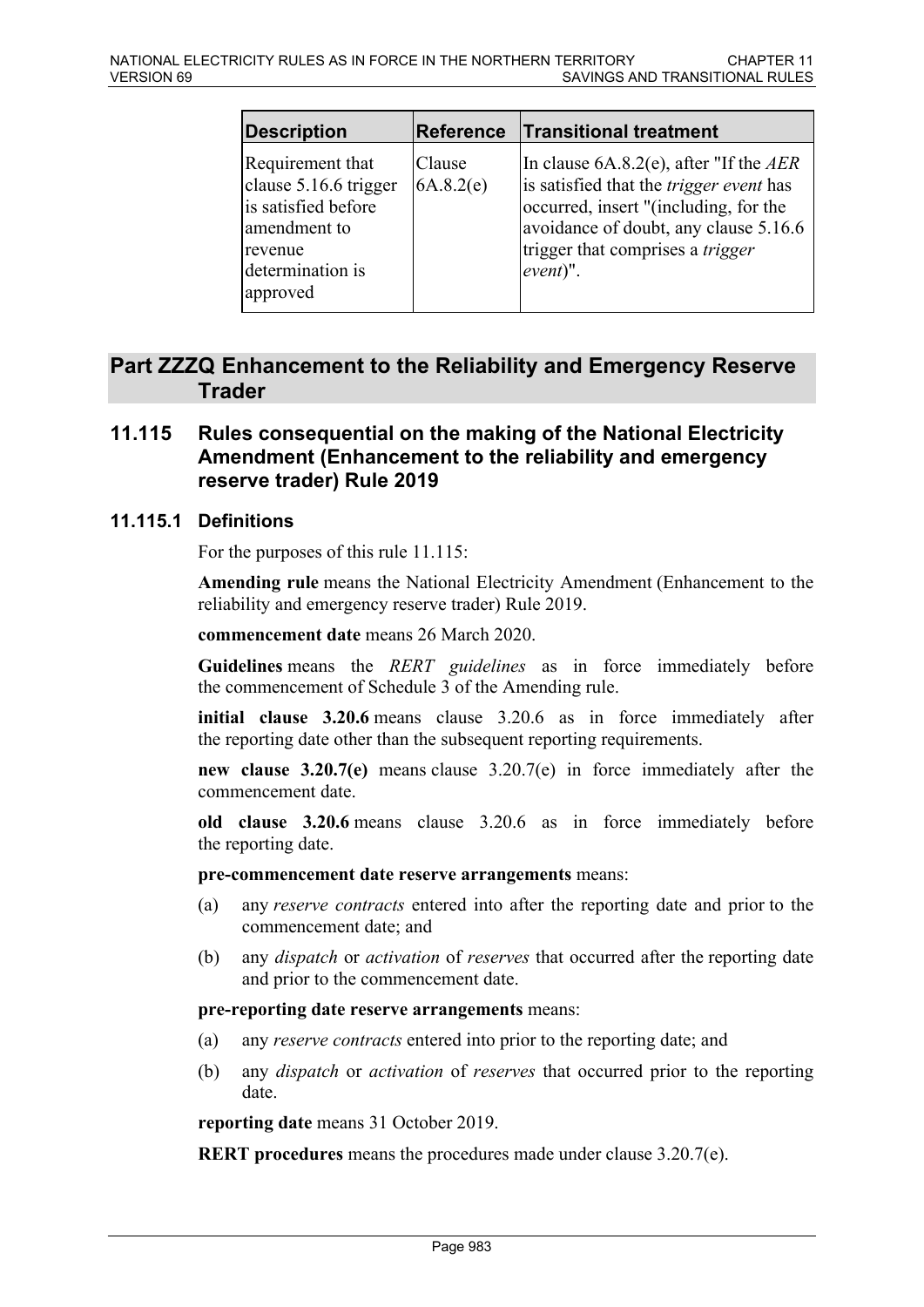| Description | Reference | Transitional treatment |
|---|---|---|
| Requirement that clause 5.16.6 trigger is satisfied before amendment to revenue determination is approved | Clause 6A.8.2(e) | In clause 6A.8.2(e), after "If the *AER* is satisfied that the *trigger event* has occurred, insert "(including, for the avoidance of doubt, any clause 5.16.6 trigger that comprises a *trigger event*)". |

## Part ZZZQ Enhancement to the Reliability and Emergency Reserve Trader

### 11.115 Rules consequential on the making of the National Electricity Amendment (Enhancement to the reliability and emergency reserve trader) Rule 2019

#### 11.115.1 Definitions

For the purposes of this rule 11.115:

**Amending rule** means the National Electricity Amendment (Enhancement to the reliability and emergency reserve trader) Rule 2019.

**commencement date** means 26 March 2020.

**Guidelines** means the *RERT guidelines* as in force immediately before the commencement of Schedule 3 of the Amending rule.

**initial clause 3.20.6** means clause 3.20.6 as in force immediately after the reporting date other than the subsequent reporting requirements.

**new clause 3.20.7(e)** means clause 3.20.7(e) in force immediately after the commencement date.

**old clause 3.20.6** means clause 3.20.6 as in force immediately before the reporting date.

**pre-commencement date reserve arrangements** means:

(a) any *reserve contracts* entered into after the reporting date and prior to the commencement date; and

(b) any *dispatch* or *activation* of *reserves* that occurred after the reporting date and prior to the commencement date.

**pre-reporting date reserve arrangements** means:

(a) any *reserve contracts* entered into prior to the reporting date; and

(b) any *dispatch* or *activation* of *reserves* that occurred prior to the reporting date.

**reporting date** means 31 October 2019.

**RERT procedures** means the procedures made under clause 3.20.7(e).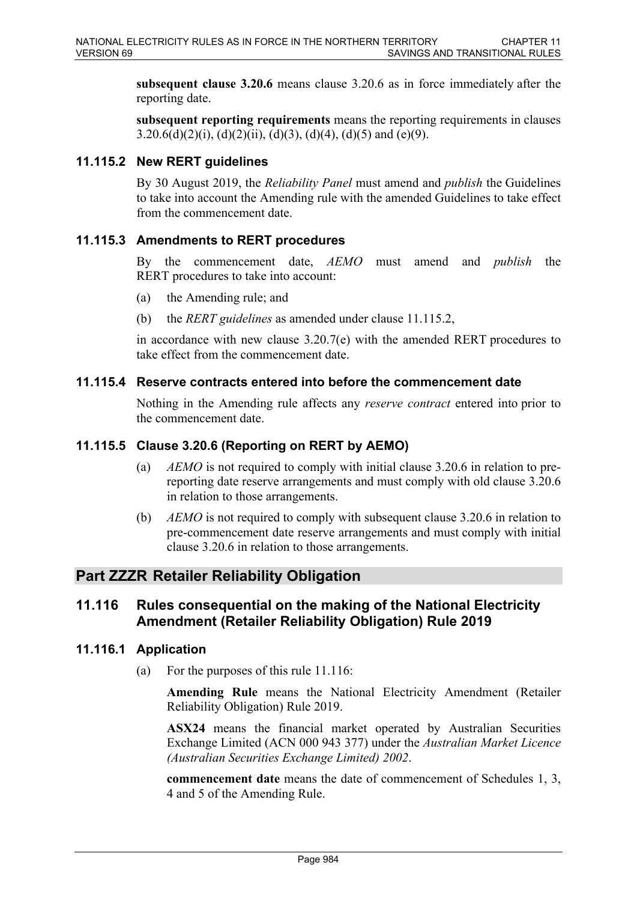**subsequent clause 3.20.6** means clause 3.20.6 as in force immediately after the reporting date.

**subsequent reporting requirements** means the reporting requirements in clauses 3.20.6(d)(2)(i), (d)(2)(ii), (d)(3), (d)(4), (d)(5) and (e)(9).

### 11.115.2 New RERT guidelines

By 30 August 2019, the *Reliability Panel* must amend and *publish* the Guidelines to take into account the Amending rule with the amended Guidelines to take effect from the commencement date.

### 11.115.3 Amendments to RERT procedures

By the commencement date, *AEMO* must amend and *publish* the RERT procedures to take into account:

(a) the Amending rule; and

(b) the *RERT guidelines* as amended under clause 11.115.2,

in accordance with new clause 3.20.7(e) with the amended RERT procedures to take effect from the commencement date.

### 11.115.4 Reserve contracts entered into before the commencement date

Nothing in the Amending rule affects any *reserve contract* entered into prior to the commencement date.

### 11.115.5 Clause 3.20.6 (Reporting on RERT by AEMO)

(a) *AEMO* is not required to comply with initial clause 3.20.6 in relation to pre-reporting date reserve arrangements and must comply with old clause 3.20.6 in relation to those arrangements.

(b) *AEMO* is not required to comply with subsequent clause 3.20.6 in relation to pre-commencement date reserve arrangements and must comply with initial clause 3.20.6 in relation to those arrangements.

## Part ZZZR Retailer Reliability Obligation

## 11.116 Rules consequential on the making of the National Electricity Amendment (Retailer Reliability Obligation) Rule 2019

### 11.116.1 Application

(a) For the purposes of this rule 11.116:

**Amending Rule** means the National Electricity Amendment (Retailer Reliability Obligation) Rule 2019.

**ASX24** means the financial market operated by Australian Securities Exchange Limited (ACN 000 943 377) under the *Australian Market Licence (Australian Securities Exchange Limited) 2002*.

**commencement date** means the date of commencement of Schedules 1, 3, 4 and 5 of the Amending Rule.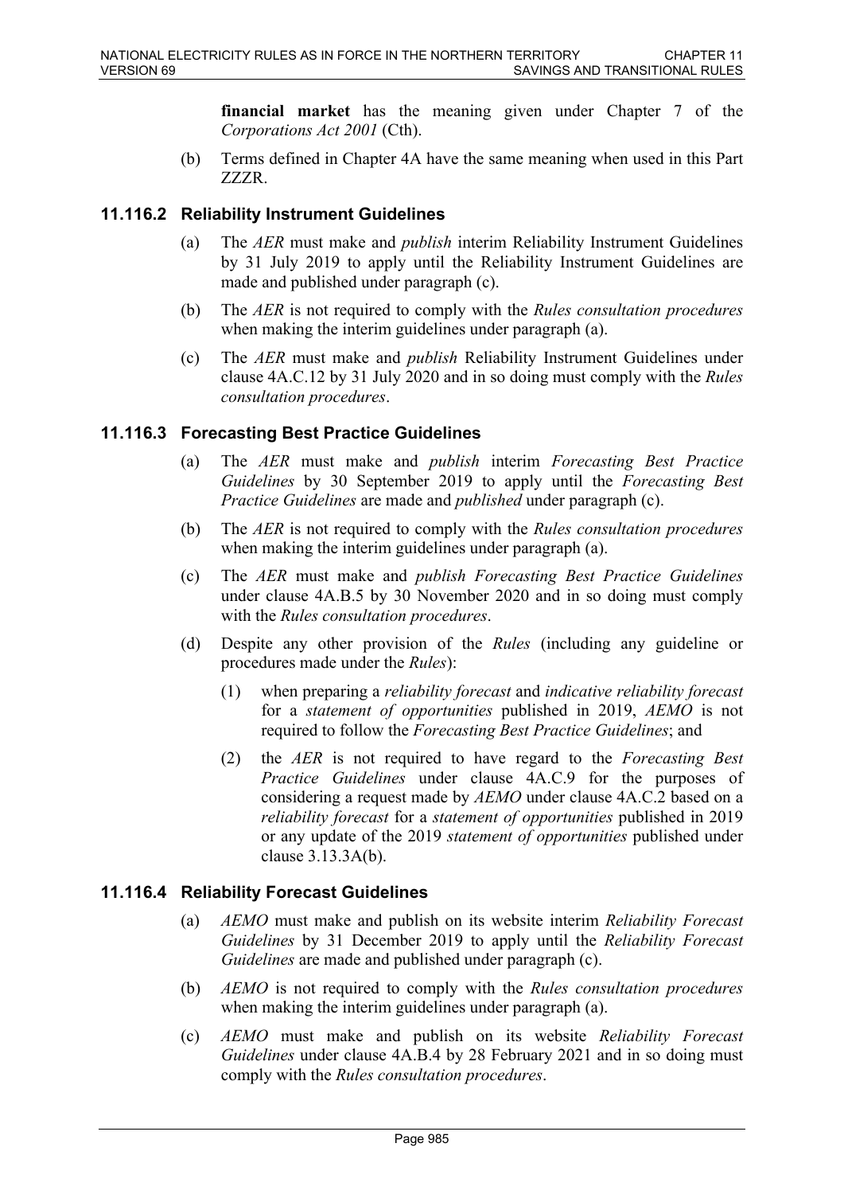**financial market** has the meaning given under Chapter 7 of the *Corporations Act 2001* (Cth).

(b) Terms defined in Chapter 4A have the same meaning when used in this Part ZZZR.

### 11.116.2 Reliability Instrument Guidelines

(a) The *AER* must make and *publish* interim Reliability Instrument Guidelines by 31 July 2019 to apply until the Reliability Instrument Guidelines are made and published under paragraph (c).

(b) The *AER* is not required to comply with the *Rules consultation procedures* when making the interim guidelines under paragraph (a).

(c) The *AER* must make and *publish* Reliability Instrument Guidelines under clause 4A.C.12 by 31 July 2020 and in so doing must comply with the *Rules consultation procedures*.

### 11.116.3 Forecasting Best Practice Guidelines

(a) The *AER* must make and *publish* interim *Forecasting Best Practice Guidelines* by 30 September 2019 to apply until the *Forecasting Best Practice Guidelines* are made and *published* under paragraph (c).

(b) The *AER* is not required to comply with the *Rules consultation procedures* when making the interim guidelines under paragraph (a).

(c) The *AER* must make and *publish Forecasting Best Practice Guidelines* under clause 4A.B.5 by 30 November 2020 and in so doing must comply with the *Rules consultation procedures*.

(d) Despite any other provision of the *Rules* (including any guideline or procedures made under the *Rules*):

   (1) when preparing a *reliability forecast* and *indicative reliability forecast* for a *statement of opportunities* published in 2019, *AEMO* is not required to follow the *Forecasting Best Practice Guidelines*; and

   (2) the *AER* is not required to have regard to the *Forecasting Best Practice Guidelines* under clause 4A.C.9 for the purposes of considering a request made by *AEMO* under clause 4A.C.2 based on a *reliability forecast* for a *statement of opportunities* published in 2019 or any update of the 2019 *statement of opportunities* published under clause 3.13.3A(b).

### 11.116.4 Reliability Forecast Guidelines

(a) *AEMO* must make and publish on its website interim *Reliability Forecast Guidelines* by 31 December 2019 to apply until the *Reliability Forecast Guidelines* are made and published under paragraph (c).

(b) *AEMO* is not required to comply with the *Rules consultation procedures* when making the interim guidelines under paragraph (a).

(c) *AEMO* must make and publish on its website *Reliability Forecast Guidelines* under clause 4A.B.4 by 28 February 2021 and in so doing must comply with the *Rules consultation procedures*.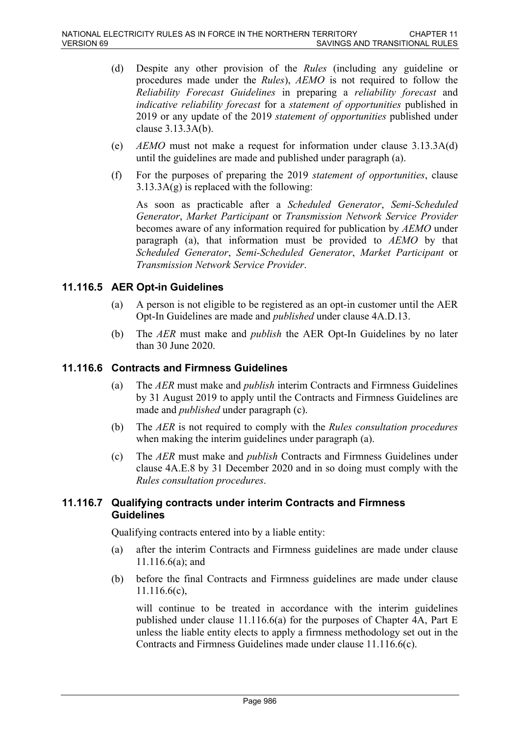(d) Despite any other provision of the *Rules* (including any guideline or procedures made under the *Rules*), *AEMO* is not required to follow the *Reliability Forecast Guidelines* in preparing a *reliability forecast* and *indicative reliability forecast* for a *statement of opportunities* published in 2019 or any update of the 2019 *statement of opportunities* published under clause 3.13.3A(b).

(e) *AEMO* must not make a request for information under clause 3.13.3A(d) until the guidelines are made and published under paragraph (a).

(f) For the purposes of preparing the 2019 *statement of opportunities*, clause 3.13.3A(g) is replaced with the following:

As soon as practicable after a *Scheduled Generator*, *Semi-Scheduled Generator*, *Market Participant* or *Transmission Network Service Provider* becomes aware of any information required for publication by *AEMO* under paragraph (a), that information must be provided to *AEMO* by that *Scheduled Generator*, *Semi-Scheduled Generator*, *Market Participant* or *Transmission Network Service Provider*.

### 11.116.5 AER Opt-in Guidelines

(a) A person is not eligible to be registered as an opt-in customer until the AER Opt-In Guidelines are made and *published* under clause 4A.D.13.

(b) The *AER* must make and *publish* the AER Opt-In Guidelines by no later than 30 June 2020.

### 11.116.6 Contracts and Firmness Guidelines

(a) The *AER* must make and *publish* interim Contracts and Firmness Guidelines by 31 August 2019 to apply until the Contracts and Firmness Guidelines are made and *published* under paragraph (c).

(b) The *AER* is not required to comply with the *Rules consultation procedures* when making the interim guidelines under paragraph (a).

(c) The *AER* must make and *publish* Contracts and Firmness Guidelines under clause 4A.E.8 by 31 December 2020 and in so doing must comply with the *Rules consultation procedures*.

### 11.116.7 Qualifying contracts under interim Contracts and Firmness Guidelines

Qualifying contracts entered into by a liable entity:

(a) after the interim Contracts and Firmness guidelines are made under clause 11.116.6(a); and

(b) before the final Contracts and Firmness guidelines are made under clause 11.116.6(c),

will continue to be treated in accordance with the interim guidelines published under clause 11.116.6(a) for the purposes of Chapter 4A, Part E unless the liable entity elects to apply a firmness methodology set out in the Contracts and Firmness Guidelines made under clause 11.116.6(c).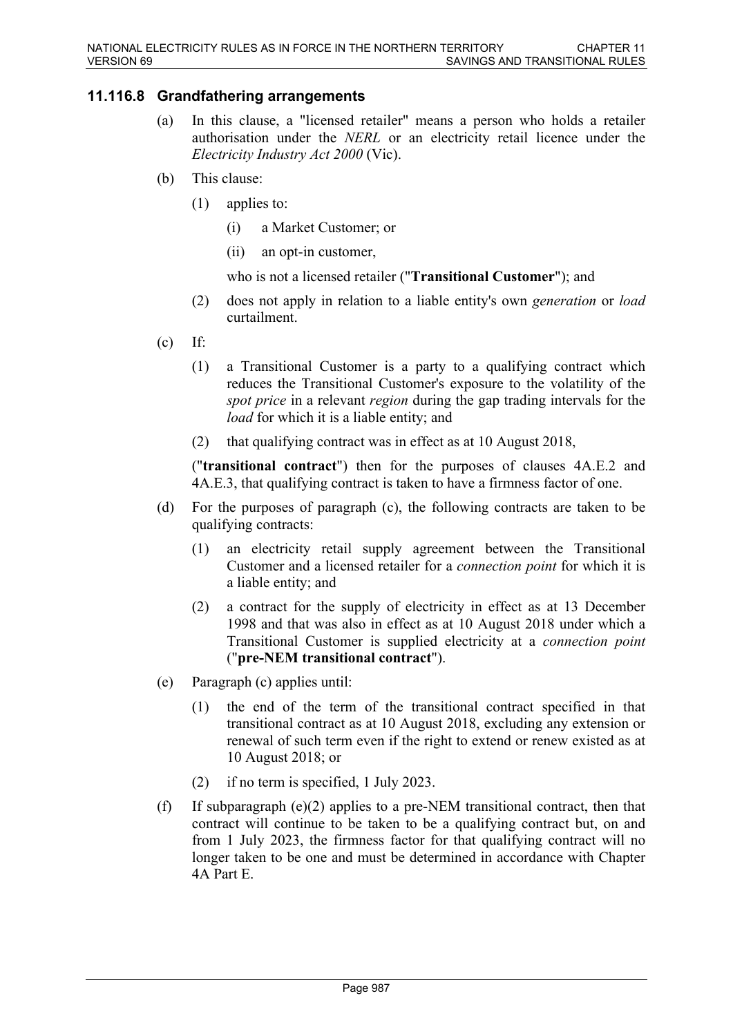### 11.116.8 Grandfathering arrangements

(a) In this clause, a "licensed retailer" means a person who holds a retailer authorisation under the *NERL* or an electricity retail licence under the *Electricity Industry Act 2000* (Vic).

(b) This clause:

  (1) applies to:

    (i) a Market Customer; or

    (ii) an opt-in customer,

  who is not a licensed retailer ("**Transitional Customer**"); and

  (2) does not apply in relation to a liable entity's own *generation* or *load* curtailment.

(c) If:

  (1) a Transitional Customer is a party to a qualifying contract which reduces the Transitional Customer's exposure to the volatility of the *spot price* in a relevant *region* during the gap trading intervals for the *load* for which it is a liable entity; and

  (2) that qualifying contract was in effect as at 10 August 2018,

("**transitional contract**") then for the purposes of clauses 4A.E.2 and 4A.E.3, that qualifying contract is taken to have a firmness factor of one.

(d) For the purposes of paragraph (c), the following contracts are taken to be qualifying contracts:

  (1) an electricity retail supply agreement between the Transitional Customer and a licensed retailer for a *connection point* for which it is a liable entity; and

  (2) a contract for the supply of electricity in effect as at 13 December 1998 and that was also in effect as at 10 August 2018 under which a Transitional Customer is supplied electricity at a *connection point* ("**pre-NEM transitional contract**").

(e) Paragraph (c) applies until:

  (1) the end of the term of the transitional contract specified in that transitional contract as at 10 August 2018, excluding any extension or renewal of such term even if the right to extend or renew existed as at 10 August 2018; or

  (2) if no term is specified, 1 July 2023.

(f) If subparagraph (e)(2) applies to a pre-NEM transitional contract, then that contract will continue to be taken to be a qualifying contract but, on and from 1 July 2023, the firmness factor for that qualifying contract will no longer taken to be one and must be determined in accordance with Chapter 4A Part E.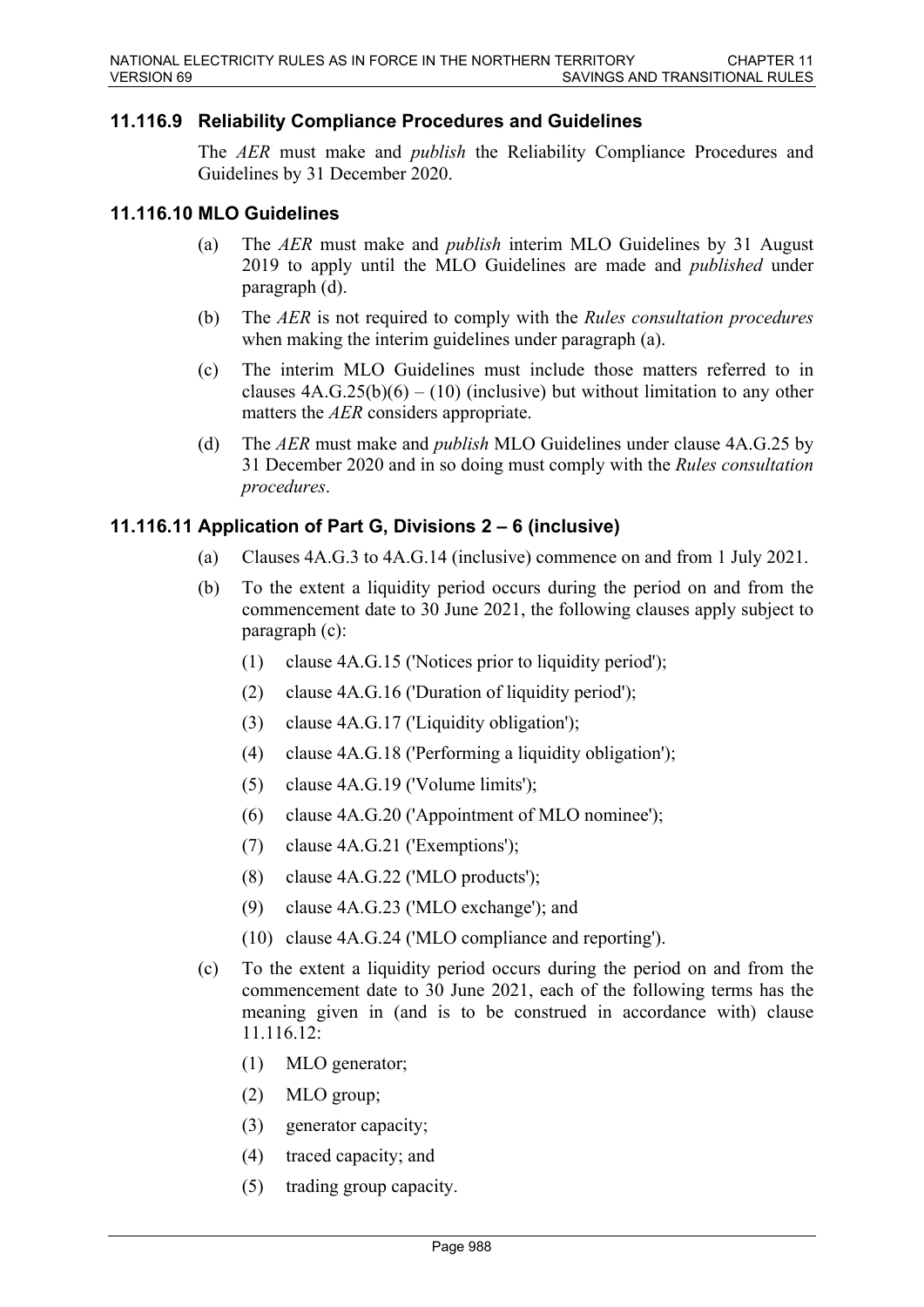### 11.116.9 Reliability Compliance Procedures and Guidelines

The *AER* must make and *publish* the Reliability Compliance Procedures and Guidelines by 31 December 2020.

### 11.116.10 MLO Guidelines

(a) The *AER* must make and *publish* interim MLO Guidelines by 31 August 2019 to apply until the MLO Guidelines are made and *published* under paragraph (d).

(b) The *AER* is not required to comply with the *Rules consultation procedures* when making the interim guidelines under paragraph (a).

(c) The interim MLO Guidelines must include those matters referred to in clauses 4A.G.25(b)(6) – (10) (inclusive) but without limitation to any other matters the *AER* considers appropriate.

(d) The *AER* must make and *publish* MLO Guidelines under clause 4A.G.25 by 31 December 2020 and in so doing must comply with the *Rules consultation procedures*.

### 11.116.11 Application of Part G, Divisions 2 – 6 (inclusive)

(a) Clauses 4A.G.3 to 4A.G.14 (inclusive) commence on and from 1 July 2021.

(b) To the extent a liquidity period occurs during the period on and from the commencement date to 30 June 2021, the following clauses apply subject to paragraph (c):

(1) clause 4A.G.15 ('Notices prior to liquidity period');

(2) clause 4A.G.16 ('Duration of liquidity period');

(3) clause 4A.G.17 ('Liquidity obligation');

(4) clause 4A.G.18 ('Performing a liquidity obligation');

(5) clause 4A.G.19 ('Volume limits');

(6) clause 4A.G.20 ('Appointment of MLO nominee');

(7) clause 4A.G.21 ('Exemptions');

(8) clause 4A.G.22 ('MLO products');

(9) clause 4A.G.23 ('MLO exchange'); and

(10) clause 4A.G.24 ('MLO compliance and reporting').

(c) To the extent a liquidity period occurs during the period on and from the commencement date to 30 June 2021, each of the following terms has the meaning given in (and is to be construed in accordance with) clause 11.116.12:

(1) MLO generator;

(2) MLO group;

(3) generator capacity;

(4) traced capacity; and

(5) trading group capacity.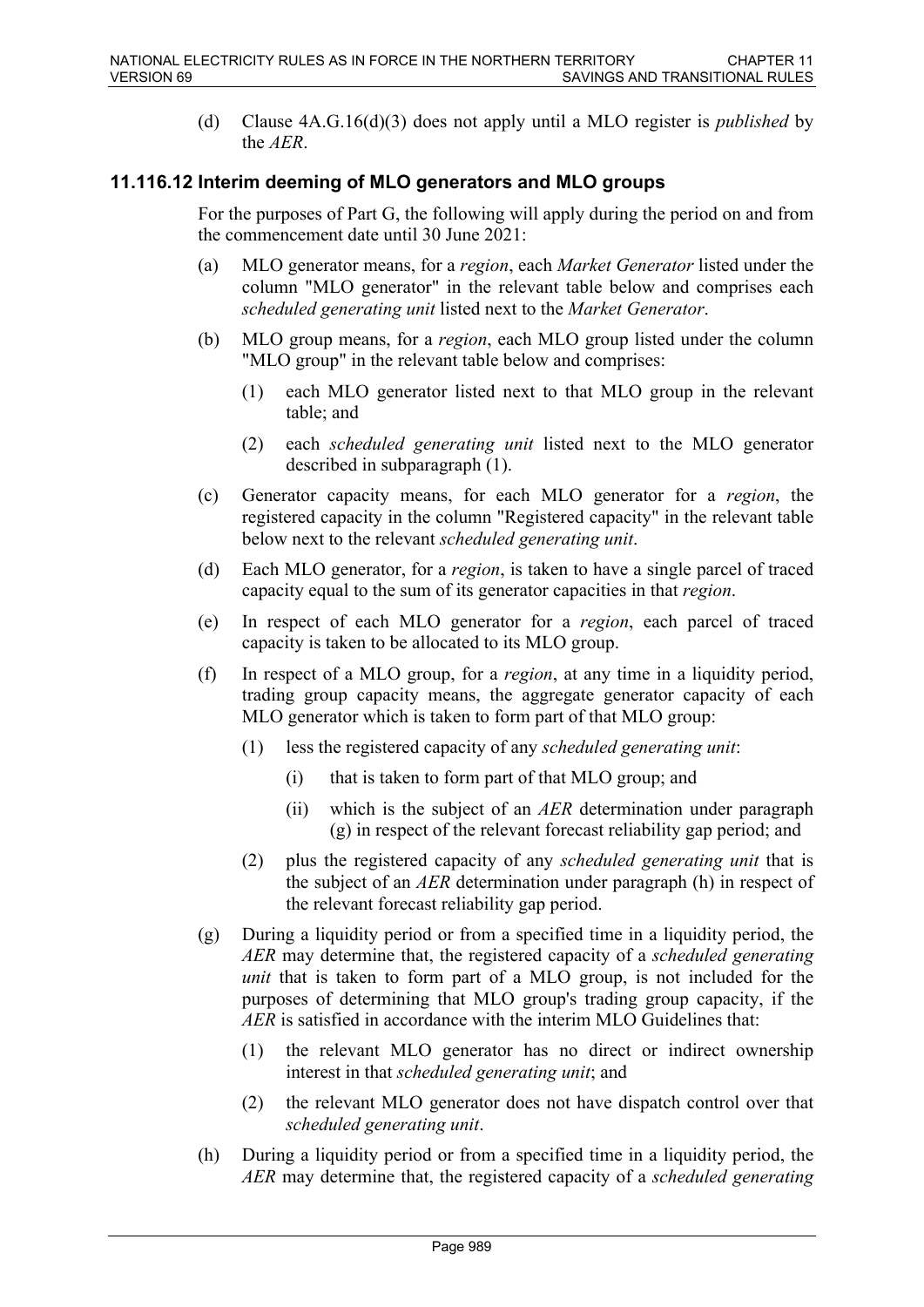(d) Clause 4A.G.16(d)(3) does not apply until a MLO register is *published* by the *AER*.

### 11.116.12 Interim deeming of MLO generators and MLO groups

For the purposes of Part G, the following will apply during the period on and from the commencement date until 30 June 2021:

(a) MLO generator means, for a *region*, each *Market Generator* listed under the column "MLO generator" in the relevant table below and comprises each *scheduled generating unit* listed next to the *Market Generator*.

(b) MLO group means, for a *region*, each MLO group listed under the column "MLO group" in the relevant table below and comprises:

(1) each MLO generator listed next to that MLO group in the relevant table; and

(2) each *scheduled generating unit* listed next to the MLO generator described in subparagraph (1).

(c) Generator capacity means, for each MLO generator for a *region*, the registered capacity in the column "Registered capacity" in the relevant table below next to the relevant *scheduled generating unit*.

(d) Each MLO generator, for a *region*, is taken to have a single parcel of traced capacity equal to the sum of its generator capacities in that *region*.

(e) In respect of each MLO generator for a *region*, each parcel of traced capacity is taken to be allocated to its MLO group.

(f) In respect of a MLO group, for a *region*, at any time in a liquidity period, trading group capacity means, the aggregate generator capacity of each MLO generator which is taken to form part of that MLO group:

(1) less the registered capacity of any *scheduled generating unit*:

(i) that is taken to form part of that MLO group; and

(ii) which is the subject of an *AER* determination under paragraph (g) in respect of the relevant forecast reliability gap period; and

(2) plus the registered capacity of any *scheduled generating unit* that is the subject of an *AER* determination under paragraph (h) in respect of the relevant forecast reliability gap period.

(g) During a liquidity period or from a specified time in a liquidity period, the *AER* may determine that, the registered capacity of a *scheduled generating unit* that is taken to form part of a MLO group, is not included for the purposes of determining that MLO group's trading group capacity, if the *AER* is satisfied in accordance with the interim MLO Guidelines that:

(1) the relevant MLO generator has no direct or indirect ownership interest in that *scheduled generating unit*; and

(2) the relevant MLO generator does not have dispatch control over that *scheduled generating unit*.

(h) During a liquidity period or from a specified time in a liquidity period, the *AER* may determine that, the registered capacity of a *scheduled generating*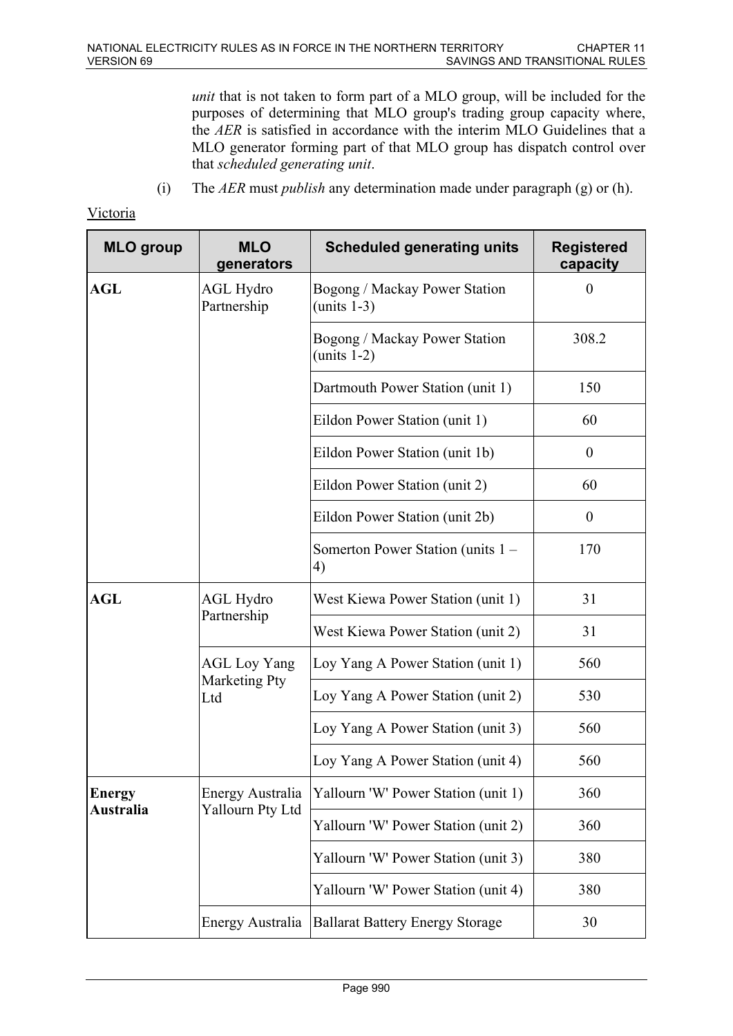*unit* that is not taken to form part of a MLO group, will be included for the purposes of determining that MLO group's trading group capacity where, the *AER* is satisfied in accordance with the interim MLO Guidelines that a MLO generator forming part of that MLO group has dispatch control over that *scheduled generating unit*.

(i) The *AER* must *publish* any determination made under paragraph (g) or (h).

Victoria

| MLO group | MLO generators | Scheduled generating units | Registered capacity |
|---|---|---|---|
| **AGL** | AGL Hydro Partnership | Bogong / Mackay Power Station (units 1-3) | 0 |
| | | Bogong / Mackay Power Station (units 1-2) | 308.2 |
| | | Dartmouth Power Station (unit 1) | 150 |
| | | Eildon Power Station (unit 1) | 60 |
| | | Eildon Power Station (unit 1b) | 0 |
| | | Eildon Power Station (unit 2) | 60 |
| | | Eildon Power Station (unit 2b) | 0 |
| | | Somerton Power Station (units 1 – 4) | 170 |
| **AGL** | AGL Hydro Partnership | West Kiewa Power Station (unit 1) | 31 |
| | | West Kiewa Power Station (unit 2) | 31 |
| | AGL Loy Yang Marketing Pty Ltd | Loy Yang A Power Station (unit 1) | 560 |
| | | Loy Yang A Power Station (unit 2) | 530 |
| | | Loy Yang A Power Station (unit 3) | 560 |
| | | Loy Yang A Power Station (unit 4) | 560 |
| **Energy Australia** | Energy Australia Yallourn Pty Ltd | Yallourn 'W' Power Station (unit 1) | 360 |
| | | Yallourn 'W' Power Station (unit 2) | 360 |
| | | Yallourn 'W' Power Station (unit 3) | 380 |
| | | Yallourn 'W' Power Station (unit 4) | 380 |
| | Energy Australia | Ballarat Battery Energy Storage | 30 |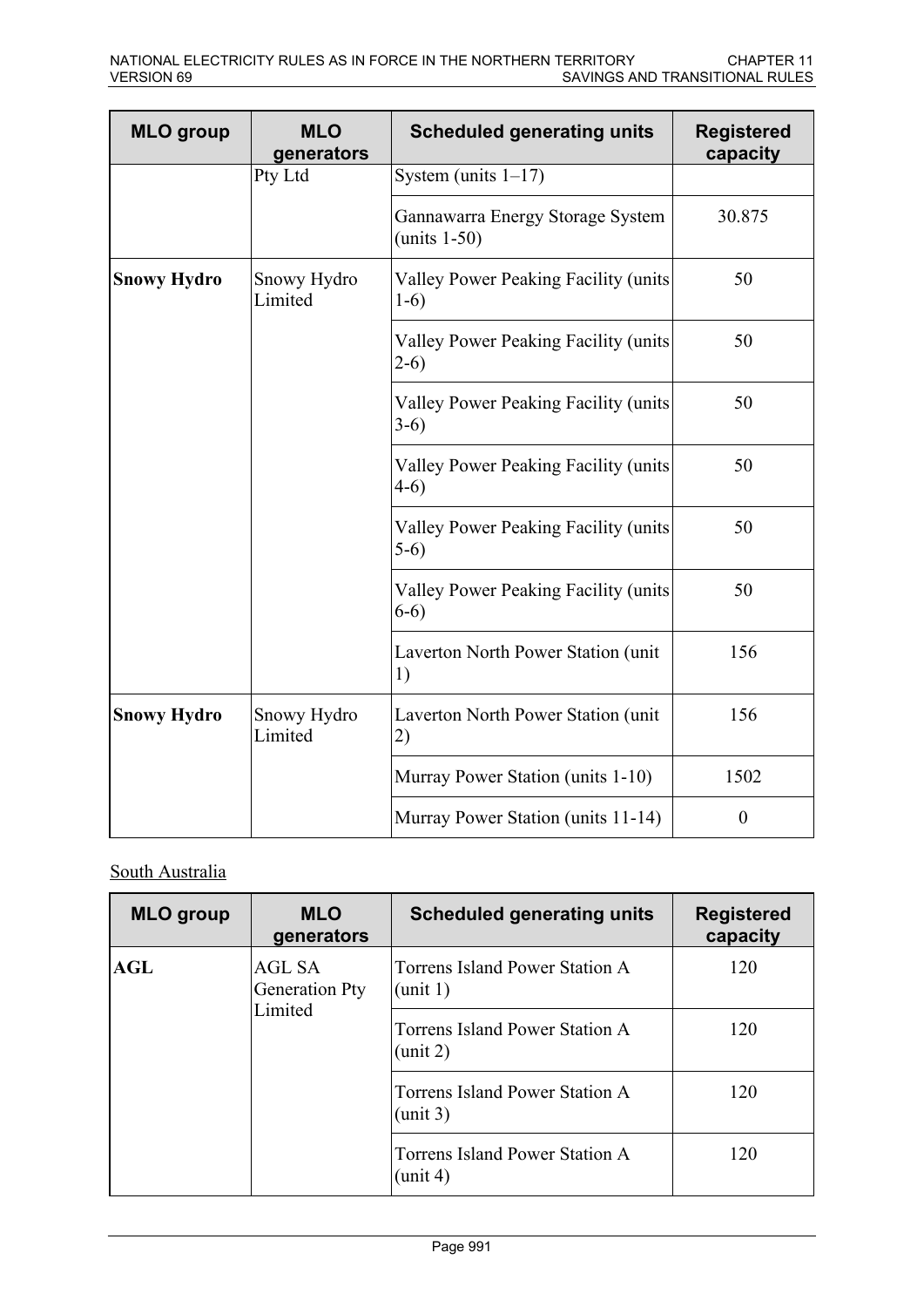| MLO group | MLO generators | Scheduled generating units | Registered capacity |
| --- | --- | --- | --- |
| | Pty Ltd | System (units 1–17) | |
| | | Gannawarra Energy Storage System (units 1-50) | 30.875 |
| **Snowy Hydro** | Snowy Hydro Limited | Valley Power Peaking Facility (units 1-6) | 50 |
| | | Valley Power Peaking Facility (units 2-6) | 50 |
| | | Valley Power Peaking Facility (units 3-6) | 50 |
| | | Valley Power Peaking Facility (units 4-6) | 50 |
| | | Valley Power Peaking Facility (units 5-6) | 50 |
| | | Valley Power Peaking Facility (units 6-6) | 50 |
| | | Laverton North Power Station (unit 1) | 156 |
| **Snowy Hydro** | Snowy Hydro Limited | Laverton North Power Station (unit 2) | 156 |
| | | Murray Power Station (units 1-10) | 1502 |
| | | Murray Power Station (units 11-14) | 0 |

South Australia

| MLO group | MLO generators | Scheduled generating units | Registered capacity |
| --- | --- | --- | --- |
| **AGL** | AGL SA Generation Pty Limited | Torrens Island Power Station A (unit 1) | 120 |
| | | Torrens Island Power Station A (unit 2) | 120 |
| | | Torrens Island Power Station A (unit 3) | 120 |
| | | Torrens Island Power Station A (unit 4) | 120 |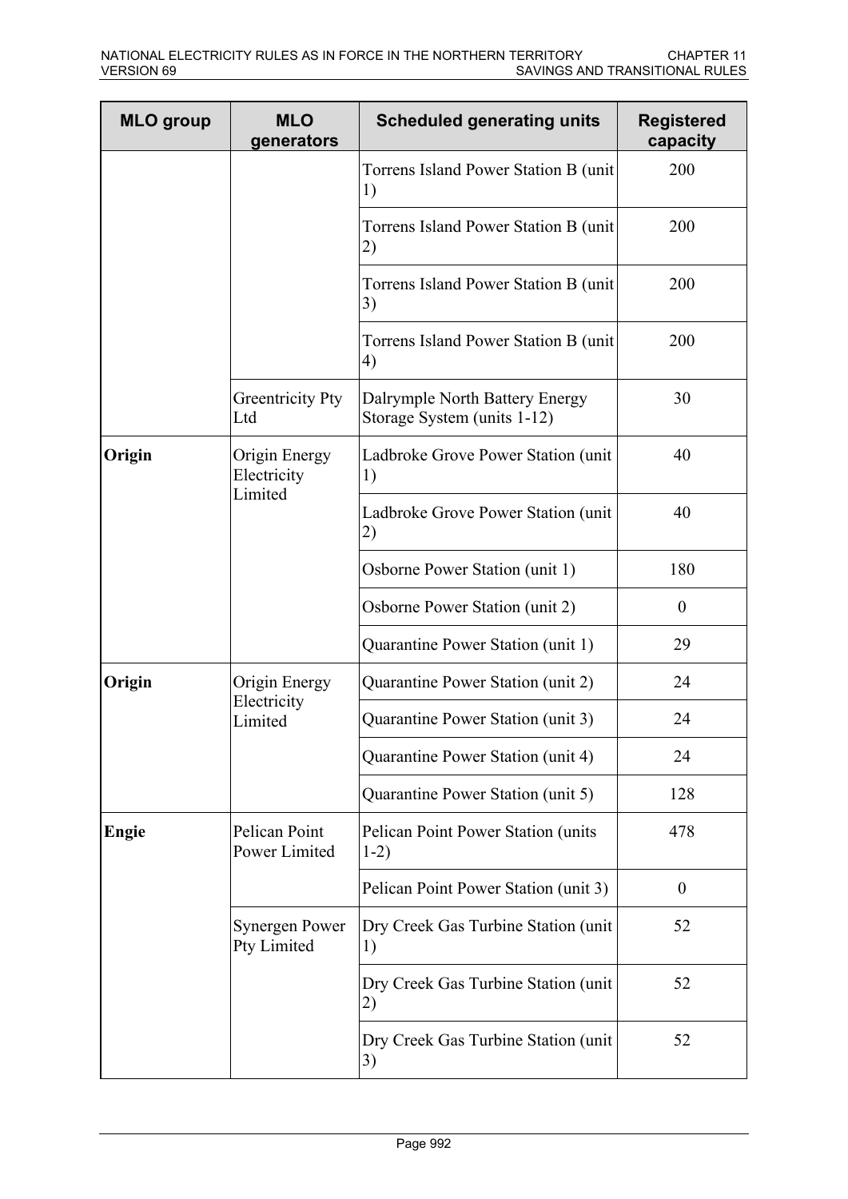| MLO group | MLO generators | Scheduled generating units | Registered capacity |
|---|---|---|---|
| | | Torrens Island Power Station B (unit 1) | 200 |
| | | Torrens Island Power Station B (unit 2) | 200 |
| | | Torrens Island Power Station B (unit 3) | 200 |
| | | Torrens Island Power Station B (unit 4) | 200 |
| | Greentricity Pty Ltd | Dalrymple North Battery Energy Storage System (units 1-12) | 30 |
| **Origin** | Origin Energy Electricity Limited | Ladbroke Grove Power Station (unit 1) | 40 |
| | | Ladbroke Grove Power Station (unit 2) | 40 |
| | | Osborne Power Station (unit 1) | 180 |
| | | Osborne Power Station (unit 2) | 0 |
| | | Quarantine Power Station (unit 1) | 29 |
| **Origin** | Origin Energy Electricity Limited | Quarantine Power Station (unit 2) | 24 |
| | | Quarantine Power Station (unit 3) | 24 |
| | | Quarantine Power Station (unit 4) | 24 |
| | | Quarantine Power Station (unit 5) | 128 |
| **Engie** | Pelican Point Power Limited | Pelican Point Power Station (units 1-2) | 478 |
| | | Pelican Point Power Station (unit 3) | 0 |
| | Synergen Power Pty Limited | Dry Creek Gas Turbine Station (unit 1) | 52 |
| | | Dry Creek Gas Turbine Station (unit 2) | 52 |
| | | Dry Creek Gas Turbine Station (unit 3) | 52 |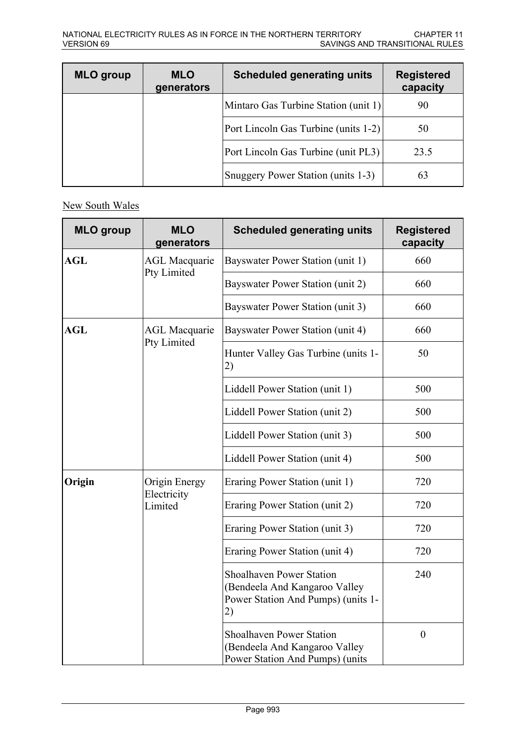| MLO group | MLO generators | Scheduled generating units | Registered capacity |
|---|---|---|---|
| | | Mintaro Gas Turbine Station (unit 1) | 90 |
| | | Port Lincoln Gas Turbine (units 1-2) | 50 |
| | | Port Lincoln Gas Turbine (unit PL3) | 23.5 |
| | | Snuggery Power Station (units 1-3) | 63 |

New South Wales

| MLO group | MLO generators | Scheduled generating units | Registered capacity |
|---|---|---|---|
| **AGL** | AGL Macquarie Pty Limited | Bayswater Power Station (unit 1) | 660 |
| | | Bayswater Power Station (unit 2) | 660 |
| | | Bayswater Power Station (unit 3) | 660 |
| **AGL** | AGL Macquarie Pty Limited | Bayswater Power Station (unit 4) | 660 |
| | | Hunter Valley Gas Turbine (units 1-2) | 50 |
| | | Liddell Power Station (unit 1) | 500 |
| | | Liddell Power Station (unit 2) | 500 |
| | | Liddell Power Station (unit 3) | 500 |
| | | Liddell Power Station (unit 4) | 500 |
| **Origin** | Origin Energy Electricity Limited | Eraring Power Station (unit 1) | 720 |
| | | Eraring Power Station (unit 2) | 720 |
| | | Eraring Power Station (unit 3) | 720 |
| | | Eraring Power Station (unit 4) | 720 |
| | | Shoalhaven Power Station (Bendeela And Kangaroo Valley Power Station And Pumps) (units 1-2) | 240 |
| | | Shoalhaven Power Station (Bendeela And Kangaroo Valley Power Station And Pumps) (units | 0 |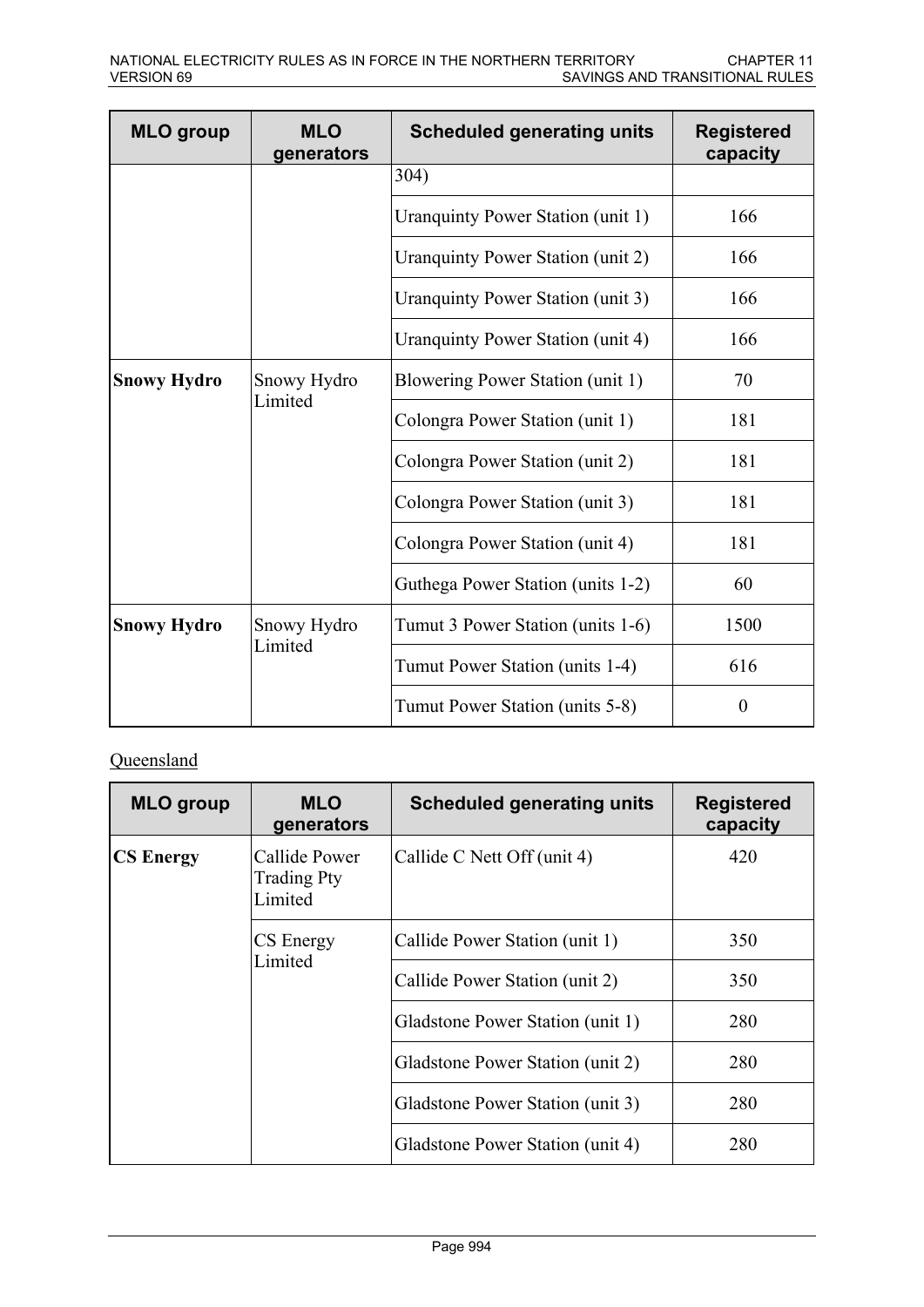| MLO group | MLO generators | Scheduled generating units | Registered capacity |
|---|---|---|---|
| | | 304) | |
| | | Uranquinty Power Station (unit 1) | 166 |
| | | Uranquinty Power Station (unit 2) | 166 |
| | | Uranquinty Power Station (unit 3) | 166 |
| | | Uranquinty Power Station (unit 4) | 166 |
| **Snowy Hydro** | Snowy Hydro Limited | Blowering Power Station (unit 1) | 70 |
| | | Colongra Power Station (unit 1) | 181 |
| | | Colongra Power Station (unit 2) | 181 |
| | | Colongra Power Station (unit 3) | 181 |
| | | Colongra Power Station (unit 4) | 181 |
| | | Guthega Power Station (units 1-2) | 60 |
| **Snowy Hydro** | Snowy Hydro Limited | Tumut 3 Power Station (units 1-6) | 1500 |
| | | Tumut Power Station (units 1-4) | 616 |
| | | Tumut Power Station (units 5-8) | 0 |

Queensland

| MLO group | MLO generators | Scheduled generating units | Registered capacity |
|---|---|---|---|
| **CS Energy** | Callide Power Trading Pty Limited | Callide C Nett Off (unit 4) | 420 |
| | CS Energy Limited | Callide Power Station (unit 1) | 350 |
| | | Callide Power Station (unit 2) | 350 |
| | | Gladstone Power Station (unit 1) | 280 |
| | | Gladstone Power Station (unit 2) | 280 |
| | | Gladstone Power Station (unit 3) | 280 |
| | | Gladstone Power Station (unit 4) | 280 |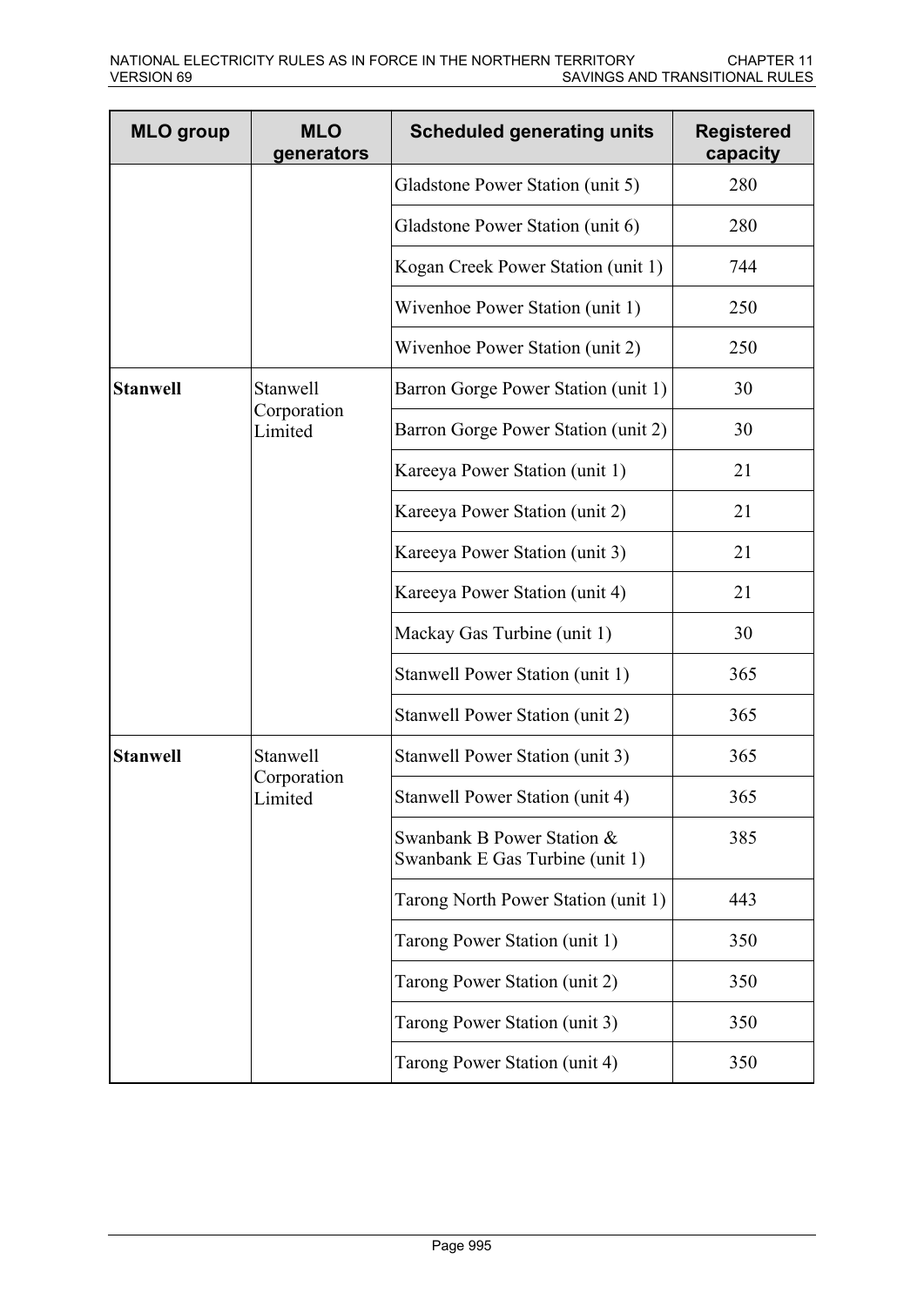| MLO group | MLO generators | Scheduled generating units | Registered capacity |
|---|---|---|---|
| | | Gladstone Power Station (unit 5) | 280 |
| | | Gladstone Power Station (unit 6) | 280 |
| | | Kogan Creek Power Station (unit 1) | 744 |
| | | Wivenhoe Power Station (unit 1) | 250 |
| | | Wivenhoe Power Station (unit 2) | 250 |
| **Stanwell** | Stanwell Corporation Limited | Barron Gorge Power Station (unit 1) | 30 |
| | | Barron Gorge Power Station (unit 2) | 30 |
| | | Kareeya Power Station (unit 1) | 21 |
| | | Kareeya Power Station (unit 2) | 21 |
| | | Kareeya Power Station (unit 3) | 21 |
| | | Kareeya Power Station (unit 4) | 21 |
| | | Mackay Gas Turbine (unit 1) | 30 |
| | | Stanwell Power Station (unit 1) | 365 |
| | | Stanwell Power Station (unit 2) | 365 |
| **Stanwell** | Stanwell Corporation Limited | Stanwell Power Station (unit 3) | 365 |
| | | Stanwell Power Station (unit 4) | 365 |
| | | Swanbank B Power Station & Swanbank E Gas Turbine (unit 1) | 385 |
| | | Tarong North Power Station (unit 1) | 443 |
| | | Tarong Power Station (unit 1) | 350 |
| | | Tarong Power Station (unit 2) | 350 |
| | | Tarong Power Station (unit 3) | 350 |
| | | Tarong Power Station (unit 4) | 350 |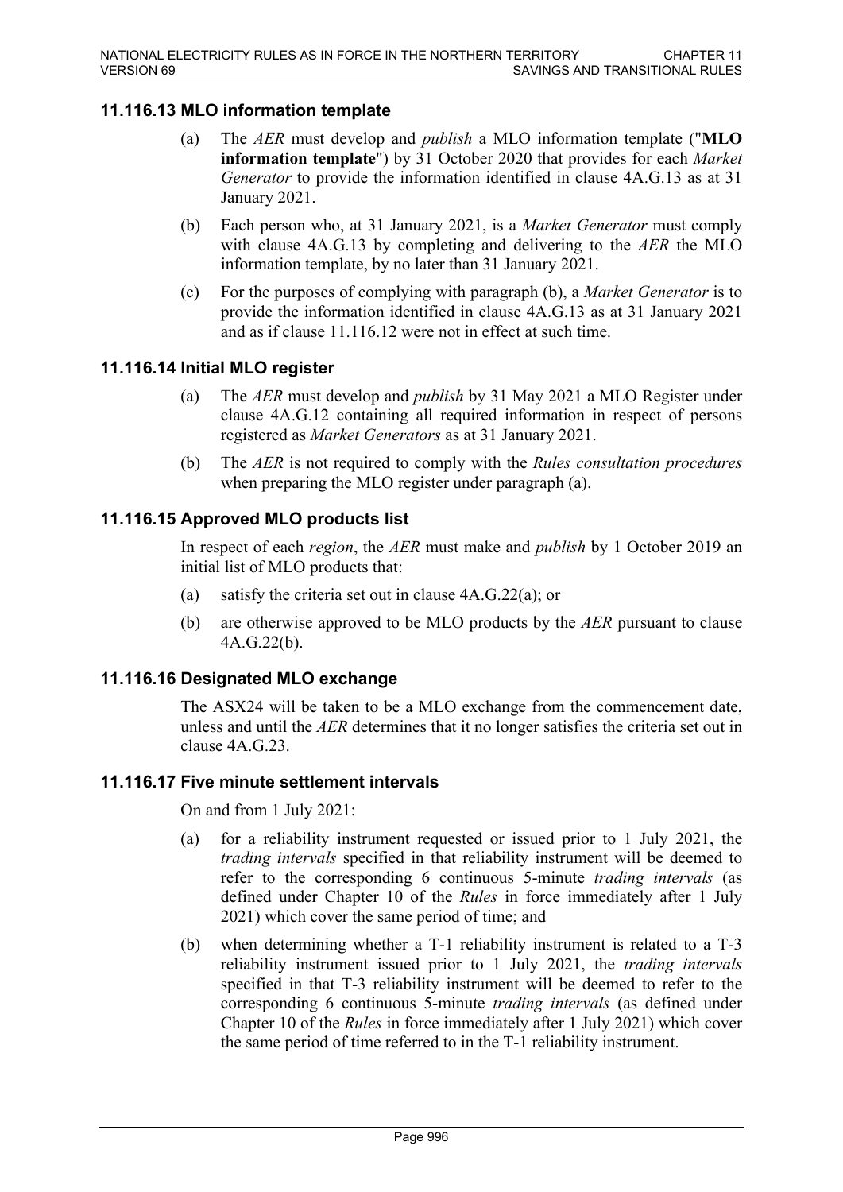## 11.116.13 MLO information template

(a) The *AER* must develop and *publish* a MLO information template ("**MLO information template**") by 31 October 2020 that provides for each *Market Generator* to provide the information identified in clause 4A.G.13 as at 31 January 2021.

(b) Each person who, at 31 January 2021, is a *Market Generator* must comply with clause 4A.G.13 by completing and delivering to the *AER* the MLO information template, by no later than 31 January 2021.

(c) For the purposes of complying with paragraph (b), a *Market Generator* is to provide the information identified in clause 4A.G.13 as at 31 January 2021 and as if clause 11.116.12 were not in effect at such time.

## 11.116.14 Initial MLO register

(a) The *AER* must develop and *publish* by 31 May 2021 a MLO Register under clause 4A.G.12 containing all required information in respect of persons registered as *Market Generators* as at 31 January 2021.

(b) The *AER* is not required to comply with the *Rules consultation procedures* when preparing the MLO register under paragraph (a).

## 11.116.15 Approved MLO products list

In respect of each *region*, the *AER* must make and *publish* by 1 October 2019 an initial list of MLO products that:

(a) satisfy the criteria set out in clause 4A.G.22(a); or

(b) are otherwise approved to be MLO products by the *AER* pursuant to clause 4A.G.22(b).

## 11.116.16 Designated MLO exchange

The ASX24 will be taken to be a MLO exchange from the commencement date, unless and until the *AER* determines that it no longer satisfies the criteria set out in clause 4A.G.23.

## 11.116.17 Five minute settlement intervals

On and from 1 July 2021:

(a) for a reliability instrument requested or issued prior to 1 July 2021, the *trading intervals* specified in that reliability instrument will be deemed to refer to the corresponding 6 continuous 5-minute *trading intervals* (as defined under Chapter 10 of the *Rules* in force immediately after 1 July 2021) which cover the same period of time; and

(b) when determining whether a T-1 reliability instrument is related to a T-3 reliability instrument issued prior to 1 July 2021, the *trading intervals* specified in that T-3 reliability instrument will be deemed to refer to the corresponding 6 continuous 5-minute *trading intervals* (as defined under Chapter 10 of the *Rules* in force immediately after 1 July 2021) which cover the same period of time referred to in the T-1 reliability instrument.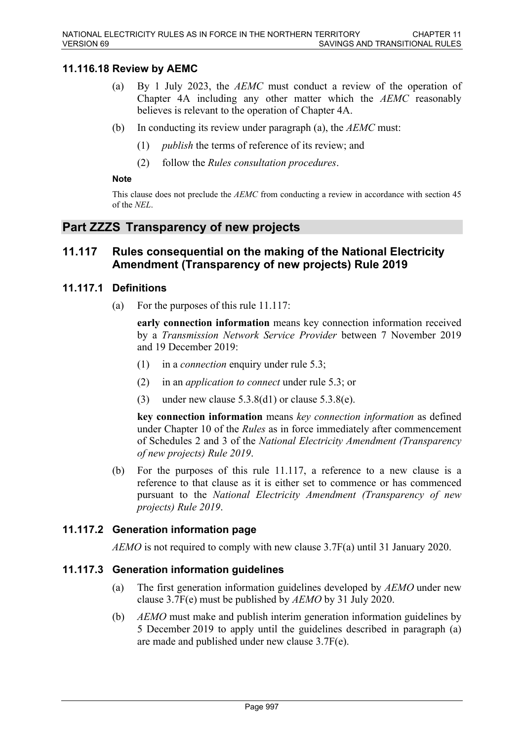### 11.116.18 Review by AEMC

(a) By 1 July 2023, the *AEMC* must conduct a review of the operation of Chapter 4A including any other matter which the *AEMC* reasonably believes is relevant to the operation of Chapter 4A.

(b) In conducting its review under paragraph (a), the *AEMC* must:

(1) *publish* the terms of reference of its review; and

(2) follow the *Rules consultation procedures*.

**Note**

This clause does not preclude the *AEMC* from conducting a review in accordance with section 45 of the *NEL*.

## Part ZZZS Transparency of new projects

## 11.117 Rules consequential on the making of the National Electricity Amendment (Transparency of new projects) Rule 2019

### 11.117.1 Definitions

(a) For the purposes of this rule 11.117:

**early connection information** means key connection information received by a *Transmission Network Service Provider* between 7 November 2019 and 19 December 2019:

(1) in a *connection* enquiry under rule 5.3;

(2) in an *application to connect* under rule 5.3; or

(3) under new clause 5.3.8(d1) or clause 5.3.8(e).

**key connection information** means *key connection information* as defined under Chapter 10 of the *Rules* as in force immediately after commencement of Schedules 2 and 3 of the *National Electricity Amendment (Transparency of new projects) Rule 2019*.

(b) For the purposes of this rule 11.117, a reference to a new clause is a reference to that clause as it is either set to commence or has commenced pursuant to the *National Electricity Amendment (Transparency of new projects) Rule 2019*.

### 11.117.2 Generation information page

*AEMO* is not required to comply with new clause 3.7F(a) until 31 January 2020.

### 11.117.3 Generation information guidelines

(a) The first generation information guidelines developed by *AEMO* under new clause 3.7F(e) must be published by *AEMO* by 31 July 2020.

(b) *AEMO* must make and publish interim generation information guidelines by 5 December 2019 to apply until the guidelines described in paragraph (a) are made and published under new clause 3.7F(e).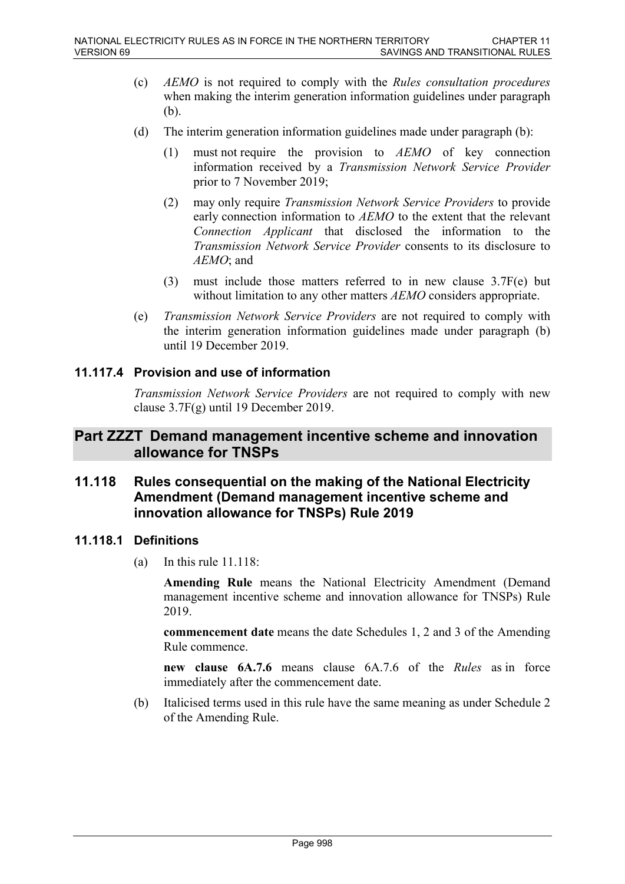(c) *AEMO* is not required to comply with the *Rules consultation procedures* when making the interim generation information guidelines under paragraph (b).

(d) The interim generation information guidelines made under paragraph (b):

(1) must not require the provision to *AEMO* of key connection information received by a *Transmission Network Service Provider* prior to 7 November 2019;

(2) may only require *Transmission Network Service Providers* to provide early connection information to *AEMO* to the extent that the relevant *Connection Applicant* that disclosed the information to the *Transmission Network Service Provider* consents to its disclosure to *AEMO*; and

(3) must include those matters referred to in new clause 3.7F(e) but without limitation to any other matters *AEMO* considers appropriate.

(e) *Transmission Network Service Providers* are not required to comply with the interim generation information guidelines made under paragraph (b) until 19 December 2019.

### 11.117.4 Provision and use of information

*Transmission Network Service Providers* are not required to comply with new clause 3.7F(g) until 19 December 2019.

## Part ZZZT Demand management incentive scheme and innovation allowance for TNSPs

## 11.118 Rules consequential on the making of the National Electricity Amendment (Demand management incentive scheme and innovation allowance for TNSPs) Rule 2019

### 11.118.1 Definitions

(a) In this rule 11.118:

**Amending Rule** means the National Electricity Amendment (Demand management incentive scheme and innovation allowance for TNSPs) Rule 2019.

**commencement date** means the date Schedules 1, 2 and 3 of the Amending Rule commence.

**new clause 6A.7.6** means clause 6A.7.6 of the *Rules* as in force immediately after the commencement date.

(b) Italicised terms used in this rule have the same meaning as under Schedule 2 of the Amending Rule.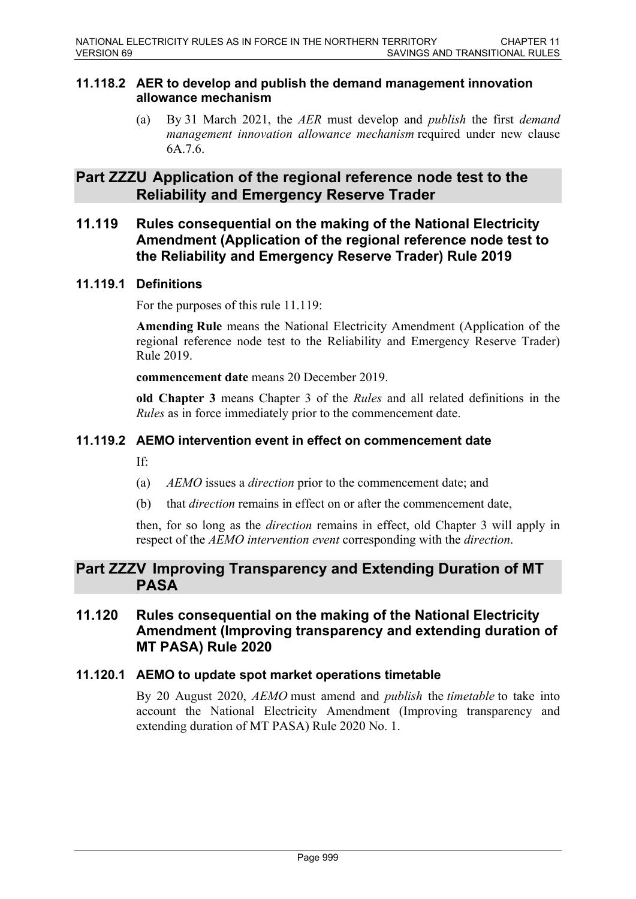### 11.118.2 AER to develop and publish the demand management innovation allowance mechanism

(a) By 31 March 2021, the *AER* must develop and *publish* the first *demand management innovation allowance mechanism* required under new clause 6A.7.6.

## Part ZZZU Application of the regional reference node test to the Reliability and Emergency Reserve Trader

### 11.119 Rules consequential on the making of the National Electricity Amendment (Application of the regional reference node test to the Reliability and Emergency Reserve Trader) Rule 2019

### 11.119.1 Definitions

For the purposes of this rule 11.119:

**Amending Rule** means the National Electricity Amendment (Application of the regional reference node test to the Reliability and Emergency Reserve Trader) Rule 2019.

**commencement date** means 20 December 2019.

**old Chapter 3** means Chapter 3 of the *Rules* and all related definitions in the *Rules* as in force immediately prior to the commencement date.

### 11.119.2 AEMO intervention event in effect on commencement date

If:

(a) *AEMO* issues a *direction* prior to the commencement date; and

(b) that *direction* remains in effect on or after the commencement date,

then, for so long as the *direction* remains in effect, old Chapter 3 will apply in respect of the *AEMO intervention event* corresponding with the *direction*.

## Part ZZZV Improving Transparency and Extending Duration of MT PASA

### 11.120 Rules consequential on the making of the National Electricity Amendment (Improving transparency and extending duration of MT PASA) Rule 2020

### 11.120.1 AEMO to update spot market operations timetable

By 20 August 2020, *AEMO* must amend and *publish* the *timetable* to take into account the National Electricity Amendment (Improving transparency and extending duration of MT PASA) Rule 2020 No. 1.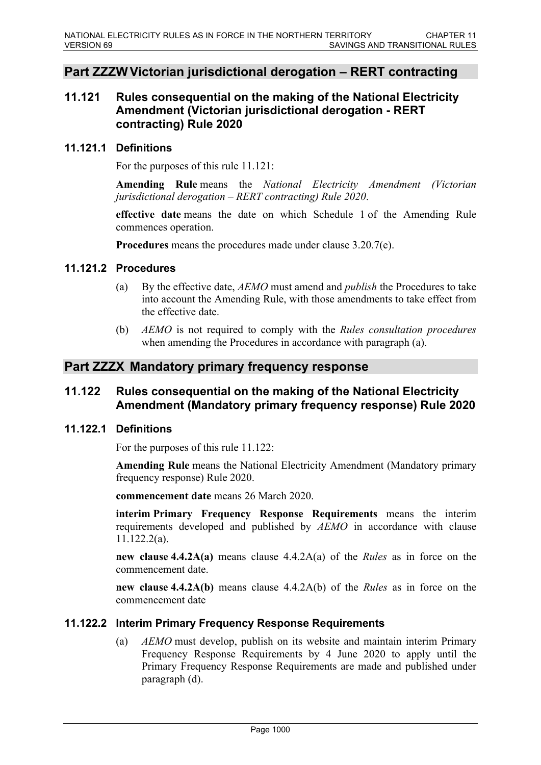## Part ZZZW Victorian jurisdictional derogation – RERT contracting

### 11.121 Rules consequential on the making of the National Electricity Amendment (Victorian jurisdictional derogation - RERT contracting) Rule 2020

#### 11.121.1 Definitions

For the purposes of this rule 11.121:

**Amending Rule** means the *National Electricity Amendment (Victorian jurisdictional derogation – RERT contracting) Rule 2020*.

**effective date** means the date on which Schedule 1 of the Amending Rule commences operation.

**Procedures** means the procedures made under clause 3.20.7(e).

#### 11.121.2 Procedures

(a) By the effective date, *AEMO* must amend and *publish* the Procedures to take into account the Amending Rule, with those amendments to take effect from the effective date.

(b) *AEMO* is not required to comply with the *Rules consultation procedures* when amending the Procedures in accordance with paragraph (a).

## Part ZZZX Mandatory primary frequency response

### 11.122 Rules consequential on the making of the National Electricity Amendment (Mandatory primary frequency response) Rule 2020

#### 11.122.1 Definitions

For the purposes of this rule 11.122:

**Amending Rule** means the National Electricity Amendment (Mandatory primary frequency response) Rule 2020.

**commencement date** means 26 March 2020.

**interim Primary Frequency Response Requirements** means the interim requirements developed and published by *AEMO* in accordance with clause 11.122.2(a).

**new clause 4.4.2A(a)** means clause 4.4.2A(a) of the *Rules* as in force on the commencement date.

**new clause 4.4.2A(b)** means clause 4.4.2A(b) of the *Rules* as in force on the commencement date

#### 11.122.2 Interim Primary Frequency Response Requirements

(a) *AEMO* must develop, publish on its website and maintain interim Primary Frequency Response Requirements by 4 June 2020 to apply until the Primary Frequency Response Requirements are made and published under paragraph (d).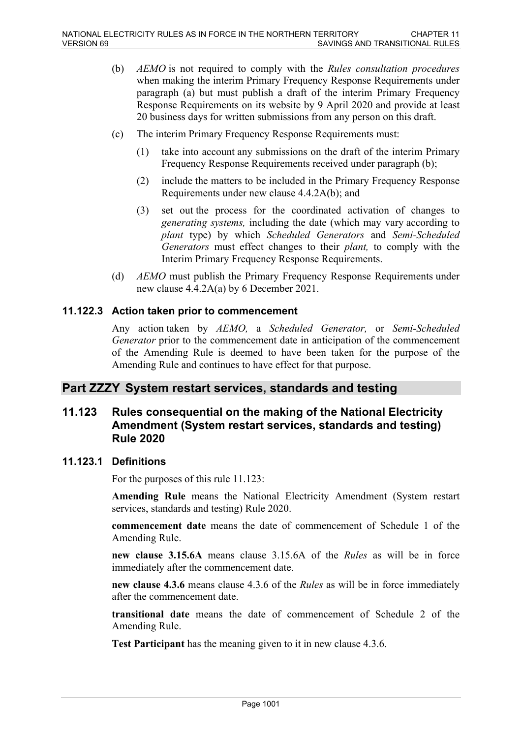(b) *AEMO* is not required to comply with the *Rules consultation procedures* when making the interim Primary Frequency Response Requirements under paragraph (a) but must publish a draft of the interim Primary Frequency Response Requirements on its website by 9 April 2020 and provide at least 20 business days for written submissions from any person on this draft.

(c) The interim Primary Frequency Response Requirements must:

  (1) take into account any submissions on the draft of the interim Primary Frequency Response Requirements received under paragraph (b);

  (2) include the matters to be included in the Primary Frequency Response Requirements under new clause 4.4.2A(b); and

  (3) set out the process for the coordinated activation of changes to *generating systems,* including the date (which may vary according to *plant* type) by which *Scheduled Generators* and *Semi-Scheduled Generators* must effect changes to their *plant,* to comply with the Interim Primary Frequency Response Requirements.

(d) *AEMO* must publish the Primary Frequency Response Requirements under new clause 4.4.2A(a) by 6 December 2021.

### 11.122.3 Action taken prior to commencement

Any action taken by *AEMO,* a *Scheduled Generator,* or *Semi-Scheduled Generator* prior to the commencement date in anticipation of the commencement of the Amending Rule is deemed to have been taken for the purpose of the Amending Rule and continues to have effect for that purpose.

## Part ZZZY System restart services, standards and testing

### 11.123 Rules consequential on the making of the National Electricity Amendment (System restart services, standards and testing) Rule 2020

### 11.123.1 Definitions

For the purposes of this rule 11.123:

**Amending Rule** means the National Electricity Amendment (System restart services, standards and testing) Rule 2020.

**commencement date** means the date of commencement of Schedule 1 of the Amending Rule.

**new clause 3.15.6A** means clause 3.15.6A of the *Rules* as will be in force immediately after the commencement date.

**new clause 4.3.6** means clause 4.3.6 of the *Rules* as will be in force immediately after the commencement date.

**transitional date** means the date of commencement of Schedule 2 of the Amending Rule.

**Test Participant** has the meaning given to it in new clause 4.3.6.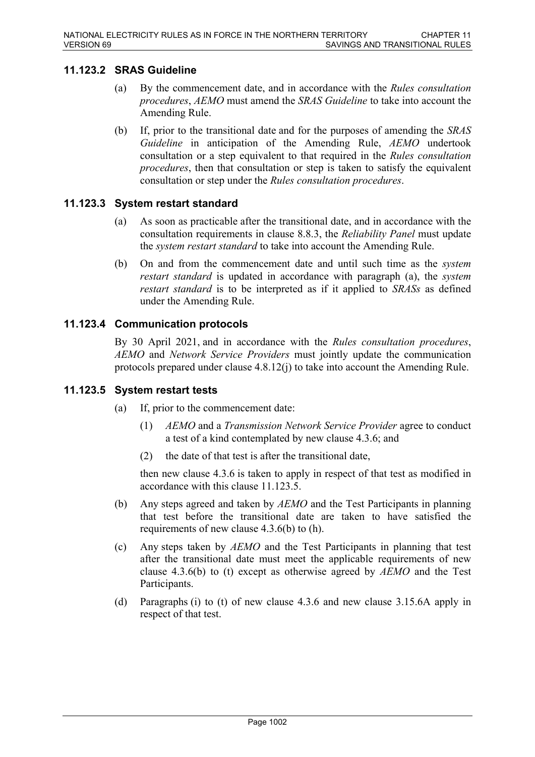### 11.123.2 SRAS Guideline

(a) By the commencement date, and in accordance with the *Rules consultation procedures*, *AEMO* must amend the *SRAS Guideline* to take into account the Amending Rule.

(b) If, prior to the transitional date and for the purposes of amending the *SRAS Guideline* in anticipation of the Amending Rule, *AEMO* undertook consultation or a step equivalent to that required in the *Rules consultation procedures*, then that consultation or step is taken to satisfy the equivalent consultation or step under the *Rules consultation procedures*.

### 11.123.3 System restart standard

(a) As soon as practicable after the transitional date, and in accordance with the consultation requirements in clause 8.8.3, the *Reliability Panel* must update the *system restart standard* to take into account the Amending Rule.

(b) On and from the commencement date and until such time as the *system restart standard* is updated in accordance with paragraph (a), the *system restart standard* is to be interpreted as if it applied to *SRASs* as defined under the Amending Rule.

### 11.123.4 Communication protocols

By 30 April 2021, and in accordance with the *Rules consultation procedures*, *AEMO* and *Network Service Providers* must jointly update the communication protocols prepared under clause 4.8.12(j) to take into account the Amending Rule.

### 11.123.5 System restart tests

(a) If, prior to the commencement date:

(1) *AEMO* and a *Transmission Network Service Provider* agree to conduct a test of a kind contemplated by new clause 4.3.6; and

(2) the date of that test is after the transitional date,

then new clause 4.3.6 is taken to apply in respect of that test as modified in accordance with this clause 11.123.5.

(b) Any steps agreed and taken by *AEMO* and the Test Participants in planning that test before the transitional date are taken to have satisfied the requirements of new clause 4.3.6(b) to (h).

(c) Any steps taken by *AEMO* and the Test Participants in planning that test after the transitional date must meet the applicable requirements of new clause 4.3.6(b) to (t) except as otherwise agreed by *AEMO* and the Test Participants.

(d) Paragraphs (i) to (t) of new clause 4.3.6 and new clause 3.15.6A apply in respect of that test.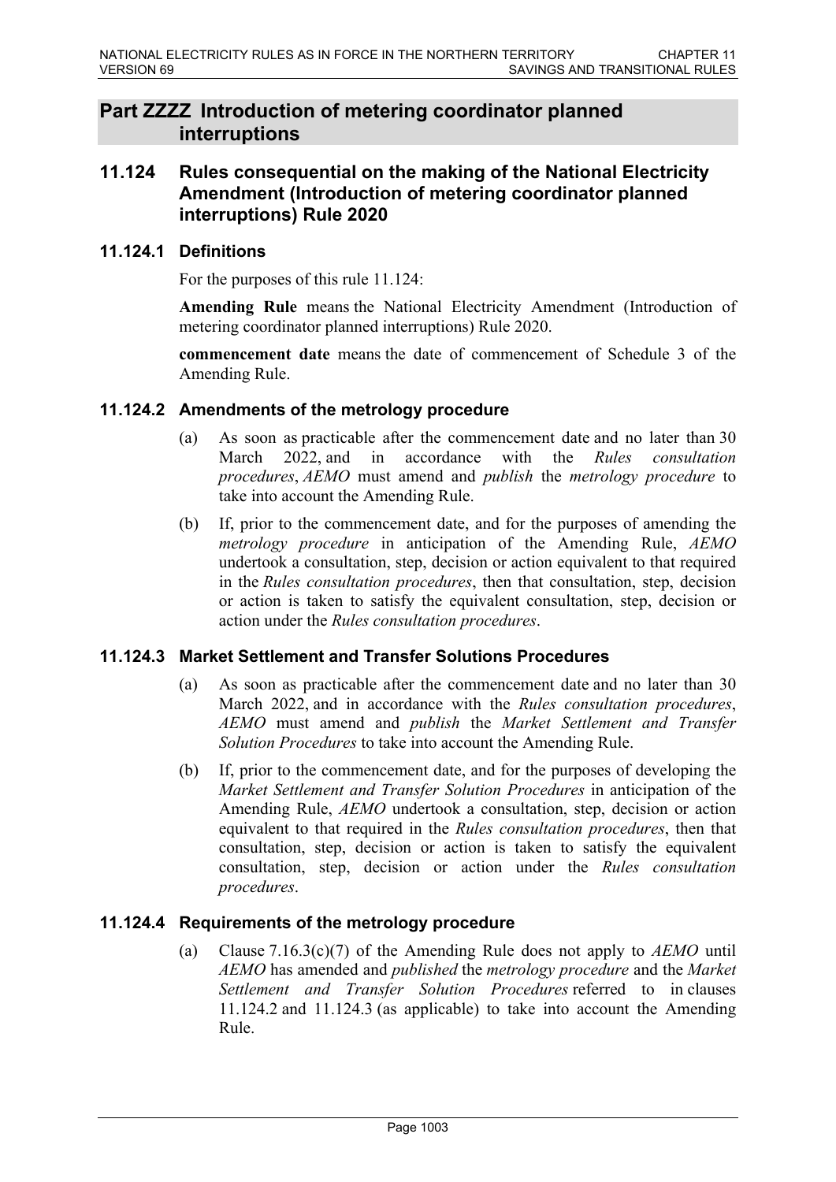## Part ZZZZ Introduction of metering coordinator planned interruptions

## 11.124 Rules consequential on the making of the National Electricity Amendment (Introduction of metering coordinator planned interruptions) Rule 2020

### 11.124.1 Definitions

For the purposes of this rule 11.124:

**Amending Rule** means the National Electricity Amendment (Introduction of metering coordinator planned interruptions) Rule 2020.

**commencement date** means the date of commencement of Schedule 3 of the Amending Rule.

### 11.124.2 Amendments of the metrology procedure

(a) As soon as practicable after the commencement date and no later than 30 March 2022, and in accordance with the *Rules consultation procedures*, *AEMO* must amend and *publish* the *metrology procedure* to take into account the Amending Rule.

(b) If, prior to the commencement date, and for the purposes of amending the *metrology procedure* in anticipation of the Amending Rule, *AEMO* undertook a consultation, step, decision or action equivalent to that required in the *Rules consultation procedures*, then that consultation, step, decision or action is taken to satisfy the equivalent consultation, step, decision or action under the *Rules consultation procedures*.

### 11.124.3 Market Settlement and Transfer Solutions Procedures

(a) As soon as practicable after the commencement date and no later than 30 March 2022, and in accordance with the *Rules consultation procedures*, *AEMO* must amend and *publish* the *Market Settlement and Transfer Solution Procedures* to take into account the Amending Rule.

(b) If, prior to the commencement date, and for the purposes of developing the *Market Settlement and Transfer Solution Procedures* in anticipation of the Amending Rule, *AEMO* undertook a consultation, step, decision or action equivalent to that required in the *Rules consultation procedures*, then that consultation, step, decision or action is taken to satisfy the equivalent consultation, step, decision or action under the *Rules consultation procedures*.

### 11.124.4 Requirements of the metrology procedure

(a) Clause 7.16.3(c)(7) of the Amending Rule does not apply to *AEMO* until *AEMO* has amended and *published* the *metrology procedure* and the *Market Settlement and Transfer Solution Procedures* referred to in clauses 11.124.2 and 11.124.3 (as applicable) to take into account the Amending Rule.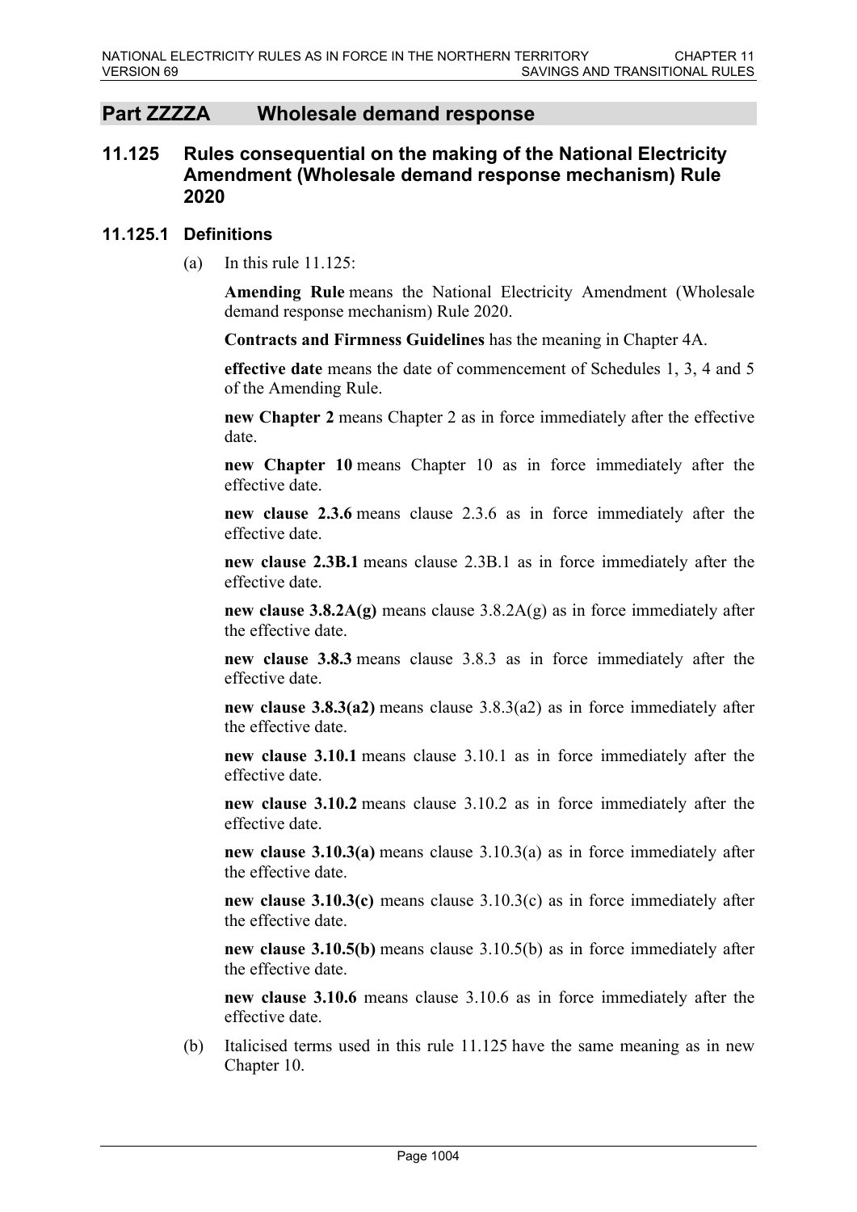## Part ZZZZA Wholesale demand response

### 11.125 Rules consequential on the making of the National Electricity Amendment (Wholesale demand response mechanism) Rule 2020

#### 11.125.1 Definitions

(a) In this rule 11.125:

**Amending Rule** means the National Electricity Amendment (Wholesale demand response mechanism) Rule 2020.

**Contracts and Firmness Guidelines** has the meaning in Chapter 4A.

**effective date** means the date of commencement of Schedules 1, 3, 4 and 5 of the Amending Rule.

**new Chapter 2** means Chapter 2 as in force immediately after the effective date.

**new Chapter 10** means Chapter 10 as in force immediately after the effective date.

**new clause 2.3.6** means clause 2.3.6 as in force immediately after the effective date.

**new clause 2.3B.1** means clause 2.3B.1 as in force immediately after the effective date.

**new clause 3.8.2A(g)** means clause 3.8.2A(g) as in force immediately after the effective date.

**new clause 3.8.3** means clause 3.8.3 as in force immediately after the effective date.

**new clause 3.8.3(a2)** means clause 3.8.3(a2) as in force immediately after the effective date.

**new clause 3.10.1** means clause 3.10.1 as in force immediately after the effective date.

**new clause 3.10.2** means clause 3.10.2 as in force immediately after the effective date.

**new clause 3.10.3(a)** means clause 3.10.3(a) as in force immediately after the effective date.

**new clause 3.10.3(c)** means clause 3.10.3(c) as in force immediately after the effective date.

**new clause 3.10.5(b)** means clause 3.10.5(b) as in force immediately after the effective date.

**new clause 3.10.6** means clause 3.10.6 as in force immediately after the effective date.

(b) Italicised terms used in this rule 11.125 have the same meaning as in new Chapter 10.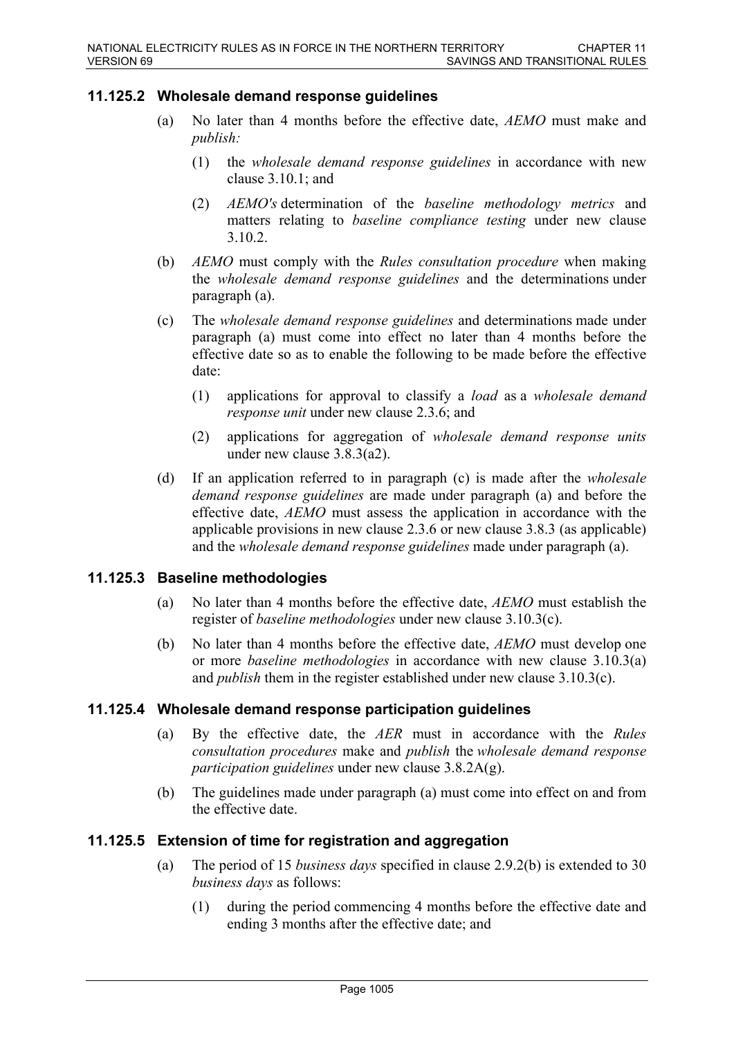### 11.125.2 Wholesale demand response guidelines

(a) No later than 4 months before the effective date, *AEMO* must make and *publish:*

   (1) the *wholesale demand response guidelines* in accordance with new clause 3.10.1; and

   (2) *AEMO's* determination of the *baseline methodology metrics* and matters relating to *baseline compliance testing* under new clause 3.10.2.

(b) *AEMO* must comply with the *Rules consultation procedure* when making the *wholesale demand response guidelines* and the determinations under paragraph (a).

(c) The *wholesale demand response guidelines* and determinations made under paragraph (a) must come into effect no later than 4 months before the effective date so as to enable the following to be made before the effective date:

   (1) applications for approval to classify a *load* as a *wholesale demand response unit* under new clause 2.3.6; and

   (2) applications for aggregation of *wholesale demand response units* under new clause 3.8.3(a2).

(d) If an application referred to in paragraph (c) is made after the *wholesale demand response guidelines* are made under paragraph (a) and before the effective date, *AEMO* must assess the application in accordance with the applicable provisions in new clause 2.3.6 or new clause 3.8.3 (as applicable) and the *wholesale demand response guidelines* made under paragraph (a).

### 11.125.3 Baseline methodologies

(a) No later than 4 months before the effective date, *AEMO* must establish the register of *baseline methodologies* under new clause 3.10.3(c).

(b) No later than 4 months before the effective date, *AEMO* must develop one or more *baseline methodologies* in accordance with new clause 3.10.3(a) and *publish* them in the register established under new clause 3.10.3(c).

### 11.125.4 Wholesale demand response participation guidelines

(a) By the effective date, the *AER* must in accordance with the *Rules consultation procedures* make and *publish* the *wholesale demand response participation guidelines* under new clause 3.8.2A(g).

(b) The guidelines made under paragraph (a) must come into effect on and from the effective date.

### 11.125.5 Extension of time for registration and aggregation

(a) The period of 15 *business days* specified in clause 2.9.2(b) is extended to 30 *business days* as follows:

   (1) during the period commencing 4 months before the effective date and ending 3 months after the effective date; and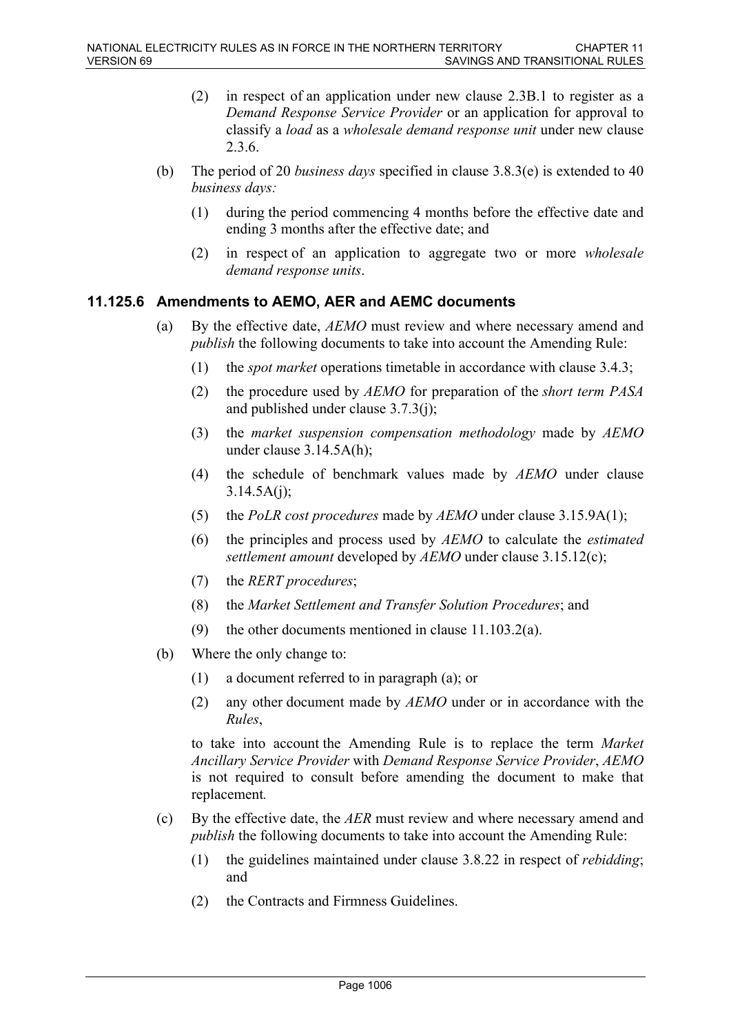(2) in respect of an application under new clause 2.3B.1 to register as a *Demand Response Service Provider* or an application for approval to classify a *load* as a *wholesale demand response unit* under new clause 2.3.6.

(b) The period of 20 *business days* specified in clause 3.8.3(e) is extended to 40 *business days:*

(1) during the period commencing 4 months before the effective date and ending 3 months after the effective date; and

(2) in respect of an application to aggregate two or more *wholesale demand response units*.

### 11.125.6 Amendments to AEMO, AER and AEMC documents

(a) By the effective date, *AEMO* must review and where necessary amend and *publish* the following documents to take into account the Amending Rule:

(1) the *spot market* operations timetable in accordance with clause 3.4.3;

(2) the procedure used by *AEMO* for preparation of the *short term PASA* and published under clause 3.7.3(j);

(3) the *market suspension compensation methodology* made by *AEMO* under clause 3.14.5A(h);

(4) the schedule of benchmark values made by *AEMO* under clause 3.14.5A(j);

(5) the *PoLR cost procedures* made by *AEMO* under clause 3.15.9A(1);

(6) the principles and process used by *AEMO* to calculate the *estimated settlement amount* developed by *AEMO* under clause 3.15.12(c);

(7) the *RERT procedures*;

(8) the *Market Settlement and Transfer Solution Procedures*; and

(9) the other documents mentioned in clause 11.103.2(a).

(b) Where the only change to:

(1) a document referred to in paragraph (a); or

(2) any other document made by *AEMO* under or in accordance with the *Rules*,

to take into account the Amending Rule is to replace the term *Market Ancillary Service Provider* with *Demand Response Service Provider*, *AEMO* is not required to consult before amending the document to make that replacement.

(c) By the effective date, the *AER* must review and where necessary amend and *publish* the following documents to take into account the Amending Rule:

(1) the guidelines maintained under clause 3.8.22 in respect of *rebidding*; and

(2) the Contracts and Firmness Guidelines.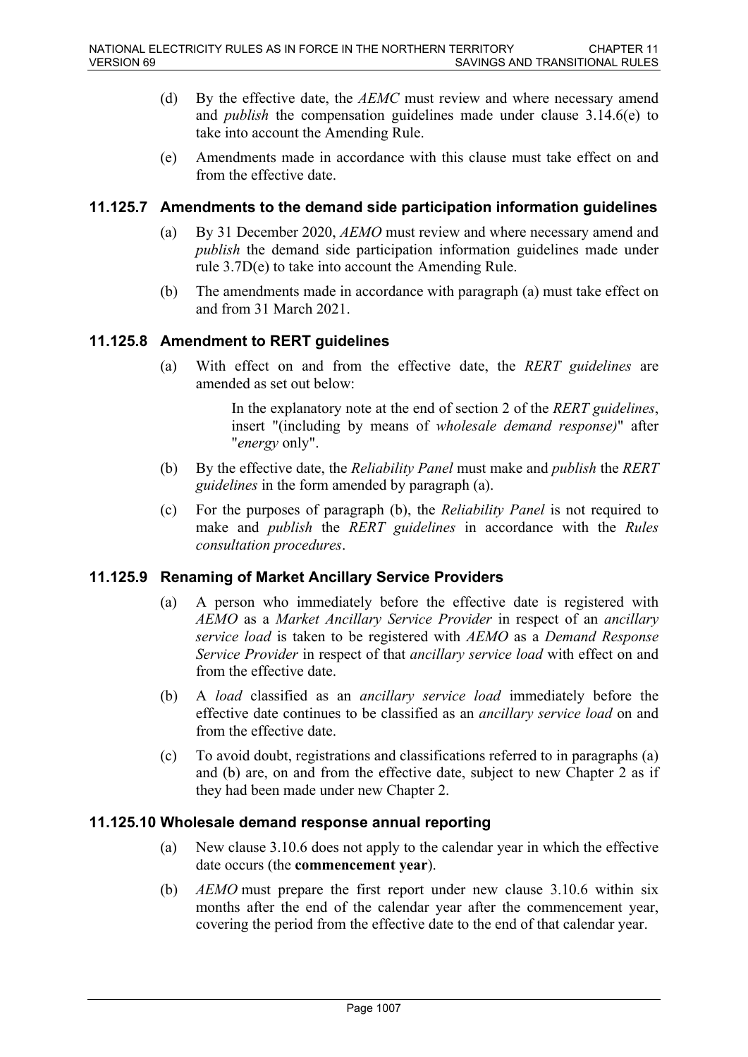(d) By the effective date, the *AEMC* must review and where necessary amend and *publish* the compensation guidelines made under clause 3.14.6(e) to take into account the Amending Rule.

(e) Amendments made in accordance with this clause must take effect on and from the effective date.

### 11.125.7 Amendments to the demand side participation information guidelines

(a) By 31 December 2020, *AEMO* must review and where necessary amend and *publish* the demand side participation information guidelines made under rule 3.7D(e) to take into account the Amending Rule.

(b) The amendments made in accordance with paragraph (a) must take effect on and from 31 March 2021.

### 11.125.8 Amendment to RERT guidelines

(a) With effect on and from the effective date, the *RERT guidelines* are amended as set out below:

> In the explanatory note at the end of section 2 of the *RERT guidelines*, insert "(including by means of *wholesale demand response)*" after "*energy* only".

(b) By the effective date, the *Reliability Panel* must make and *publish* the *RERT guidelines* in the form amended by paragraph (a).

(c) For the purposes of paragraph (b), the *Reliability Panel* is not required to make and *publish* the *RERT guidelines* in accordance with the *Rules consultation procedures*.

### 11.125.9 Renaming of Market Ancillary Service Providers

(a) A person who immediately before the effective date is registered with *AEMO* as a *Market Ancillary Service Provider* in respect of an *ancillary service load* is taken to be registered with *AEMO* as a *Demand Response Service Provider* in respect of that *ancillary service load* with effect on and from the effective date.

(b) A *load* classified as an *ancillary service load* immediately before the effective date continues to be classified as an *ancillary service load* on and from the effective date.

(c) To avoid doubt, registrations and classifications referred to in paragraphs (a) and (b) are, on and from the effective date, subject to new Chapter 2 as if they had been made under new Chapter 2.

### 11.125.10 Wholesale demand response annual reporting

(a) New clause 3.10.6 does not apply to the calendar year in which the effective date occurs (the **commencement year**).

(b) *AEMO* must prepare the first report under new clause 3.10.6 within six months after the end of the calendar year after the commencement year, covering the period from the effective date to the end of that calendar year.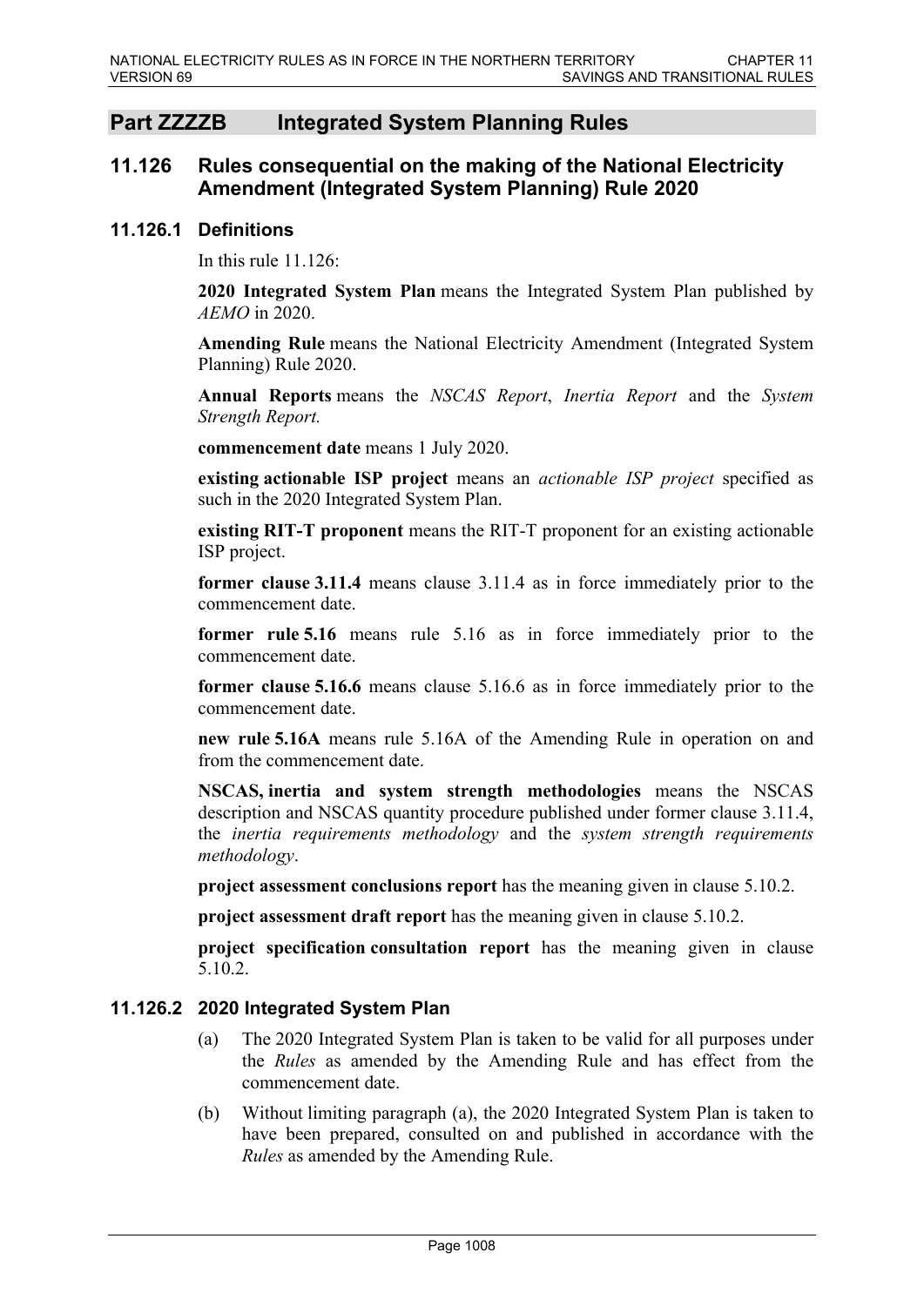## Part ZZZZB Integrated System Planning Rules

### 11.126 Rules consequential on the making of the National Electricity Amendment (Integrated System Planning) Rule 2020

#### 11.126.1 Definitions

In this rule 11.126:

**2020 Integrated System Plan** means the Integrated System Plan published by *AEMO* in 2020.

**Amending Rule** means the National Electricity Amendment (Integrated System Planning) Rule 2020.

**Annual Reports** means the *NSCAS Report*, *Inertia Report* and the *System Strength Report.*

**commencement date** means 1 July 2020.

**existing actionable ISP project** means an *actionable ISP project* specified as such in the 2020 Integrated System Plan.

**existing RIT-T proponent** means the RIT-T proponent for an existing actionable ISP project.

**former clause 3.11.4** means clause 3.11.4 as in force immediately prior to the commencement date.

**former rule 5.16** means rule 5.16 as in force immediately prior to the commencement date.

**former clause 5.16.6** means clause 5.16.6 as in force immediately prior to the commencement date.

**new rule 5.16A** means rule 5.16A of the Amending Rule in operation on and from the commencement date.

**NSCAS, inertia and system strength methodologies** means the NSCAS description and NSCAS quantity procedure published under former clause 3.11.4, the *inertia requirements methodology* and the *system strength requirements methodology*.

**project assessment conclusions report** has the meaning given in clause 5.10.2.

**project assessment draft report** has the meaning given in clause 5.10.2.

**project specification consultation report** has the meaning given in clause 5.10.2.

#### 11.126.2 2020 Integrated System Plan

(a) The 2020 Integrated System Plan is taken to be valid for all purposes under the *Rules* as amended by the Amending Rule and has effect from the commencement date.

(b) Without limiting paragraph (a), the 2020 Integrated System Plan is taken to have been prepared, consulted on and published in accordance with the *Rules* as amended by the Amending Rule.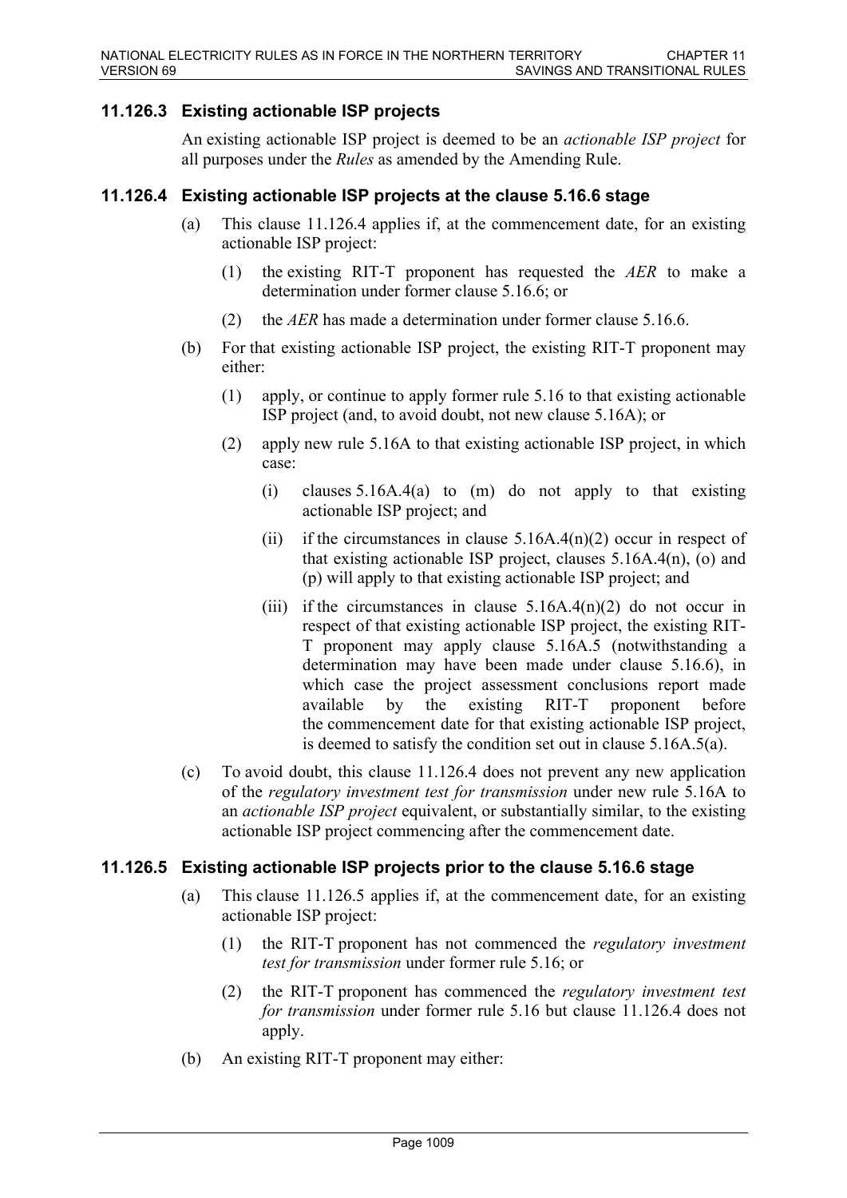### 11.126.3 Existing actionable ISP projects

An existing actionable ISP project is deemed to be an *actionable ISP project* for all purposes under the *Rules* as amended by the Amending Rule.

### 11.126.4 Existing actionable ISP projects at the clause 5.16.6 stage

(a) This clause 11.126.4 applies if, at the commencement date, for an existing actionable ISP project:

   (1) the existing RIT-T proponent has requested the *AER* to make a determination under former clause 5.16.6; or

   (2) the *AER* has made a determination under former clause 5.16.6.

(b) For that existing actionable ISP project, the existing RIT-T proponent may either:

   (1) apply, or continue to apply former rule 5.16 to that existing actionable ISP project (and, to avoid doubt, not new clause 5.16A); or

   (2) apply new rule 5.16A to that existing actionable ISP project, in which case:

      (i) clauses 5.16A.4(a) to (m) do not apply to that existing actionable ISP project; and

      (ii) if the circumstances in clause 5.16A.4(n)(2) occur in respect of that existing actionable ISP project, clauses 5.16A.4(n), (o) and (p) will apply to that existing actionable ISP project; and

      (iii) if the circumstances in clause 5.16A.4(n)(2) do not occur in respect of that existing actionable ISP project, the existing RIT-T proponent may apply clause 5.16A.5 (notwithstanding a determination may have been made under clause 5.16.6), in which case the project assessment conclusions report made available by the existing RIT-T proponent before the commencement date for that existing actionable ISP project, is deemed to satisfy the condition set out in clause 5.16A.5(a).

(c) To avoid doubt, this clause 11.126.4 does not prevent any new application of the *regulatory investment test for transmission* under new rule 5.16A to an *actionable ISP project* equivalent, or substantially similar, to the existing actionable ISP project commencing after the commencement date.

### 11.126.5 Existing actionable ISP projects prior to the clause 5.16.6 stage

(a) This clause 11.126.5 applies if, at the commencement date, for an existing actionable ISP project:

   (1) the RIT-T proponent has not commenced the *regulatory investment test for transmission* under former rule 5.16; or

   (2) the RIT-T proponent has commenced the *regulatory investment test for transmission* under former rule 5.16 but clause 11.126.4 does not apply.

(b) An existing RIT-T proponent may either: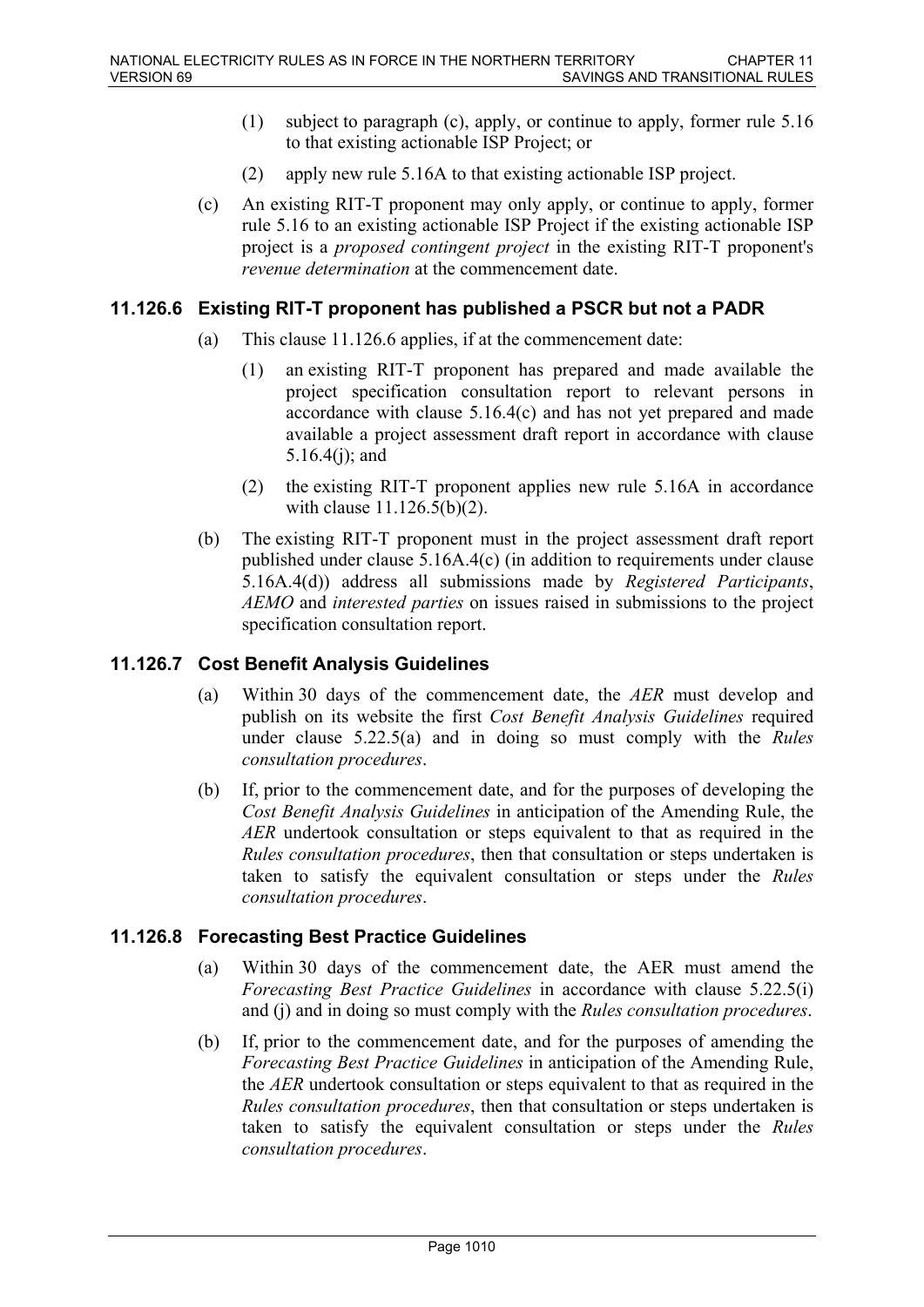(1) subject to paragraph (c), apply, or continue to apply, former rule 5.16 to that existing actionable ISP Project; or

(2) apply new rule 5.16A to that existing actionable ISP project.

(c) An existing RIT-T proponent may only apply, or continue to apply, former rule 5.16 to an existing actionable ISP Project if the existing actionable ISP project is a *proposed contingent project* in the existing RIT-T proponent's *revenue determination* at the commencement date.

### 11.126.6 Existing RIT-T proponent has published a PSCR but not a PADR

(a) This clause 11.126.6 applies, if at the commencement date:

(1) an existing RIT-T proponent has prepared and made available the project specification consultation report to relevant persons in accordance with clause 5.16.4(c) and has not yet prepared and made available a project assessment draft report in accordance with clause 5.16.4(j); and

(2) the existing RIT-T proponent applies new rule 5.16A in accordance with clause 11.126.5(b)(2).

(b) The existing RIT-T proponent must in the project assessment draft report published under clause 5.16A.4(c) (in addition to requirements under clause 5.16A.4(d)) address all submissions made by *Registered Participants*, *AEMO* and *interested parties* on issues raised in submissions to the project specification consultation report.

### 11.126.7 Cost Benefit Analysis Guidelines

(a) Within 30 days of the commencement date, the *AER* must develop and publish on its website the first *Cost Benefit Analysis Guidelines* required under clause 5.22.5(a) and in doing so must comply with the *Rules consultation procedures*.

(b) If, prior to the commencement date, and for the purposes of developing the *Cost Benefit Analysis Guidelines* in anticipation of the Amending Rule, the *AER* undertook consultation or steps equivalent to that as required in the *Rules consultation procedures*, then that consultation or steps undertaken is taken to satisfy the equivalent consultation or steps under the *Rules consultation procedures*.

### 11.126.8 Forecasting Best Practice Guidelines

(a) Within 30 days of the commencement date, the AER must amend the *Forecasting Best Practice Guidelines* in accordance with clause 5.22.5(i) and (j) and in doing so must comply with the *Rules consultation procedures*.

(b) If, prior to the commencement date, and for the purposes of amending the *Forecasting Best Practice Guidelines* in anticipation of the Amending Rule, the *AER* undertook consultation or steps equivalent to that as required in the *Rules consultation procedures*, then that consultation or steps undertaken is taken to satisfy the equivalent consultation or steps under the *Rules consultation procedures*.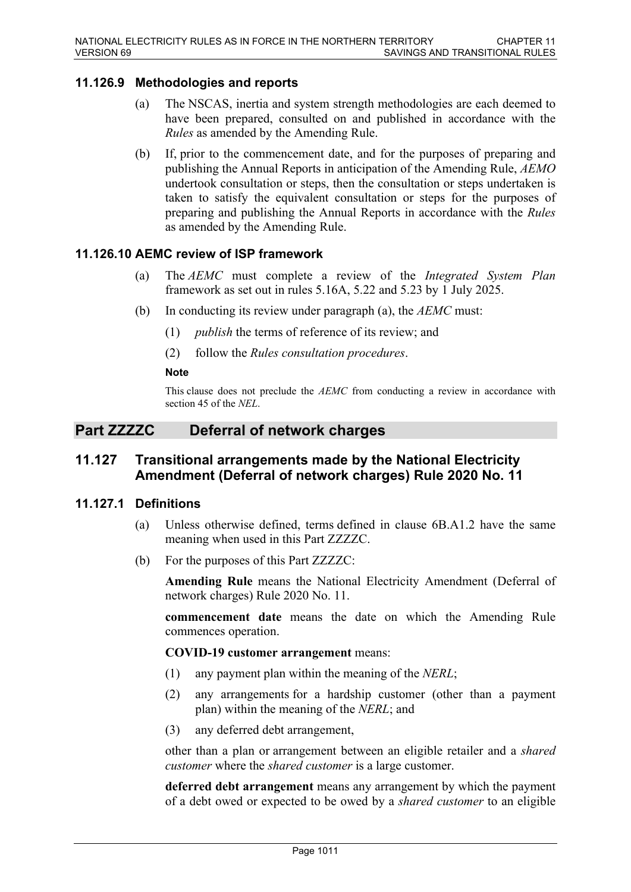### 11.126.9 Methodologies and reports

(a) The NSCAS, inertia and system strength methodologies are each deemed to have been prepared, consulted on and published in accordance with the *Rules* as amended by the Amending Rule.

(b) If, prior to the commencement date, and for the purposes of preparing and publishing the Annual Reports in anticipation of the Amending Rule, *AEMO* undertook consultation or steps, then the consultation or steps undertaken is taken to satisfy the equivalent consultation or steps for the purposes of preparing and publishing the Annual Reports in accordance with the *Rules* as amended by the Amending Rule.

### 11.126.10 AEMC review of ISP framework

(a) The *AEMC* must complete a review of the *Integrated System Plan* framework as set out in rules 5.16A, 5.22 and 5.23 by 1 July 2025.

(b) In conducting its review under paragraph (a), the *AEMC* must:

(1) *publish* the terms of reference of its review; and

(2) follow the *Rules consultation procedures*.

**Note**

This clause does not preclude the *AEMC* from conducting a review in accordance with section 45 of the *NEL*.

## Part ZZZZC Deferral of network charges

## 11.127 Transitional arrangements made by the National Electricity Amendment (Deferral of network charges) Rule 2020 No. 11

### 11.127.1 Definitions

(a) Unless otherwise defined, terms defined in clause 6B.A1.2 have the same meaning when used in this Part ZZZZC.

(b) For the purposes of this Part ZZZZC:

**Amending Rule** means the National Electricity Amendment (Deferral of network charges) Rule 2020 No. 11.

**commencement date** means the date on which the Amending Rule commences operation.

**COVID-19 customer arrangement** means:

(1) any payment plan within the meaning of the *NERL*;

(2) any arrangements for a hardship customer (other than a payment plan) within the meaning of the *NERL*; and

(3) any deferred debt arrangement,

other than a plan or arrangement between an eligible retailer and a *shared customer* where the *shared customer* is a large customer.

**deferred debt arrangement** means any arrangement by which the payment of a debt owed or expected to be owed by a *shared customer* to an eligible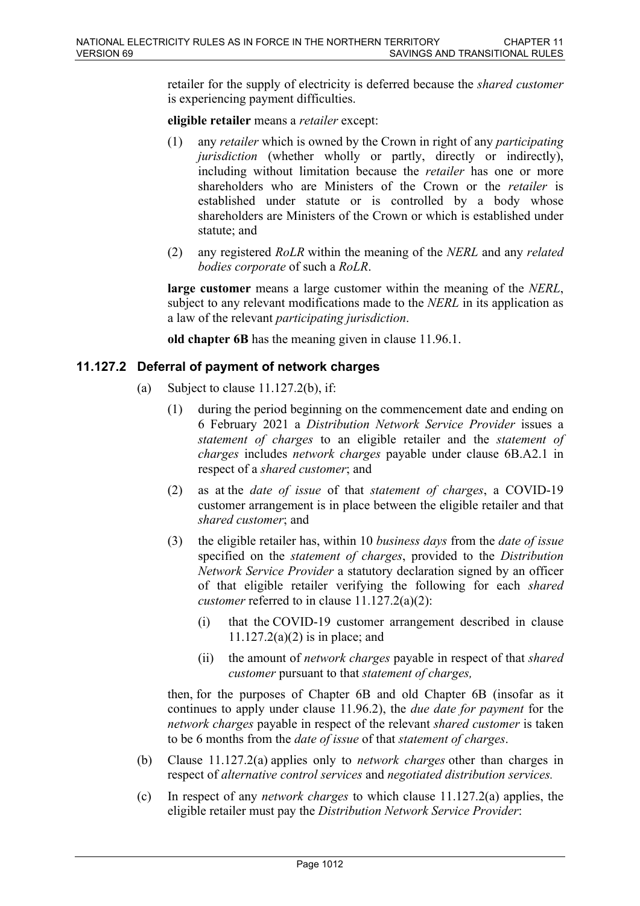retailer for the supply of electricity is deferred because the *shared customer* is experiencing payment difficulties.

**eligible retailer** means a *retailer* except:

(1) any *retailer* which is owned by the Crown in right of any *participating jurisdiction* (whether wholly or partly, directly or indirectly), including without limitation because the *retailer* has one or more shareholders who are Ministers of the Crown or the *retailer* is established under statute or is controlled by a body whose shareholders are Ministers of the Crown or which is established under statute; and

(2) any registered *RoLR* within the meaning of the *NERL* and any *related bodies corporate* of such a *RoLR*.

**large customer** means a large customer within the meaning of the *NERL*, subject to any relevant modifications made to the *NERL* in its application as a law of the relevant *participating jurisdiction*.

**old chapter 6B** has the meaning given in clause 11.96.1.

### 11.127.2 Deferral of payment of network charges

(a) Subject to clause 11.127.2(b), if:

(1) during the period beginning on the commencement date and ending on 6 February 2021 a *Distribution Network Service Provider* issues a *statement of charges* to an eligible retailer and the *statement of charges* includes *network charges* payable under clause 6B.A2.1 in respect of a *shared customer*; and

(2) as at the *date of issue* of that *statement of charges*, a COVID-19 customer arrangement is in place between the eligible retailer and that *shared customer*; and

(3) the eligible retailer has, within 10 *business days* from the *date of issue* specified on the *statement of charges*, provided to the *Distribution Network Service Provider* a statutory declaration signed by an officer of that eligible retailer verifying the following for each *shared customer* referred to in clause 11.127.2(a)(2):

(i) that the COVID-19 customer arrangement described in clause 11.127.2(a)(2) is in place; and

(ii) the amount of *network charges* payable in respect of that *shared customer* pursuant to that *statement of charges,*

then, for the purposes of Chapter 6B and old Chapter 6B (insofar as it continues to apply under clause 11.96.2), the *due date for payment* for the *network charges* payable in respect of the relevant *shared customer* is taken to be 6 months from the *date of issue* of that *statement of charges*.

(b) Clause 11.127.2(a) applies only to *network charges* other than charges in respect of *alternative control services* and *negotiated distribution services.*

(c) In respect of any *network charges* to which clause 11.127.2(a) applies, the eligible retailer must pay the *Distribution Network Service Provider*: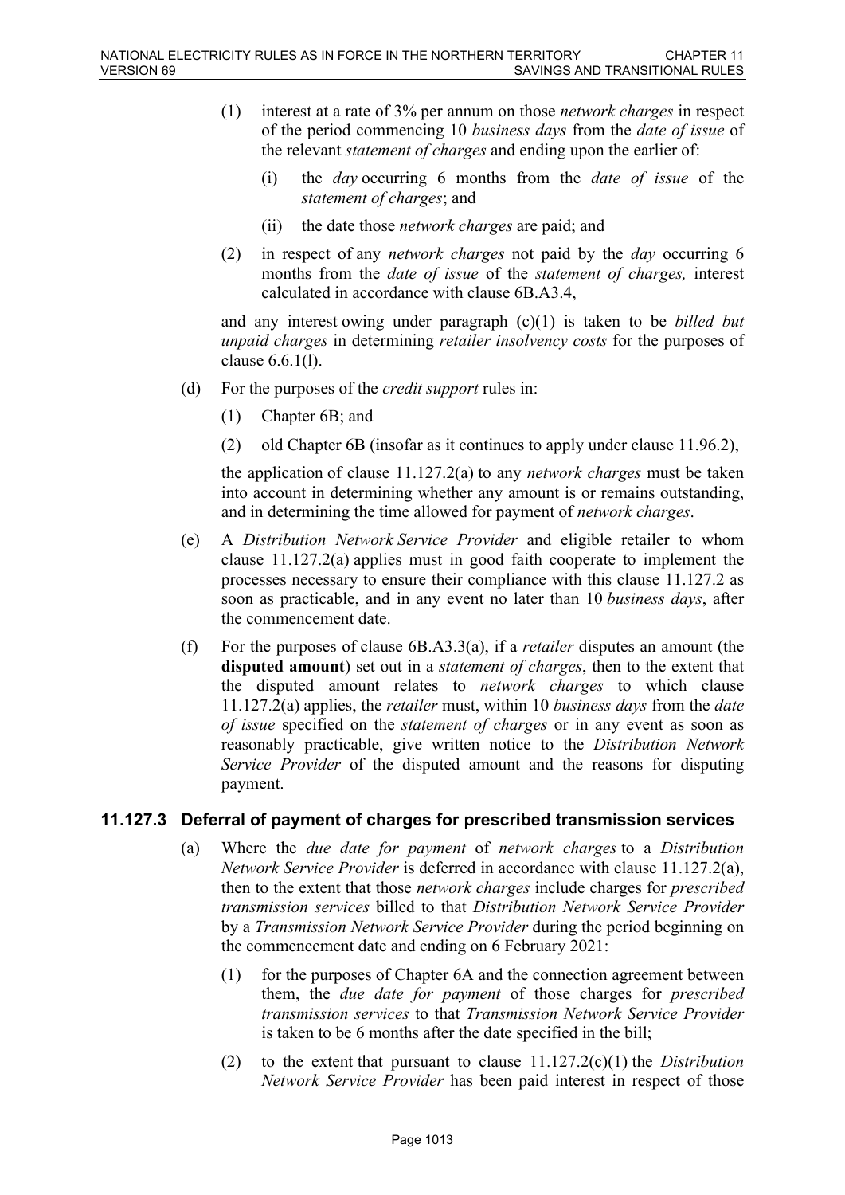(1) interest at a rate of 3% per annum on those *network charges* in respect of the period commencing 10 *business days* from the *date of issue* of the relevant *statement of charges* and ending upon the earlier of:

(i) the *day* occurring 6 months from the *date of issue* of the *statement of charges*; and

(ii) the date those *network charges* are paid; and

(2) in respect of any *network charges* not paid by the *day* occurring 6 months from the *date of issue* of the *statement of charges,* interest calculated in accordance with clause 6B.A3.4,

and any interest owing under paragraph (c)(1) is taken to be *billed but unpaid charges* in determining *retailer insolvency costs* for the purposes of clause 6.6.1(l).

(d) For the purposes of the *credit support* rules in:

(1) Chapter 6B; and

(2) old Chapter 6B (insofar as it continues to apply under clause 11.96.2),

the application of clause 11.127.2(a) to any *network charges* must be taken into account in determining whether any amount is or remains outstanding, and in determining the time allowed for payment of *network charges*.

(e) A *Distribution Network Service Provider* and eligible retailer to whom clause 11.127.2(a) applies must in good faith cooperate to implement the processes necessary to ensure their compliance with this clause 11.127.2 as soon as practicable, and in any event no later than 10 *business days*, after the commencement date.

(f) For the purposes of clause 6B.A3.3(a), if a *retailer* disputes an amount (the **disputed amount**) set out in a *statement of charges*, then to the extent that the disputed amount relates to *network charges* to which clause 11.127.2(a) applies, the *retailer* must, within 10 *business days* from the *date of issue* specified on the *statement of charges* or in any event as soon as reasonably practicable, give written notice to the *Distribution Network Service Provider* of the disputed amount and the reasons for disputing payment.

### 11.127.3 Deferral of payment of charges for prescribed transmission services

(a) Where the *due date for payment* of *network charges* to a *Distribution Network Service Provider* is deferred in accordance with clause 11.127.2(a), then to the extent that those *network charges* include charges for *prescribed transmission services* billed to that *Distribution Network Service Provider* by a *Transmission Network Service Provider* during the period beginning on the commencement date and ending on 6 February 2021:

(1) for the purposes of Chapter 6A and the connection agreement between them, the *due date for payment* of those charges for *prescribed transmission services* to that *Transmission Network Service Provider* is taken to be 6 months after the date specified in the bill;

(2) to the extent that pursuant to clause 11.127.2(c)(1) the *Distribution Network Service Provider* has been paid interest in respect of those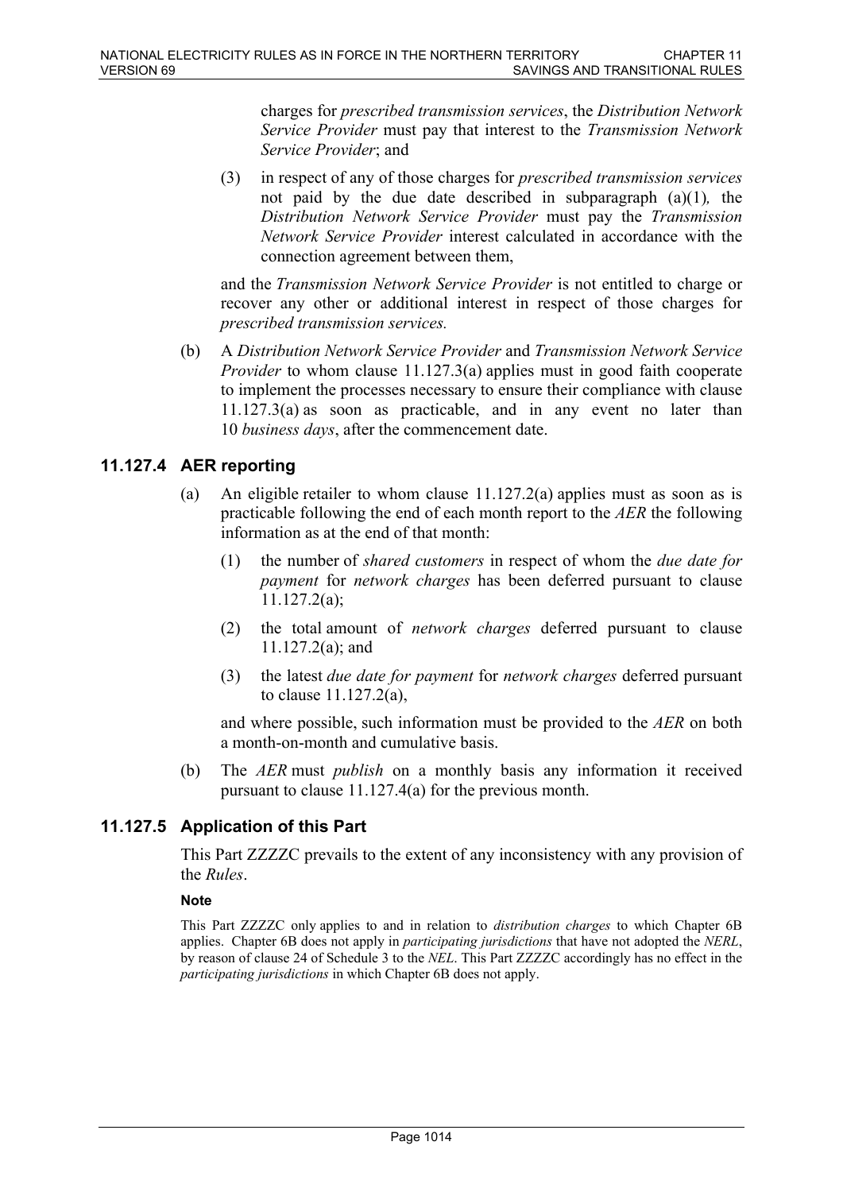charges for *prescribed transmission services*, the *Distribution Network Service Provider* must pay that interest to the *Transmission Network Service Provider*; and

(3) in respect of any of those charges for *prescribed transmission services* not paid by the due date described in subparagraph (a)(1), the *Distribution Network Service Provider* must pay the *Transmission Network Service Provider* interest calculated in accordance with the connection agreement between them,

and the *Transmission Network Service Provider* is not entitled to charge or recover any other or additional interest in respect of those charges for *prescribed transmission services.*

(b) A *Distribution Network Service Provider* and *Transmission Network Service Provider* to whom clause 11.127.3(a) applies must in good faith cooperate to implement the processes necessary to ensure their compliance with clause 11.127.3(a) as soon as practicable, and in any event no later than 10 *business days*, after the commencement date.

## 11.127.4 AER reporting

(a) An eligible retailer to whom clause 11.127.2(a) applies must as soon as is practicable following the end of each month report to the *AER* the following information as at the end of that month:

(1) the number of *shared customers* in respect of whom the *due date for payment* for *network charges* has been deferred pursuant to clause 11.127.2(a);

(2) the total amount of *network charges* deferred pursuant to clause 11.127.2(a); and

(3) the latest *due date for payment* for *network charges* deferred pursuant to clause 11.127.2(a),

and where possible, such information must be provided to the *AER* on both a month-on-month and cumulative basis.

(b) The *AER* must *publish* on a monthly basis any information it received pursuant to clause 11.127.4(a) for the previous month.

## 11.127.5 Application of this Part

This Part ZZZZC prevails to the extent of any inconsistency with any provision of the *Rules*.

**Note**

This Part ZZZZC only applies to and in relation to *distribution charges* to which Chapter 6B applies. Chapter 6B does not apply in *participating jurisdictions* that have not adopted the *NERL*, by reason of clause 24 of Schedule 3 to the *NEL*. This Part ZZZZC accordingly has no effect in the *participating jurisdictions* in which Chapter 6B does not apply.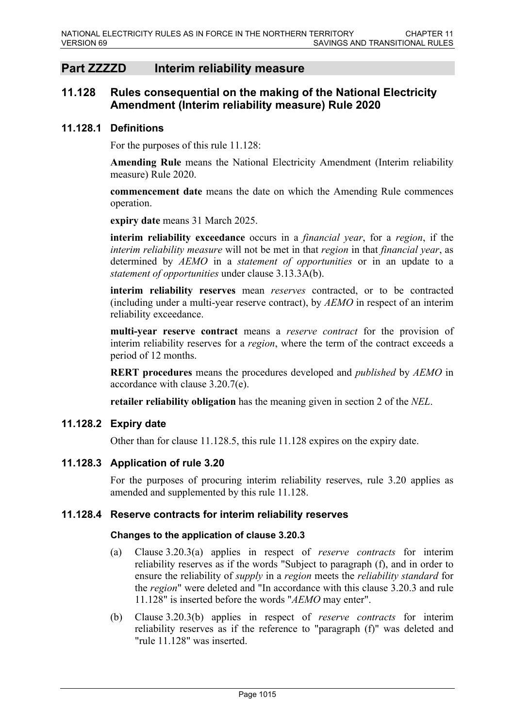# Part ZZZZD Interim reliability measure

## 11.128 Rules consequential on the making of the National Electricity Amendment (Interim reliability measure) Rule 2020

### 11.128.1 Definitions

For the purposes of this rule 11.128:

**Amending Rule** means the National Electricity Amendment (Interim reliability measure) Rule 2020.

**commencement date** means the date on which the Amending Rule commences operation.

**expiry date** means 31 March 2025.

**interim reliability exceedance** occurs in a *financial year*, for a *region*, if the *interim reliability measure* will not be met in that *region* in that *financial year*, as determined by *AEMO* in a *statement of opportunities* or in an update to a *statement of opportunities* under clause 3.13.3A(b).

**interim reliability reserves** mean *reserves* contracted, or to be contracted (including under a multi-year reserve contract), by *AEMO* in respect of an interim reliability exceedance.

**multi-year reserve contract** means a *reserve contract* for the provision of interim reliability reserves for a *region*, where the term of the contract exceeds a period of 12 months.

**RERT procedures** means the procedures developed and *published* by *AEMO* in accordance with clause 3.20.7(e).

**retailer reliability obligation** has the meaning given in section 2 of the *NEL*.

### 11.128.2 Expiry date

Other than for clause 11.128.5, this rule 11.128 expires on the expiry date.

### 11.128.3 Application of rule 3.20

For the purposes of procuring interim reliability reserves, rule 3.20 applies as amended and supplemented by this rule 11.128.

### 11.128.4 Reserve contracts for interim reliability reserves

#### Changes to the application of clause 3.20.3

(a) Clause 3.20.3(a) applies in respect of *reserve contracts* for interim reliability reserves as if the words "Subject to paragraph (f), and in order to ensure the reliability of *supply* in a *region* meets the *reliability standard* for the *region*" were deleted and "In accordance with this clause 3.20.3 and rule 11.128" is inserted before the words "*AEMO* may enter".

(b) Clause 3.20.3(b) applies in respect of *reserve contracts* for interim reliability reserves as if the reference to "paragraph (f)" was deleted and "rule 11.128" was inserted.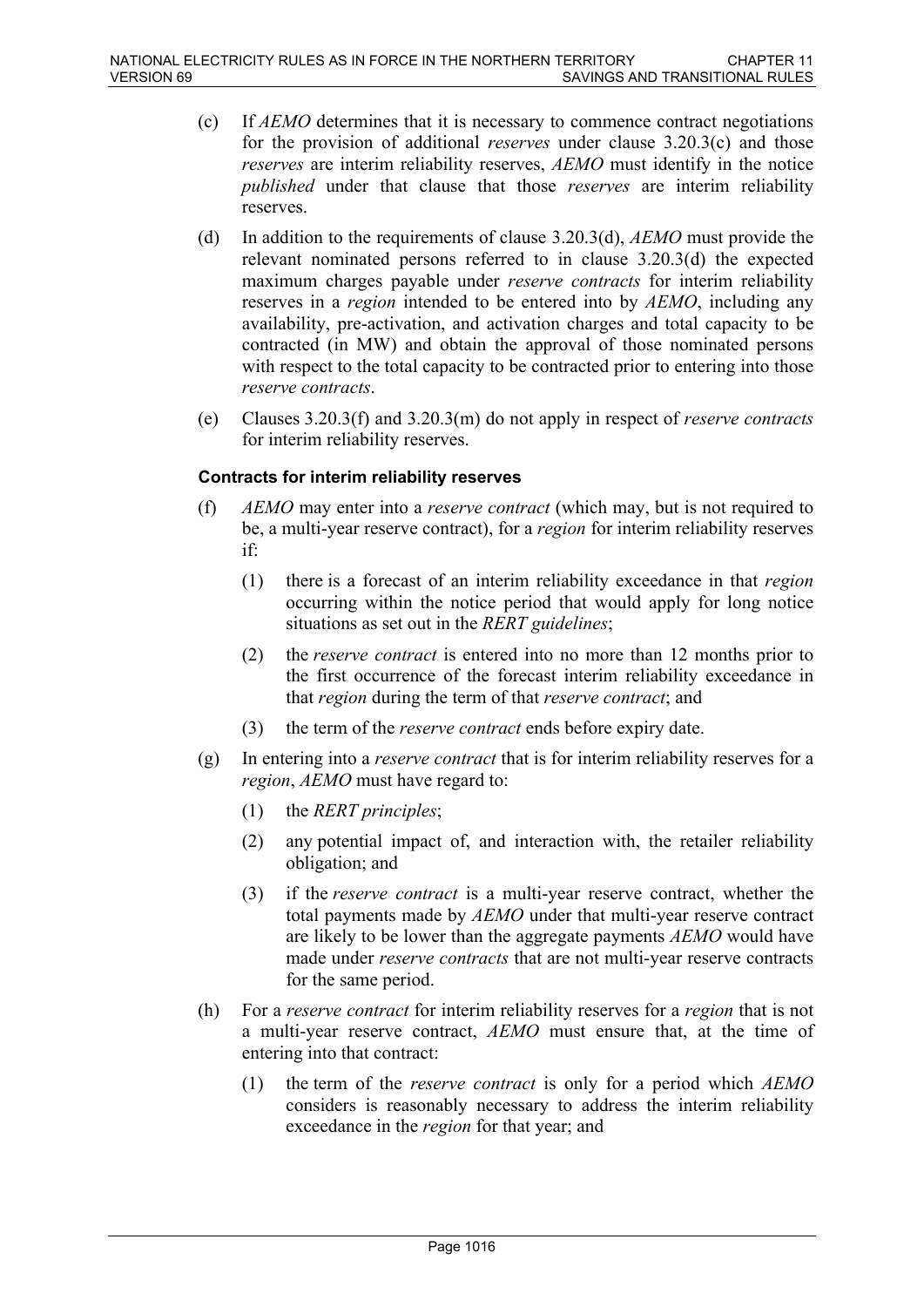(c) If *AEMO* determines that it is necessary to commence contract negotiations for the provision of additional *reserves* under clause 3.20.3(c) and those *reserves* are interim reliability reserves, *AEMO* must identify in the notice *published* under that clause that those *reserves* are interim reliability reserves.

(d) In addition to the requirements of clause 3.20.3(d), *AEMO* must provide the relevant nominated persons referred to in clause 3.20.3(d) the expected maximum charges payable under *reserve contracts* for interim reliability reserves in a *region* intended to be entered into by *AEMO*, including any availability, pre-activation, and activation charges and total capacity to be contracted (in MW) and obtain the approval of those nominated persons with respect to the total capacity to be contracted prior to entering into those *reserve contracts*.

(e) Clauses 3.20.3(f) and 3.20.3(m) do not apply in respect of *reserve contracts* for interim reliability reserves.

**Contracts for interim reliability reserves**

(f) *AEMO* may enter into a *reserve contract* (which may, but is not required to be, a multi-year reserve contract), for a *region* for interim reliability reserves if:

  (1) there is a forecast of an interim reliability exceedance in that *region* occurring within the notice period that would apply for long notice situations as set out in the *RERT guidelines*;

  (2) the *reserve contract* is entered into no more than 12 months prior to the first occurrence of the forecast interim reliability exceedance in that *region* during the term of that *reserve contract*; and

  (3) the term of the *reserve contract* ends before expiry date.

(g) In entering into a *reserve contract* that is for interim reliability reserves for a *region*, *AEMO* must have regard to:

  (1) the *RERT principles*;

  (2) any potential impact of, and interaction with, the retailer reliability obligation; and

  (3) if the *reserve contract* is a multi-year reserve contract, whether the total payments made by *AEMO* under that multi-year reserve contract are likely to be lower than the aggregate payments *AEMO* would have made under *reserve contracts* that are not multi-year reserve contracts for the same period.

(h) For a *reserve contract* for interim reliability reserves for a *region* that is not a multi-year reserve contract, *AEMO* must ensure that, at the time of entering into that contract:

  (1) the term of the *reserve contract* is only for a period which *AEMO* considers is reasonably necessary to address the interim reliability exceedance in the *region* for that year; and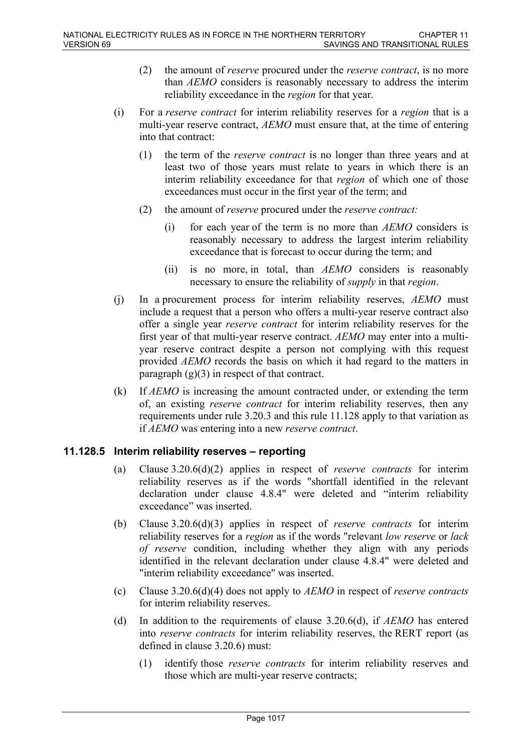(2) the amount of *reserve* procured under the *reserve contract*, is no more than *AEMO* considers is reasonably necessary to address the interim reliability exceedance in the *region* for that year.

(i) For a *reserve contract* for interim reliability reserves for a *region* that is a multi-year reserve contract, *AEMO* must ensure that, at the time of entering into that contract:

(1) the term of the *reserve contract* is no longer than three years and at least two of those years must relate to years in which there is an interim reliability exceedance for that *region* of which one of those exceedances must occur in the first year of the term; and

(2) the amount of *reserve* procured under the *reserve contract:*

(i) for each year of the term is no more than *AEMO* considers is reasonably necessary to address the largest interim reliability exceedance that is forecast to occur during the term; and

(ii) is no more, in total, than *AEMO* considers is reasonably necessary to ensure the reliability of *supply* in that *region*.

(j) In a procurement process for interim reliability reserves, *AEMO* must include a request that a person who offers a multi-year reserve contract also offer a single year *reserve contract* for interim reliability reserves for the first year of that multi-year reserve contract. *AEMO* may enter into a multi-year reserve contract despite a person not complying with this request provided *AEMO* records the basis on which it had regard to the matters in paragraph (g)(3) in respect of that contract.

(k) If *AEMO* is increasing the amount contracted under, or extending the term of, an existing *reserve contract* for interim reliability reserves, then any requirements under rule 3.20.3 and this rule 11.128 apply to that variation as if *AEMO* was entering into a new *reserve contract*.

### 11.128.5 Interim reliability reserves – reporting

(a) Clause 3.20.6(d)(2) applies in respect of *reserve contracts* for interim reliability reserves as if the words "shortfall identified in the relevant declaration under clause 4.8.4" were deleted and "interim reliability exceedance" was inserted.

(b) Clause 3.20.6(d)(3) applies in respect of *reserve contracts* for interim reliability reserves for a *region* as if the words "relevant *low reserve* or *lack of reserve* condition, including whether they align with any periods identified in the relevant declaration under clause 4.8.4" were deleted and "interim reliability exceedance" was inserted.

(c) Clause 3.20.6(d)(4) does not apply to *AEMO* in respect of *reserve contracts* for interim reliability reserves.

(d) In addition to the requirements of clause 3.20.6(d), if *AEMO* has entered into *reserve contracts* for interim reliability reserves, the RERT report (as defined in clause 3.20.6) must:

(1) identify those *reserve contracts* for interim reliability reserves and those which are multi-year reserve contracts;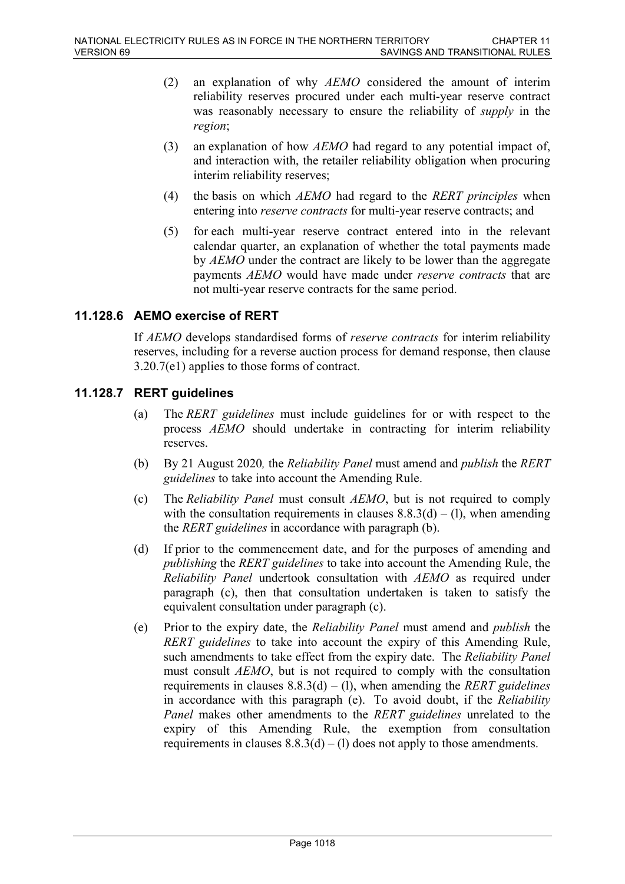(2) an explanation of why *AEMO* considered the amount of interim reliability reserves procured under each multi-year reserve contract was reasonably necessary to ensure the reliability of *supply* in the *region*;

(3) an explanation of how *AEMO* had regard to any potential impact of, and interaction with, the retailer reliability obligation when procuring interim reliability reserves;

(4) the basis on which *AEMO* had regard to the *RERT principles* when entering into *reserve contracts* for multi-year reserve contracts; and

(5) for each multi-year reserve contract entered into in the relevant calendar quarter, an explanation of whether the total payments made by *AEMO* under the contract are likely to be lower than the aggregate payments *AEMO* would have made under *reserve contracts* that are not multi-year reserve contracts for the same period.

### 11.128.6 AEMO exercise of RERT

If *AEMO* develops standardised forms of *reserve contracts* for interim reliability reserves, including for a reverse auction process for demand response, then clause 3.20.7(e1) applies to those forms of contract.

### 11.128.7 RERT guidelines

(a) The *RERT guidelines* must include guidelines for or with respect to the process *AEMO* should undertake in contracting for interim reliability reserves.

(b) By 21 August 2020*,* the *Reliability Panel* must amend and *publish* the *RERT guidelines* to take into account the Amending Rule.

(c) The *Reliability Panel* must consult *AEMO*, but is not required to comply with the consultation requirements in clauses 8.8.3(d) – (l), when amending the *RERT guidelines* in accordance with paragraph (b).

(d) If prior to the commencement date, and for the purposes of amending and *publishing* the *RERT guidelines* to take into account the Amending Rule, the *Reliability Panel* undertook consultation with *AEMO* as required under paragraph (c), then that consultation undertaken is taken to satisfy the equivalent consultation under paragraph (c).

(e) Prior to the expiry date, the *Reliability Panel* must amend and *publish* the *RERT guidelines* to take into account the expiry of this Amending Rule, such amendments to take effect from the expiry date. The *Reliability Panel* must consult *AEMO*, but is not required to comply with the consultation requirements in clauses 8.8.3(d) – (l), when amending the *RERT guidelines* in accordance with this paragraph (e). To avoid doubt, if the *Reliability Panel* makes other amendments to the *RERT guidelines* unrelated to the expiry of this Amending Rule, the exemption from consultation requirements in clauses 8.8.3(d) – (l) does not apply to those amendments.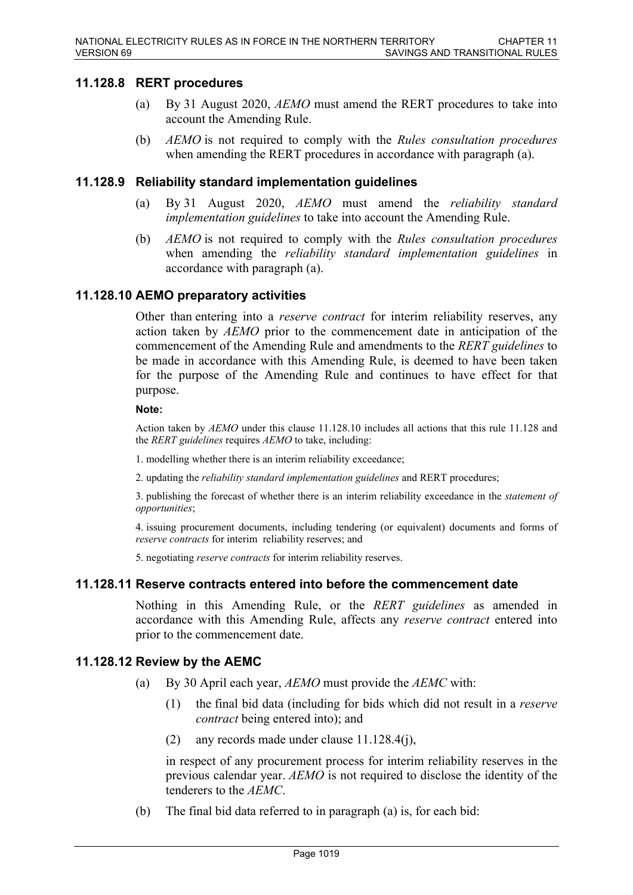### 11.128.8 RERT procedures

(a) By 31 August 2020, *AEMO* must amend the RERT procedures to take into account the Amending Rule.

(b) *AEMO* is not required to comply with the *Rules consultation procedures* when amending the RERT procedures in accordance with paragraph (a).

### 11.128.9 Reliability standard implementation guidelines

(a) By 31 August 2020, *AEMO* must amend the *reliability standard implementation guidelines* to take into account the Amending Rule.

(b) *AEMO* is not required to comply with the *Rules consultation procedures* when amending the *reliability standard implementation guidelines* in accordance with paragraph (a).

### 11.128.10 AEMO preparatory activities

Other than entering into a *reserve contract* for interim reliability reserves, any action taken by *AEMO* prior to the commencement date in anticipation of the commencement of the Amending Rule and amendments to the *RERT guidelines* to be made in accordance with this Amending Rule, is deemed to have been taken for the purpose of the Amending Rule and continues to have effect for that purpose.

**Note:**

Action taken by *AEMO* under this clause 11.128.10 includes all actions that this rule 11.128 and the *RERT guidelines* requires *AEMO* to take, including:

1. modelling whether there is an interim reliability exceedance;

2. updating the *reliability standard implementation guidelines* and RERT procedures;

3. publishing the forecast of whether there is an interim reliability exceedance in the *statement of opportunities*;

4. issuing procurement documents, including tendering (or equivalent) documents and forms of *reserve contracts* for interim reliability reserves; and

5. negotiating *reserve contracts* for interim reliability reserves.

### 11.128.11 Reserve contracts entered into before the commencement date

Nothing in this Amending Rule, or the *RERT guidelines* as amended in accordance with this Amending Rule, affects any *reserve contract* entered into prior to the commencement date.

### 11.128.12 Review by the AEMC

(a) By 30 April each year, *AEMO* must provide the *AEMC* with:

(1) the final bid data (including for bids which did not result in a *reserve contract* being entered into); and

(2) any records made under clause 11.128.4(j),

in respect of any procurement process for interim reliability reserves in the previous calendar year. *AEMO* is not required to disclose the identity of the tenderers to the *AEMC*.

(b) The final bid data referred to in paragraph (a) is, for each bid: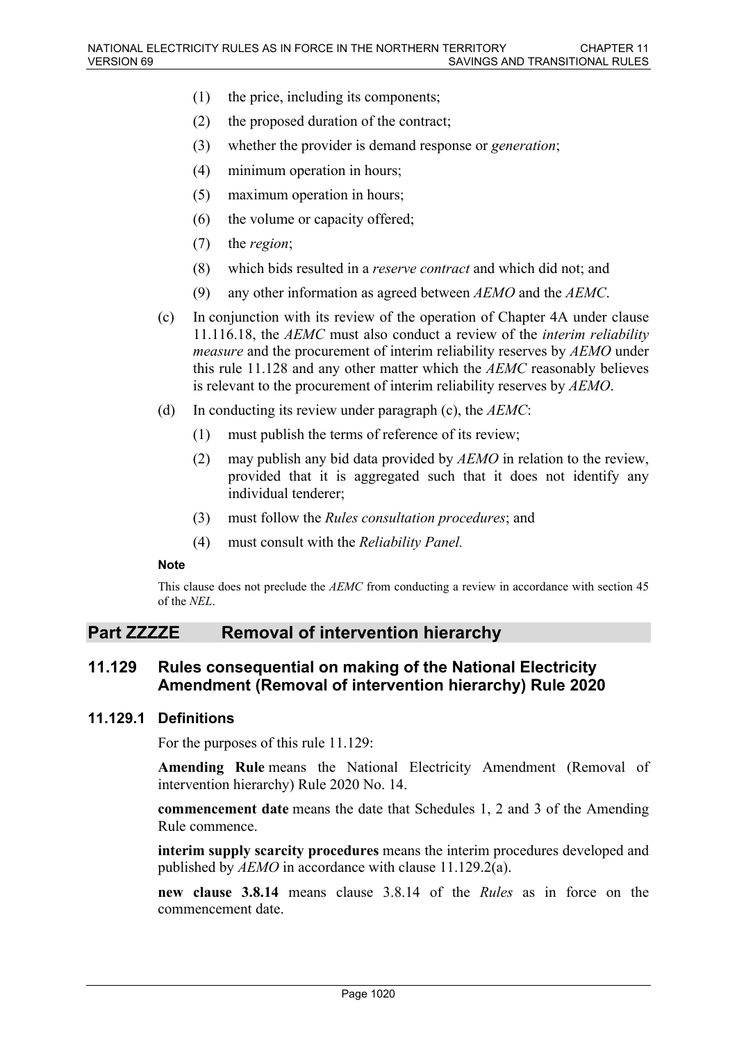(1) the price, including its components;

(2) the proposed duration of the contract;

(3) whether the provider is demand response or *generation*;

(4) minimum operation in hours;

(5) maximum operation in hours;

(6) the volume or capacity offered;

(7) the *region*;

(8) which bids resulted in a *reserve contract* and which did not; and

(9) any other information as agreed between *AEMO* and the *AEMC*.

(c) In conjunction with its review of the operation of Chapter 4A under clause 11.116.18, the *AEMC* must also conduct a review of the *interim reliability measure* and the procurement of interim reliability reserves by *AEMO* under this rule 11.128 and any other matter which the *AEMC* reasonably believes is relevant to the procurement of interim reliability reserves by *AEMO*.

(d) In conducting its review under paragraph (c), the *AEMC*:

(1) must publish the terms of reference of its review;

(2) may publish any bid data provided by *AEMO* in relation to the review, provided that it is aggregated such that it does not identify any individual tenderer;

(3) must follow the *Rules consultation procedures*; and

(4) must consult with the *Reliability Panel.*

**Note**

This clause does not preclude the *AEMC* from conducting a review in accordance with section 45 of the *NEL*.

## Part ZZZZE Removal of intervention hierarchy

### 11.129 Rules consequential on making of the National Electricity Amendment (Removal of intervention hierarchy) Rule 2020

#### 11.129.1 Definitions

For the purposes of this rule 11.129:

**Amending Rule** means the National Electricity Amendment (Removal of intervention hierarchy) Rule 2020 No. 14.

**commencement date** means the date that Schedules 1, 2 and 3 of the Amending Rule commence.

**interim supply scarcity procedures** means the interim procedures developed and published by *AEMO* in accordance with clause 11.129.2(a).

**new clause 3.8.14** means clause 3.8.14 of the *Rules* as in force on the commencement date.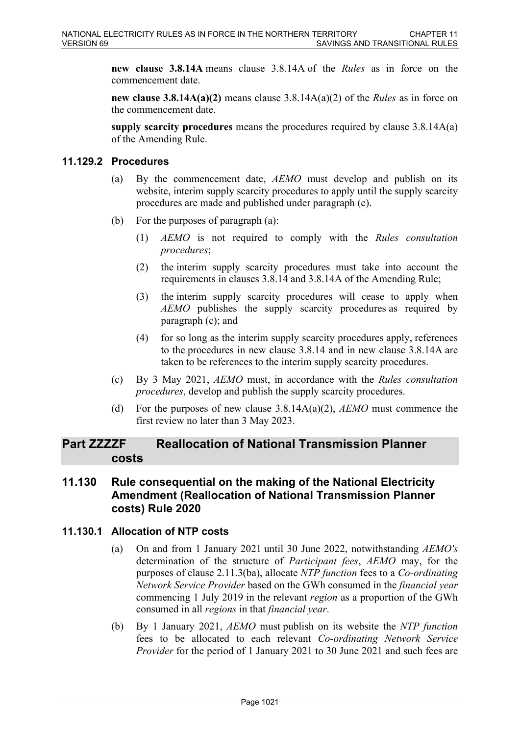**new clause 3.8.14A** means clause 3.8.14A of the *Rules* as in force on the commencement date.

**new clause 3.8.14A(a)(2)** means clause 3.8.14A(a)(2) of the *Rules* as in force on the commencement date.

**supply scarcity procedures** means the procedures required by clause 3.8.14A(a) of the Amending Rule.

### 11.129.2 Procedures

(a) By the commencement date, *AEMO* must develop and publish on its website, interim supply scarcity procedures to apply until the supply scarcity procedures are made and published under paragraph (c).

(b) For the purposes of paragraph (a):

(1) *AEMO* is not required to comply with the *Rules consultation procedures*;

(2) the interim supply scarcity procedures must take into account the requirements in clauses 3.8.14 and 3.8.14A of the Amending Rule;

(3) the interim supply scarcity procedures will cease to apply when *AEMO* publishes the supply scarcity procedures as required by paragraph (c); and

(4) for so long as the interim supply scarcity procedures apply, references to the procedures in new clause 3.8.14 and in new clause 3.8.14A are taken to be references to the interim supply scarcity procedures.

(c) By 3 May 2021, *AEMO* must, in accordance with the *Rules consultation procedures*, develop and publish the supply scarcity procedures.

(d) For the purposes of new clause 3.8.14A(a)(2), *AEMO* must commence the first review no later than 3 May 2023.

# Part ZZZZF Reallocation of National Transmission Planner costs

## 11.130 Rule consequential on the making of the National Electricity Amendment (Reallocation of National Transmission Planner costs) Rule 2020

### 11.130.1 Allocation of NTP costs

(a) On and from 1 January 2021 until 30 June 2022, notwithstanding *AEMO's* determination of the structure of *Participant fees*, *AEMO* may, for the purposes of clause 2.11.3(ba), allocate *NTP function* fees to a *Co-ordinating Network Service Provider* based on the GWh consumed in the *financial year* commencing 1 July 2019 in the relevant *region* as a proportion of the GWh consumed in all *regions* in that *financial year*.

(b) By 1 January 2021, *AEMO* must publish on its website the *NTP function* fees to be allocated to each relevant *Co-ordinating Network Service Provider* for the period of 1 January 2021 to 30 June 2021 and such fees are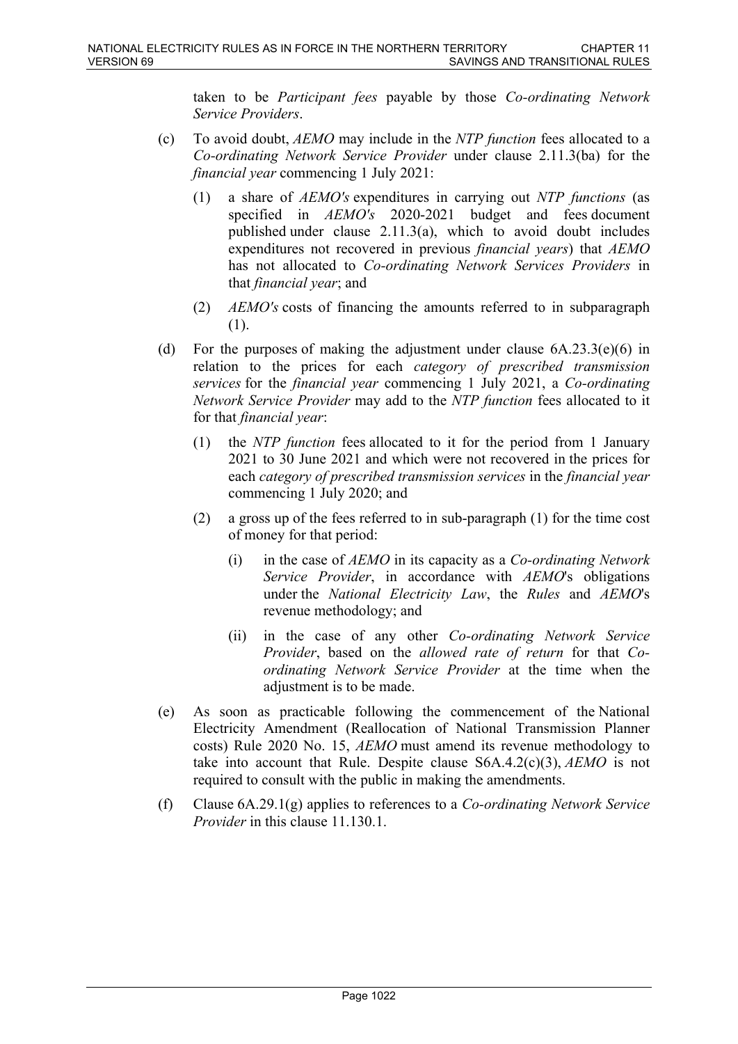taken to be *Participant fees* payable by those *Co-ordinating Network Service Providers*.

(c) To avoid doubt, *AEMO* may include in the *NTP function* fees allocated to a *Co-ordinating Network Service Provider* under clause 2.11.3(ba) for the *financial year* commencing 1 July 2021:

(1) a share of *AEMO's* expenditures in carrying out *NTP functions* (as specified in *AEMO's* 2020-2021 budget and fees document published under clause 2.11.3(a), which to avoid doubt includes expenditures not recovered in previous *financial years*) that *AEMO* has not allocated to *Co-ordinating Network Services Providers* in that *financial year*; and

(2) *AEMO's* costs of financing the amounts referred to in subparagraph (1).

(d) For the purposes of making the adjustment under clause 6A.23.3(e)(6) in relation to the prices for each *category of prescribed transmission services* for the *financial year* commencing 1 July 2021, a *Co-ordinating Network Service Provider* may add to the *NTP function* fees allocated to it for that *financial year*:

(1) the *NTP function* fees allocated to it for the period from 1 January 2021 to 30 June 2021 and which were not recovered in the prices for each *category of prescribed transmission services* in the *financial year* commencing 1 July 2020; and

(2) a gross up of the fees referred to in sub-paragraph (1) for the time cost of money for that period:

(i) in the case of *AEMO* in its capacity as a *Co-ordinating Network Service Provider*, in accordance with *AEMO*'s obligations under the *National Electricity Law*, the *Rules* and *AEMO*'s revenue methodology; and

(ii) in the case of any other *Co-ordinating Network Service Provider*, based on the *allowed rate of return* for that *Co-ordinating Network Service Provider* at the time when the adjustment is to be made.

(e) As soon as practicable following the commencement of the National Electricity Amendment (Reallocation of National Transmission Planner costs) Rule 2020 No. 15, *AEMO* must amend its revenue methodology to take into account that Rule. Despite clause S6A.4.2(c)(3), *AEMO* is not required to consult with the public in making the amendments.

(f) Clause 6A.29.1(g) applies to references to a *Co-ordinating Network Service Provider* in this clause 11.130.1.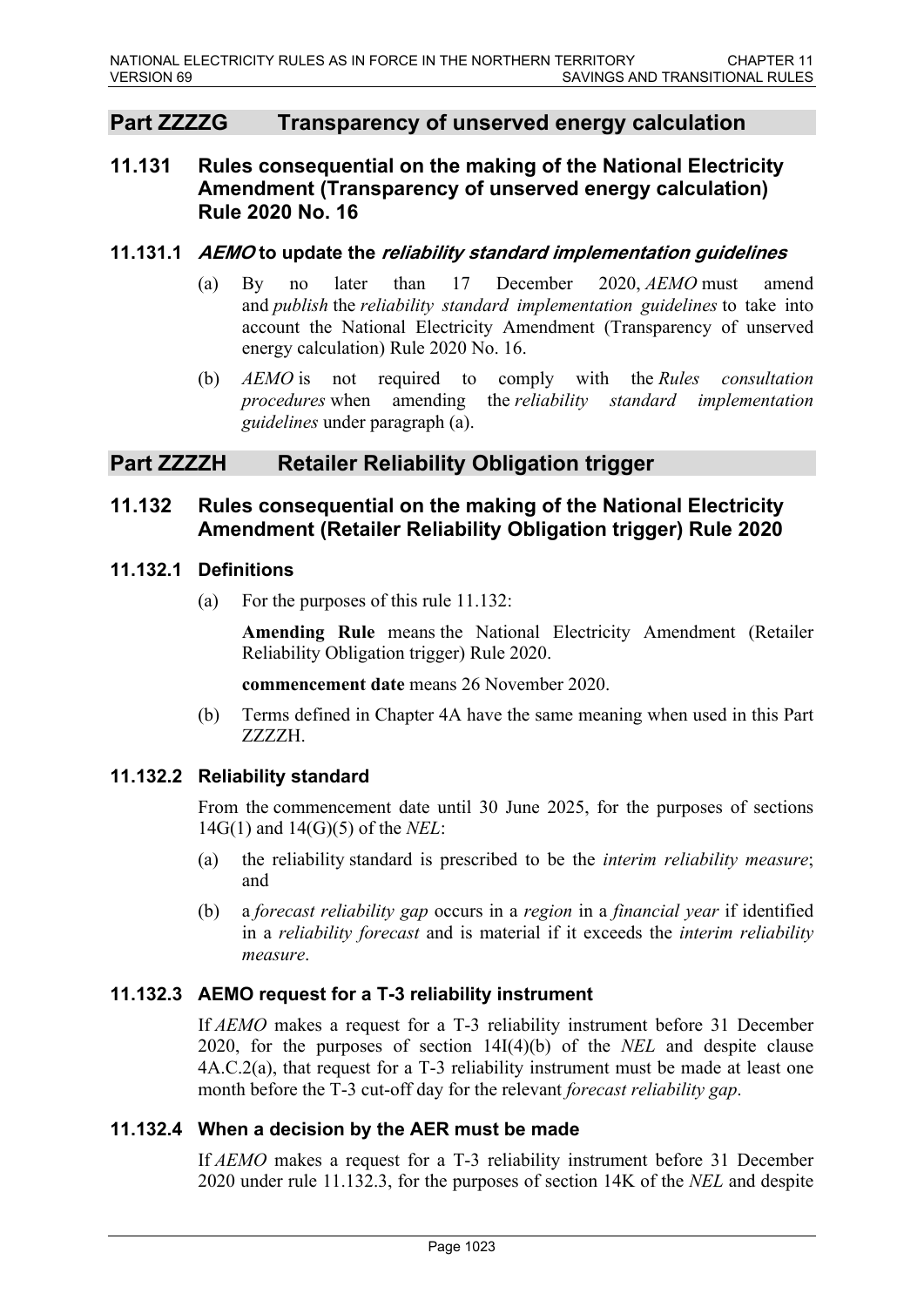## Part ZZZZG Transparency of unserved energy calculation

### 11.131 Rules consequential on the making of the National Electricity Amendment (Transparency of unserved energy calculation) Rule 2020 No. 16

#### 11.131.1 *AEMO* to update the *reliability standard implementation guidelines*

(a) By no later than 17 December 2020, *AEMO* must amend and *publish* the *reliability standard implementation guidelines* to take into account the National Electricity Amendment (Transparency of unserved energy calculation) Rule 2020 No. 16.

(b) *AEMO* is not required to comply with the *Rules consultation procedures* when amending the *reliability standard implementation guidelines* under paragraph (a).

## Part ZZZZH Retailer Reliability Obligation trigger

### 11.132 Rules consequential on the making of the National Electricity Amendment (Retailer Reliability Obligation trigger) Rule 2020

#### 11.132.1 Definitions

(a) For the purposes of this rule 11.132:

**Amending Rule** means the National Electricity Amendment (Retailer Reliability Obligation trigger) Rule 2020.

**commencement date** means 26 November 2020.

(b) Terms defined in Chapter 4A have the same meaning when used in this Part ZZZZH.

#### 11.132.2 Reliability standard

From the commencement date until 30 June 2025, for the purposes of sections 14G(1) and 14(G)(5) of the *NEL*:

(a) the reliability standard is prescribed to be the *interim reliability measure*; and

(b) a *forecast reliability gap* occurs in a *region* in a *financial year* if identified in a *reliability forecast* and is material if it exceeds the *interim reliability measure*.

#### 11.132.3 AEMO request for a T-3 reliability instrument

If *AEMO* makes a request for a T-3 reliability instrument before 31 December 2020, for the purposes of section 14I(4)(b) of the *NEL* and despite clause 4A.C.2(a), that request for a T-3 reliability instrument must be made at least one month before the T-3 cut-off day for the relevant *forecast reliability gap*.

#### 11.132.4 When a decision by the AER must be made

If *AEMO* makes a request for a T-3 reliability instrument before 31 December 2020 under rule 11.132.3, for the purposes of section 14K of the *NEL* and despite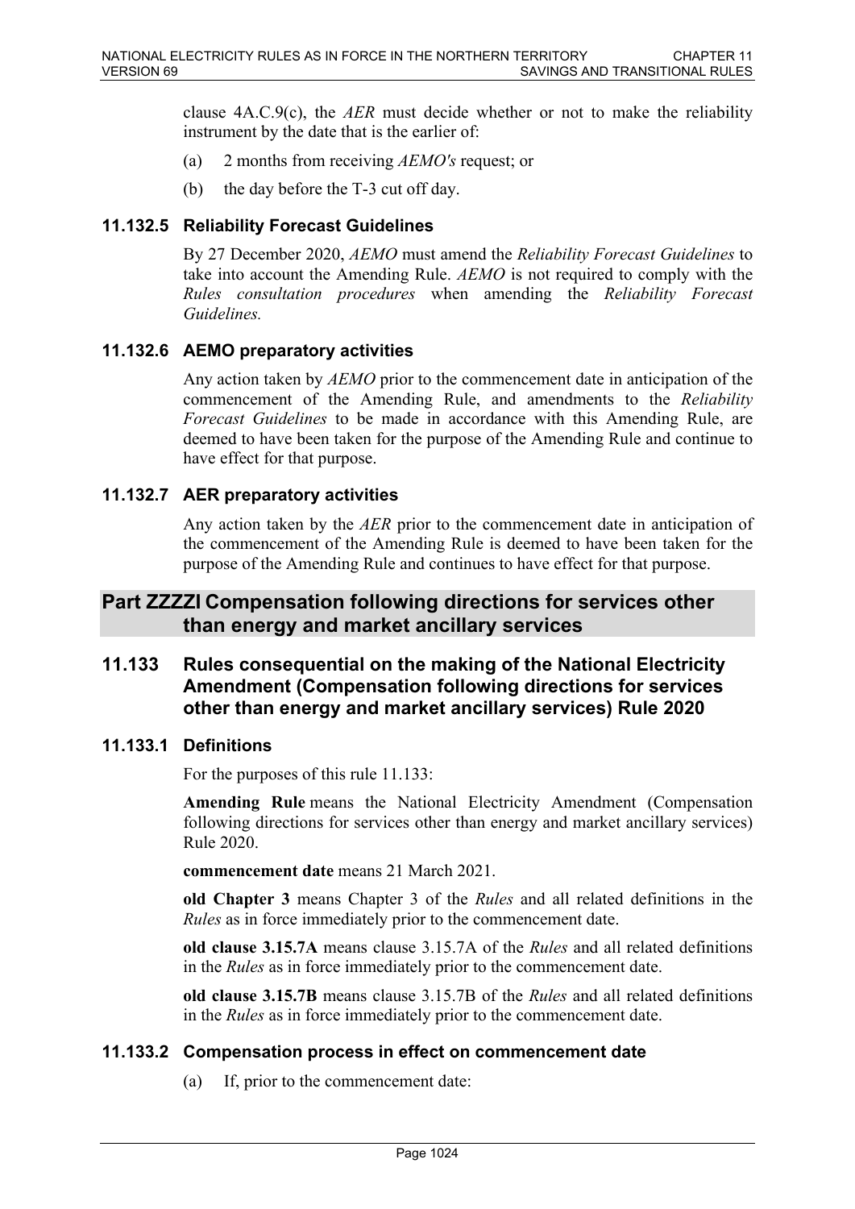clause 4A.C.9(c), the *AER* must decide whether or not to make the reliability instrument by the date that is the earlier of:

(a) 2 months from receiving *AEMO's* request; or

(b) the day before the T-3 cut off day.

### 11.132.5 Reliability Forecast Guidelines

By 27 December 2020, *AEMO* must amend the *Reliability Forecast Guidelines* to take into account the Amending Rule. *AEMO* is not required to comply with the *Rules consultation procedures* when amending the *Reliability Forecast Guidelines.*

### 11.132.6 AEMO preparatory activities

Any action taken by *AEMO* prior to the commencement date in anticipation of the commencement of the Amending Rule, and amendments to the *Reliability Forecast Guidelines* to be made in accordance with this Amending Rule, are deemed to have been taken for the purpose of the Amending Rule and continue to have effect for that purpose.

### 11.132.7 AER preparatory activities

Any action taken by the *AER* prior to the commencement date in anticipation of the commencement of the Amending Rule is deemed to have been taken for the purpose of the Amending Rule and continues to have effect for that purpose.

# Part ZZZZI Compensation following directions for services other than energy and market ancillary services

## 11.133 Rules consequential on the making of the National Electricity Amendment (Compensation following directions for services other than energy and market ancillary services) Rule 2020

### 11.133.1 Definitions

For the purposes of this rule 11.133:

**Amending Rule** means the National Electricity Amendment (Compensation following directions for services other than energy and market ancillary services) Rule 2020.

**commencement date** means 21 March 2021.

**old Chapter 3** means Chapter 3 of the *Rules* and all related definitions in the *Rules* as in force immediately prior to the commencement date.

**old clause 3.15.7A** means clause 3.15.7A of the *Rules* and all related definitions in the *Rules* as in force immediately prior to the commencement date.

**old clause 3.15.7B** means clause 3.15.7B of the *Rules* and all related definitions in the *Rules* as in force immediately prior to the commencement date.

### 11.133.2 Compensation process in effect on commencement date

(a) If, prior to the commencement date: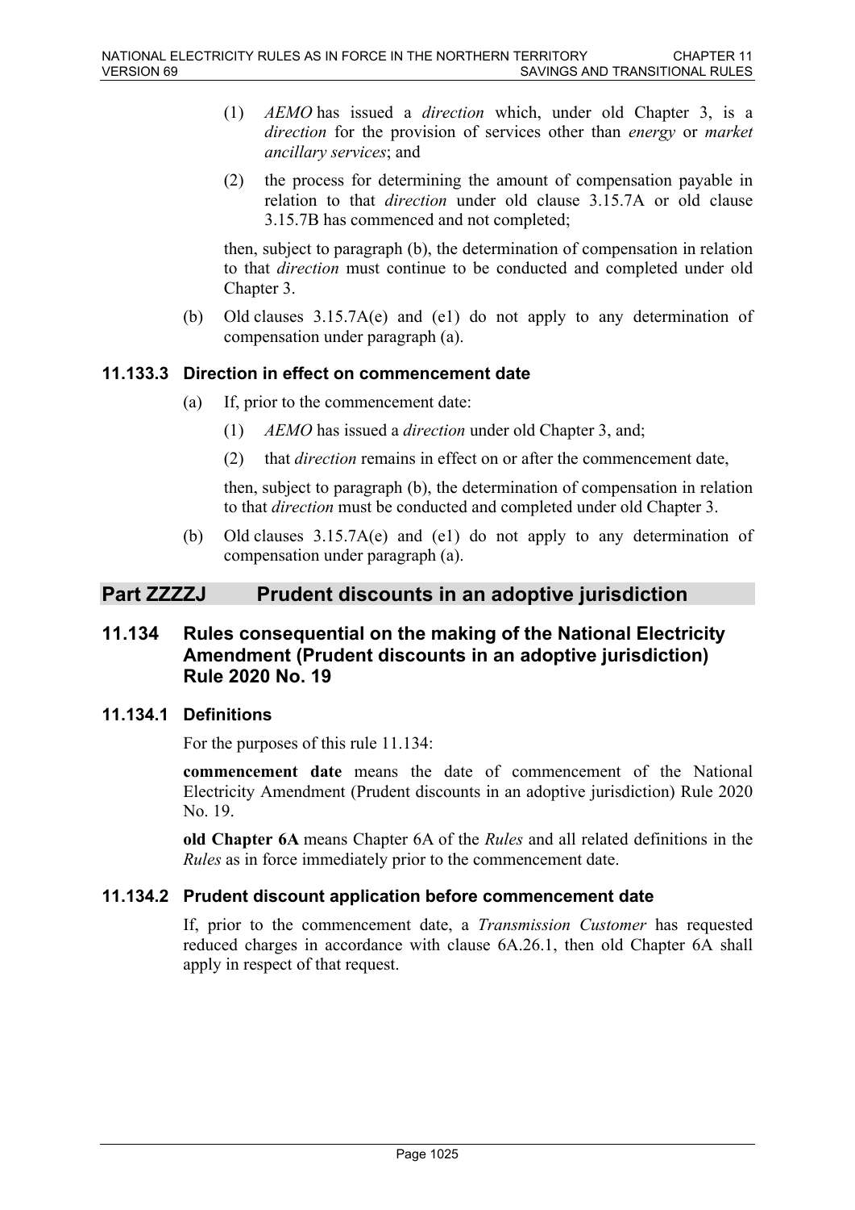(1) *AEMO* has issued a *direction* which, under old Chapter 3, is a *direction* for the provision of services other than *energy* or *market ancillary services*; and

(2) the process for determining the amount of compensation payable in relation to that *direction* under old clause 3.15.7A or old clause 3.15.7B has commenced and not completed;

then, subject to paragraph (b), the determination of compensation in relation to that *direction* must continue to be conducted and completed under old Chapter 3.

(b) Old clauses 3.15.7A(e) and (e1) do not apply to any determination of compensation under paragraph (a).

### 11.133.3 Direction in effect on commencement date

(a) If, prior to the commencement date:

(1) *AEMO* has issued a *direction* under old Chapter 3, and;

(2) that *direction* remains in effect on or after the commencement date,

then, subject to paragraph (b), the determination of compensation in relation to that *direction* must be conducted and completed under old Chapter 3.

(b) Old clauses 3.15.7A(e) and (e1) do not apply to any determination of compensation under paragraph (a).

## Part ZZZZJ Prudent discounts in an adoptive jurisdiction

## 11.134 Rules consequential on the making of the National Electricity Amendment (Prudent discounts in an adoptive jurisdiction) Rule 2020 No. 19

### 11.134.1 Definitions

For the purposes of this rule 11.134:

**commencement date** means the date of commencement of the National Electricity Amendment (Prudent discounts in an adoptive jurisdiction) Rule 2020 No. 19.

**old Chapter 6A** means Chapter 6A of the *Rules* and all related definitions in the *Rules* as in force immediately prior to the commencement date.

### 11.134.2 Prudent discount application before commencement date

If, prior to the commencement date, a *Transmission Customer* has requested reduced charges in accordance with clause 6A.26.1, then old Chapter 6A shall apply in respect of that request.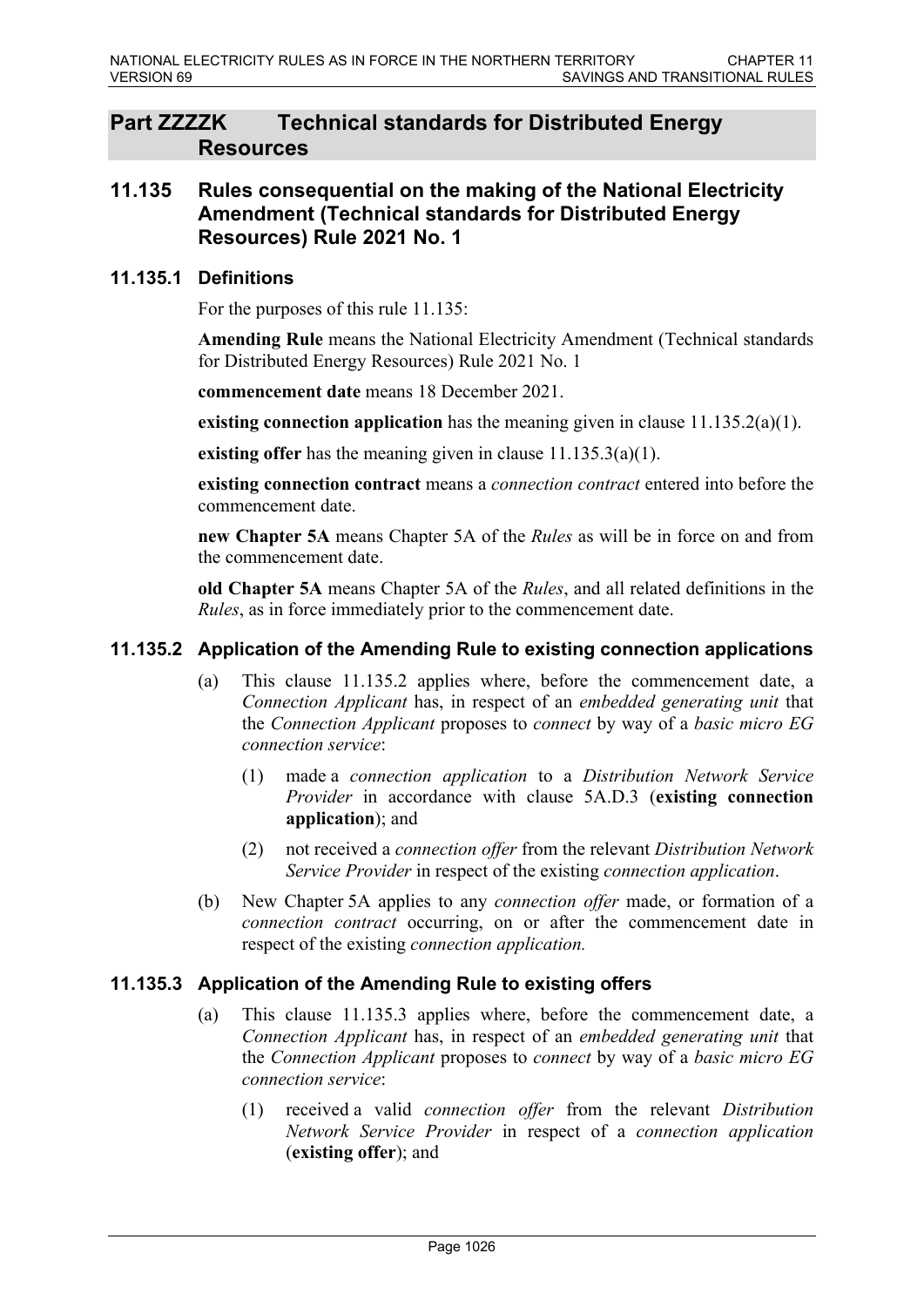## Part ZZZZK Technical standards for Distributed Energy Resources

### 11.135 Rules consequential on the making of the National Electricity Amendment (Technical standards for Distributed Energy Resources) Rule 2021 No. 1

#### 11.135.1 Definitions

For the purposes of this rule 11.135:

**Amending Rule** means the National Electricity Amendment (Technical standards for Distributed Energy Resources) Rule 2021 No. 1

**commencement date** means 18 December 2021.

**existing connection application** has the meaning given in clause 11.135.2(a)(1).

**existing offer** has the meaning given in clause 11.135.3(a)(1).

**existing connection contract** means a *connection contract* entered into before the commencement date.

**new Chapter 5A** means Chapter 5A of the *Rules* as will be in force on and from the commencement date.

**old Chapter 5A** means Chapter 5A of the *Rules*, and all related definitions in the *Rules*, as in force immediately prior to the commencement date.

#### 11.135.2 Application of the Amending Rule to existing connection applications

(a) This clause 11.135.2 applies where, before the commencement date, a *Connection Applicant* has, in respect of an *embedded generating unit* that the *Connection Applicant* proposes to *connect* by way of a *basic micro EG connection service*:

(1) made a *connection application* to a *Distribution Network Service Provider* in accordance with clause 5A.D.3 (**existing connection application**); and

(2) not received a *connection offer* from the relevant *Distribution Network Service Provider* in respect of the existing *connection application*.

(b) New Chapter 5A applies to any *connection offer* made, or formation of a *connection contract* occurring, on or after the commencement date in respect of the existing *connection application.*

#### 11.135.3 Application of the Amending Rule to existing offers

(a) This clause 11.135.3 applies where, before the commencement date, a *Connection Applicant* has, in respect of an *embedded generating unit* that the *Connection Applicant* proposes to *connect* by way of a *basic micro EG connection service*:

(1) received a valid *connection offer* from the relevant *Distribution Network Service Provider* in respect of a *connection application* (**existing offer**); and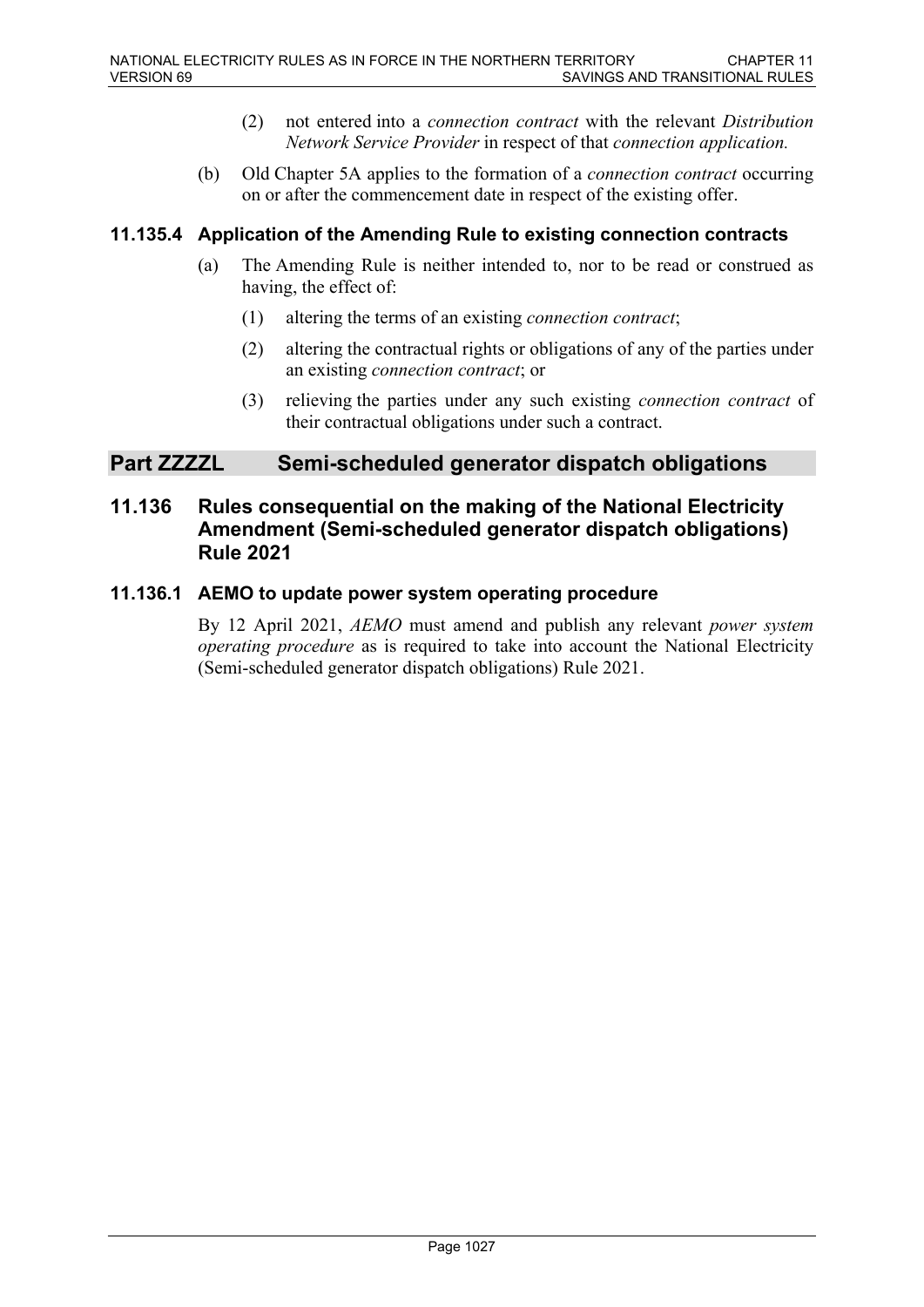(2) not entered into a *connection contract* with the relevant *Distribution Network Service Provider* in respect of that *connection application.*

(b) Old Chapter 5A applies to the formation of a *connection contract* occurring on or after the commencement date in respect of the existing offer.

### 11.135.4 Application of the Amending Rule to existing connection contracts

(a) The Amending Rule is neither intended to, nor to be read or construed as having, the effect of:

(1) altering the terms of an existing *connection contract*;

(2) altering the contractual rights or obligations of any of the parties under an existing *connection contract*; or

(3) relieving the parties under any such existing *connection contract* of their contractual obligations under such a contract.

# Part ZZZZL Semi-scheduled generator dispatch obligations

## 11.136 Rules consequential on the making of the National Electricity Amendment (Semi-scheduled generator dispatch obligations) Rule 2021

### 11.136.1 AEMO to update power system operating procedure

By 12 April 2021, *AEMO* must amend and publish any relevant *power system operating procedure* as is required to take into account the National Electricity (Semi-scheduled generator dispatch obligations) Rule 2021.